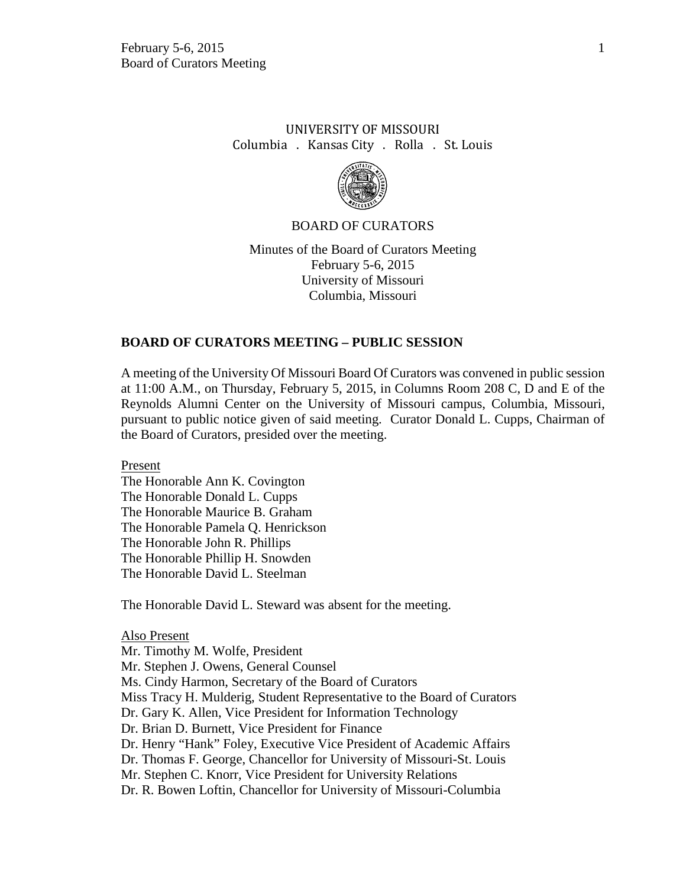UNIVERSITY OF MISSOURI
Columbia . Kansas City . Rolla . St. Louis

BOARD OF CURATORS

Minutes of the Board of Curators Meeting
February 5-6, 2015
University of Missouri
Columbia, Missouri

## BOARD OF CURATORS MEETING – PUBLIC SESSION

A meeting of the University Of Missouri Board Of Curators was convened in public session at 11:00 A.M., on Thursday, February 5, 2015, in Columns Room 208 C, D and E of the Reynolds Alumni Center on the University of Missouri campus, Columbia, Missouri, pursuant to public notice given of said meeting. Curator Donald L. Cupps, Chairman of the Board of Curators, presided over the meeting.

Present
The Honorable Ann K. Covington
The Honorable Donald L. Cupps
The Honorable Maurice B. Graham
The Honorable Pamela Q. Henrickson
The Honorable John R. Phillips
The Honorable Phillip H. Snowden
The Honorable David L. Steelman

The Honorable David L. Steward was absent for the meeting.

Also Present
Mr. Timothy M. Wolfe, President
Mr. Stephen J. Owens, General Counsel
Ms. Cindy Harmon, Secretary of the Board of Curators
Miss Tracy H. Mulderig, Student Representative to the Board of Curators
Dr. Gary K. Allen, Vice President for Information Technology
Dr. Brian D. Burnett, Vice President for Finance
Dr. Henry "Hank" Foley, Executive Vice President of Academic Affairs
Dr. Thomas F. George, Chancellor for University of Missouri-St. Louis
Mr. Stephen C. Knorr, Vice President for University Relations
Dr. R. Bowen Loftin, Chancellor for University of Missouri-Columbia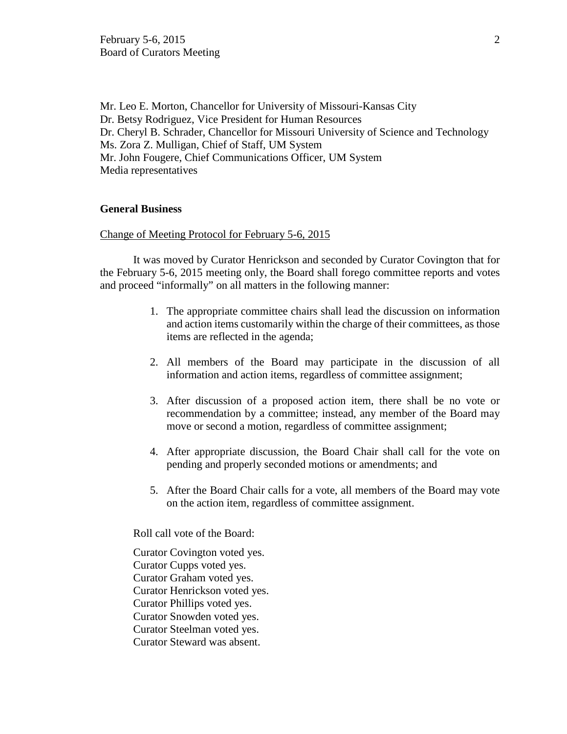Mr. Leo E. Morton, Chancellor for University of Missouri-Kansas City
Dr. Betsy Rodriguez, Vice President for Human Resources
Dr. Cheryl B. Schrader, Chancellor for Missouri University of Science and Technology
Ms. Zora Z. Mulligan, Chief of Staff, UM System
Mr. John Fougere, Chief Communications Officer, UM System
Media representatives

**General Business**

Change of Meeting Protocol for February 5-6, 2015

It was moved by Curator Henrickson and seconded by Curator Covington that for the February 5-6, 2015 meeting only, the Board shall forego committee reports and votes and proceed "informally" on all matters in the following manner:

1. The appropriate committee chairs shall lead the discussion on information and action items customarily within the charge of their committees, as those items are reflected in the agenda;

2. All members of the Board may participate in the discussion of all information and action items, regardless of committee assignment;

3. After discussion of a proposed action item, there shall be no vote or recommendation by a committee; instead, any member of the Board may move or second a motion, regardless of committee assignment;

4. After appropriate discussion, the Board Chair shall call for the vote on pending and properly seconded motions or amendments; and

5. After the Board Chair calls for a vote, all members of the Board may vote on the action item, regardless of committee assignment.

Roll call vote of the Board:

Curator Covington voted yes.
Curator Cupps voted yes.
Curator Graham voted yes.
Curator Henrickson voted yes.
Curator Phillips voted yes.
Curator Snowden voted yes.
Curator Steelman voted yes.
Curator Steward was absent.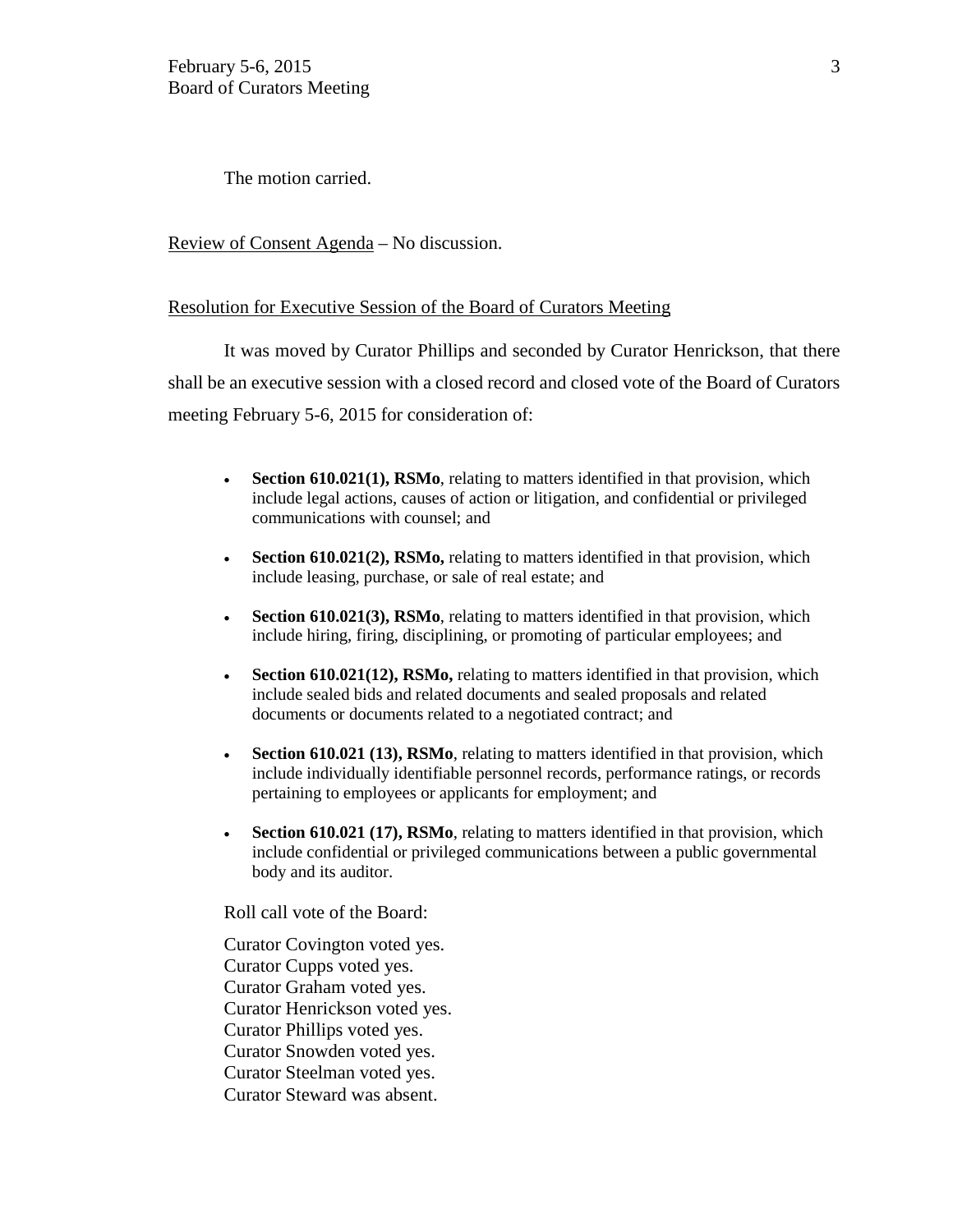The motion carried.

Review of Consent Agenda – No discussion.

Resolution for Executive Session of the Board of Curators Meeting

It was moved by Curator Phillips and seconded by Curator Henrickson, that there shall be an executive session with a closed record and closed vote of the Board of Curators meeting February 5-6, 2015 for consideration of:

- **Section 610.021(1), RSMo**, relating to matters identified in that provision, which include legal actions, causes of action or litigation, and confidential or privileged communications with counsel; and
- **Section 610.021(2), RSMo,** relating to matters identified in that provision, which include leasing, purchase, or sale of real estate; and
- **Section 610.021(3), RSMo**, relating to matters identified in that provision, which include hiring, firing, disciplining, or promoting of particular employees; and
- **Section 610.021(12), RSMo,** relating to matters identified in that provision, which include sealed bids and related documents and sealed proposals and related documents or documents related to a negotiated contract; and
- **Section 610.021 (13), RSMo**, relating to matters identified in that provision, which include individually identifiable personnel records, performance ratings, or records pertaining to employees or applicants for employment; and
- **Section 610.021 (17), RSMo**, relating to matters identified in that provision, which include confidential or privileged communications between a public governmental body and its auditor.

Roll call vote of the Board:

Curator Covington voted yes.
Curator Cupps voted yes.
Curator Graham voted yes.
Curator Henrickson voted yes.
Curator Phillips voted yes.
Curator Snowden voted yes.
Curator Steelman voted yes.
Curator Steward was absent.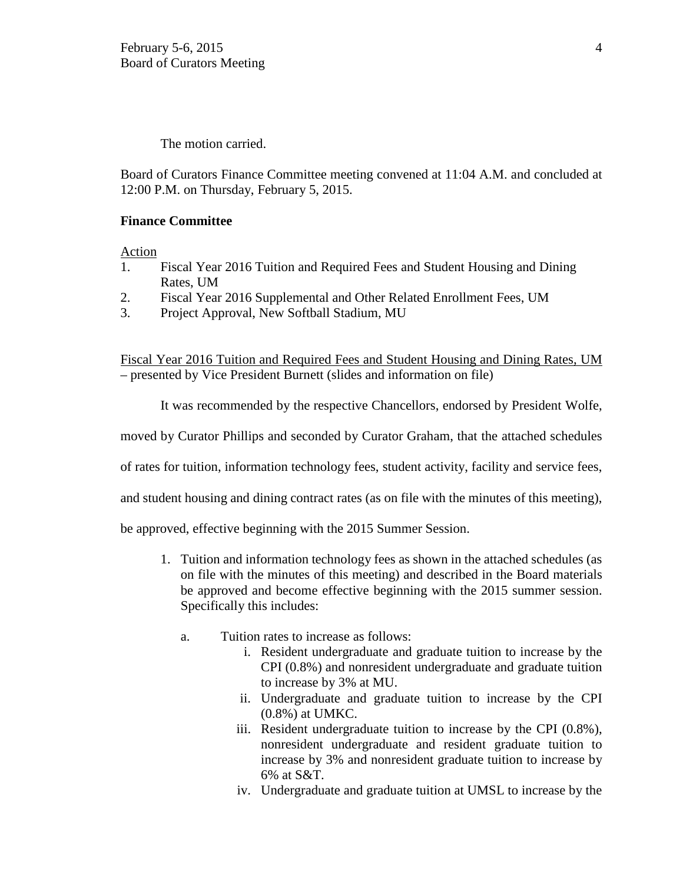The motion carried.

Board of Curators Finance Committee meeting convened at 11:04 A.M. and concluded at 12:00 P.M. on Thursday, February 5, 2015.

**Finance Committee**

Action

1. Fiscal Year 2016 Tuition and Required Fees and Student Housing and Dining Rates, UM
2. Fiscal Year 2016 Supplemental and Other Related Enrollment Fees, UM
3. Project Approval, New Softball Stadium, MU

Fiscal Year 2016 Tuition and Required Fees and Student Housing and Dining Rates, UM – presented by Vice President Burnett (slides and information on file)

It was recommended by the respective Chancellors, endorsed by President Wolfe, moved by Curator Phillips and seconded by Curator Graham, that the attached schedules of rates for tuition, information technology fees, student activity, facility and service fees, and student housing and dining contract rates (as on file with the minutes of this meeting), be approved, effective beginning with the 2015 Summer Session.

1. Tuition and information technology fees as shown in the attached schedules (as on file with the minutes of this meeting) and described in the Board materials be approved and become effective beginning with the 2015 summer session. Specifically this includes:

   a. Tuition rates to increase as follows:

      i. Resident undergraduate and graduate tuition to increase by the CPI (0.8%) and nonresident undergraduate and graduate tuition to increase by 3% at MU.

      ii. Undergraduate and graduate tuition to increase by the CPI (0.8%) at UMKC.

      iii. Resident undergraduate tuition to increase by the CPI (0.8%), nonresident undergraduate and resident graduate tuition to increase by 3% and nonresident graduate tuition to increase by 6% at S&T.

      iv. Undergraduate and graduate tuition at UMSL to increase by the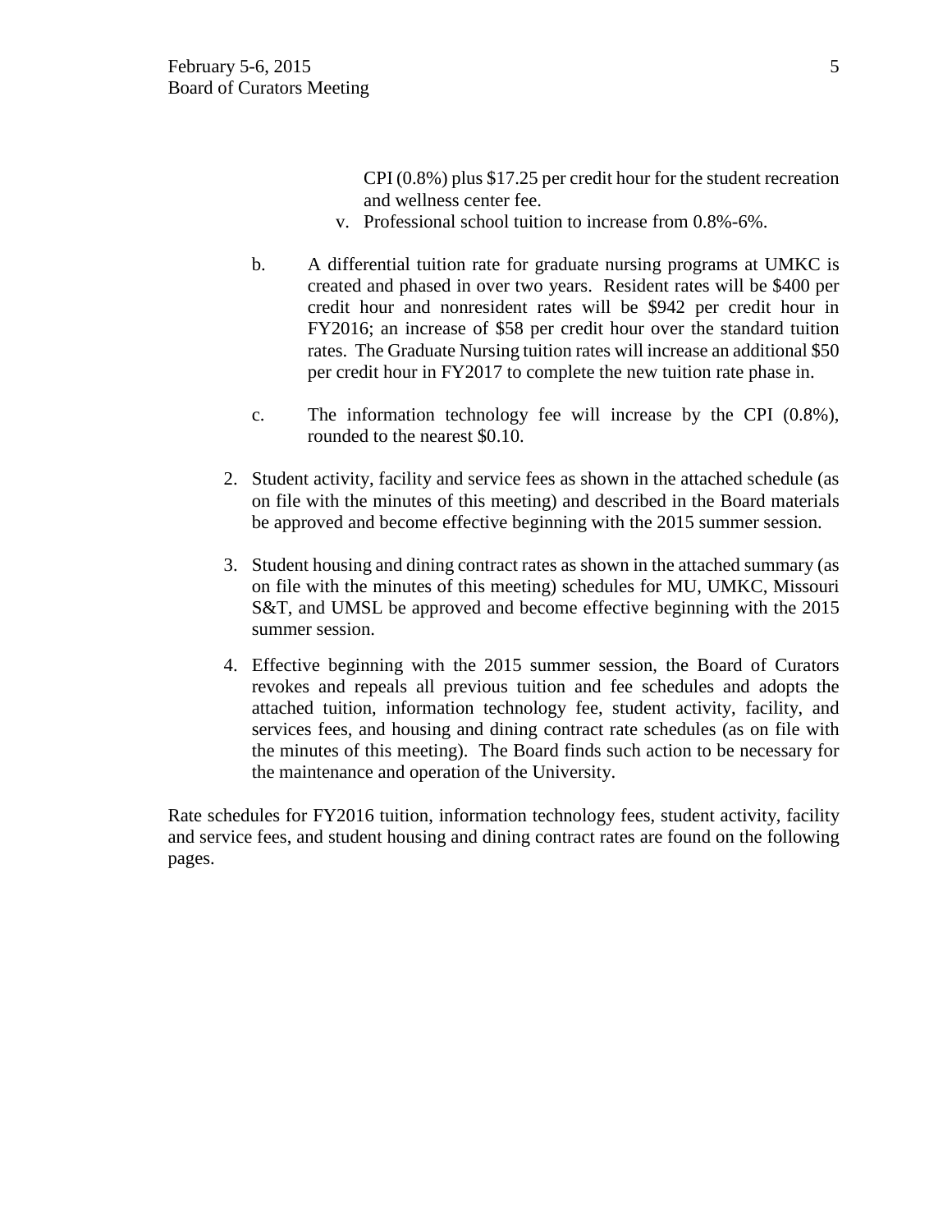CPI (0.8%) plus $17.25 per credit hour for the student recreation and wellness center fee.

v. Professional school tuition to increase from 0.8%-6%.

b. A differential tuition rate for graduate nursing programs at UMKC is created and phased in over two years. Resident rates will be $400 per credit hour and nonresident rates will be $942 per credit hour in FY2016; an increase of $58 per credit hour over the standard tuition rates. The Graduate Nursing tuition rates will increase an additional $50 per credit hour in FY2017 to complete the new tuition rate phase in.

c. The information technology fee will increase by the CPI (0.8%), rounded to the nearest $0.10.

2. Student activity, facility and service fees as shown in the attached schedule (as on file with the minutes of this meeting) and described in the Board materials be approved and become effective beginning with the 2015 summer session.

3. Student housing and dining contract rates as shown in the attached summary (as on file with the minutes of this meeting) schedules for MU, UMKC, Missouri S&T, and UMSL be approved and become effective beginning with the 2015 summer session.

4. Effective beginning with the 2015 summer session, the Board of Curators revokes and repeals all previous tuition and fee schedules and adopts the attached tuition, information technology fee, student activity, facility, and services fees, and housing and dining contract rate schedules (as on file with the minutes of this meeting). The Board finds such action to be necessary for the maintenance and operation of the University.

Rate schedules for FY2016 tuition, information technology fees, student activity, facility and service fees, and student housing and dining contract rates are found on the following pages.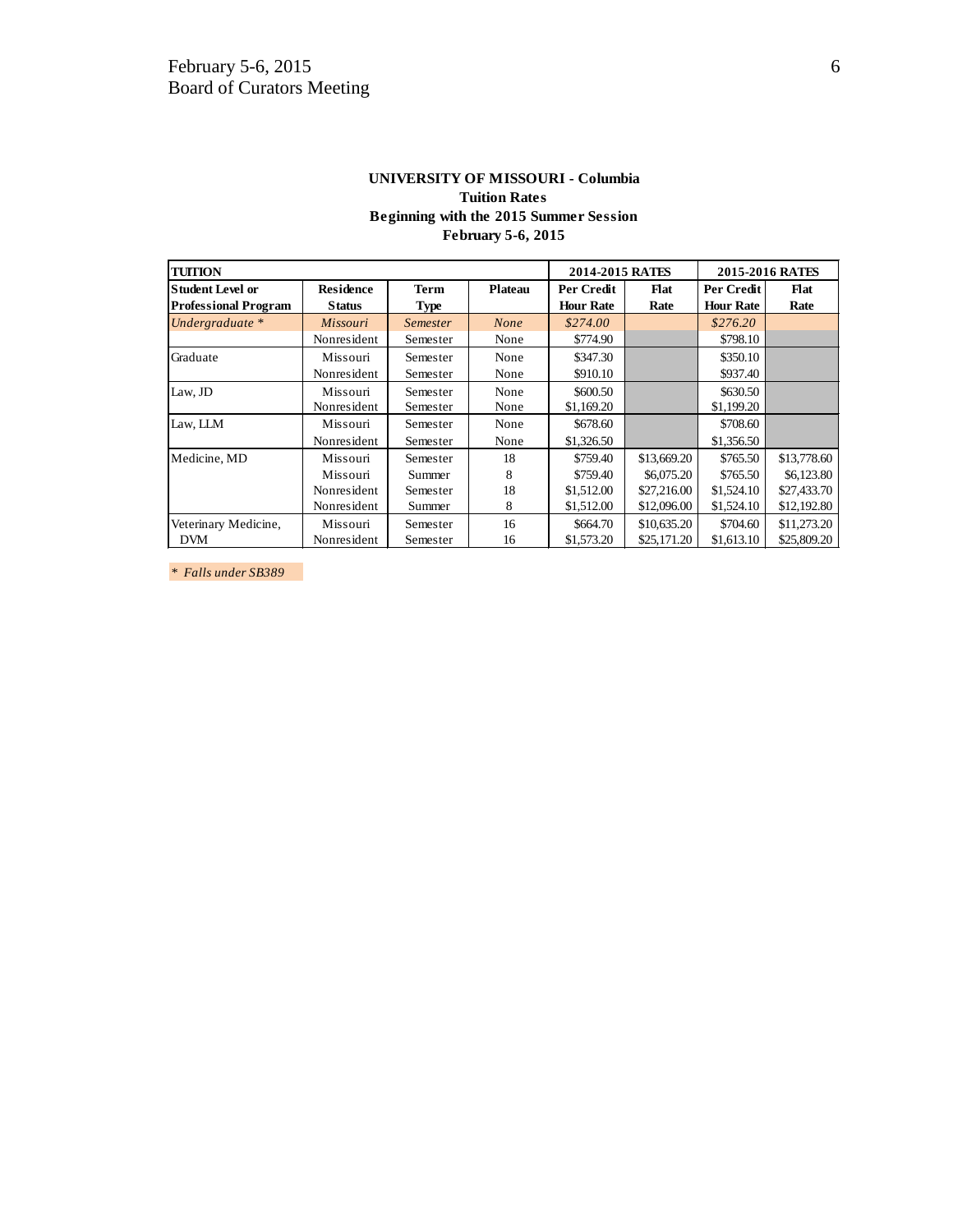**UNIVERSITY OF MISSOURI - Columbia**
**Tuition Rates**
**Beginning with the 2015 Summer Session**
**February 5-6, 2015**

| TUITION | | | | 2014-2015 RATES | | 2015-2016 RATES | |
|---|---|---|---|---|---|---|---|
| **Student Level or Professional Program** | **Residence Status** | **Term Type** | **Plateau** | **Per Credit Hour Rate** | **Flat Rate** | **Per Credit Hour Rate** | **Flat Rate** |
| *Undergraduate ** | *Missouri* | *Semester* | *None* | *$274.00* | | *$276.20* | |
| | Nonresident | Semester | None | $774.90 | | $798.10 | |
| Graduate | Missouri | Semester | None | $347.30 | | $350.10 | |
| | Nonresident | Semester | None | $910.10 | | $937.40 | |
| Law, JD | Missouri | Semester | None | $600.50 | | $630.50 | |
| | Nonresident | Semester | None | $1,169.20 | | $1,199.20 | |
| Law, LLM | Missouri | Semester | None | $678.60 | | $708.60 | |
| | Nonresident | Semester | None | $1,326.50 | | $1,356.50 | |
| Medicine, MD | Missouri | Semester | 18 | $759.40 | $13,669.20 | $765.50 | $13,778.60 |
| | Missouri | Summer | 8 | $759.40 | $6,075.20 | $765.50 | $6,123.80 |
| | Nonresident | Semester | 18 | $1,512.00 | $27,216.00 | $1,524.10 | $27,433.70 |
| | Nonresident | Summer | 8 | $1,512.00 | $12,096.00 | $1,524.10 | $12,192.80 |
| Veterinary Medicine, DVM | Missouri | Semester | 16 | $664.70 | $10,635.20 | $704.60 | $11,273.20 |
| | Nonresident | Semester | 16 | $1,573.20 | $25,171.20 | $1,613.10 | $25,809.20 |

*\* Falls under SB389*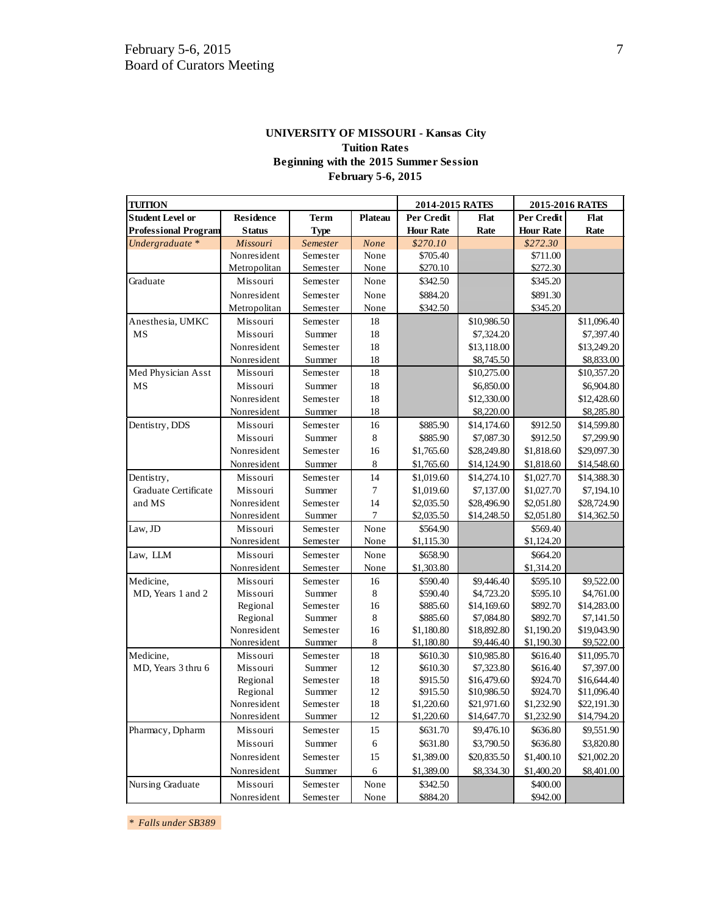**UNIVERSITY OF MISSOURI - Kansas City**
**Tuition Rates**
**Beginning with the 2015 Summer Session**
**February 5-6, 2015**

| **TUITION** | | | | **2014-2015 RATES** | | **2015-2016 RATES** | |
|---|---|---|---|---|---|---|---|
| **Student Level or Professional Program** | **Residence Status** | **Term Type** | **Plateau** | **Per Credit Hour Rate** | **Flat Rate** | **Per Credit Hour Rate** | **Flat Rate** |
| *Undergraduate ** | *Missouri* | *Semester* | *None* | *$270.10* | | *$272.30* | |
| | Nonresident | Semester | None | $705.40 | | $711.00 | |
| | Metropolitan | Semester | None | $270.10 | | $272.30 | |
| Graduate | Missouri | Semester | None | $342.50 | | $345.20 | |
| | Nonresident | Semester | None | $884.20 | | $891.30 | |
| | Metropolitan | Semester | None | $342.50 | | $345.20 | |
| Anesthesia, UMKC MS | Missouri | Semester | 18 | | $10,986.50 | | $11,096.40 |
| | Missouri | Summer | 18 | | $7,324.20 | | $7,397.40 |
| | Nonresident | Semester | 18 | | $13,118.00 | | $13,249.20 |
| | Nonresident | Summer | 18 | | $8,745.50 | | $8,833.00 |
| Med Physician Asst MS | Missouri | Semester | 18 | | $10,275.00 | | $10,357.20 |
| | Missouri | Summer | 18 | | $6,850.00 | | $6,904.80 |
| | Nonresident | Semester | 18 | | $12,330.00 | | $12,428.60 |
| | Nonresident | Summer | 18 | | $8,220.00 | | $8,285.80 |
| Dentistry, DDS | Missouri | Semester | 16 | $885.90 | $14,174.60 | $912.50 | $14,599.80 |
| | Missouri | Summer | 8 | $885.90 | $7,087.30 | $912.50 | $7,299.90 |
| | Nonresident | Semester | 16 | $1,765.60 | $28,249.80 | $1,818.60 | $29,097.30 |
| | Nonresident | Summer | 8 | $1,765.60 | $14,124.90 | $1,818.60 | $14,548.60 |
| Dentistry, Graduate Certificate and MS | Missouri | Semester | 14 | $1,019.60 | $14,274.10 | $1,027.70 | $14,388.30 |
| | Missouri | Summer | 7 | $1,019.60 | $7,137.00 | $1,027.70 | $7,194.10 |
| | Nonresident | Semester | 14 | $2,035.50 | $28,496.90 | $2,051.80 | $28,724.90 |
| | Nonresident | Summer | 7 | $2,035.50 | $14,248.50 | $2,051.80 | $14,362.50 |
| Law, JD | Missouri | Semester | None | $564.90 | | $569.40 | |
| | Nonresident | Semester | None | $1,115.30 | | $1,124.20 | |
| Law, LLM | Missouri | Semester | None | $658.90 | | $664.20 | |
| | Nonresident | Semester | None | $1,303.80 | | $1,314.20 | |
| Medicine, MD, Years 1 and 2 | Missouri | Semester | 16 | $590.40 | $9,446.40 | $595.10 | $9,522.00 |
| | Missouri | Summer | 8 | $590.40 | $4,723.20 | $595.10 | $4,761.00 |
| | Regional | Semester | 16 | $885.60 | $14,169.60 | $892.70 | $14,283.00 |
| | Regional | Summer | 8 | $885.60 | $7,084.80 | $892.70 | $7,141.50 |
| | Nonresident | Semester | 16 | $1,180.80 | $18,892.80 | $1,190.20 | $19,043.90 |
| | Nonresident | Summer | 8 | $1,180.80 | $9,446.40 | $1,190.30 | $9,522.00 |
| Medicine, MD, Years 3 thru 6 | Missouri | Semester | 18 | $610.30 | $10,985.80 | $616.40 | $11,095.70 |
| | Missouri | Summer | 12 | $610.30 | $7,323.80 | $616.40 | $7,397.00 |
| | Regional | Semester | 18 | $915.50 | $16,479.60 | $924.70 | $16,644.40 |
| | Regional | Summer | 12 | $915.50 | $10,986.50 | $924.70 | $11,096.40 |
| | Nonresident | Semester | 18 | $1,220.60 | $21,971.60 | $1,232.90 | $22,191.30 |
| | Nonresident | Summer | 12 | $1,220.60 | $14,647.70 | $1,232.90 | $14,794.20 |
| Pharmacy, Dpharm | Missouri | Semester | 15 | $631.70 | $9,476.10 | $636.80 | $9,551.90 |
| | Missouri | Summer | 6 | $631.80 | $3,790.50 | $636.80 | $3,820.80 |
| | Nonresident | Semester | 15 | $1,389.00 | $20,835.50 | $1,400.10 | $21,002.20 |
| | Nonresident | Summer | 6 | $1,389.00 | $8,334.30 | $1,400.20 | $8,401.00 |
| Nursing Graduate | Missouri | Semester | None | $342.50 | | $400.00 | |
| | Nonresident | Semester | None | $884.20 | | $942.00 | |

*\* Falls under SB389*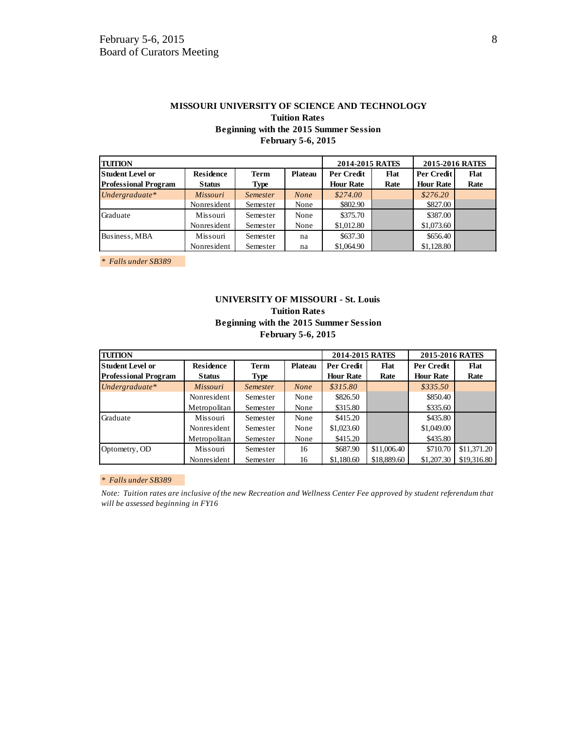# MISSOURI UNIVERSITY OF SCIENCE AND TECHNOLOGY

**Tuition Rates**
**Beginning with the 2015 Summer Session**
**February 5-6, 2015**

| TUITION | | | | 2014-2015 RATES | | 2015-2016 RATES | |
|---|---|---|---|---|---|---|---|
| **Student Level or Professional Program** | **Residence Status** | **Term Type** | **Plateau** | **Per Credit Hour Rate** | **Flat Rate** | **Per Credit Hour Rate** | **Flat Rate** |
| *Undergraduate** | *Missouri* | *Semester* | *None* | *$274.00* | | *$276.20* | |
| | Nonresident | Semester | None | $802.90 | | $827.00 | |
| Graduate | Missouri | Semester | None | $375.70 | | $387.00 | |
| | Nonresident | Semester | None | $1,012.80 | | $1,073.60 | |
| Business, MBA | Missouri | Semester | na | $637.30 | | $656.40 | |
| | Nonresident | Semester | na | $1,064.90 | | $1,128.80 | |

*\* Falls under SB389*

# UNIVERSITY OF MISSOURI - St. Louis

**Tuition Rates**
**Beginning with the 2015 Summer Session**
**February 5-6, 2015**

| TUITION | | | | 2014-2015 RATES | | 2015-2016 RATES | |
|---|---|---|---|---|---|---|---|
| **Student Level or Professional Program** | **Residence Status** | **Term Type** | **Plateau** | **Per Credit Hour Rate** | **Flat Rate** | **Per Credit Hour Rate** | **Flat Rate** |
| *Undergraduate** | *Missouri* | *Semester* | *None* | *$315.80* | | *$335.50* | |
| | Nonresident | Semester | None | $826.50 | | $850.40 | |
| | Metropolitan | Semester | None | $315.80 | | $335.60 | |
| Graduate | Missouri | Semester | None | $415.20 | | $435.80 | |
| | Nonresident | Semester | None | $1,023.60 | | $1,049.00 | |
| | Metropolitan | Semester | None | $415.20 | | $435.80 | |
| Optometry, OD | Missouri | Semester | 16 | $687.90 | $11,006.40 | $710.70 | $11,371.20 |
| | Nonresident | Semester | 16 | $1,180.60 | $18,889.60 | $1,207.30 | $19,316.80 |

*\* Falls under SB389*

*Note: Tuition rates are inclusive of the new Recreation and Wellness Center Fee approved by student referendum that will be assessed beginning in FY16*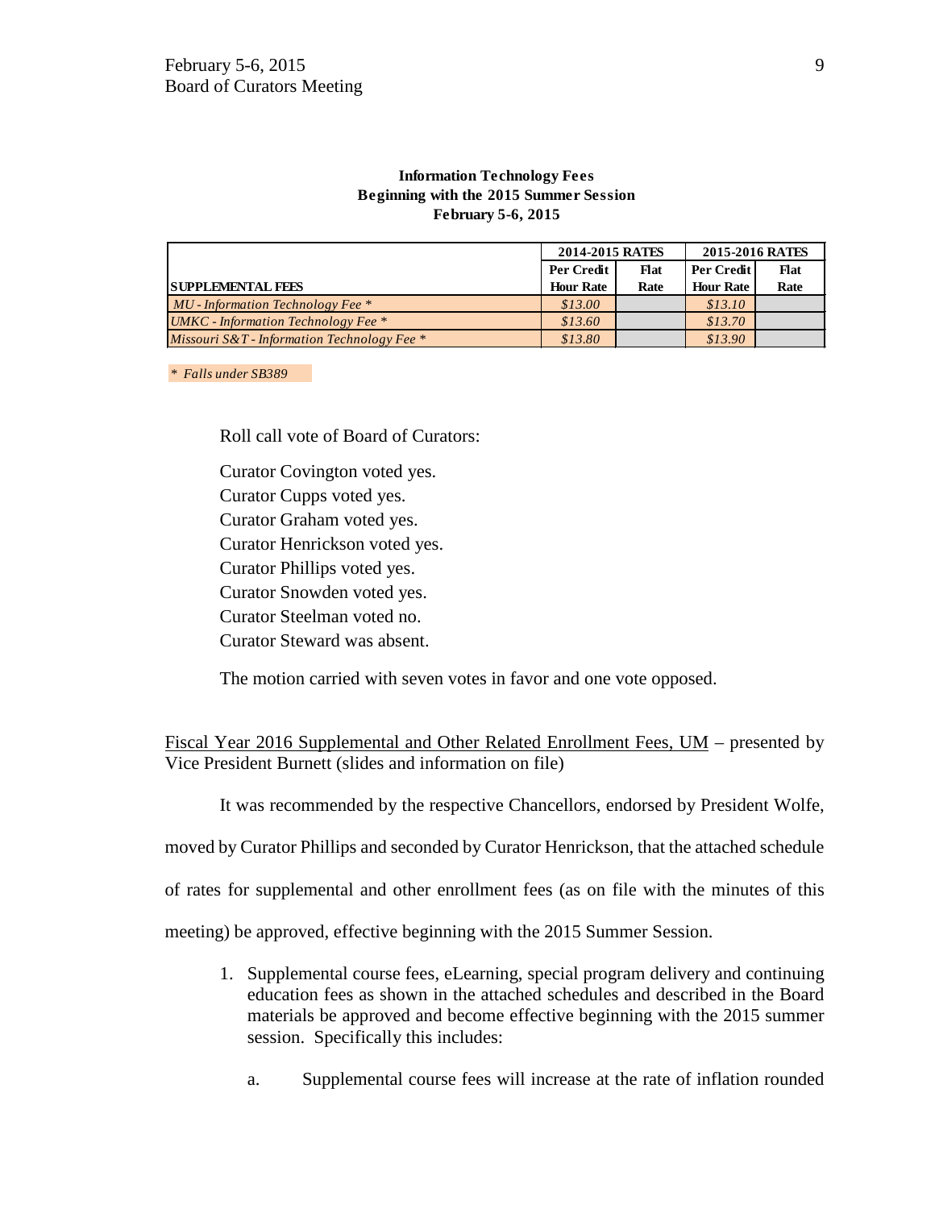**Information Technology Fees**
**Beginning with the 2015 Summer Session**
**February 5-6, 2015**

| | 2014-2015 RATES | | 2015-2016 RATES | |
|---|---|---|---|---|
| **SUPPLEMENTAL FEES** | **Per Credit Hour Rate** | **Flat Rate** | **Per Credit Hour Rate** | **Flat Rate** |
| *MU - Information Technology Fee ** | *$13.00* | | *$13.10* | |
| *UMKC - Information Technology Fee ** | *$13.60* | | *$13.70* | |
| *Missouri S&T - Information Technology Fee ** | *$13.80* | | *$13.90* | |

*\* Falls under SB389*

Roll call vote of Board of Curators:

Curator Covington voted yes.
Curator Cupps voted yes.
Curator Graham voted yes.
Curator Henrickson voted yes.
Curator Phillips voted yes.
Curator Snowden voted yes.
Curator Steelman voted no.
Curator Steward was absent.

The motion carried with seven votes in favor and one vote opposed.

<u>Fiscal Year 2016 Supplemental and Other Related Enrollment Fees, UM</u> – presented by Vice President Burnett (slides and information on file)

It was recommended by the respective Chancellors, endorsed by President Wolfe, moved by Curator Phillips and seconded by Curator Henrickson, that the attached schedule of rates for supplemental and other enrollment fees (as on file with the minutes of this meeting) be approved, effective beginning with the 2015 Summer Session.

1. Supplemental course fees, eLearning, special program delivery and continuing education fees as shown in the attached schedules and described in the Board materials be approved and become effective beginning with the 2015 summer session. Specifically this includes:

   a. Supplemental course fees will increase at the rate of inflation rounded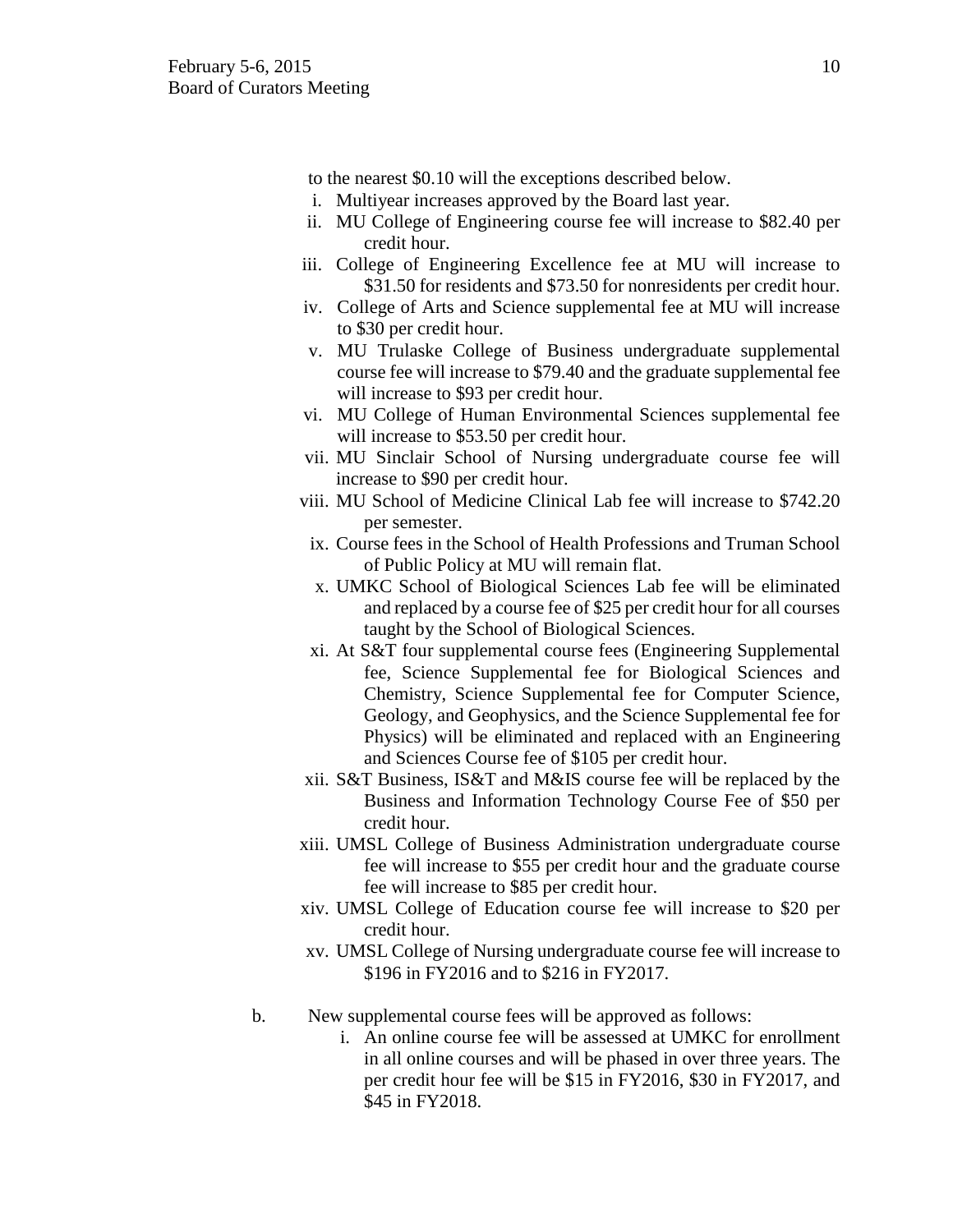to the nearest $0.10 will the exceptions described below.

   i. Multiyear increases approved by the Board last year.
   ii. MU College of Engineering course fee will increase to $82.40 per credit hour.
   iii. College of Engineering Excellence fee at MU will increase to $31.50 for residents and $73.50 for nonresidents per credit hour.
   iv. College of Arts and Science supplemental fee at MU will increase to $30 per credit hour.
   v. MU Trulaske College of Business undergraduate supplemental course fee will increase to $79.40 and the graduate supplemental fee will increase to $93 per credit hour.
   vi. MU College of Human Environmental Sciences supplemental fee will increase to $53.50 per credit hour.
   vii. MU Sinclair School of Nursing undergraduate course fee will increase to $90 per credit hour.
   viii. MU School of Medicine Clinical Lab fee will increase to $742.20 per semester.
   ix. Course fees in the School of Health Professions and Truman School of Public Policy at MU will remain flat.
   x. UMKC School of Biological Sciences Lab fee will be eliminated and replaced by a course fee of $25 per credit hour for all courses taught by the School of Biological Sciences.
   xi. At S&T four supplemental course fees (Engineering Supplemental fee, Science Supplemental fee for Biological Sciences and Chemistry, Science Supplemental fee for Computer Science, Geology, and Geophysics, and the Science Supplemental fee for Physics) will be eliminated and replaced with an Engineering and Sciences Course fee of $105 per credit hour.
   xii. S&T Business, IS&T and M&IS course fee will be replaced by the Business and Information Technology Course Fee of $50 per credit hour.
   xiii. UMSL College of Business Administration undergraduate course fee will increase to $55 per credit hour and the graduate course fee will increase to $85 per credit hour.
   xiv. UMSL College of Education course fee will increase to $20 per credit hour.
   xv. UMSL College of Nursing undergraduate course fee will increase to $196 in FY2016 and to $216 in FY2017.

b. New supplemental course fees will be approved as follows:

   i. An online course fee will be assessed at UMKC for enrollment in all online courses and will be phased in over three years. The per credit hour fee will be $15 in FY2016, $30 in FY2017, and $45 in FY2018.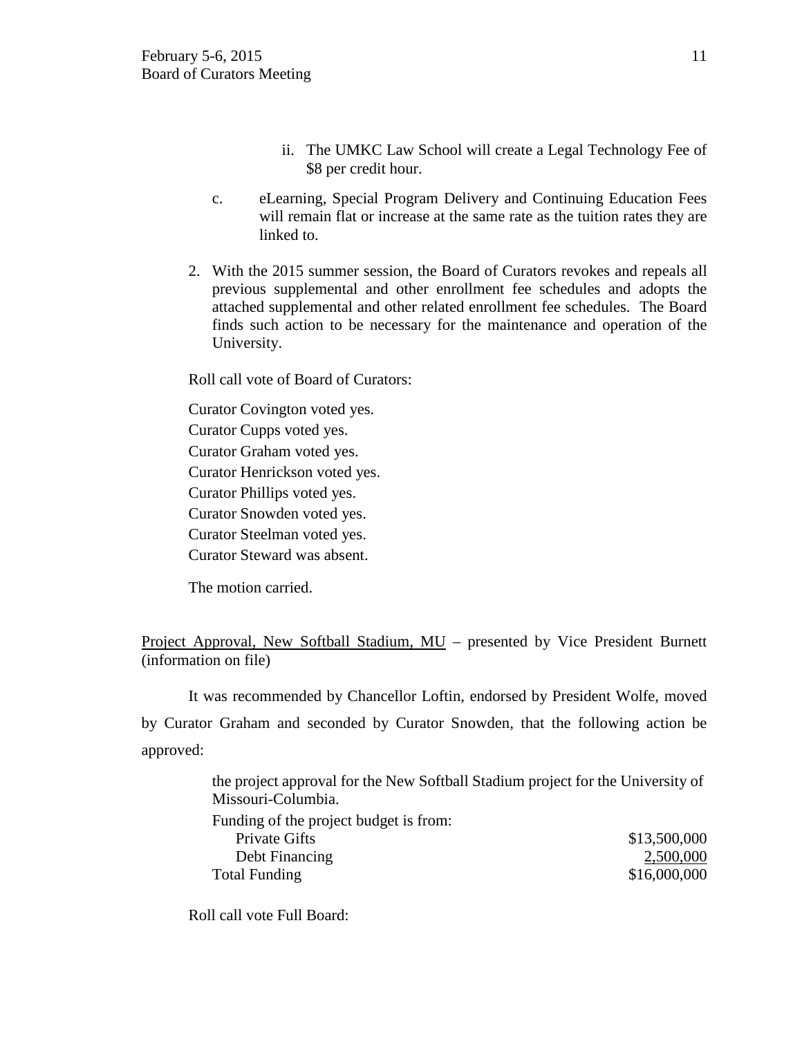ii. The UMKC Law School will create a Legal Technology Fee of $8 per credit hour.

c. eLearning, Special Program Delivery and Continuing Education Fees will remain flat or increase at the same rate as the tuition rates they are linked to.

2. With the 2015 summer session, the Board of Curators revokes and repeals all previous supplemental and other enrollment fee schedules and adopts the attached supplemental and other related enrollment fee schedules. The Board finds such action to be necessary for the maintenance and operation of the University.

Roll call vote of Board of Curators:

Curator Covington voted yes.
Curator Cupps voted yes.
Curator Graham voted yes.
Curator Henrickson voted yes.
Curator Phillips voted yes.
Curator Snowden voted yes.
Curator Steelman voted yes.
Curator Steward was absent.

The motion carried.

<u>Project Approval, New Softball Stadium, MU</u> – presented by Vice President Burnett (information on file)

It was recommended by Chancellor Loftin, endorsed by President Wolfe, moved by Curator Graham and seconded by Curator Snowden, that the following action be approved:

the project approval for the New Softball Stadium project for the University of Missouri-Columbia.

| Funding of the project budget is from: | |
|---|---|
| Private Gifts | $13,500,000 |
| Debt Financing | 2,500,000 |
| Total Funding | $16,000,000 |

Roll call vote Full Board: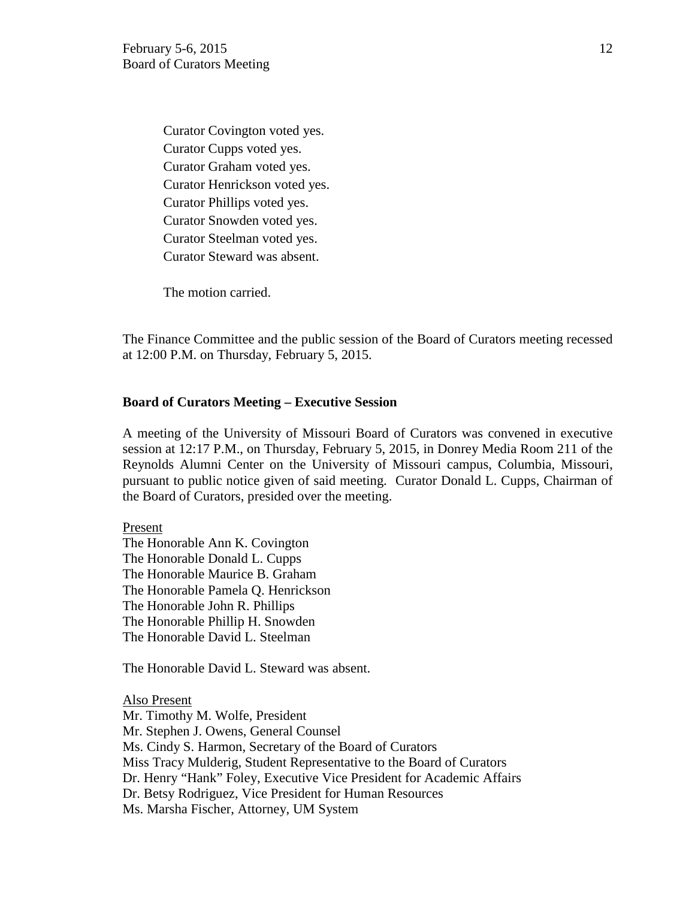Curator Covington voted yes.
Curator Cupps voted yes.
Curator Graham voted yes.
Curator Henrickson voted yes.
Curator Phillips voted yes.
Curator Snowden voted yes.
Curator Steelman voted yes.
Curator Steward was absent.

The motion carried.

The Finance Committee and the public session of the Board of Curators meeting recessed at 12:00 P.M. on Thursday, February 5, 2015.

**Board of Curators Meeting – Executive Session**

A meeting of the University of Missouri Board of Curators was convened in executive session at 12:17 P.M., on Thursday, February 5, 2015, in Donrey Media Room 211 of the Reynolds Alumni Center on the University of Missouri campus, Columbia, Missouri, pursuant to public notice given of said meeting. Curator Donald L. Cupps, Chairman of the Board of Curators, presided over the meeting.

Present
The Honorable Ann K. Covington
The Honorable Donald L. Cupps
The Honorable Maurice B. Graham
The Honorable Pamela Q. Henrickson
The Honorable John R. Phillips
The Honorable Phillip H. Snowden
The Honorable David L. Steelman

The Honorable David L. Steward was absent.

Also Present
Mr. Timothy M. Wolfe, President
Mr. Stephen J. Owens, General Counsel
Ms. Cindy S. Harmon, Secretary of the Board of Curators
Miss Tracy Mulderig, Student Representative to the Board of Curators
Dr. Henry "Hank" Foley, Executive Vice President for Academic Affairs
Dr. Betsy Rodriguez, Vice President for Human Resources
Ms. Marsha Fischer, Attorney, UM System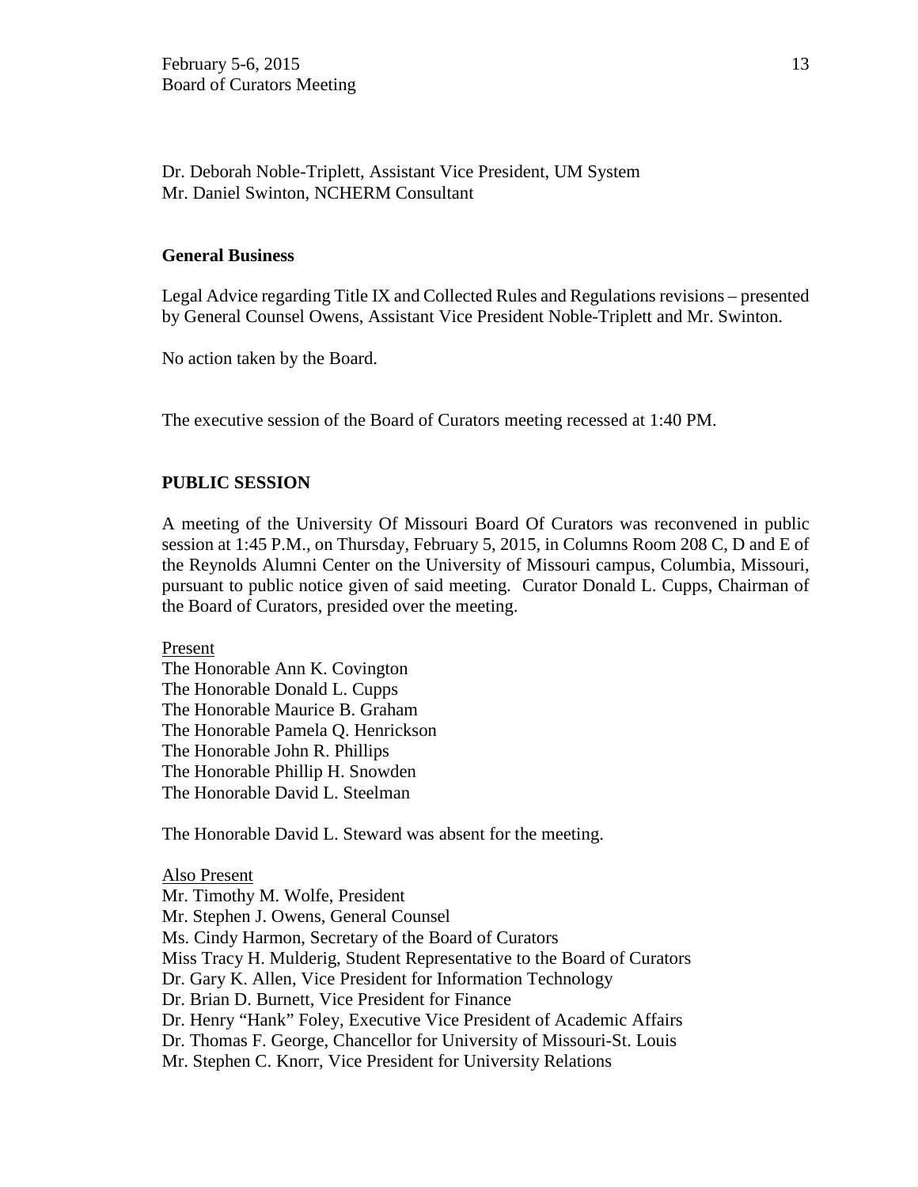Dr. Deborah Noble-Triplett, Assistant Vice President, UM System
Mr. Daniel Swinton, NCHERM Consultant

**General Business**

Legal Advice regarding Title IX and Collected Rules and Regulations revisions – presented by General Counsel Owens, Assistant Vice President Noble-Triplett and Mr. Swinton.

No action taken by the Board.

The executive session of the Board of Curators meeting recessed at 1:40 PM.

**PUBLIC SESSION**

A meeting of the University Of Missouri Board Of Curators was reconvened in public session at 1:45 P.M., on Thursday, February 5, 2015, in Columns Room 208 C, D and E of the Reynolds Alumni Center on the University of Missouri campus, Columbia, Missouri, pursuant to public notice given of said meeting. Curator Donald L. Cupps, Chairman of the Board of Curators, presided over the meeting.

Present
The Honorable Ann K. Covington
The Honorable Donald L. Cupps
The Honorable Maurice B. Graham
The Honorable Pamela Q. Henrickson
The Honorable John R. Phillips
The Honorable Phillip H. Snowden
The Honorable David L. Steelman

The Honorable David L. Steward was absent for the meeting.

Also Present
Mr. Timothy M. Wolfe, President
Mr. Stephen J. Owens, General Counsel
Ms. Cindy Harmon, Secretary of the Board of Curators
Miss Tracy H. Mulderig, Student Representative to the Board of Curators
Dr. Gary K. Allen, Vice President for Information Technology
Dr. Brian D. Burnett, Vice President for Finance
Dr. Henry "Hank" Foley, Executive Vice President of Academic Affairs
Dr. Thomas F. George, Chancellor for University of Missouri-St. Louis
Mr. Stephen C. Knorr, Vice President for University Relations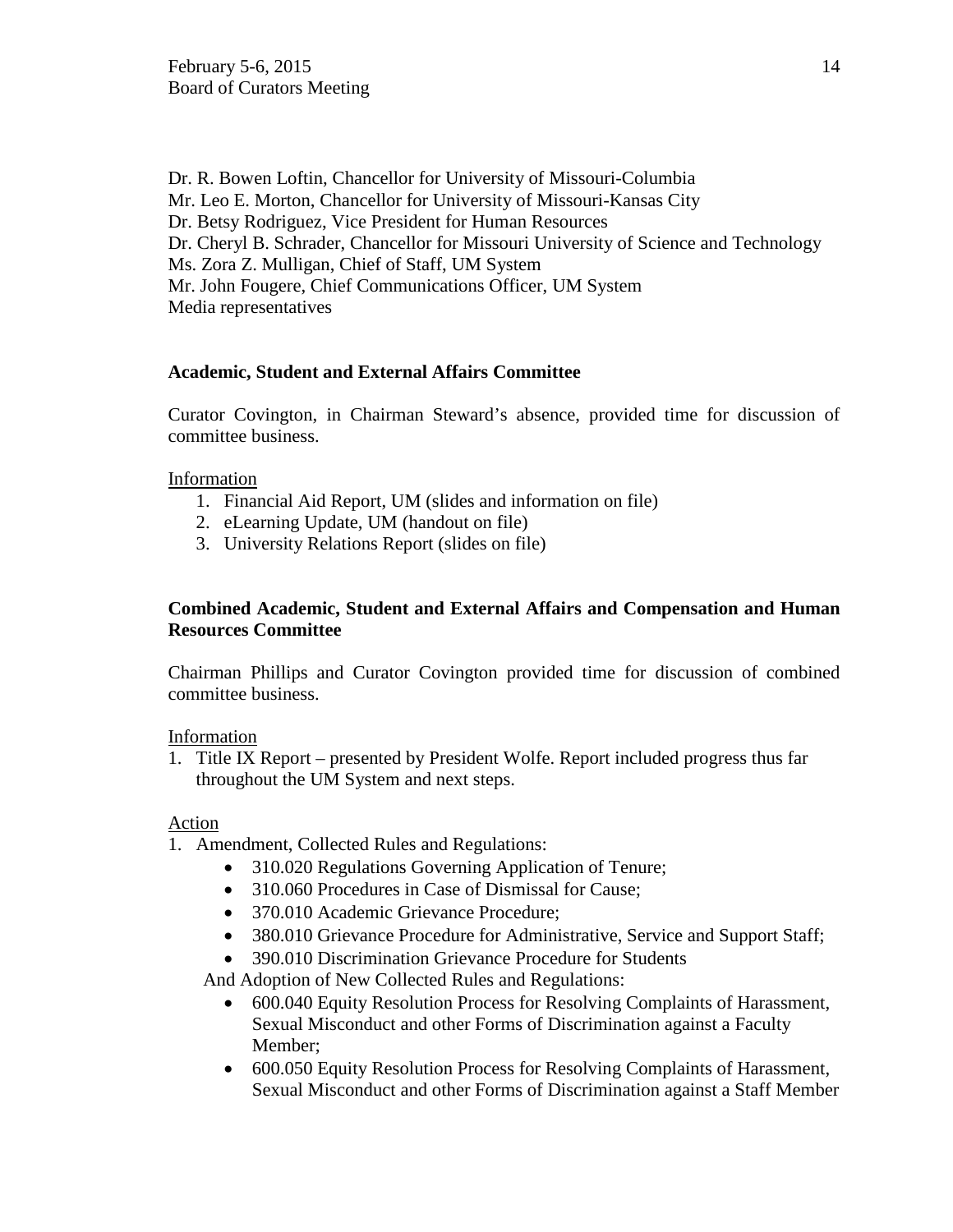Dr. R. Bowen Loftin, Chancellor for University of Missouri-Columbia
Mr. Leo E. Morton, Chancellor for University of Missouri-Kansas City
Dr. Betsy Rodriguez, Vice President for Human Resources
Dr. Cheryl B. Schrader, Chancellor for Missouri University of Science and Technology
Ms. Zora Z. Mulligan, Chief of Staff, UM System
Mr. John Fougere, Chief Communications Officer, UM System
Media representatives

**Academic, Student and External Affairs Committee**

Curator Covington, in Chairman Steward's absence, provided time for discussion of committee business.

Information

1. Financial Aid Report, UM (slides and information on file)
2. eLearning Update, UM (handout on file)
3. University Relations Report (slides on file)

**Combined Academic, Student and External Affairs and Compensation and Human Resources Committee**

Chairman Phillips and Curator Covington provided time for discussion of combined committee business.

Information

1. Title IX Report – presented by President Wolfe. Report included progress thus far throughout the UM System and next steps.

Action

1. Amendment, Collected Rules and Regulations:
    - 310.020 Regulations Governing Application of Tenure;
    - 310.060 Procedures in Case of Dismissal for Cause;
    - 370.010 Academic Grievance Procedure;
    - 380.010 Grievance Procedure for Administrative, Service and Support Staff;
    - 390.010 Discrimination Grievance Procedure for Students

    And Adoption of New Collected Rules and Regulations:
    - 600.040 Equity Resolution Process for Resolving Complaints of Harassment, Sexual Misconduct and other Forms of Discrimination against a Faculty Member;
    - 600.050 Equity Resolution Process for Resolving Complaints of Harassment, Sexual Misconduct and other Forms of Discrimination against a Staff Member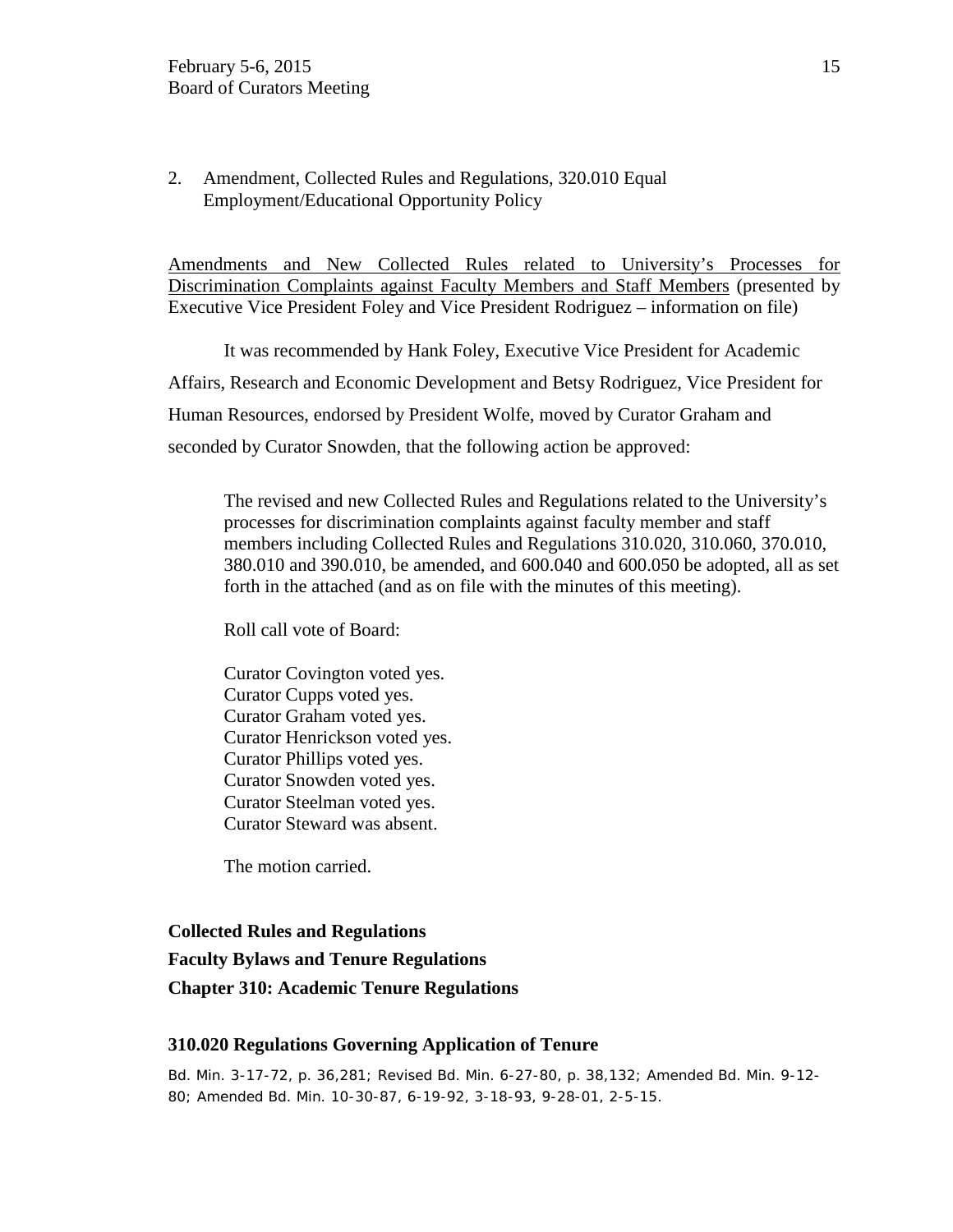2. Amendment, Collected Rules and Regulations, 320.010 Equal Employment/Educational Opportunity Policy

Amendments and New Collected Rules related to University's Processes for Discrimination Complaints against Faculty Members and Staff Members (presented by Executive Vice President Foley and Vice President Rodriguez – information on file)

It was recommended by Hank Foley, Executive Vice President for Academic Affairs, Research and Economic Development and Betsy Rodriguez, Vice President for Human Resources, endorsed by President Wolfe, moved by Curator Graham and seconded by Curator Snowden, that the following action be approved:

> The revised and new Collected Rules and Regulations related to the University's processes for discrimination complaints against faculty member and staff members including Collected Rules and Regulations 310.020, 310.060, 370.010, 380.010 and 390.010, be amended, and 600.040 and 600.050 be adopted, all as set forth in the attached (and as on file with the minutes of this meeting).
>
> Roll call vote of Board:
>
> Curator Covington voted yes.
> Curator Cupps voted yes.
> Curator Graham voted yes.
> Curator Henrickson voted yes.
> Curator Phillips voted yes.
> Curator Snowden voted yes.
> Curator Steelman voted yes.
> Curator Steward was absent.
>
> The motion carried.

**Collected Rules and Regulations**

**Faculty Bylaws and Tenure Regulations**

**Chapter 310: Academic Tenure Regulations**

### 310.020 Regulations Governing Application of Tenure

Bd. Min. 3-17-72, p. 36,281; Revised Bd. Min. 6-27-80, p. 38,132; Amended Bd. Min. 9-12-80; Amended Bd. Min. 10-30-87, 6-19-92, 3-18-93, 9-28-01, 2-5-15.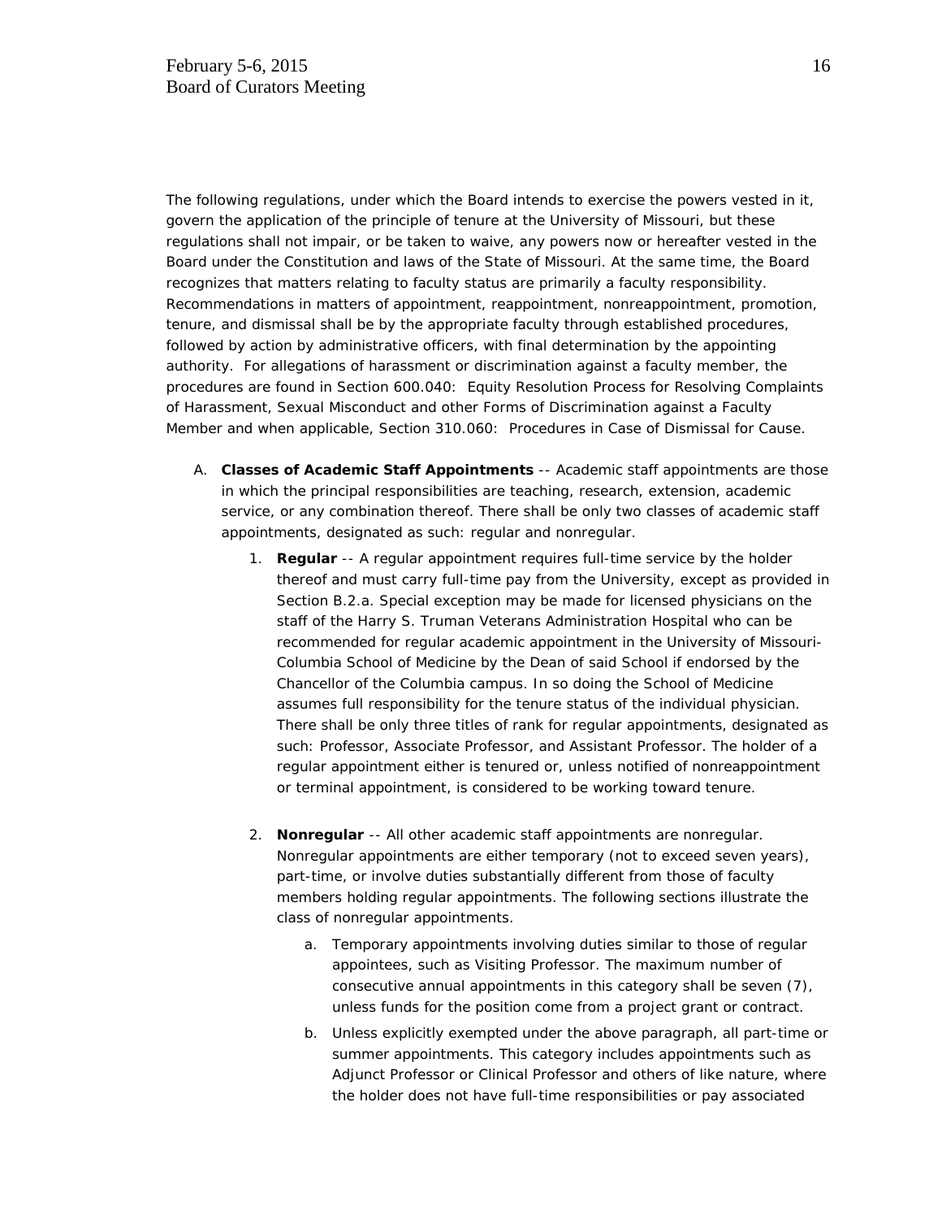The following regulations, under which the Board intends to exercise the powers vested in it, govern the application of the principle of tenure at the University of Missouri, but these regulations shall not impair, or be taken to waive, any powers now or hereafter vested in the Board under the Constitution and laws of the State of Missouri. At the same time, the Board recognizes that matters relating to faculty status are primarily a faculty responsibility. Recommendations in matters of appointment, reappointment, nonreappointment, promotion, tenure, and dismissal shall be by the appropriate faculty through established procedures, followed by action by administrative officers, with final determination by the appointing authority. For allegations of harassment or discrimination against a faculty member, the procedures are found in Section 600.040: Equity Resolution Process for Resolving Complaints of Harassment, Sexual Misconduct and other Forms of Discrimination against a Faculty Member and when applicable, Section 310.060: Procedures in Case of Dismissal for Cause.

A. **Classes of Academic Staff Appointments** -- Academic staff appointments are those in which the principal responsibilities are teaching, research, extension, academic service, or any combination thereof. There shall be only two classes of academic staff appointments, designated as such: regular and nonregular.

   1. **Regular** -- A regular appointment requires full-time service by the holder thereof and must carry full-time pay from the University, except as provided in Section B.2.a. Special exception may be made for licensed physicians on the staff of the Harry S. Truman Veterans Administration Hospital who can be recommended for regular academic appointment in the University of Missouri-Columbia School of Medicine by the Dean of said School if endorsed by the Chancellor of the Columbia campus. In so doing the School of Medicine assumes full responsibility for the tenure status of the individual physician. There shall be only three titles of rank for regular appointments, designated as such: Professor, Associate Professor, and Assistant Professor. The holder of a regular appointment either is tenured or, unless notified of nonreappointment or terminal appointment, is considered to be working toward tenure.

   2. **Nonregular** -- All other academic staff appointments are nonregular. Nonregular appointments are either temporary (not to exceed seven years), part-time, or involve duties substantially different from those of faculty members holding regular appointments. The following sections illustrate the class of nonregular appointments.

      a. Temporary appointments involving duties similar to those of regular appointees, such as Visiting Professor. The maximum number of consecutive annual appointments in this category shall be seven (7), unless funds for the position come from a project grant or contract.

      b. Unless explicitly exempted under the above paragraph, all part-time or summer appointments. This category includes appointments such as Adjunct Professor or Clinical Professor and others of like nature, where the holder does not have full-time responsibilities or pay associated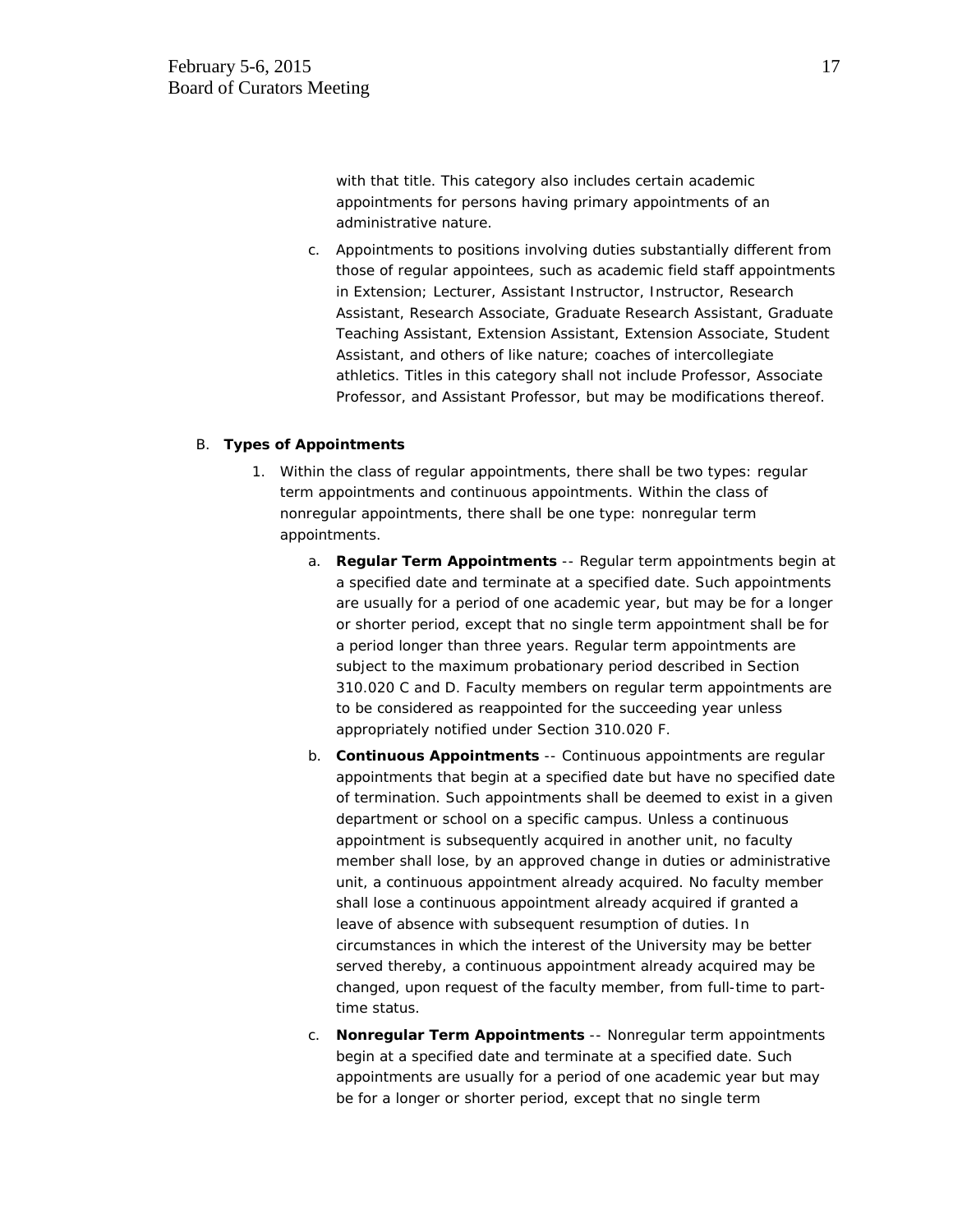with that title. This category also includes certain academic appointments for persons having primary appointments of an administrative nature.

c. Appointments to positions involving duties substantially different from those of regular appointees, such as academic field staff appointments in Extension; Lecturer, Assistant Instructor, Instructor, Research Assistant, Research Associate, Graduate Research Assistant, Graduate Teaching Assistant, Extension Assistant, Extension Associate, Student Assistant, and others of like nature; coaches of intercollegiate athletics. Titles in this category shall not include Professor, Associate Professor, and Assistant Professor, but may be modifications thereof.

B. **Types of Appointments**

1. Within the class of regular appointments, there shall be two types: regular term appointments and continuous appointments. Within the class of nonregular appointments, there shall be one type: nonregular term appointments.

   a. **Regular Term Appointments** -- Regular term appointments begin at a specified date and terminate at a specified date. Such appointments are usually for a period of one academic year, but may be for a longer or shorter period, except that no single term appointment shall be for a period longer than three years. Regular term appointments are subject to the maximum probationary period described in Section 310.020 C and D. Faculty members on regular term appointments are to be considered as reappointed for the succeeding year unless appropriately notified under Section 310.020 F.

   b. **Continuous Appointments** -- Continuous appointments are regular appointments that begin at a specified date but have no specified date of termination. Such appointments shall be deemed to exist in a given department or school on a specific campus. Unless a continuous appointment is subsequently acquired in another unit, no faculty member shall lose, by an approved change in duties or administrative unit, a continuous appointment already acquired. No faculty member shall lose a continuous appointment already acquired if granted a leave of absence with subsequent resumption of duties. In circumstances in which the interest of the University may be better served thereby, a continuous appointment already acquired may be changed, upon request of the faculty member, from full-time to part-time status.

   c. **Nonregular Term Appointments** -- Nonregular term appointments begin at a specified date and terminate at a specified date. Such appointments are usually for a period of one academic year but may be for a longer or shorter period, except that no single term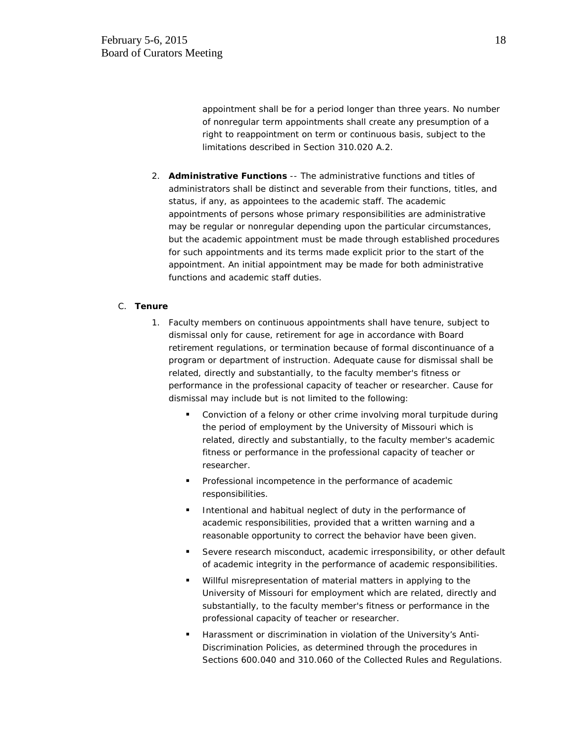appointment shall be for a period longer than three years. No number of nonregular term appointments shall create any presumption of a right to reappointment on term or continuous basis, subject to the limitations described in Section 310.020 A.2.

2. **Administrative Functions** -- The administrative functions and titles of administrators shall be distinct and severable from their functions, titles, and status, if any, as appointees to the academic staff. The academic appointments of persons whose primary responsibilities are administrative may be regular or nonregular depending upon the particular circumstances, but the academic appointment must be made through established procedures for such appointments and its terms made explicit prior to the start of the appointment. An initial appointment may be made for both administrative functions and academic staff duties.

C. **Tenure**

1. Faculty members on continuous appointments shall have tenure, subject to dismissal only for cause, retirement for age in accordance with Board retirement regulations, or termination because of formal discontinuance of a program or department of instruction. Adequate cause for dismissal shall be related, directly and substantially, to the faculty member's fitness or performance in the professional capacity of teacher or researcher. Cause for dismissal may include but is not limited to the following:

   - Conviction of a felony or other crime involving moral turpitude during the period of employment by the University of Missouri which is related, directly and substantially, to the faculty member's academic fitness or performance in the professional capacity of teacher or researcher.
   - Professional incompetence in the performance of academic responsibilities.
   - Intentional and habitual neglect of duty in the performance of academic responsibilities, provided that a written warning and a reasonable opportunity to correct the behavior have been given.
   - Severe research misconduct, academic irresponsibility, or other default of academic integrity in the performance of academic responsibilities.
   - Willful misrepresentation of material matters in applying to the University of Missouri for employment which are related, directly and substantially, to the faculty member's fitness or performance in the professional capacity of teacher or researcher.
   - Harassment or discrimination in violation of the University's Anti-Discrimination Policies, as determined through the procedures in Sections 600.040 and 310.060 of the Collected Rules and Regulations.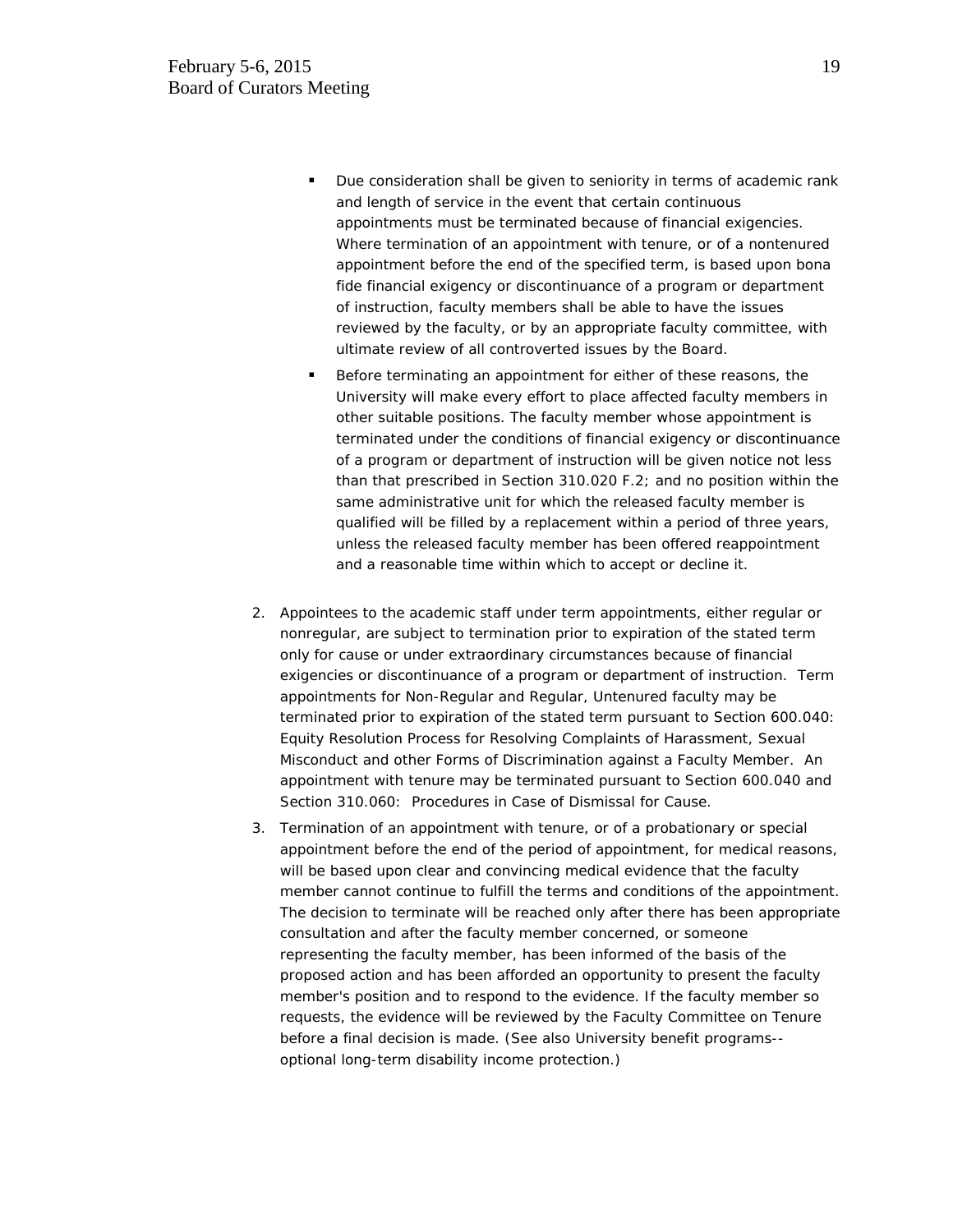- Due consideration shall be given to seniority in terms of academic rank and length of service in the event that certain continuous appointments must be terminated because of financial exigencies. Where termination of an appointment with tenure, or of a nontenured appointment before the end of the specified term, is based upon bona fide financial exigency or discontinuance of a program or department of instruction, faculty members shall be able to have the issues reviewed by the faculty, or by an appropriate faculty committee, with ultimate review of all controverted issues by the Board.
- Before terminating an appointment for either of these reasons, the University will make every effort to place affected faculty members in other suitable positions. The faculty member whose appointment is terminated under the conditions of financial exigency or discontinuance of a program or department of instruction will be given notice not less than that prescribed in Section 310.020 F.2; and no position within the same administrative unit for which the released faculty member is qualified will be filled by a replacement within a period of three years, unless the released faculty member has been offered reappointment and a reasonable time within which to accept or decline it.

2. Appointees to the academic staff under term appointments, either regular or nonregular, are subject to termination prior to expiration of the stated term only for cause or under extraordinary circumstances because of financial exigencies or discontinuance of a program or department of instruction. Term appointments for Non-Regular and Regular, Untenured faculty may be terminated prior to expiration of the stated term pursuant to Section 600.040: Equity Resolution Process for Resolving Complaints of Harassment, Sexual Misconduct and other Forms of Discrimination against a Faculty Member. An appointment with tenure may be terminated pursuant to Section 600.040 and Section 310.060: Procedures in Case of Dismissal for Cause.
3. Termination of an appointment with tenure, or of a probationary or special appointment before the end of the period of appointment, for medical reasons, will be based upon clear and convincing medical evidence that the faculty member cannot continue to fulfill the terms and conditions of the appointment. The decision to terminate will be reached only after there has been appropriate consultation and after the faculty member concerned, or someone representing the faculty member, has been informed of the basis of the proposed action and has been afforded an opportunity to present the faculty member's position and to respond to the evidence. If the faculty member so requests, the evidence will be reviewed by the Faculty Committee on Tenure before a final decision is made. (See also University benefit programs--optional long-term disability income protection.)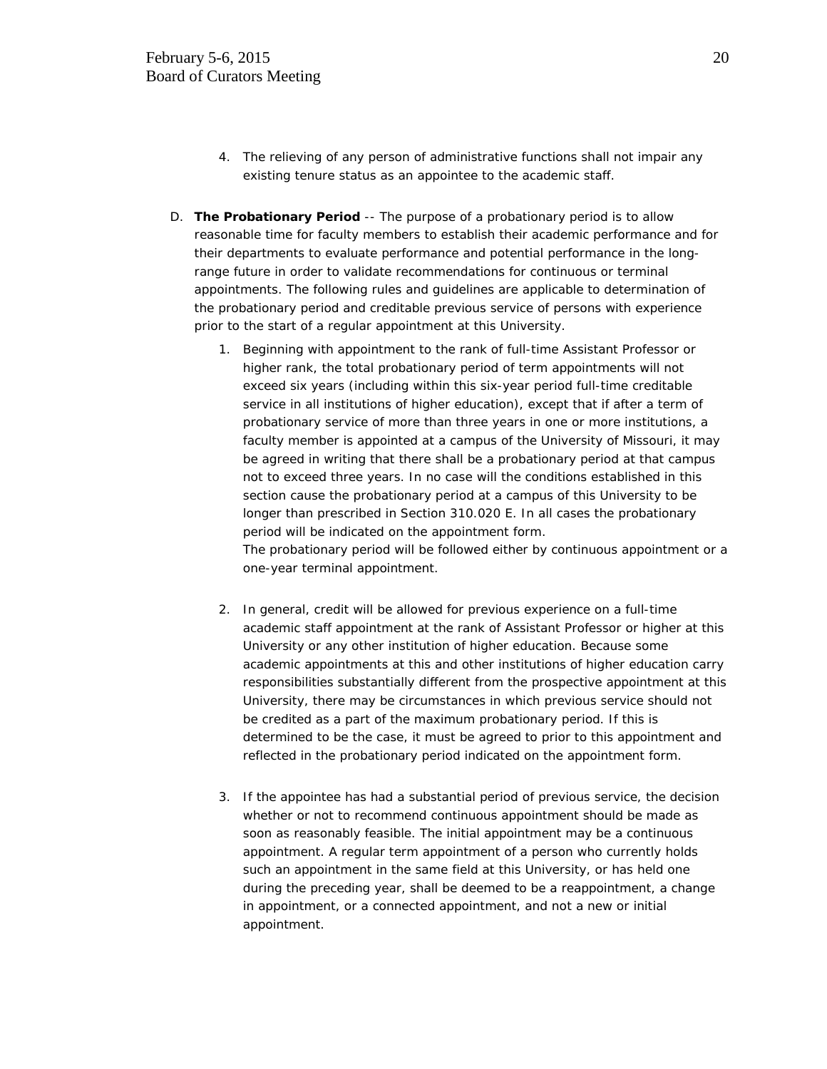4. The relieving of any person of administrative functions shall not impair any existing tenure status as an appointee to the academic staff.

D. **The Probationary Period** -- The purpose of a probationary period is to allow reasonable time for faculty members to establish their academic performance and for their departments to evaluate performance and potential performance in the long-range future in order to validate recommendations for continuous or terminal appointments. The following rules and guidelines are applicable to determination of the probationary period and creditable previous service of persons with experience prior to the start of a regular appointment at this University.

   1. Beginning with appointment to the rank of full-time Assistant Professor or higher rank, the total probationary period of term appointments will not exceed six years (including within this six-year period full-time creditable service in all institutions of higher education), except that if after a term of probationary service of more than three years in one or more institutions, a faculty member is appointed at a campus of the University of Missouri, it may be agreed in writing that there shall be a probationary period at that campus not to exceed three years. In no case will the conditions established in this section cause the probationary period at a campus of this University to be longer than prescribed in Section 310.020 E. In all cases the probationary period will be indicated on the appointment form.
      The probationary period will be followed either by continuous appointment or a one-year terminal appointment.

   2. In general, credit will be allowed for previous experience on a full-time academic staff appointment at the rank of Assistant Professor or higher at this University or any other institution of higher education. Because some academic appointments at this and other institutions of higher education carry responsibilities substantially different from the prospective appointment at this University, there may be circumstances in which previous service should not be credited as a part of the maximum probationary period. If this is determined to be the case, it must be agreed to prior to this appointment and reflected in the probationary period indicated on the appointment form.

   3. If the appointee has had a substantial period of previous service, the decision whether or not to recommend continuous appointment should be made as soon as reasonably feasible. The initial appointment may be a continuous appointment. A regular term appointment of a person who currently holds such an appointment in the same field at this University, or has held one during the preceding year, shall be deemed to be a reappointment, a change in appointment, or a connected appointment, and not a new or initial appointment.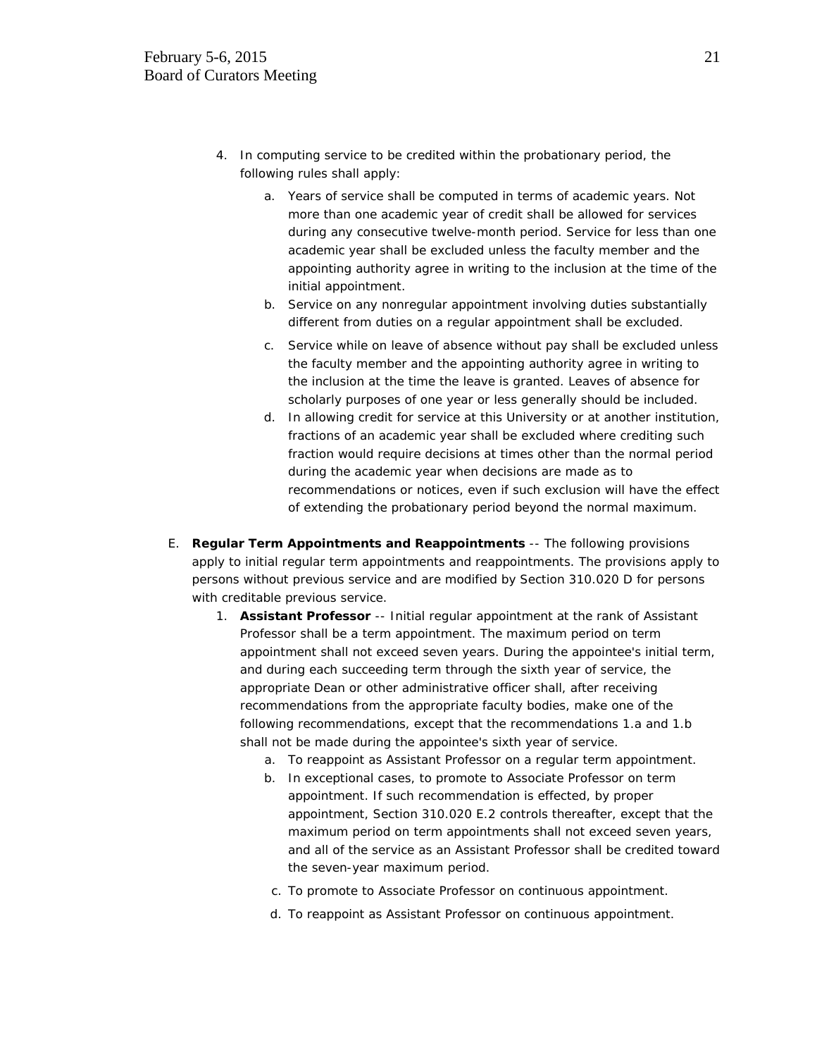4. In computing service to be credited within the probationary period, the following rules shall apply:
    a. Years of service shall be computed in terms of academic years. Not more than one academic year of credit shall be allowed for services during any consecutive twelve-month period. Service for less than one academic year shall be excluded unless the faculty member and the appointing authority agree in writing to the inclusion at the time of the initial appointment.
    b. Service on any nonregular appointment involving duties substantially different from duties on a regular appointment shall be excluded.
    c. Service while on leave of absence without pay shall be excluded unless the faculty member and the appointing authority agree in writing to the inclusion at the time the leave is granted. Leaves of absence for scholarly purposes of one year or less generally should be included.
    d. In allowing credit for service at this University or at another institution, fractions of an academic year shall be excluded where crediting such fraction would require decisions at times other than the normal period during the academic year when decisions are made as to recommendations or notices, even if such exclusion will have the effect of extending the probationary period beyond the normal maximum.

E. **Regular Term Appointments and Reappointments** -- The following provisions apply to initial regular term appointments and reappointments. The provisions apply to persons without previous service and are modified by Section 310.020 D for persons with creditable previous service.
   1. **Assistant Professor** -- Initial regular appointment at the rank of Assistant Professor shall be a term appointment. The maximum period on term appointment shall not exceed seven years. During the appointee's initial term, and during each succeeding term through the sixth year of service, the appropriate Dean or other administrative officer shall, after receiving recommendations from the appropriate faculty bodies, make one of the following recommendations, except that the recommendations 1.a and 1.b shall not be made during the appointee's sixth year of service.
       a. To reappoint as Assistant Professor on a regular term appointment.
       b. In exceptional cases, to promote to Associate Professor on term appointment. If such recommendation is effected, by proper appointment, Section 310.020 E.2 controls thereafter, except that the maximum period on term appointments shall not exceed seven years, and all of the service as an Assistant Professor shall be credited toward the seven-year maximum period.
       c. To promote to Associate Professor on continuous appointment.
       d. To reappoint as Assistant Professor on continuous appointment.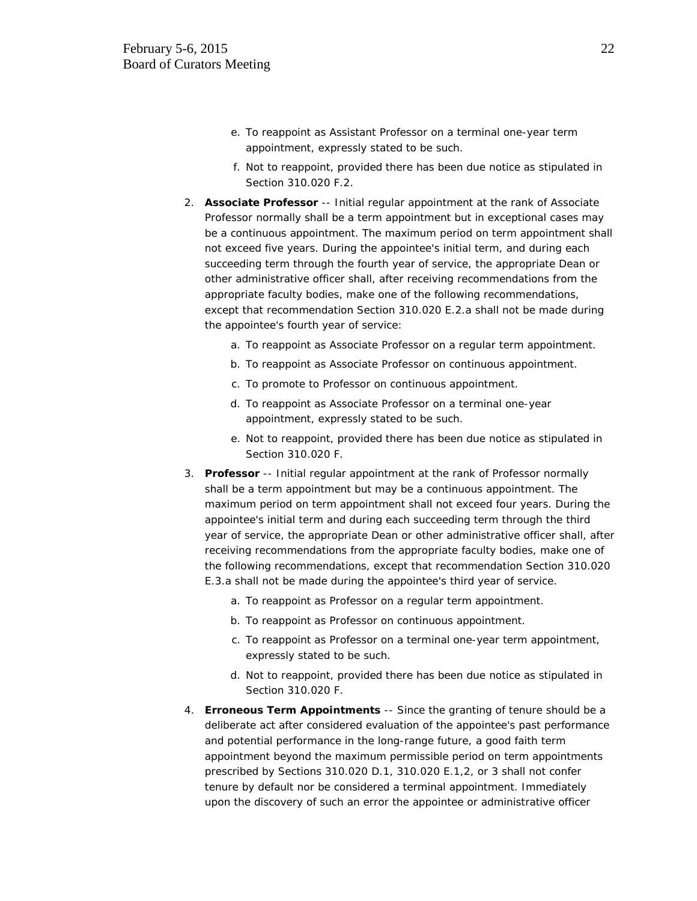e. To reappoint as Assistant Professor on a terminal one-year term appointment, expressly stated to be such.
   f. Not to reappoint, provided there has been due notice as stipulated in Section 310.020 F.2.

2. **Associate Professor** -- Initial regular appointment at the rank of Associate Professor normally shall be a term appointment but in exceptional cases may be a continuous appointment. The maximum period on term appointment shall not exceed five years. During the appointee's initial term, and during each succeeding term through the fourth year of service, the appropriate Dean or other administrative officer shall, after receiving recommendations from the appropriate faculty bodies, make one of the following recommendations, except that recommendation Section 310.020 E.2.a shall not be made during the appointee's fourth year of service:
   a. To reappoint as Associate Professor on a regular term appointment.
   b. To reappoint as Associate Professor on continuous appointment.
   c. To promote to Professor on continuous appointment.
   d. To reappoint as Associate Professor on a terminal one-year appointment, expressly stated to be such.
   e. Not to reappoint, provided there has been due notice as stipulated in Section 310.020 F.

3. **Professor** -- Initial regular appointment at the rank of Professor normally shall be a term appointment but may be a continuous appointment. The maximum period on term appointment shall not exceed four years. During the appointee's initial term and during each succeeding term through the third year of service, the appropriate Dean or other administrative officer shall, after receiving recommendations from the appropriate faculty bodies, make one of the following recommendations, except that recommendation Section 310.020 E.3.a shall not be made during the appointee's third year of service.
   a. To reappoint as Professor on a regular term appointment.
   b. To reappoint as Professor on continuous appointment.
   c. To reappoint as Professor on a terminal one-year term appointment, expressly stated to be such.
   d. Not to reappoint, provided there has been due notice as stipulated in Section 310.020 F.

4. **Erroneous Term Appointments** -- Since the granting of tenure should be a deliberate act after considered evaluation of the appointee's past performance and potential performance in the long-range future, a good faith term appointment beyond the maximum permissible period on term appointments prescribed by Sections 310.020 D.1, 310.020 E.1,2, or 3 shall not confer tenure by default nor be considered a terminal appointment. Immediately upon the discovery of such an error the appointee or administrative officer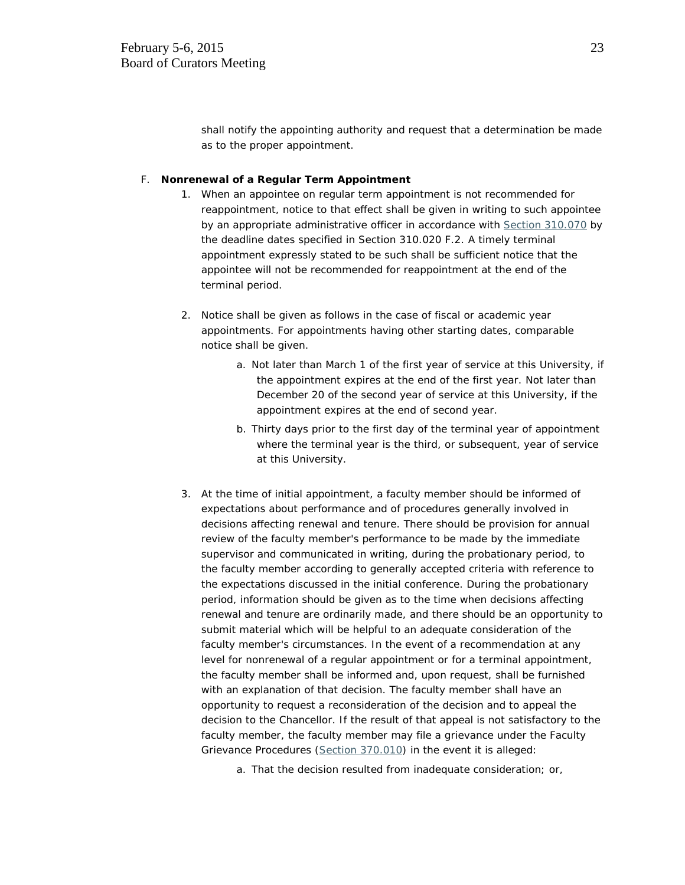shall notify the appointing authority and request that a determination be made as to the proper appointment.

F. **Nonrenewal of a Regular Term Appointment**

1. When an appointee on regular term appointment is not recommended for reappointment, notice to that effect shall be given in writing to such appointee by an appropriate administrative officer in accordance with Section 310.070 by the deadline dates specified in Section 310.020 F.2. A timely terminal appointment expressly stated to be such shall be sufficient notice that the appointee will not be recommended for reappointment at the end of the terminal period.

2. Notice shall be given as follows in the case of fiscal or academic year appointments. For appointments having other starting dates, comparable notice shall be given.

   a. Not later than March 1 of the first year of service at this University, if the appointment expires at the end of the first year. Not later than December 20 of the second year of service at this University, if the appointment expires at the end of second year.

   b. Thirty days prior to the first day of the terminal year of appointment where the terminal year is the third, or subsequent, year of service at this University.

3. At the time of initial appointment, a faculty member should be informed of expectations about performance and of procedures generally involved in decisions affecting renewal and tenure. There should be provision for annual review of the faculty member's performance to be made by the immediate supervisor and communicated in writing, during the probationary period, to the faculty member according to generally accepted criteria with reference to the expectations discussed in the initial conference. During the probationary period, information should be given as to the time when decisions affecting renewal and tenure are ordinarily made, and there should be an opportunity to submit material which will be helpful to an adequate consideration of the faculty member's circumstances. In the event of a recommendation at any level for nonrenewal of a regular appointment or for a terminal appointment, the faculty member shall be informed and, upon request, shall be furnished with an explanation of that decision. The faculty member shall have an opportunity to request a reconsideration of the decision and to appeal the decision to the Chancellor. If the result of that appeal is not satisfactory to the faculty member, the faculty member may file a grievance under the Faculty Grievance Procedures (Section 370.010) in the event it is alleged:

   a. That the decision resulted from inadequate consideration; or,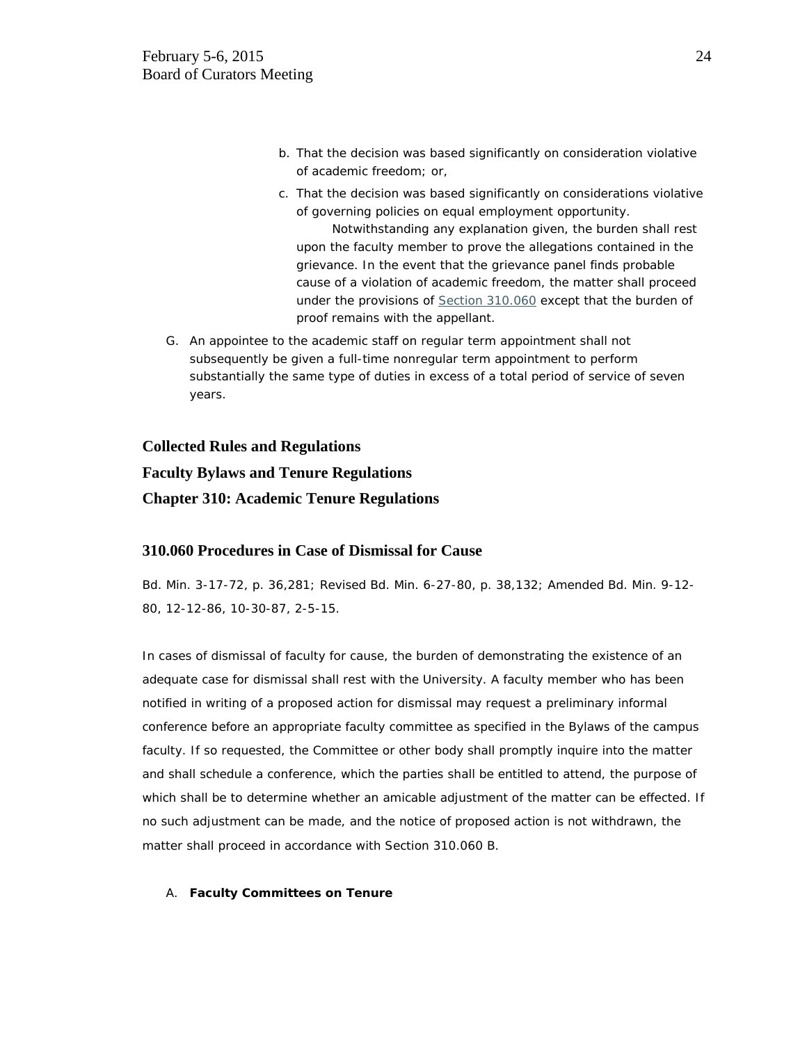b. That the decision was based significantly on consideration violative of academic freedom; or,

c. That the decision was based significantly on considerations violative of governing policies on equal employment opportunity.

   Notwithstanding any explanation given, the burden shall rest upon the faculty member to prove the allegations contained in the grievance. In the event that the grievance panel finds probable cause of a violation of academic freedom, the matter shall proceed under the provisions of Section 310.060 except that the burden of proof remains with the appellant.

G. An appointee to the academic staff on regular term appointment shall not subsequently be given a full-time nonregular term appointment to perform substantially the same type of duties in excess of a total period of service of seven years.

**Collected Rules and Regulations**

**Faculty Bylaws and Tenure Regulations**

**Chapter 310: Academic Tenure Regulations**

## 310.060 Procedures in Case of Dismissal for Cause

Bd. Min. 3-17-72, p. 36,281; Revised Bd. Min. 6-27-80, p. 38,132; Amended Bd. Min. 9-12-80, 12-12-86, 10-30-87, 2-5-15.

In cases of dismissal of faculty for cause, the burden of demonstrating the existence of an adequate case for dismissal shall rest with the University. A faculty member who has been notified in writing of a proposed action for dismissal may request a preliminary informal conference before an appropriate faculty committee as specified in the Bylaws of the campus faculty. If so requested, the Committee or other body shall promptly inquire into the matter and shall schedule a conference, which the parties shall be entitled to attend, the purpose of which shall be to determine whether an amicable adjustment of the matter can be effected. If no such adjustment can be made, and the notice of proposed action is not withdrawn, the matter shall proceed in accordance with Section 310.060 B.

A. **Faculty Committees on Tenure**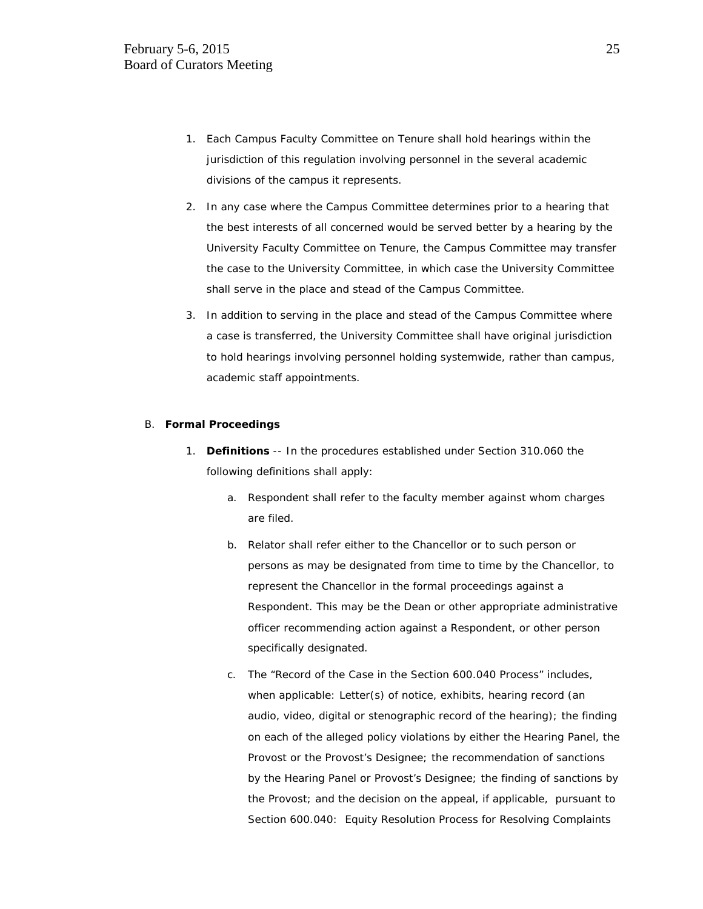1. Each Campus Faculty Committee on Tenure shall hold hearings within the jurisdiction of this regulation involving personnel in the several academic divisions of the campus it represents.

2. In any case where the Campus Committee determines prior to a hearing that the best interests of all concerned would be served better by a hearing by the University Faculty Committee on Tenure, the Campus Committee may transfer the case to the University Committee, in which case the University Committee shall serve in the place and stead of the Campus Committee.

3. In addition to serving in the place and stead of the Campus Committee where a case is transferred, the University Committee shall have original jurisdiction to hold hearings involving personnel holding systemwide, rather than campus, academic staff appointments.

B. **Formal Proceedings**

1. **Definitions** -- In the procedures established under Section 310.060 the following definitions shall apply:

    a. Respondent shall refer to the faculty member against whom charges are filed.

    b. Relator shall refer either to the Chancellor or to such person or persons as may be designated from time to time by the Chancellor, to represent the Chancellor in the formal proceedings against a Respondent. This may be the Dean or other appropriate administrative officer recommending action against a Respondent, or other person specifically designated.

    c. The "Record of the Case in the Section 600.040 Process" includes, when applicable: Letter(s) of notice, exhibits, hearing record (an audio, video, digital or stenographic record of the hearing); the finding on each of the alleged policy violations by either the Hearing Panel, the Provost or the Provost's Designee; the recommendation of sanctions by the Hearing Panel or Provost's Designee; the finding of sanctions by the Provost; and the decision on the appeal, if applicable, pursuant to Section 600.040: Equity Resolution Process for Resolving Complaints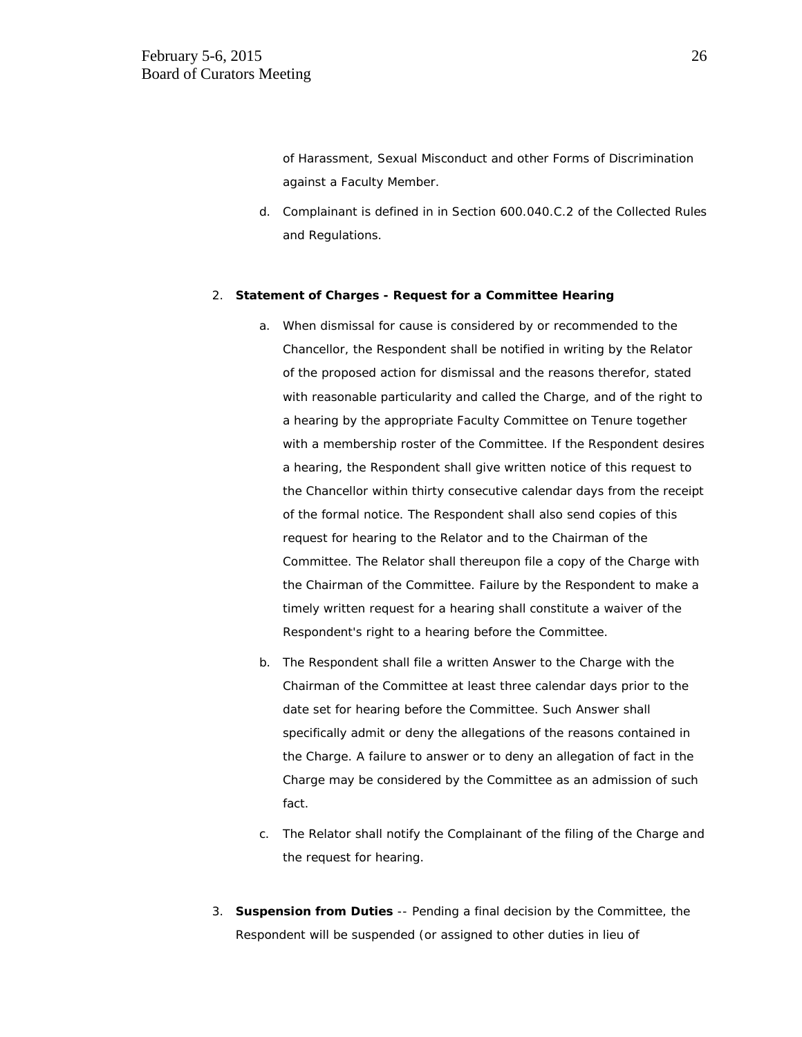of Harassment, Sexual Misconduct and other Forms of Discrimination against a Faculty Member.

d. Complainant is defined in in Section 600.040.C.2 of the Collected Rules and Regulations.

2. **Statement of Charges - Request for a Committee Hearing**

   a. When dismissal for cause is considered by or recommended to the Chancellor, the Respondent shall be notified in writing by the Relator of the proposed action for dismissal and the reasons therefor, stated with reasonable particularity and called the Charge, and of the right to a hearing by the appropriate Faculty Committee on Tenure together with a membership roster of the Committee. If the Respondent desires a hearing, the Respondent shall give written notice of this request to the Chancellor within thirty consecutive calendar days from the receipt of the formal notice. The Respondent shall also send copies of this request for hearing to the Relator and to the Chairman of the Committee. The Relator shall thereupon file a copy of the Charge with the Chairman of the Committee. Failure by the Respondent to make a timely written request for a hearing shall constitute a waiver of the Respondent's right to a hearing before the Committee.

   b. The Respondent shall file a written Answer to the Charge with the Chairman of the Committee at least three calendar days prior to the date set for hearing before the Committee. Such Answer shall specifically admit or deny the allegations of the reasons contained in the Charge. A failure to answer or to deny an allegation of fact in the Charge may be considered by the Committee as an admission of such fact.

   c. The Relator shall notify the Complainant of the filing of the Charge and the request for hearing.

3. **Suspension from Duties** -- Pending a final decision by the Committee, the Respondent will be suspended (or assigned to other duties in lieu of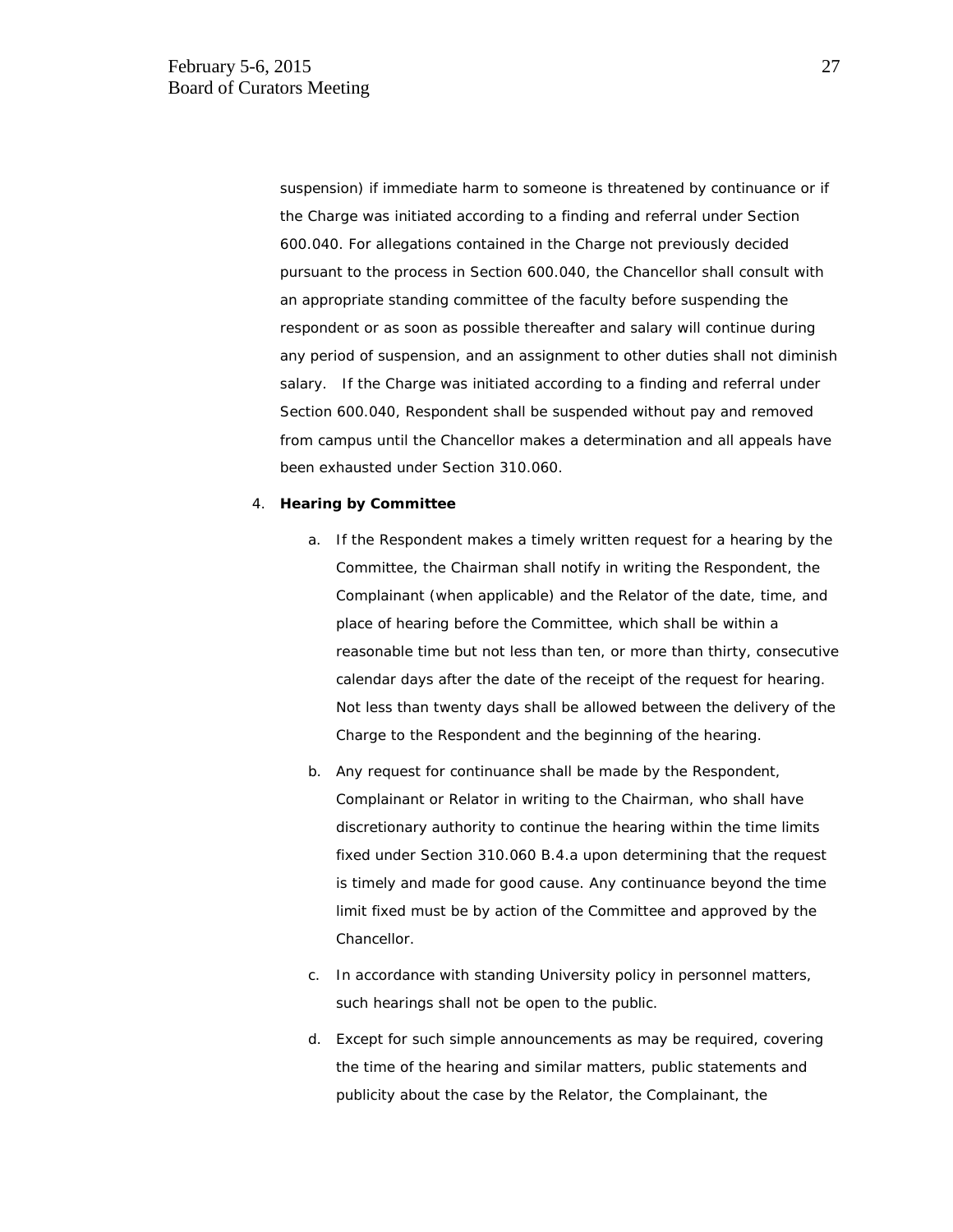suspension) if immediate harm to someone is threatened by continuance or if the Charge was initiated according to a finding and referral under Section 600.040. For allegations contained in the Charge not previously decided pursuant to the process in Section 600.040, the Chancellor shall consult with an appropriate standing committee of the faculty before suspending the respondent or as soon as possible thereafter and salary will continue during any period of suspension, and an assignment to other duties shall not diminish salary. If the Charge was initiated according to a finding and referral under Section 600.040, Respondent shall be suspended without pay and removed from campus until the Chancellor makes a determination and all appeals have been exhausted under Section 310.060.

4. **Hearing by Committee**

   a. If the Respondent makes a timely written request for a hearing by the Committee, the Chairman shall notify in writing the Respondent, the Complainant (when applicable) and the Relator of the date, time, and place of hearing before the Committee, which shall be within a reasonable time but not less than ten, or more than thirty, consecutive calendar days after the date of the receipt of the request for hearing. Not less than twenty days shall be allowed between the delivery of the Charge to the Respondent and the beginning of the hearing.

   b. Any request for continuance shall be made by the Respondent, Complainant or Relator in writing to the Chairman, who shall have discretionary authority to continue the hearing within the time limits fixed under Section 310.060 B.4.a upon determining that the request is timely and made for good cause. Any continuance beyond the time limit fixed must be by action of the Committee and approved by the Chancellor.

   c. In accordance with standing University policy in personnel matters, such hearings shall not be open to the public.

   d. Except for such simple announcements as may be required, covering the time of the hearing and similar matters, public statements and publicity about the case by the Relator, the Complainant, the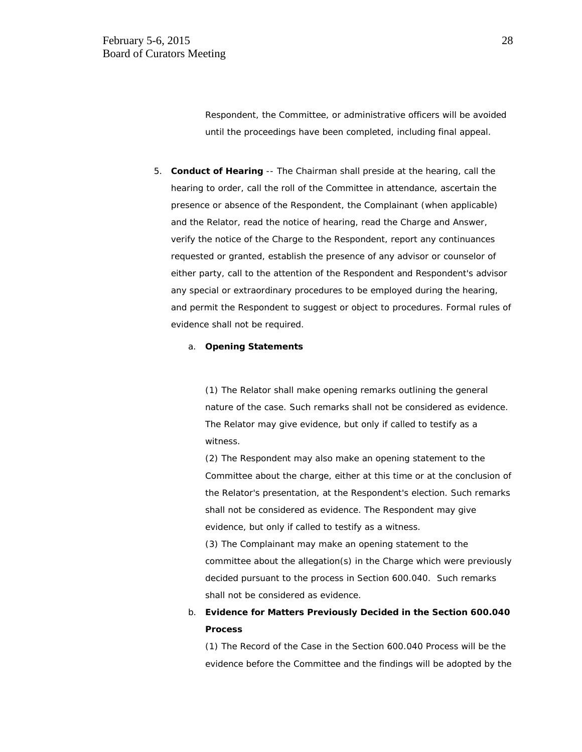Respondent, the Committee, or administrative officers will be avoided until the proceedings have been completed, including final appeal.

5. **Conduct of Hearing** -- The Chairman shall preside at the hearing, call the hearing to order, call the roll of the Committee in attendance, ascertain the presence or absence of the Respondent, the Complainant (when applicable) and the Relator, read the notice of hearing, read the Charge and Answer, verify the notice of the Charge to the Respondent, report any continuances requested or granted, establish the presence of any advisor or counselor of either party, call to the attention of the Respondent and Respondent's advisor any special or extraordinary procedures to be employed during the hearing, and permit the Respondent to suggest or object to procedures. Formal rules of evidence shall not be required.

   a. **Opening Statements**

      (1) The Relator shall make opening remarks outlining the general nature of the case. Such remarks shall not be considered as evidence. The Relator may give evidence, but only if called to testify as a witness.

      (2) The Respondent may also make an opening statement to the Committee about the charge, either at this time or at the conclusion of the Relator's presentation, at the Respondent's election. Such remarks shall not be considered as evidence. The Respondent may give evidence, but only if called to testify as a witness.

      (3) The Complainant may make an opening statement to the committee about the allegation(s) in the Charge which were previously decided pursuant to the process in Section 600.040. Such remarks shall not be considered as evidence.

   b. **Evidence for Matters Previously Decided in the Section 600.040 Process**

      (1) The Record of the Case in the Section 600.040 Process will be the evidence before the Committee and the findings will be adopted by the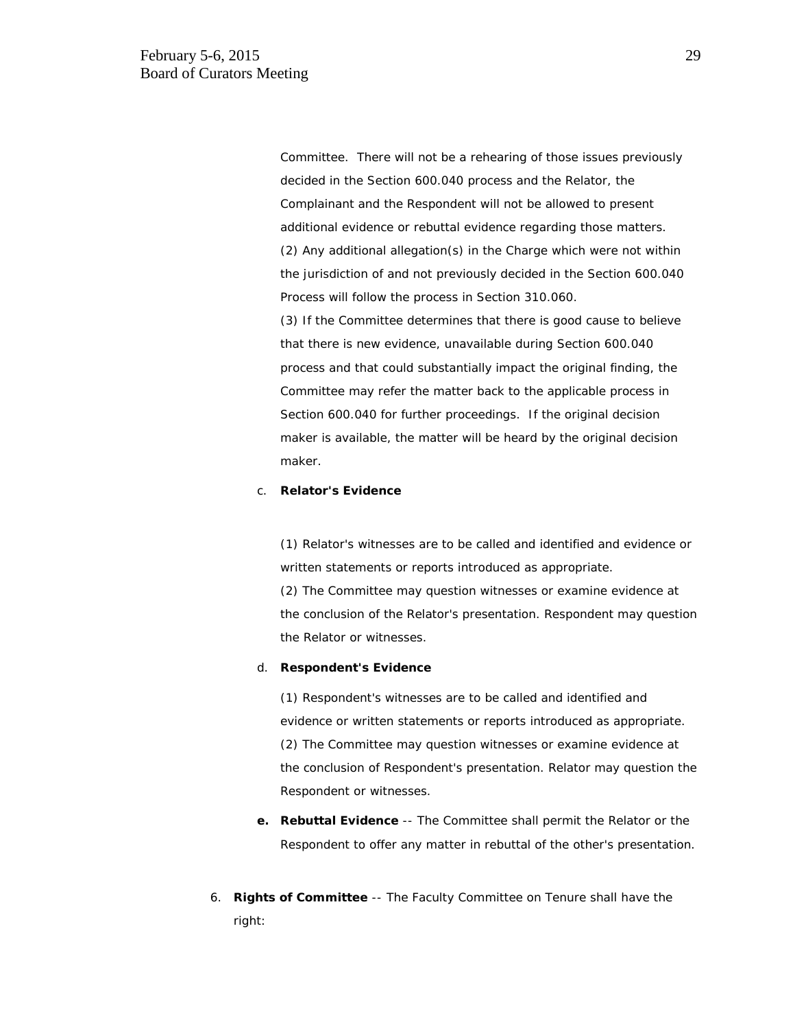Committee. There will not be a rehearing of those issues previously decided in the Section 600.040 process and the Relator, the Complainant and the Respondent will not be allowed to present additional evidence or rebuttal evidence regarding those matters.
(2) Any additional allegation(s) in the Charge which were not within the jurisdiction of and not previously decided in the Section 600.040 Process will follow the process in Section 310.060.
(3) If the Committee determines that there is good cause to believe that there is new evidence, unavailable during Section 600.040 process and that could substantially impact the original finding, the Committee may refer the matter back to the applicable process in Section 600.040 for further proceedings. If the original decision maker is available, the matter will be heard by the original decision maker.

c. **Relator's Evidence**

(1) Relator's witnesses are to be called and identified and evidence or written statements or reports introduced as appropriate.
(2) The Committee may question witnesses or examine evidence at the conclusion of the Relator's presentation. Respondent may question the Relator or witnesses.

d. **Respondent's Evidence**

(1) Respondent's witnesses are to be called and identified and evidence or written statements or reports introduced as appropriate.
(2) The Committee may question witnesses or examine evidence at the conclusion of Respondent's presentation. Relator may question the Respondent or witnesses.

**e. Rebuttal Evidence** -- The Committee shall permit the Relator or the Respondent to offer any matter in rebuttal of the other's presentation.

6. **Rights of Committee** -- The Faculty Committee on Tenure shall have the right: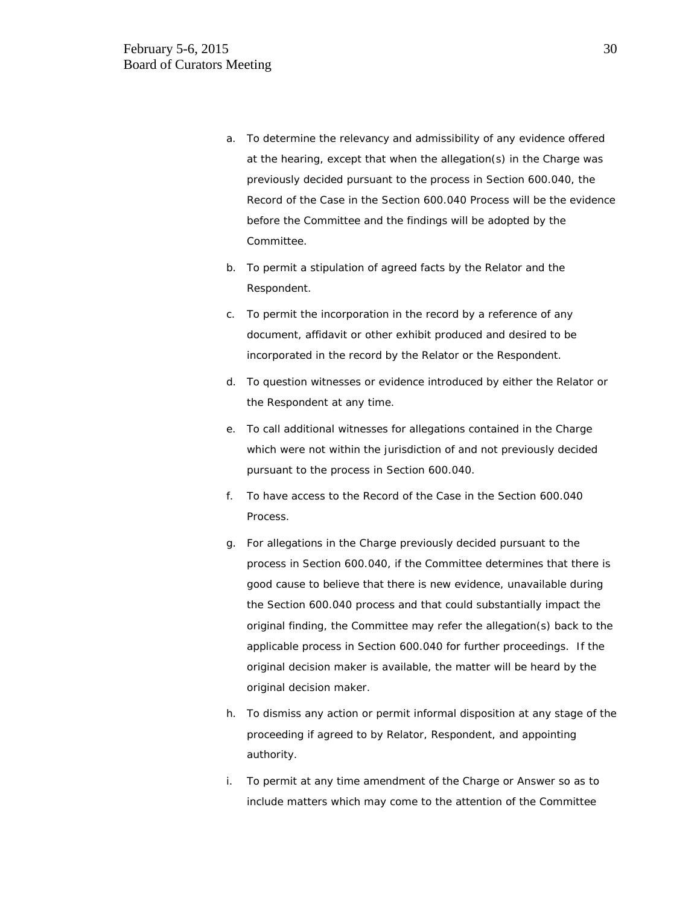a. To determine the relevancy and admissibility of any evidence offered at the hearing, except that when the allegation(s) in the Charge was previously decided pursuant to the process in Section 600.040, the Record of the Case in the Section 600.040 Process will be the evidence before the Committee and the findings will be adopted by the Committee.

b. To permit a stipulation of agreed facts by the Relator and the Respondent.

c. To permit the incorporation in the record by a reference of any document, affidavit or other exhibit produced and desired to be incorporated in the record by the Relator or the Respondent.

d. To question witnesses or evidence introduced by either the Relator or the Respondent at any time.

e. To call additional witnesses for allegations contained in the Charge which were not within the jurisdiction of and not previously decided pursuant to the process in Section 600.040.

f. To have access to the Record of the Case in the Section 600.040 Process.

g. For allegations in the Charge previously decided pursuant to the process in Section 600.040, if the Committee determines that there is good cause to believe that there is new evidence, unavailable during the Section 600.040 process and that could substantially impact the original finding, the Committee may refer the allegation(s) back to the applicable process in Section 600.040 for further proceedings. If the original decision maker is available, the matter will be heard by the original decision maker.

h. To dismiss any action or permit informal disposition at any stage of the proceeding if agreed to by Relator, Respondent, and appointing authority.

i. To permit at any time amendment of the Charge or Answer so as to include matters which may come to the attention of the Committee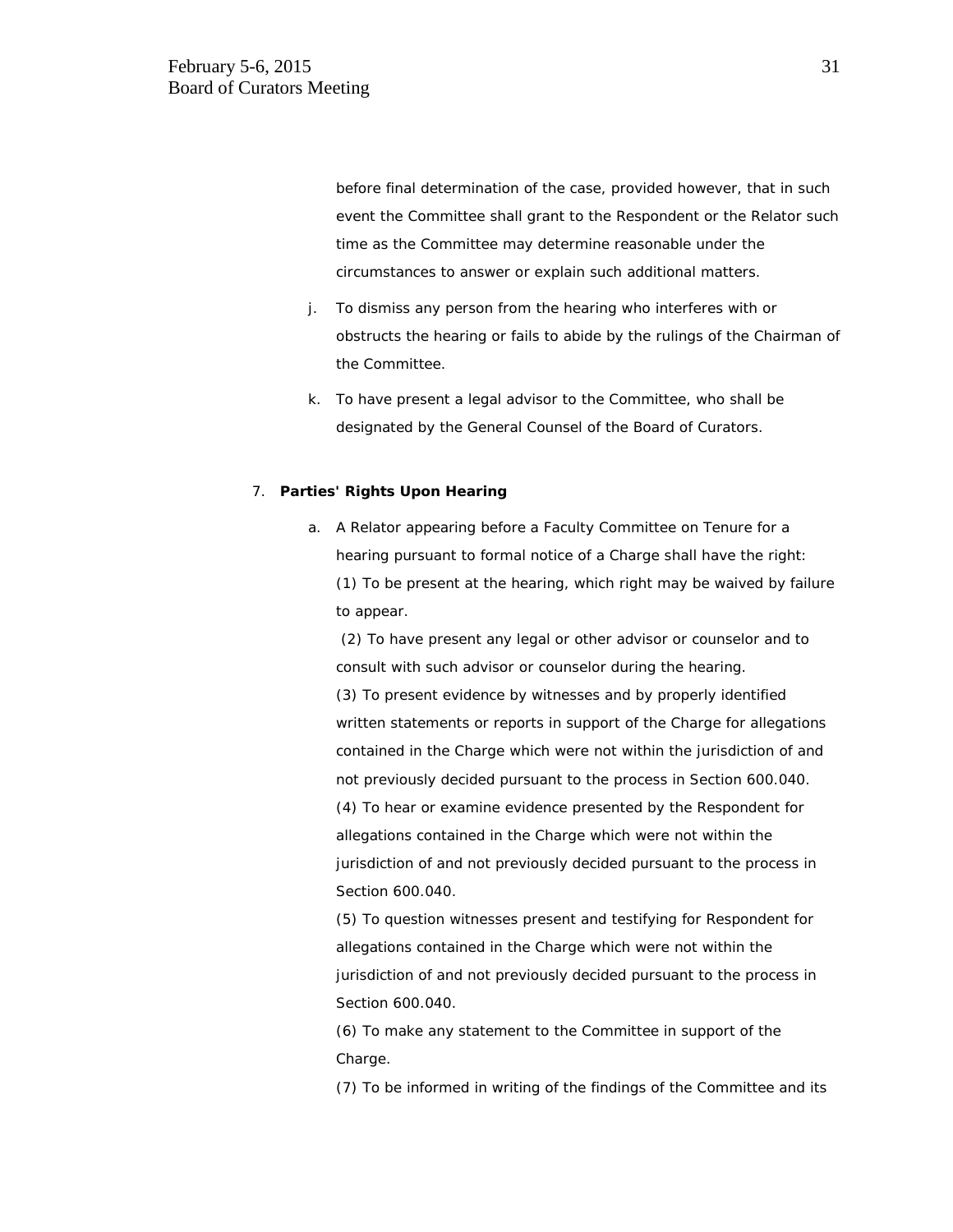before final determination of the case, provided however, that in such event the Committee shall grant to the Respondent or the Relator such time as the Committee may determine reasonable under the circumstances to answer or explain such additional matters.

j. To dismiss any person from the hearing who interferes with or obstructs the hearing or fails to abide by the rulings of the Chairman of the Committee.

k. To have present a legal advisor to the Committee, who shall be designated by the General Counsel of the Board of Curators.

7. **Parties' Rights Upon Hearing**

a. A Relator appearing before a Faculty Committee on Tenure for a hearing pursuant to formal notice of a Charge shall have the right:

(1) To be present at the hearing, which right may be waived by failure to appear.

(2) To have present any legal or other advisor or counselor and to consult with such advisor or counselor during the hearing.

(3) To present evidence by witnesses and by properly identified written statements or reports in support of the Charge for allegations contained in the Charge which were not within the jurisdiction of and not previously decided pursuant to the process in Section 600.040.

(4) To hear or examine evidence presented by the Respondent for allegations contained in the Charge which were not within the jurisdiction of and not previously decided pursuant to the process in Section 600.040.

(5) To question witnesses present and testifying for Respondent for allegations contained in the Charge which were not within the jurisdiction of and not previously decided pursuant to the process in Section 600.040.

(6) To make any statement to the Committee in support of the Charge.

(7) To be informed in writing of the findings of the Committee and its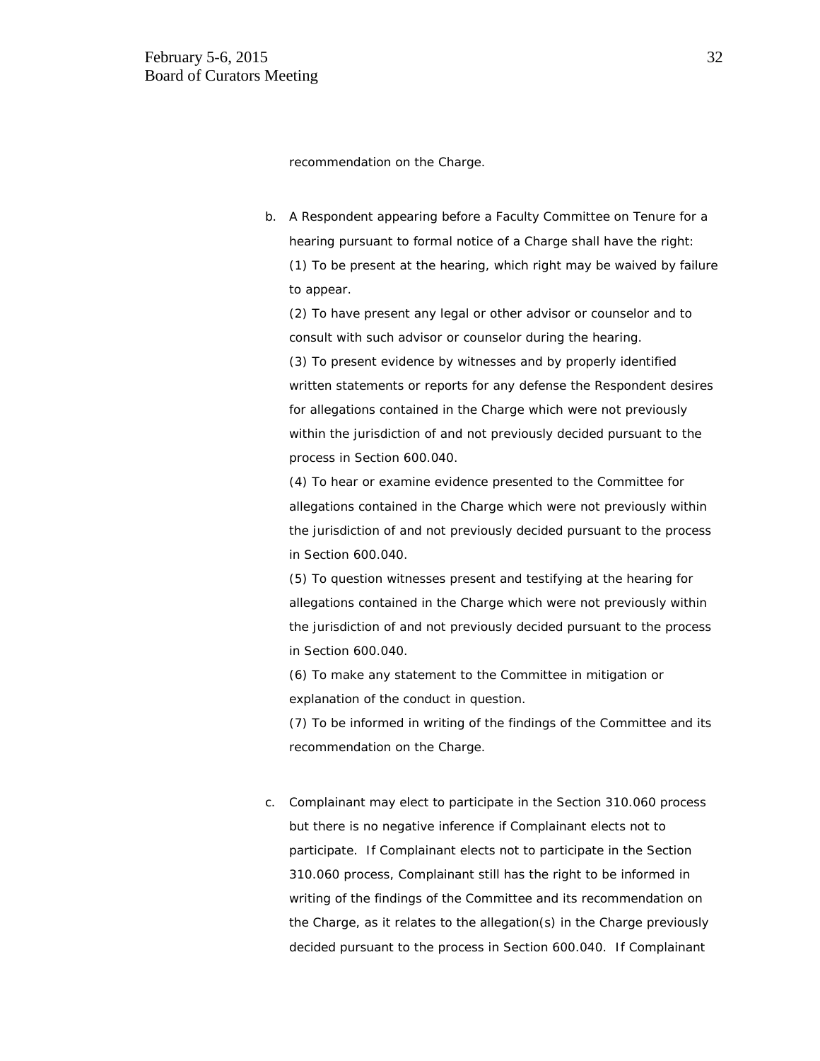recommendation on the Charge.

b. A Respondent appearing before a Faculty Committee on Tenure for a hearing pursuant to formal notice of a Charge shall have the right:

   (1) To be present at the hearing, which right may be waived by failure to appear.

   (2) To have present any legal or other advisor or counselor and to consult with such advisor or counselor during the hearing.

   (3) To present evidence by witnesses and by properly identified written statements or reports for any defense the Respondent desires for allegations contained in the Charge which were not previously within the jurisdiction of and not previously decided pursuant to the process in Section 600.040.

   (4) To hear or examine evidence presented to the Committee for allegations contained in the Charge which were not previously within the jurisdiction of and not previously decided pursuant to the process in Section 600.040.

   (5) To question witnesses present and testifying at the hearing for allegations contained in the Charge which were not previously within the jurisdiction of and not previously decided pursuant to the process in Section 600.040.

   (6) To make any statement to the Committee in mitigation or explanation of the conduct in question.

   (7) To be informed in writing of the findings of the Committee and its recommendation on the Charge.

c. Complainant may elect to participate in the Section 310.060 process but there is no negative inference if Complainant elects not to participate. If Complainant elects not to participate in the Section 310.060 process, Complainant still has the right to be informed in writing of the findings of the Committee and its recommendation on the Charge, as it relates to the allegation(s) in the Charge previously decided pursuant to the process in Section 600.040. If Complainant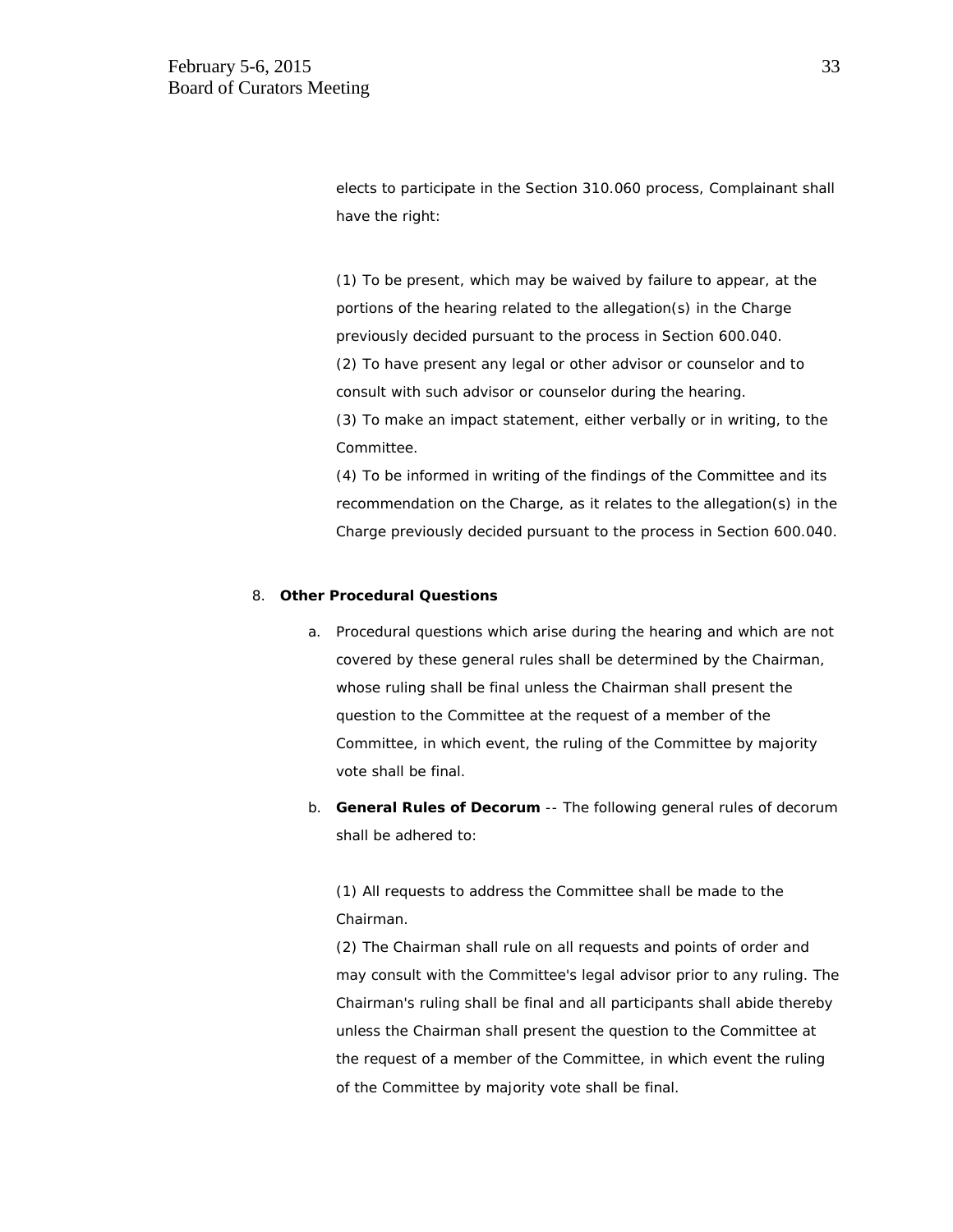elects to participate in the Section 310.060 process, Complainant shall have the right:

(1) To be present, which may be waived by failure to appear, at the portions of the hearing related to the allegation(s) in the Charge previously decided pursuant to the process in Section 600.040.
(2) To have present any legal or other advisor or counselor and to consult with such advisor or counselor during the hearing.
(3) To make an impact statement, either verbally or in writing, to the Committee.
(4) To be informed in writing of the findings of the Committee and its recommendation on the Charge, as it relates to the allegation(s) in the Charge previously decided pursuant to the process in Section 600.040.

8. **Other Procedural Questions**

   a. Procedural questions which arise during the hearing and which are not covered by these general rules shall be determined by the Chairman, whose ruling shall be final unless the Chairman shall present the question to the Committee at the request of a member of the Committee, in which event, the ruling of the Committee by majority vote shall be final.

   b. **General Rules of Decorum** -- The following general rules of decorum shall be adhered to:

      (1) All requests to address the Committee shall be made to the Chairman.
      (2) The Chairman shall rule on all requests and points of order and may consult with the Committee's legal advisor prior to any ruling. The Chairman's ruling shall be final and all participants shall abide thereby unless the Chairman shall present the question to the Committee at the request of a member of the Committee, in which event the ruling of the Committee by majority vote shall be final.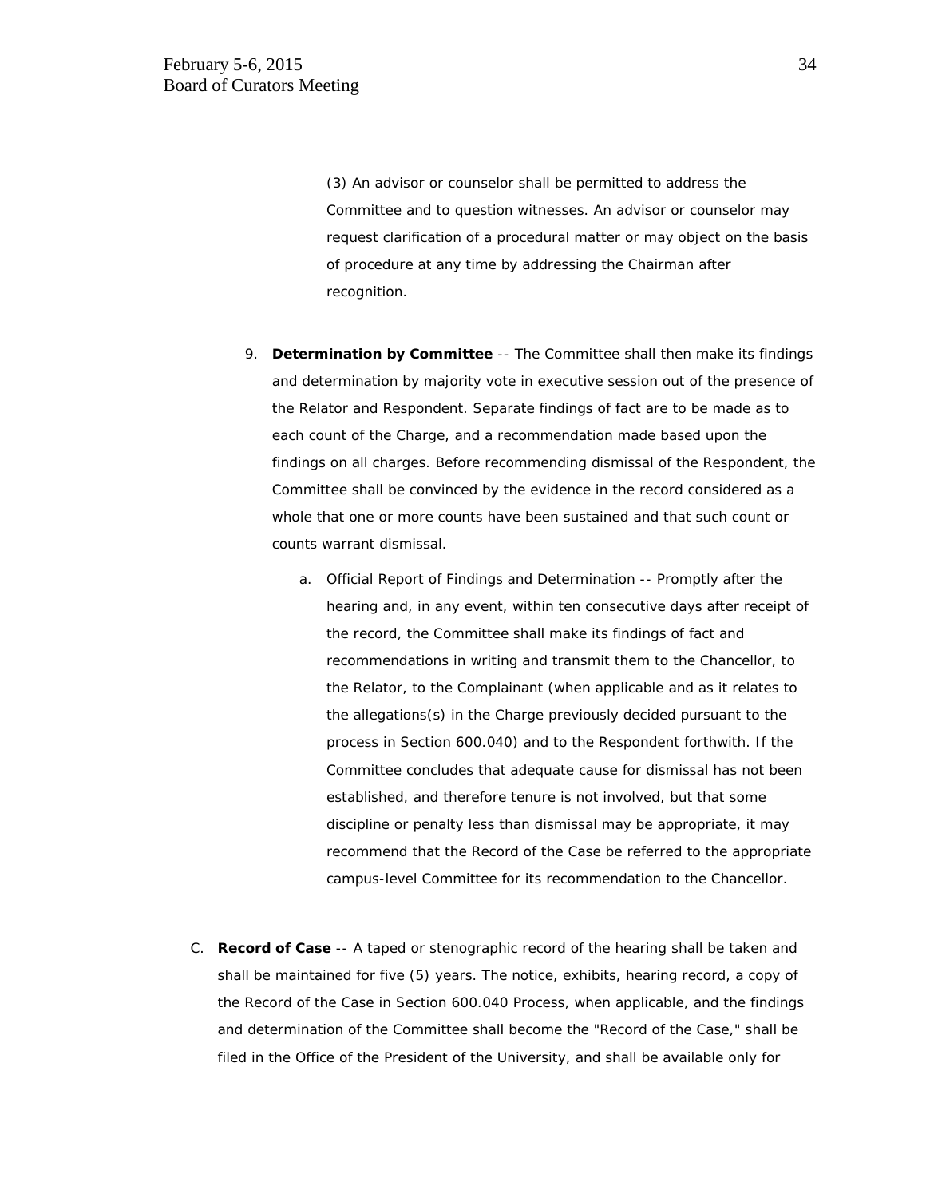(3) An advisor or counselor shall be permitted to address the Committee and to question witnesses. An advisor or counselor may request clarification of a procedural matter or may object on the basis of procedure at any time by addressing the Chairman after recognition.

9. **Determination by Committee** -- The Committee shall then make its findings and determination by majority vote in executive session out of the presence of the Relator and Respondent. Separate findings of fact are to be made as to each count of the Charge, and a recommendation made based upon the findings on all charges. Before recommending dismissal of the Respondent, the Committee shall be convinced by the evidence in the record considered as a whole that one or more counts have been sustained and that such count or counts warrant dismissal.

   a. Official Report of Findings and Determination -- Promptly after the hearing and, in any event, within ten consecutive days after receipt of the record, the Committee shall make its findings of fact and recommendations in writing and transmit them to the Chancellor, to the Relator, to the Complainant (when applicable and as it relates to the allegations(s) in the Charge previously decided pursuant to the process in Section 600.040) and to the Respondent forthwith. If the Committee concludes that adequate cause for dismissal has not been established, and therefore tenure is not involved, but that some discipline or penalty less than dismissal may be appropriate, it may recommend that the Record of the Case be referred to the appropriate campus-level Committee for its recommendation to the Chancellor.

C. **Record of Case** -- A taped or stenographic record of the hearing shall be taken and shall be maintained for five (5) years. The notice, exhibits, hearing record, a copy of the Record of the Case in Section 600.040 Process, when applicable, and the findings and determination of the Committee shall become the "Record of the Case," shall be filed in the Office of the President of the University, and shall be available only for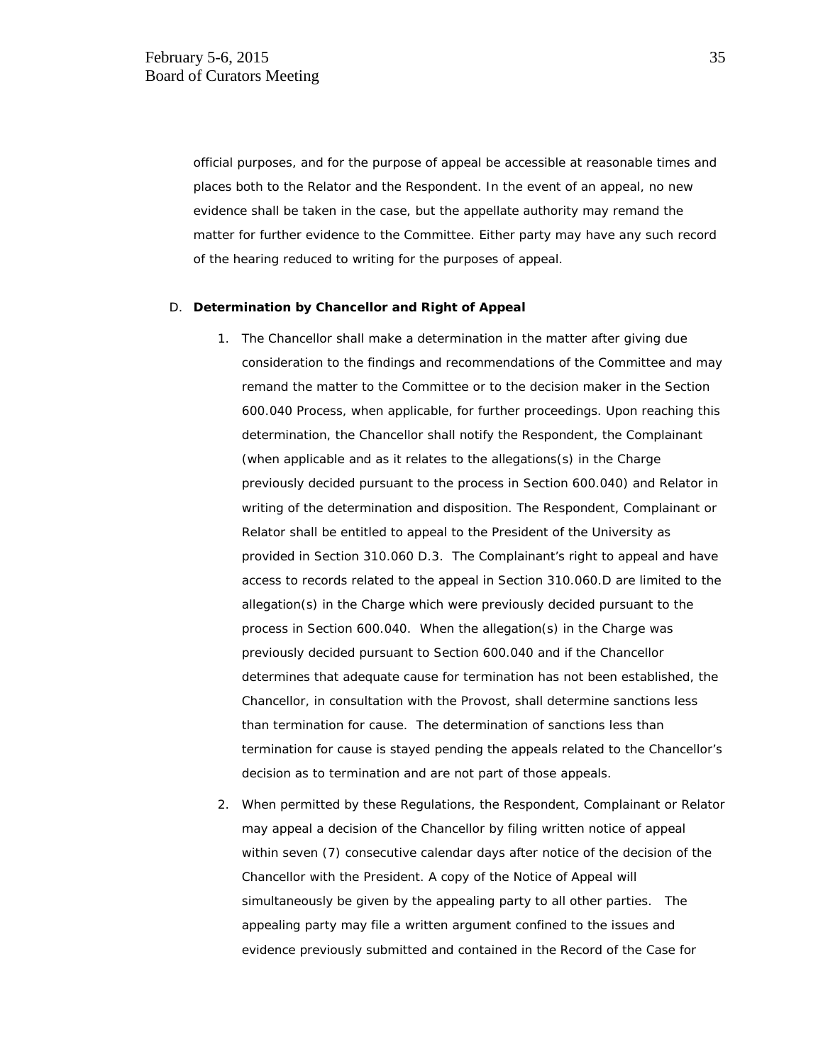official purposes, and for the purpose of appeal be accessible at reasonable times and places both to the Relator and the Respondent. In the event of an appeal, no new evidence shall be taken in the case, but the appellate authority may remand the matter for further evidence to the Committee. Either party may have any such record of the hearing reduced to writing for the purposes of appeal.

D. **Determination by Chancellor and Right of Appeal**

1. The Chancellor shall make a determination in the matter after giving due consideration to the findings and recommendations of the Committee and may remand the matter to the Committee or to the decision maker in the Section 600.040 Process, when applicable, for further proceedings. Upon reaching this determination, the Chancellor shall notify the Respondent, the Complainant (when applicable and as it relates to the allegations(s) in the Charge previously decided pursuant to the process in Section 600.040) and Relator in writing of the determination and disposition. The Respondent, Complainant or Relator shall be entitled to appeal to the President of the University as provided in Section 310.060 D.3. The Complainant's right to appeal and have access to records related to the appeal in Section 310.060.D are limited to the allegation(s) in the Charge which were previously decided pursuant to the process in Section 600.040. When the allegation(s) in the Charge was previously decided pursuant to Section 600.040 and if the Chancellor determines that adequate cause for termination has not been established, the Chancellor, in consultation with the Provost, shall determine sanctions less than termination for cause. The determination of sanctions less than termination for cause is stayed pending the appeals related to the Chancellor's decision as to termination and are not part of those appeals.

2. When permitted by these Regulations, the Respondent, Complainant or Relator may appeal a decision of the Chancellor by filing written notice of appeal within seven (7) consecutive calendar days after notice of the decision of the Chancellor with the President. A copy of the Notice of Appeal will simultaneously be given by the appealing party to all other parties. The appealing party may file a written argument confined to the issues and evidence previously submitted and contained in the Record of the Case for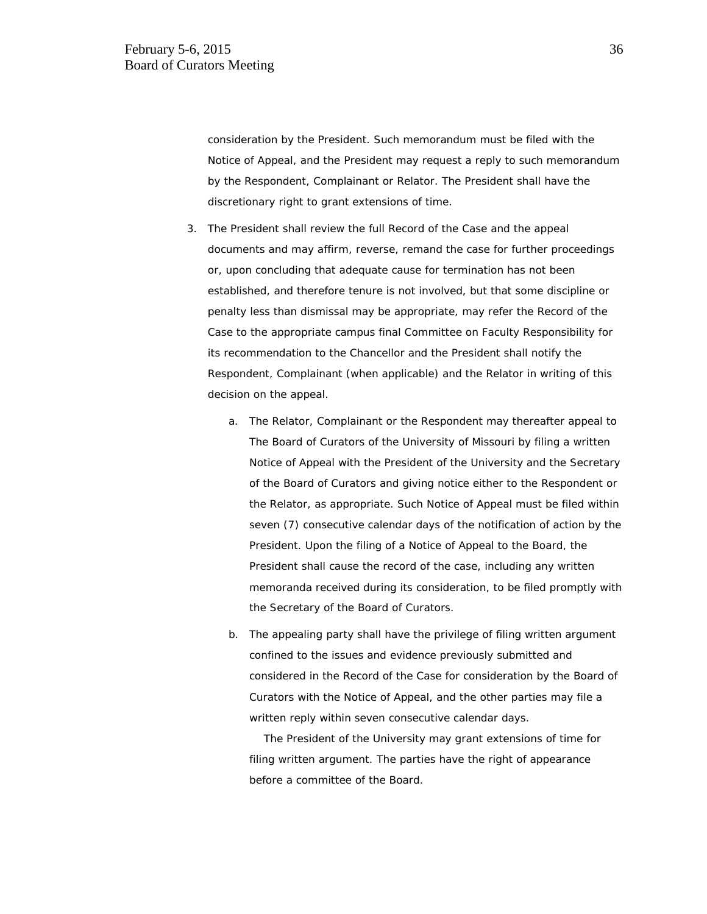consideration by the President. Such memorandum must be filed with the Notice of Appeal, and the President may request a reply to such memorandum by the Respondent, Complainant or Relator. The President shall have the discretionary right to grant extensions of time.

3. The President shall review the full Record of the Case and the appeal documents and may affirm, reverse, remand the case for further proceedings or, upon concluding that adequate cause for termination has not been established, and therefore tenure is not involved, but that some discipline or penalty less than dismissal may be appropriate, may refer the Record of the Case to the appropriate campus final Committee on Faculty Responsibility for its recommendation to the Chancellor and the President shall notify the Respondent, Complainant (when applicable) and the Relator in writing of this decision on the appeal.

    a. The Relator, Complainant or the Respondent may thereafter appeal to The Board of Curators of the University of Missouri by filing a written Notice of Appeal with the President of the University and the Secretary of the Board of Curators and giving notice either to the Respondent or the Relator, as appropriate. Such Notice of Appeal must be filed within seven (7) consecutive calendar days of the notification of action by the President. Upon the filing of a Notice of Appeal to the Board, the President shall cause the record of the case, including any written memoranda received during its consideration, to be filed promptly with the Secretary of the Board of Curators.

    b. The appealing party shall have the privilege of filing written argument confined to the issues and evidence previously submitted and considered in the Record of the Case for consideration by the Board of Curators with the Notice of Appeal, and the other parties may file a written reply within seven consecutive calendar days.

       The President of the University may grant extensions of time for filing written argument. The parties have the right of appearance before a committee of the Board.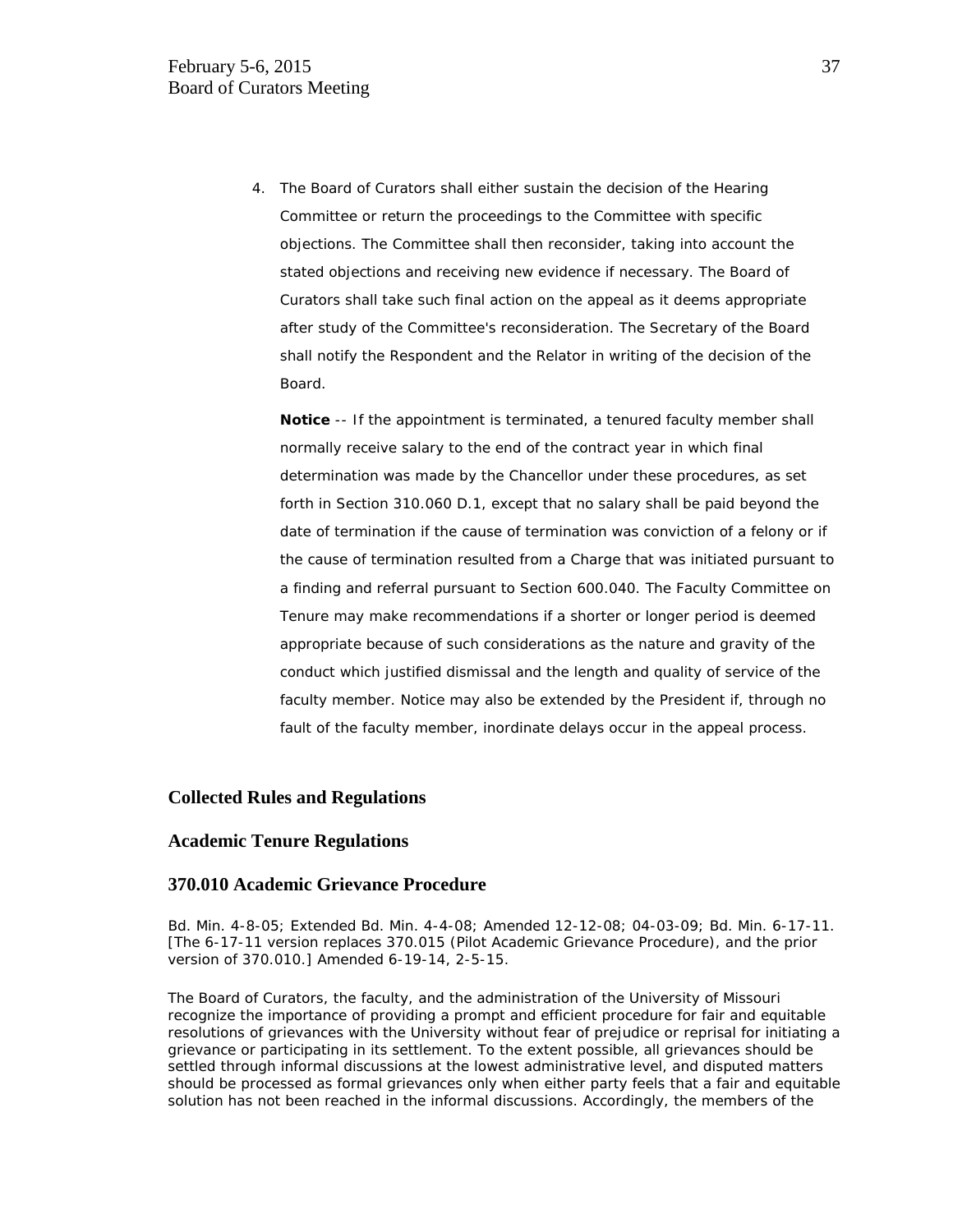4. The Board of Curators shall either sustain the decision of the Hearing Committee or return the proceedings to the Committee with specific objections. The Committee shall then reconsider, taking into account the stated objections and receiving new evidence if necessary. The Board of Curators shall take such final action on the appeal as it deems appropriate after study of the Committee's reconsideration. The Secretary of the Board shall notify the Respondent and the Relator in writing of the decision of the Board.

   **Notice** -- If the appointment is terminated, a tenured faculty member shall normally receive salary to the end of the contract year in which final determination was made by the Chancellor under these procedures, as set forth in Section 310.060 D.1, except that no salary shall be paid beyond the date of termination if the cause of termination was conviction of a felony or if the cause of termination resulted from a Charge that was initiated pursuant to a finding and referral pursuant to Section 600.040. The Faculty Committee on Tenure may make recommendations if a shorter or longer period is deemed appropriate because of such considerations as the nature and gravity of the conduct which justified dismissal and the length and quality of service of the faculty member. Notice may also be extended by the President if, through no fault of the faculty member, inordinate delays occur in the appeal process.

## Collected Rules and Regulations

## Academic Tenure Regulations

## 370.010 Academic Grievance Procedure

Bd. Min. 4-8-05; Extended Bd. Min. 4-4-08; Amended 12-12-08; 04-03-09; Bd. Min. 6-17-11. [The 6-17-11 version replaces 370.015 (Pilot Academic Grievance Procedure), and the prior version of 370.010.] Amended 6-19-14, 2-5-15.

The Board of Curators, the faculty, and the administration of the University of Missouri recognize the importance of providing a prompt and efficient procedure for fair and equitable resolutions of grievances with the University without fear of prejudice or reprisal for initiating a grievance or participating in its settlement. To the extent possible, all grievances should be settled through informal discussions at the lowest administrative level, and disputed matters should be processed as formal grievances only when either party feels that a fair and equitable solution has not been reached in the informal discussions. Accordingly, the members of the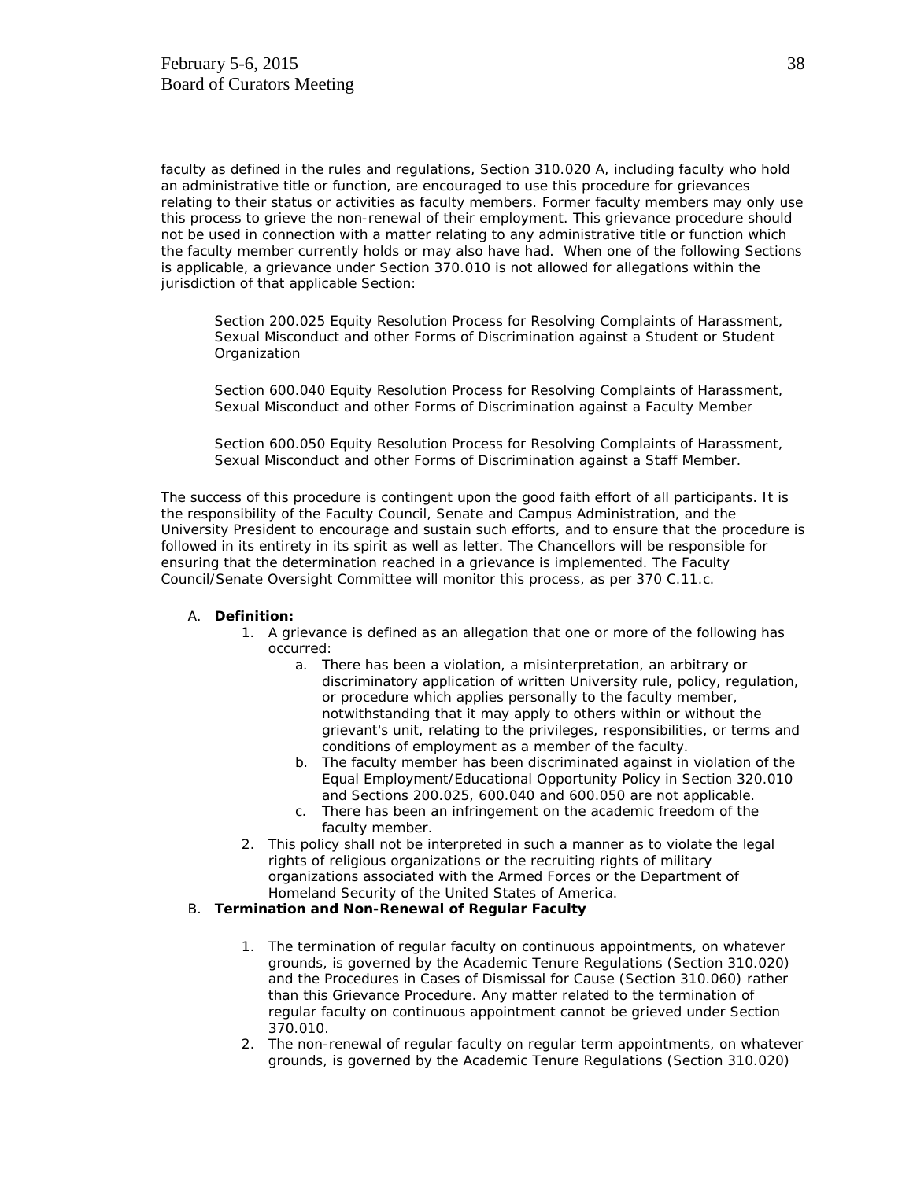faculty as defined in the rules and regulations, Section 310.020 A, including faculty who hold an administrative title or function, are encouraged to use this procedure for grievances relating to their status or activities as faculty members. Former faculty members may only use this process to grieve the non-renewal of their employment. This grievance procedure should not be used in connection with a matter relating to any administrative title or function which the faculty member currently holds or may also have had. When one of the following Sections is applicable, a grievance under Section 370.010 is not allowed for allegations within the jurisdiction of that applicable Section:

> Section 200.025 Equity Resolution Process for Resolving Complaints of Harassment, Sexual Misconduct and other Forms of Discrimination against a Student or Student Organization
>
> Section 600.040 Equity Resolution Process for Resolving Complaints of Harassment, Sexual Misconduct and other Forms of Discrimination against a Faculty Member
>
> Section 600.050 Equity Resolution Process for Resolving Complaints of Harassment, Sexual Misconduct and other Forms of Discrimination against a Staff Member.

The success of this procedure is contingent upon the good faith effort of all participants. It is the responsibility of the Faculty Council, Senate and Campus Administration, and the University President to encourage and sustain such efforts, and to ensure that the procedure is followed in its entirety in its spirit as well as letter. The Chancellors will be responsible for ensuring that the determination reached in a grievance is implemented. The Faculty Council/Senate Oversight Committee will monitor this process, as per 370 C.11.c.

A. **Definition:**
    1. A grievance is defined as an allegation that one or more of the following has occurred:
        a. There has been a violation, a misinterpretation, an arbitrary or discriminatory application of written University rule, policy, regulation, or procedure which applies personally to the faculty member, notwithstanding that it may apply to others within or without the grievant's unit, relating to the privileges, responsibilities, or terms and conditions of employment as a member of the faculty.
        b. The faculty member has been discriminated against in violation of the Equal Employment/Educational Opportunity Policy in Section 320.010 and Sections 200.025, 600.040 and 600.050 are not applicable.
        c. There has been an infringement on the academic freedom of the faculty member.
    2. This policy shall not be interpreted in such a manner as to violate the legal rights of religious organizations or the recruiting rights of military organizations associated with the Armed Forces or the Department of Homeland Security of the United States of America.

B. **Termination and Non-Renewal of Regular Faculty**
    1. The termination of regular faculty on continuous appointments, on whatever grounds, is governed by the Academic Tenure Regulations (Section 310.020) and the Procedures in Cases of Dismissal for Cause (Section 310.060) rather than this Grievance Procedure. Any matter related to the termination of regular faculty on continuous appointment cannot be grieved under Section 370.010.
    2. The non-renewal of regular faculty on regular term appointments, on whatever grounds, is governed by the Academic Tenure Regulations (Section 310.020)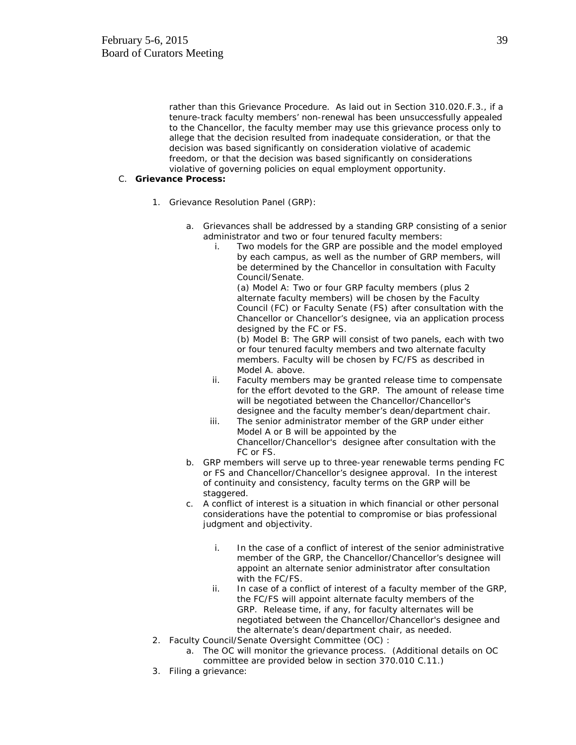rather than this Grievance Procedure. As laid out in Section 310.020.F.3., if a tenure-track faculty members' non-renewal has been unsuccessfully appealed to the Chancellor, the faculty member may use this grievance process only to allege that the decision resulted from inadequate consideration, or that the decision was based significantly on consideration violative of academic freedom, or that the decision was based significantly on considerations violative of governing policies on equal employment opportunity.

C. **Grievance Process:**

1. Grievance Resolution Panel (GRP):

   a. Grievances shall be addressed by a standing GRP consisting of a senior administrator and two or four tenured faculty members:

      i. Two models for the GRP are possible and the model employed by each campus, as well as the number of GRP members, will be determined by the Chancellor in consultation with Faculty Council/Senate.

         (a) Model A: Two or four GRP faculty members (plus 2 alternate faculty members) will be chosen by the Faculty Council (FC) or Faculty Senate (FS) after consultation with the Chancellor or Chancellor's designee, via an application process designed by the FC or FS.

         (b) Model B: The GRP will consist of two panels, each with two or four tenured faculty members and two alternate faculty members. Faculty will be chosen by FC/FS as described in Model A. above.

      ii. Faculty members may be granted release time to compensate for the effort devoted to the GRP. The amount of release time will be negotiated between the Chancellor/Chancellor's designee and the faculty member's dean/department chair.

      iii. The senior administrator member of the GRP under either Model A or B will be appointed by the Chancellor/Chancellor's designee after consultation with the FC or FS.

   b. GRP members will serve up to three-year renewable terms pending FC or FS and Chancellor/Chancellor's designee approval. In the interest of continuity and consistency, faculty terms on the GRP will be staggered.

   c. A conflict of interest is a situation in which financial or other personal considerations have the potential to compromise or bias professional judgment and objectivity.

      i. In the case of a conflict of interest of the senior administrative member of the GRP, the Chancellor/Chancellor's designee will appoint an alternate senior administrator after consultation with the FC/FS.

      ii. In case of a conflict of interest of a faculty member of the GRP, the FC/FS will appoint alternate faculty members of the GRP. Release time, if any, for faculty alternates will be negotiated between the Chancellor/Chancellor's designee and the alternate's dean/department chair, as needed.

2. Faculty Council/Senate Oversight Committee (OC) :

   a. The OC will monitor the grievance process. (Additional details on OC committee are provided below in section 370.010 C.11.)

3. Filing a grievance: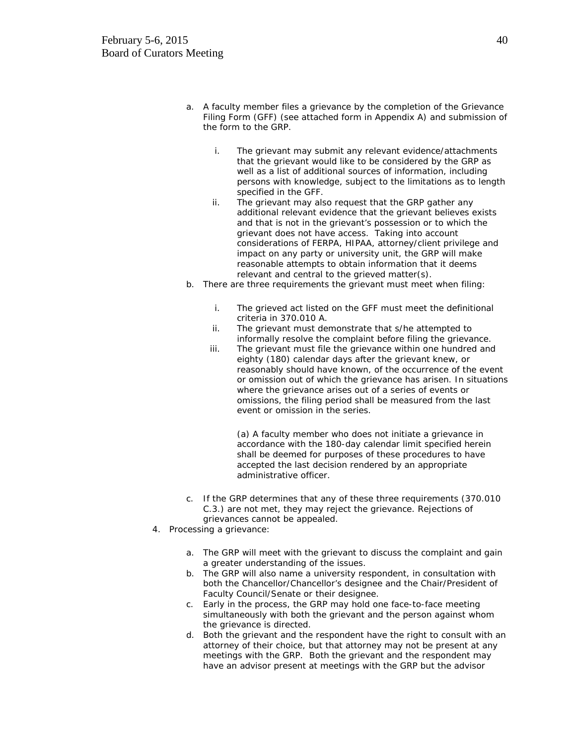a. A faculty member files a grievance by the completion of the Grievance Filing Form (GFF) (see attached form in Appendix A) and submission of the form to the GRP.

   i. The grievant may submit any relevant evidence/attachments that the grievant would like to be considered by the GRP as well as a list of additional sources of information, including persons with knowledge, subject to the limitations as to length specified in the GFF.
   ii. The grievant may also request that the GRP gather any additional relevant evidence that the grievant believes exists and that is not in the grievant's possession or to which the grievant does not have access. Taking into account considerations of FERPA, HIPAA, attorney/client privilege and impact on any party or university unit, the GRP will make reasonable attempts to obtain information that it deems relevant and central to the grieved matter(s).

b. There are three requirements the grievant must meet when filing:

   i. The grieved act listed on the GFF must meet the definitional criteria in 370.010 A.
   ii. The grievant must demonstrate that s/he attempted to informally resolve the complaint before filing the grievance.
   iii. The grievant must file the grievance within one hundred and eighty (180) calendar days after the grievant knew, or reasonably should have known, of the occurrence of the event or omission out of which the grievance has arisen. In situations where the grievance arises out of a series of events or omissions, the filing period shall be measured from the last event or omission in the series.

      (a) A faculty member who does not initiate a grievance in accordance with the 180-day calendar limit specified herein shall be deemed for purposes of these procedures to have accepted the last decision rendered by an appropriate administrative officer.

c. If the GRP determines that any of these three requirements (370.010 C.3.) are not met, they may reject the grievance. Rejections of grievances cannot be appealed.

4. Processing a grievance:

   a. The GRP will meet with the grievant to discuss the complaint and gain a greater understanding of the issues.
   b. The GRP will also name a university respondent, in consultation with both the Chancellor/Chancellor's designee and the Chair/President of Faculty Council/Senate or their designee.
   c. Early in the process, the GRP may hold one face-to-face meeting simultaneously with both the grievant and the person against whom the grievance is directed.
   d. Both the grievant and the respondent have the right to consult with an attorney of their choice, but that attorney may not be present at any meetings with the GRP. Both the grievant and the respondent may have an advisor present at meetings with the GRP but the advisor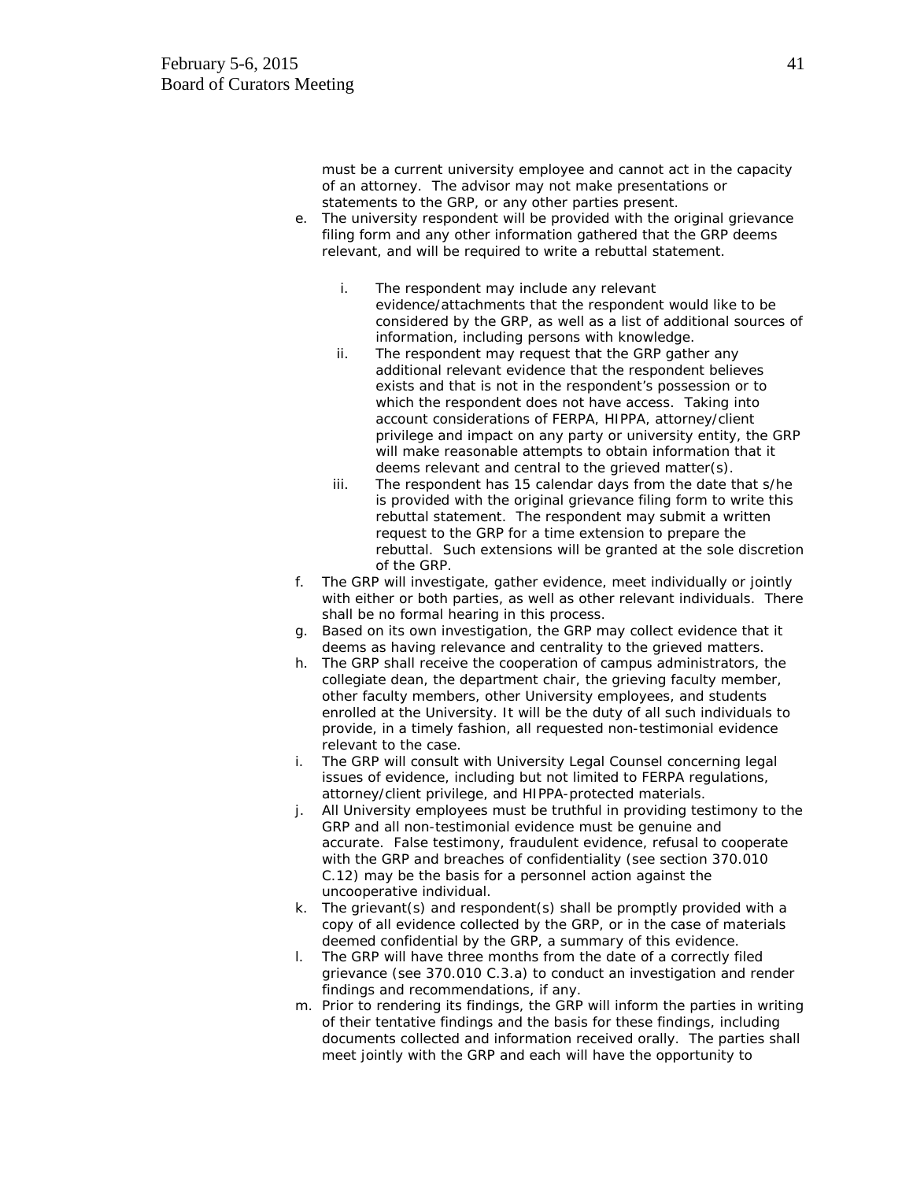must be a current university employee and cannot act in the capacity of an attorney. The advisor may not make presentations or statements to the GRP, or any other parties present.

e. The university respondent will be provided with the original grievance filing form and any other information gathered that the GRP deems relevant, and will be required to write a rebuttal statement.

   i. The respondent may include any relevant evidence/attachments that the respondent would like to be considered by the GRP, as well as a list of additional sources of information, including persons with knowledge.
   ii. The respondent may request that the GRP gather any additional relevant evidence that the respondent believes exists and that is not in the respondent's possession or to which the respondent does not have access. Taking into account considerations of FERPA, HIPPA, attorney/client privilege and impact on any party or university entity, the GRP will make reasonable attempts to obtain information that it deems relevant and central to the grieved matter(s).
   iii. The respondent has 15 calendar days from the date that s/he is provided with the original grievance filing form to write this rebuttal statement. The respondent may submit a written request to the GRP for a time extension to prepare the rebuttal. Such extensions will be granted at the sole discretion of the GRP.

f. The GRP will investigate, gather evidence, meet individually or jointly with either or both parties, as well as other relevant individuals. There shall be no formal hearing in this process.

g. Based on its own investigation, the GRP may collect evidence that it deems as having relevance and centrality to the grieved matters.

h. The GRP shall receive the cooperation of campus administrators, the collegiate dean, the department chair, the grieving faculty member, other faculty members, other University employees, and students enrolled at the University. It will be the duty of all such individuals to provide, in a timely fashion, all requested non-testimonial evidence relevant to the case.

i. The GRP will consult with University Legal Counsel concerning legal issues of evidence, including but not limited to FERPA regulations, attorney/client privilege, and HIPPA-protected materials.

j. All University employees must be truthful in providing testimony to the GRP and all non-testimonial evidence must be genuine and accurate. False testimony, fraudulent evidence, refusal to cooperate with the GRP and breaches of confidentiality (see section 370.010 C.12) may be the basis for a personnel action against the uncooperative individual.

k. The grievant(s) and respondent(s) shall be promptly provided with a copy of all evidence collected by the GRP, or in the case of materials deemed confidential by the GRP, a summary of this evidence.

l. The GRP will have three months from the date of a correctly filed grievance (see 370.010 C.3.a) to conduct an investigation and render findings and recommendations, if any.

m. Prior to rendering its findings, the GRP will inform the parties in writing of their tentative findings and the basis for these findings, including documents collected and information received orally. The parties shall meet jointly with the GRP and each will have the opportunity to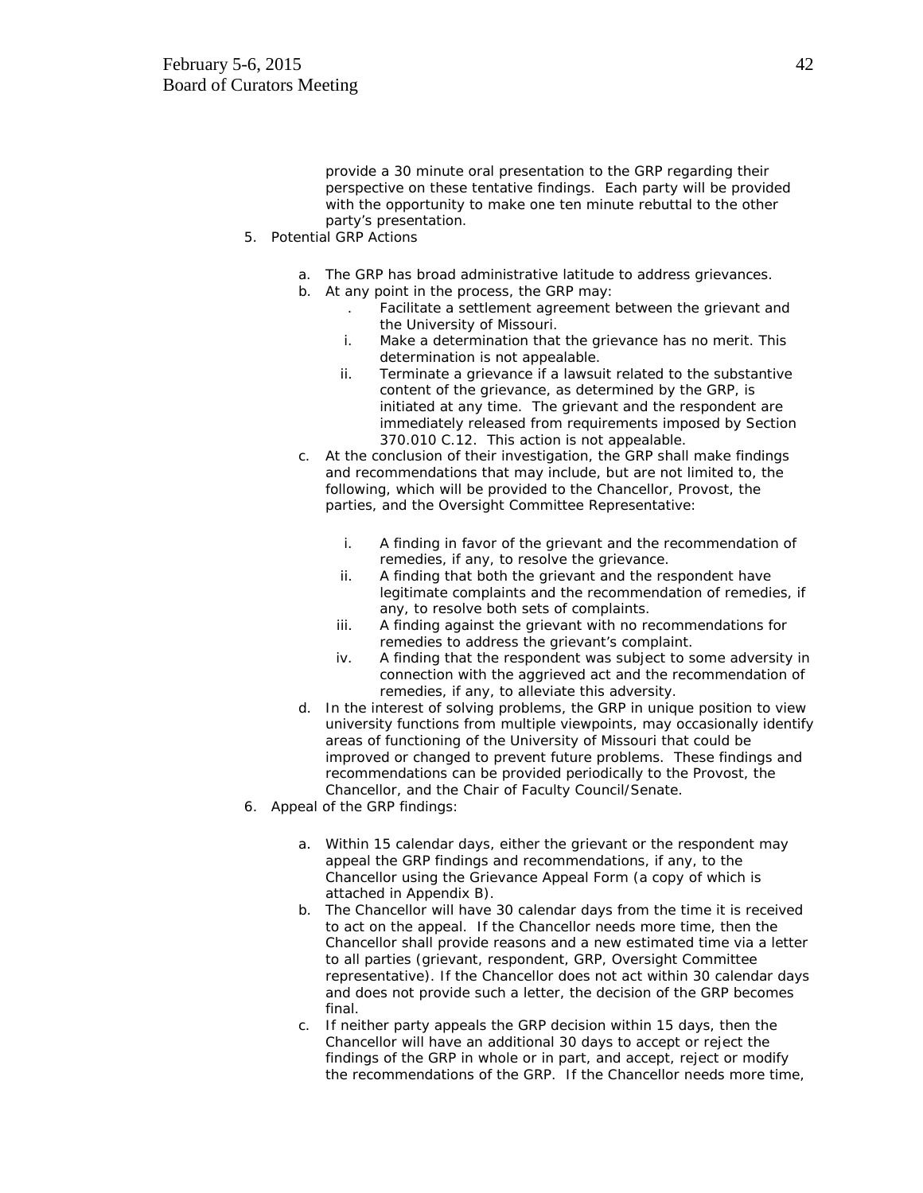provide a 30 minute oral presentation to the GRP regarding their perspective on these tentative findings. Each party will be provided with the opportunity to make one ten minute rebuttal to the other party's presentation.

5. Potential GRP Actions

   a. The GRP has broad administrative latitude to address grievances.
   b. At any point in the process, the GRP may:
      . Facilitate a settlement agreement between the grievant and the University of Missouri.
      i. Make a determination that the grievance has no merit. This determination is not appealable.
      ii. Terminate a grievance if a lawsuit related to the substantive content of the grievance, as determined by the GRP, is initiated at any time. The grievant and the respondent are immediately released from requirements imposed by Section 370.010 C.12. This action is not appealable.
   c. At the conclusion of their investigation, the GRP shall make findings and recommendations that may include, but are not limited to, the following, which will be provided to the Chancellor, Provost, the parties, and the Oversight Committee Representative:

      i. A finding in favor of the grievant and the recommendation of remedies, if any, to resolve the grievance.
      ii. A finding that both the grievant and the respondent have legitimate complaints and the recommendation of remedies, if any, to resolve both sets of complaints.
      iii. A finding against the grievant with no recommendations for remedies to address the grievant's complaint.
      iv. A finding that the respondent was subject to some adversity in connection with the aggrieved act and the recommendation of remedies, if any, to alleviate this adversity.
   d. In the interest of solving problems, the GRP in unique position to view university functions from multiple viewpoints, may occasionally identify areas of functioning of the University of Missouri that could be improved or changed to prevent future problems. These findings and recommendations can be provided periodically to the Provost, the Chancellor, and the Chair of Faculty Council/Senate.

6. Appeal of the GRP findings:

   a. Within 15 calendar days, either the grievant or the respondent may appeal the GRP findings and recommendations, if any, to the Chancellor using the Grievance Appeal Form (a copy of which is attached in Appendix B).
   b. The Chancellor will have 30 calendar days from the time it is received to act on the appeal. If the Chancellor needs more time, then the Chancellor shall provide reasons and a new estimated time via a letter to all parties (grievant, respondent, GRP, Oversight Committee representative). If the Chancellor does not act within 30 calendar days and does not provide such a letter, the decision of the GRP becomes final.
   c. If neither party appeals the GRP decision within 15 days, then the Chancellor will have an additional 30 days to accept or reject the findings of the GRP in whole or in part, and accept, reject or modify the recommendations of the GRP. If the Chancellor needs more time,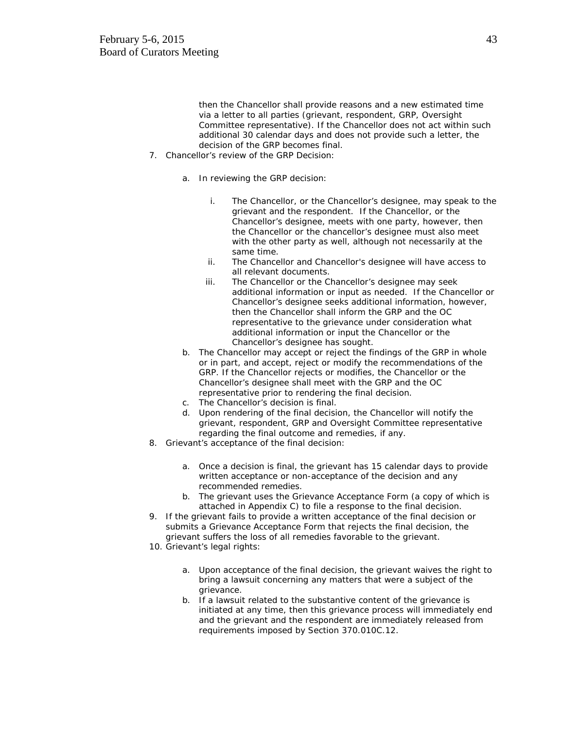then the Chancellor shall provide reasons and a new estimated time via a letter to all parties (grievant, respondent, GRP, Oversight Committee representative). If the Chancellor does not act within such additional 30 calendar days and does not provide such a letter, the decision of the GRP becomes final.

7. Chancellor's review of the GRP Decision:

    a. In reviewing the GRP decision:

        i. The Chancellor, or the Chancellor's designee, may speak to the grievant and the respondent. If the Chancellor, or the Chancellor's designee, meets with one party, however, then the Chancellor or the chancellor's designee must also meet with the other party as well, although not necessarily at the same time.
        ii. The Chancellor and Chancellor's designee will have access to all relevant documents.
        iii. The Chancellor or the Chancellor's designee may seek additional information or input as needed. If the Chancellor or Chancellor's designee seeks additional information, however, then the Chancellor shall inform the GRP and the OC representative to the grievance under consideration what additional information or input the Chancellor or the Chancellor's designee has sought.

    b. The Chancellor may accept or reject the findings of the GRP in whole or in part, and accept, reject or modify the recommendations of the GRP. If the Chancellor rejects or modifies, the Chancellor or the Chancellor's designee shall meet with the GRP and the OC representative prior to rendering the final decision.
    c. The Chancellor's decision is final.
    d. Upon rendering of the final decision, the Chancellor will notify the grievant, respondent, GRP and Oversight Committee representative regarding the final outcome and remedies, if any.

8. Grievant's acceptance of the final decision:

    a. Once a decision is final, the grievant has 15 calendar days to provide written acceptance or non-acceptance of the decision and any recommended remedies.
    b. The grievant uses the Grievance Acceptance Form (a copy of which is attached in Appendix C) to file a response to the final decision.

9. If the grievant fails to provide a written acceptance of the final decision or submits a Grievance Acceptance Form that rejects the final decision, the grievant suffers the loss of all remedies favorable to the grievant.
10. Grievant's legal rights:

    a. Upon acceptance of the final decision, the grievant waives the right to bring a lawsuit concerning any matters that were a subject of the grievance.
    b. If a lawsuit related to the substantive content of the grievance is initiated at any time, then this grievance process will immediately end and the grievant and the respondent are immediately released from requirements imposed by Section 370.010C.12.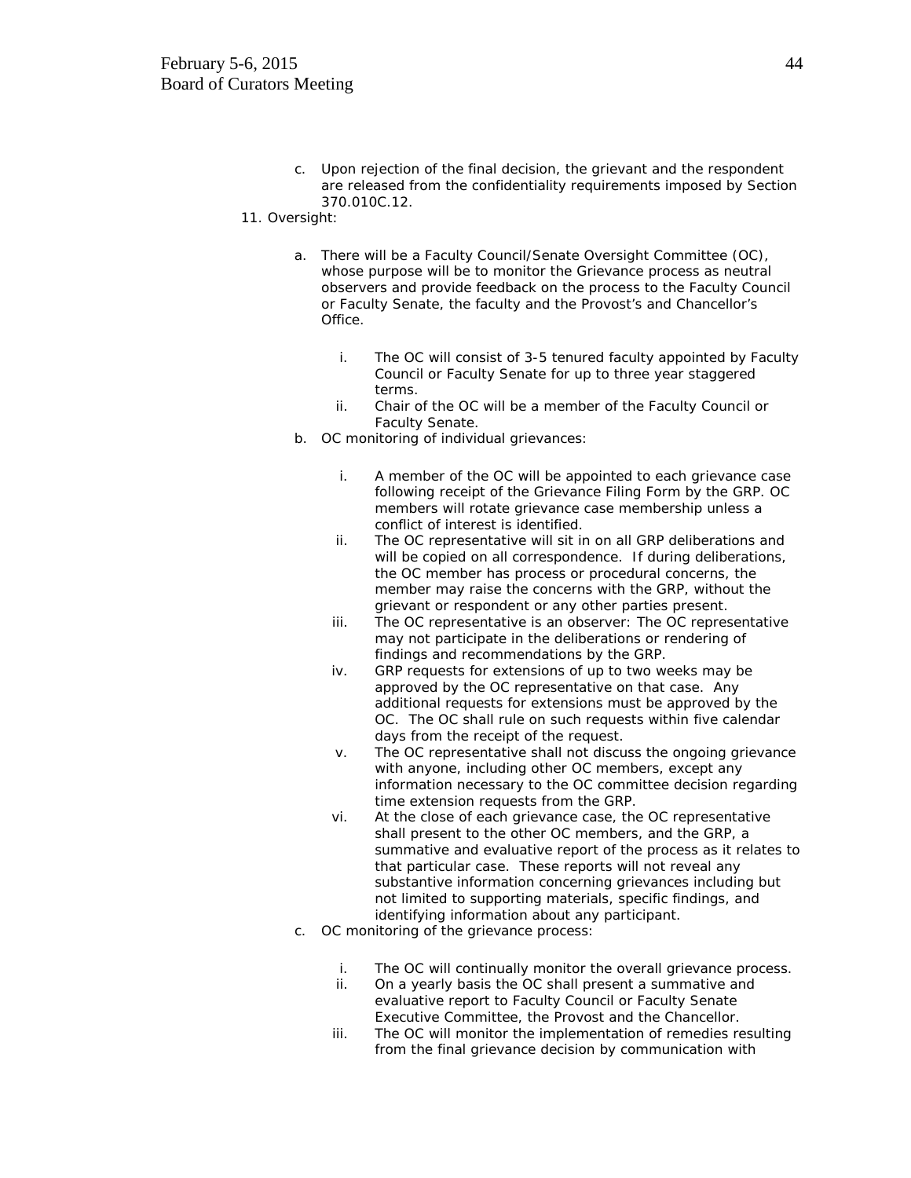c. Upon rejection of the final decision, the grievant and the respondent are released from the confidentiality requirements imposed by Section 370.010C.12.

11. Oversight:

   a. There will be a Faculty Council/Senate Oversight Committee (OC), whose purpose will be to monitor the Grievance process as neutral observers and provide feedback on the process to the Faculty Council or Faculty Senate, the faculty and the Provost's and Chancellor's Office.

      i. The OC will consist of 3-5 tenured faculty appointed by Faculty Council or Faculty Senate for up to three year staggered terms.
      ii. Chair of the OC will be a member of the Faculty Council or Faculty Senate.

   b. OC monitoring of individual grievances:

      i. A member of the OC will be appointed to each grievance case following receipt of the Grievance Filing Form by the GRP. OC members will rotate grievance case membership unless a conflict of interest is identified.
      ii. The OC representative will sit in on all GRP deliberations and will be copied on all correspondence. If during deliberations, the OC member has process or procedural concerns, the member may raise the concerns with the GRP, without the grievant or respondent or any other parties present.
      iii. The OC representative is an observer: The OC representative may not participate in the deliberations or rendering of findings and recommendations by the GRP.
      iv. GRP requests for extensions of up to two weeks may be approved by the OC representative on that case. Any additional requests for extensions must be approved by the OC. The OC shall rule on such requests within five calendar days from the receipt of the request.
      v. The OC representative shall not discuss the ongoing grievance with anyone, including other OC members, except any information necessary to the OC committee decision regarding time extension requests from the GRP.
      vi. At the close of each grievance case, the OC representative shall present to the other OC members, and the GRP, a summative and evaluative report of the process as it relates to that particular case. These reports will not reveal any substantive information concerning grievances including but not limited to supporting materials, specific findings, and identifying information about any participant.

   c. OC monitoring of the grievance process:

      i. The OC will continually monitor the overall grievance process.
      ii. On a yearly basis the OC shall present a summative and evaluative report to Faculty Council or Faculty Senate Executive Committee, the Provost and the Chancellor.
      iii. The OC will monitor the implementation of remedies resulting from the final grievance decision by communication with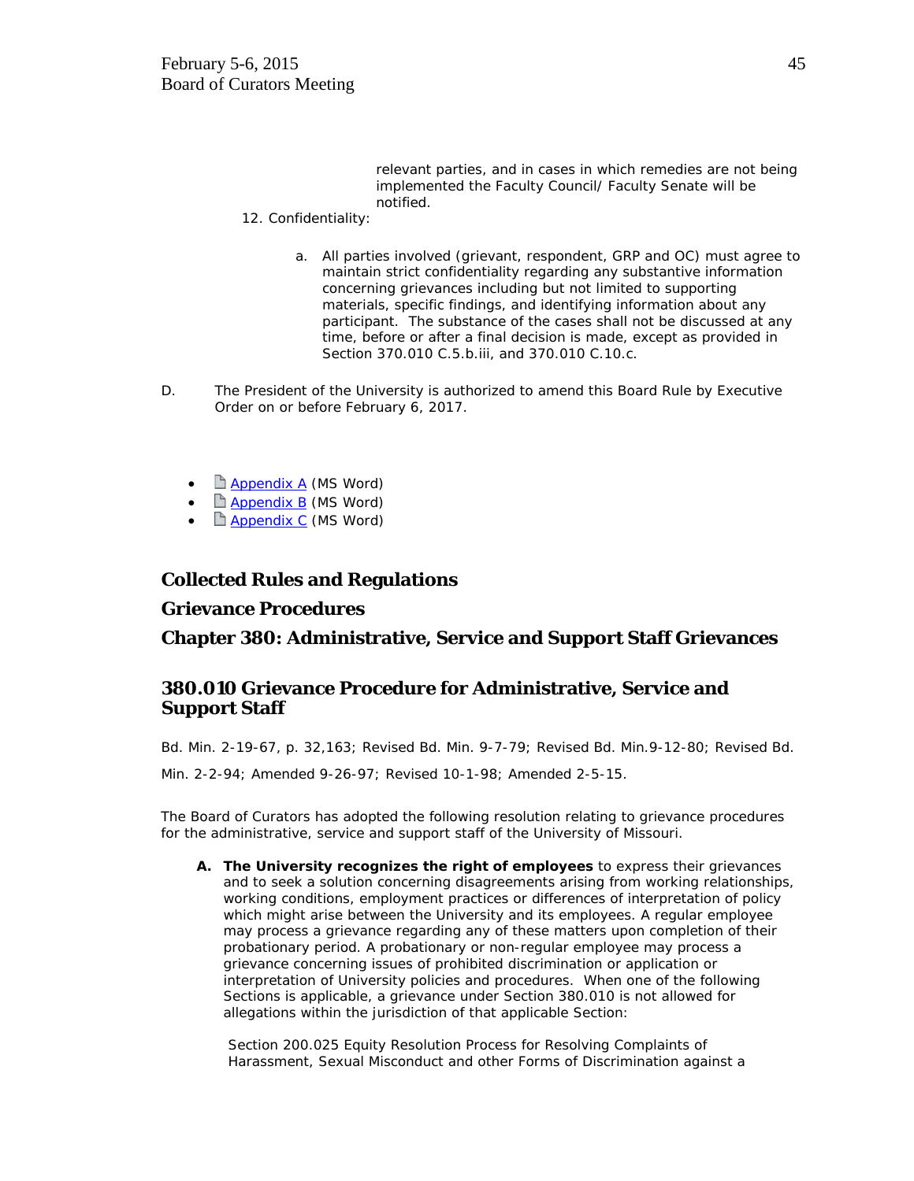relevant parties, and in cases in which remedies are not being implemented the Faculty Council/ Faculty Senate will be notified.

12. Confidentiality:

    a. All parties involved (grievant, respondent, GRP and OC) must agree to maintain strict confidentiality regarding any substantive information concerning grievances including but not limited to supporting materials, specific findings, and identifying information about any participant. The substance of the cases shall not be discussed at any time, before or after a final decision is made, except as provided in Section 370.010 C.5.b.iii, and 370.010 C.10.c.

D. The President of the University is authorized to amend this Board Rule by Executive Order on or before February 6, 2017.

- Appendix A (MS Word)
- Appendix B (MS Word)
- Appendix C (MS Word)

## Collected Rules and Regulations

## Grievance Procedures

## Chapter 380: Administrative, Service and Support Staff Grievances

### 380.010 Grievance Procedure for Administrative, Service and Support Staff

Bd. Min. 2-19-67, p. 32,163; Revised Bd. Min. 9-7-79; Revised Bd. Min.9-12-80; Revised Bd. Min. 2-2-94; Amended 9-26-97; Revised 10-1-98; Amended 2-5-15.

The Board of Curators has adopted the following resolution relating to grievance procedures for the administrative, service and support staff of the University of Missouri.

A. **The University recognizes the right of employees** to express their grievances and to seek a solution concerning disagreements arising from working relationships, working conditions, employment practices or differences of interpretation of policy which might arise between the University and its employees. A regular employee may process a grievance regarding any of these matters upon completion of their probationary period. A probationary or non-regular employee may process a grievance concerning issues of prohibited discrimination or application or interpretation of University policies and procedures. When one of the following Sections is applicable, a grievance under Section 380.010 is not allowed for allegations within the jurisdiction of that applicable Section:

   Section 200.025 Equity Resolution Process for Resolving Complaints of Harassment, Sexual Misconduct and other Forms of Discrimination against a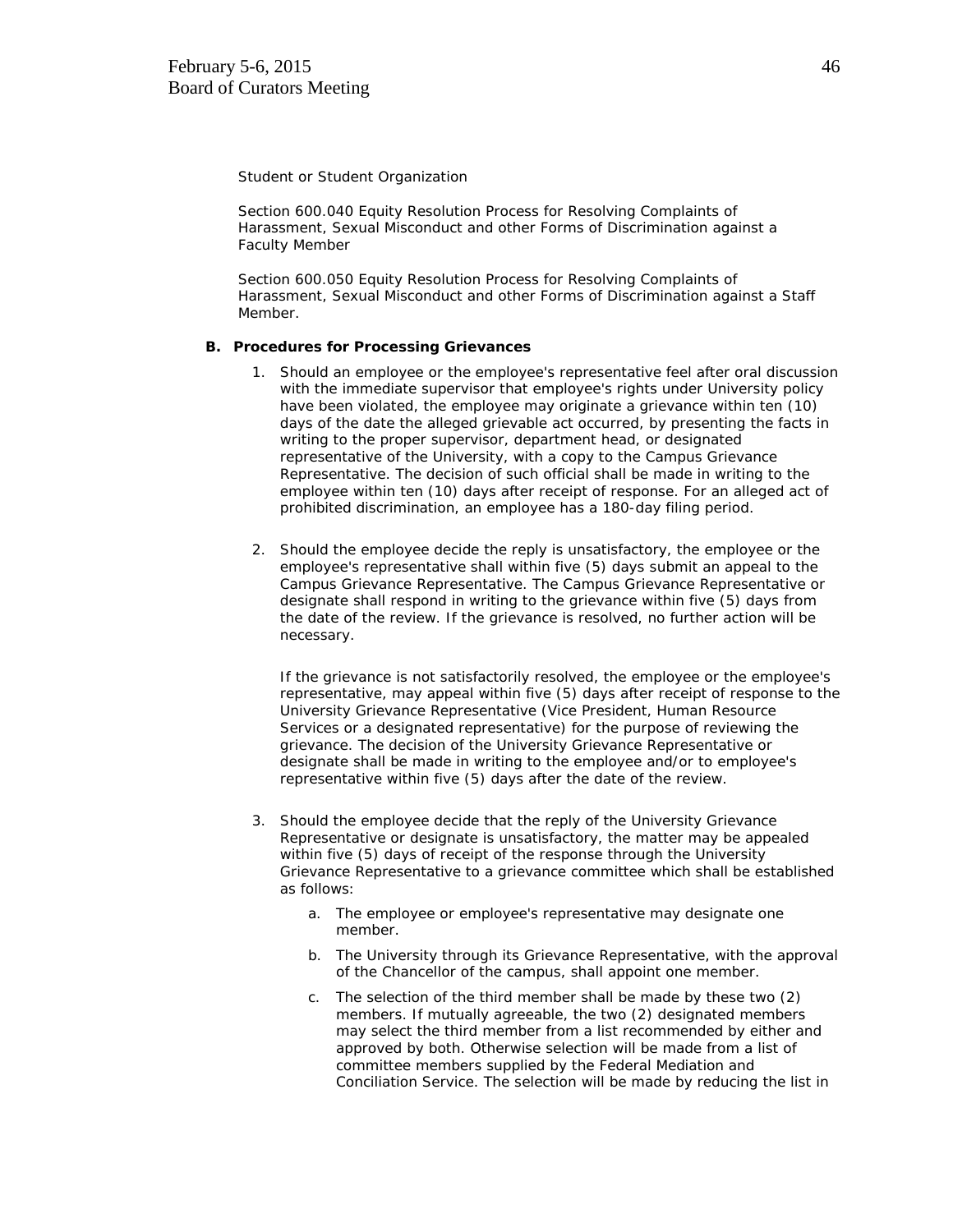Student or Student Organization

Section 600.040 Equity Resolution Process for Resolving Complaints of Harassment, Sexual Misconduct and other Forms of Discrimination against a Faculty Member

Section 600.050 Equity Resolution Process for Resolving Complaints of Harassment, Sexual Misconduct and other Forms of Discrimination against a Staff Member.

**B. Procedures for Processing Grievances**

1. Should an employee or the employee's representative feel after oral discussion with the immediate supervisor that employee's rights under University policy have been violated, the employee may originate a grievance within ten (10) days of the date the alleged grievable act occurred, by presenting the facts in writing to the proper supervisor, department head, or designated representative of the University, with a copy to the Campus Grievance Representative. The decision of such official shall be made in writing to the employee within ten (10) days after receipt of response. For an alleged act of prohibited discrimination, an employee has a 180-day filing period.

2. Should the employee decide the reply is unsatisfactory, the employee or the employee's representative shall within five (5) days submit an appeal to the Campus Grievance Representative. The Campus Grievance Representative or designate shall respond in writing to the grievance within five (5) days from the date of the review. If the grievance is resolved, no further action will be necessary.

   If the grievance is not satisfactorily resolved, the employee or the employee's representative, may appeal within five (5) days after receipt of response to the University Grievance Representative (Vice President, Human Resource Services or a designated representative) for the purpose of reviewing the grievance. The decision of the University Grievance Representative or designate shall be made in writing to the employee and/or to employee's representative within five (5) days after the date of the review.

3. Should the employee decide that the reply of the University Grievance Representative or designate is unsatisfactory, the matter may be appealed within five (5) days of receipt of the response through the University Grievance Representative to a grievance committee which shall be established as follows:

   a. The employee or employee's representative may designate one member.

   b. The University through its Grievance Representative, with the approval of the Chancellor of the campus, shall appoint one member.

   c. The selection of the third member shall be made by these two (2) members. If mutually agreeable, the two (2) designated members may select the third member from a list recommended by either and approved by both. Otherwise selection will be made from a list of committee members supplied by the Federal Mediation and Conciliation Service. The selection will be made by reducing the list in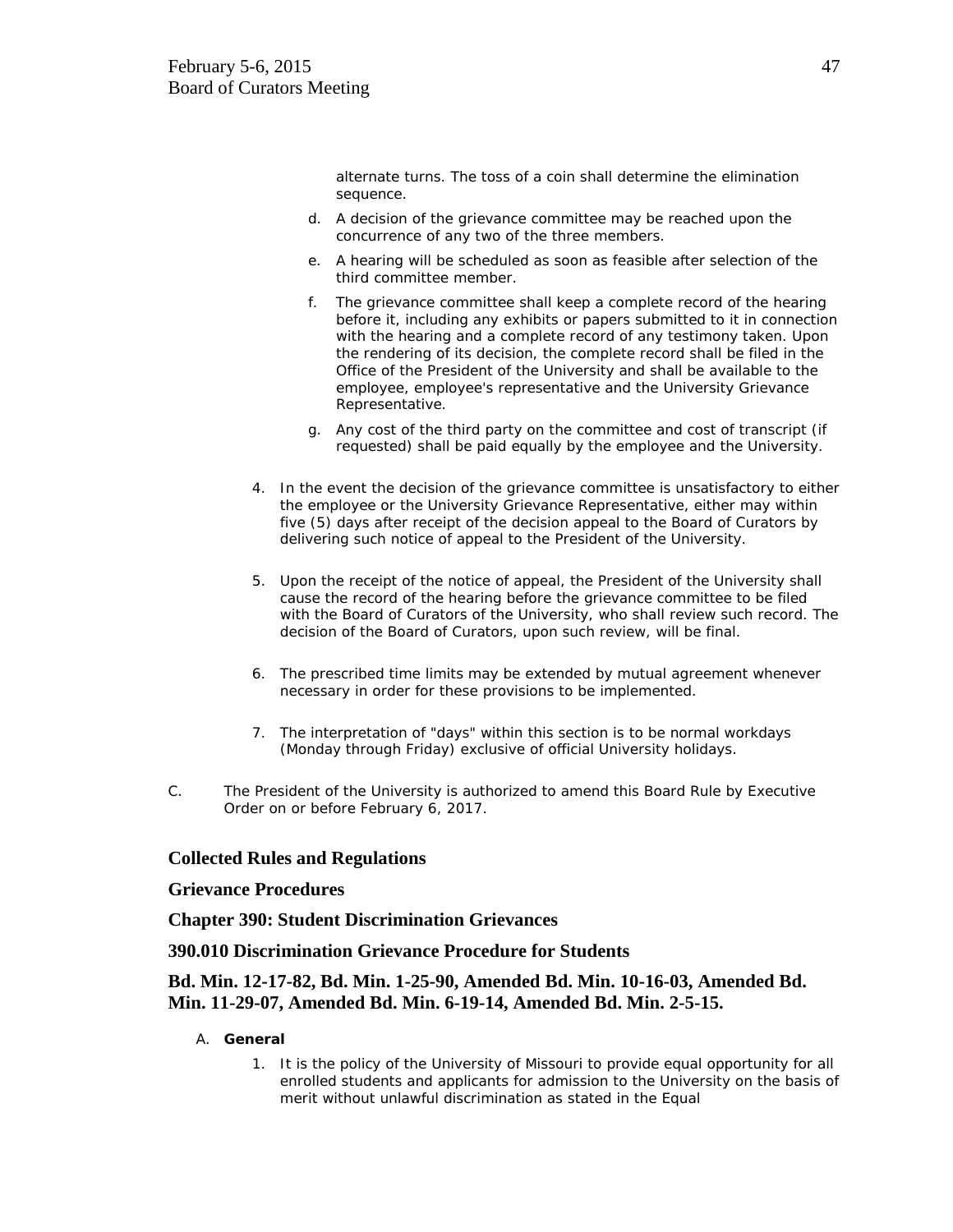alternate turns. The toss of a coin shall determine the elimination sequence.

   d. A decision of the grievance committee may be reached upon the concurrence of any two of the three members.

   e. A hearing will be scheduled as soon as feasible after selection of the third committee member.

   f. The grievance committee shall keep a complete record of the hearing before it, including any exhibits or papers submitted to it in connection with the hearing and a complete record of any testimony taken. Upon the rendering of its decision, the complete record shall be filed in the Office of the President of the University and shall be available to the employee, employee's representative and the University Grievance Representative.

   g. Any cost of the third party on the committee and cost of transcript (if requested) shall be paid equally by the employee and the University.

4. In the event the decision of the grievance committee is unsatisfactory to either the employee or the University Grievance Representative, either may within five (5) days after receipt of the decision appeal to the Board of Curators by delivering such notice of appeal to the President of the University.

5. Upon the receipt of the notice of appeal, the President of the University shall cause the record of the hearing before the grievance committee to be filed with the Board of Curators of the University, who shall review such record. The decision of the Board of Curators, upon such review, will be final.

6. The prescribed time limits may be extended by mutual agreement whenever necessary in order for these provisions to be implemented.

7. The interpretation of "days" within this section is to be normal workdays (Monday through Friday) exclusive of official University holidays.

C. The President of the University is authorized to amend this Board Rule by Executive Order on or before February 6, 2017.

**Collected Rules and Regulations**

**Grievance Procedures**

**Chapter 390: Student Discrimination Grievances**

**390.010 Discrimination Grievance Procedure for Students**

**Bd. Min. 12-17-82, Bd. Min. 1-25-90, Amended Bd. Min. 10-16-03, Amended Bd. Min. 11-29-07, Amended Bd. Min. 6-19-14, Amended Bd. Min. 2-5-15.**

A. **General**

   1. It is the policy of the University of Missouri to provide equal opportunity for all enrolled students and applicants for admission to the University on the basis of merit without unlawful discrimination as stated in the Equal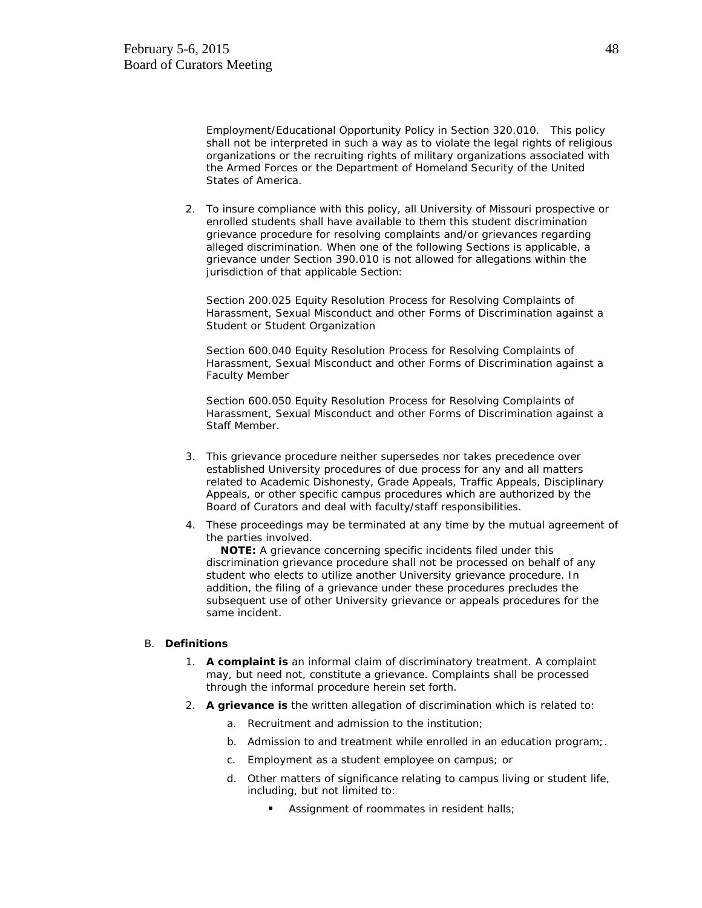Employment/Educational Opportunity Policy in Section 320.010. This policy shall not be interpreted in such a way as to violate the legal rights of religious organizations or the recruiting rights of military organizations associated with the Armed Forces or the Department of Homeland Security of the United States of America.

2. To insure compliance with this policy, all University of Missouri prospective or enrolled students shall have available to them this student discrimination grievance procedure for resolving complaints and/or grievances regarding alleged discrimination. When one of the following Sections is applicable, a grievance under Section 390.010 is not allowed for allegations within the jurisdiction of that applicable Section:

   Section 200.025 Equity Resolution Process for Resolving Complaints of Harassment, Sexual Misconduct and other Forms of Discrimination against a Student or Student Organization

   Section 600.040 Equity Resolution Process for Resolving Complaints of Harassment, Sexual Misconduct and other Forms of Discrimination against a Faculty Member

   Section 600.050 Equity Resolution Process for Resolving Complaints of Harassment, Sexual Misconduct and other Forms of Discrimination against a Staff Member.

3. This grievance procedure neither supersedes nor takes precedence over established University procedures of due process for any and all matters related to Academic Dishonesty, Grade Appeals, Traffic Appeals, Disciplinary Appeals, or other specific campus procedures which are authorized by the Board of Curators and deal with faculty/staff responsibilities.

4. These proceedings may be terminated at any time by the mutual agreement of the parties involved.

   **NOTE:** A grievance concerning specific incidents filed under this discrimination grievance procedure shall not be processed on behalf of any student who elects to utilize another University grievance procedure. In addition, the filing of a grievance under these procedures precludes the subsequent use of other University grievance or appeals procedures for the same incident.

B. **Definitions**

1. **A complaint is** an informal claim of discriminatory treatment. A complaint may, but need not, constitute a grievance. Complaints shall be processed through the informal procedure herein set forth.

2. **A grievance is** the written allegation of discrimination which is related to:

   a. Recruitment and admission to the institution;

   b. Admission to and treatment while enrolled in an education program;.

   c. Employment as a student employee on campus; or

   d. Other matters of significance relating to campus living or student life, including, but not limited to:

      - Assignment of roommates in resident halls;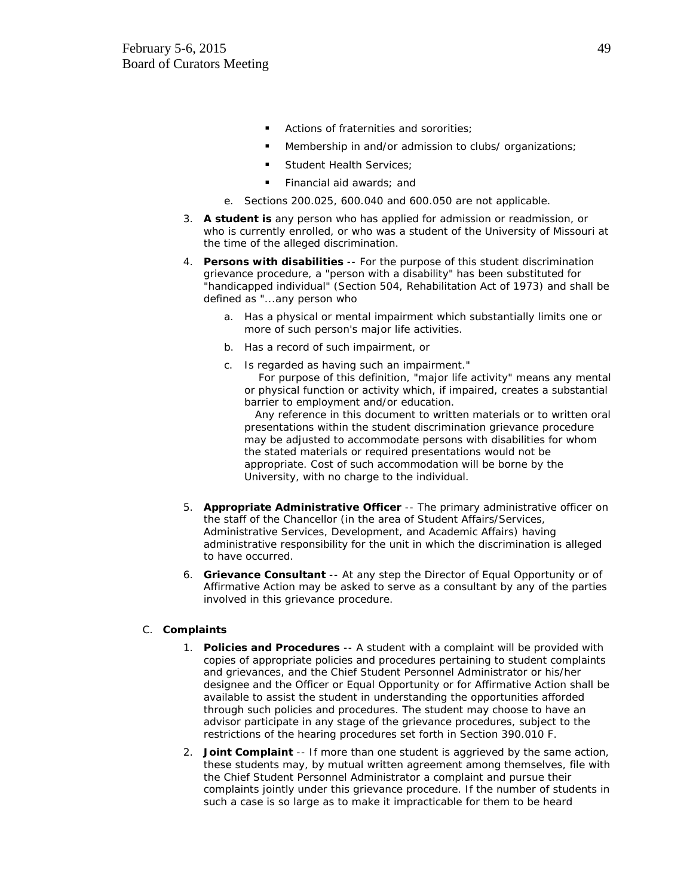- Actions of fraternities and sororities;
- Membership in and/or admission to clubs/ organizations;
- Student Health Services;
- Financial aid awards; and

e. Sections 200.025, 600.040 and 600.050 are not applicable.

3. **A student is** any person who has applied for admission or readmission, or who is currently enrolled, or who was a student of the University of Missouri at the time of the alleged discrimination.

4. **Persons with disabilities** -- For the purpose of this student discrimination grievance procedure, a "person with a disability" has been substituted for "handicapped individual" (Section 504, Rehabilitation Act of 1973) and shall be defined as "...any person who

   a. Has a physical or mental impairment which substantially limits one or more of such person's major life activities.

   b. Has a record of such impairment, or

   c. Is regarded as having such an impairment."

      For purpose of this definition, "major life activity" means any mental or physical function or activity which, if impaired, creates a substantial barrier to employment and/or education.

      Any reference in this document to written materials or to written oral presentations within the student discrimination grievance procedure may be adjusted to accommodate persons with disabilities for whom the stated materials or required presentations would not be appropriate. Cost of such accommodation will be borne by the University, with no charge to the individual.

5. **Appropriate Administrative Officer** -- The primary administrative officer on the staff of the Chancellor (in the area of Student Affairs/Services, Administrative Services, Development, and Academic Affairs) having administrative responsibility for the unit in which the discrimination is alleged to have occurred.

6. **Grievance Consultant** -- At any step the Director of Equal Opportunity or of Affirmative Action may be asked to serve as a consultant by any of the parties involved in this grievance procedure.

C. **Complaints**

1. **Policies and Procedures** -- A student with a complaint will be provided with copies of appropriate policies and procedures pertaining to student complaints and grievances, and the Chief Student Personnel Administrator or his/her designee and the Officer or Equal Opportunity or for Affirmative Action shall be available to assist the student in understanding the opportunities afforded through such policies and procedures. The student may choose to have an advisor participate in any stage of the grievance procedures, subject to the restrictions of the hearing procedures set forth in Section 390.010 F.

2. **Joint Complaint** -- If more than one student is aggrieved by the same action, these students may, by mutual written agreement among themselves, file with the Chief Student Personnel Administrator a complaint and pursue their complaints jointly under this grievance procedure. If the number of students in such a case is so large as to make it impracticable for them to be heard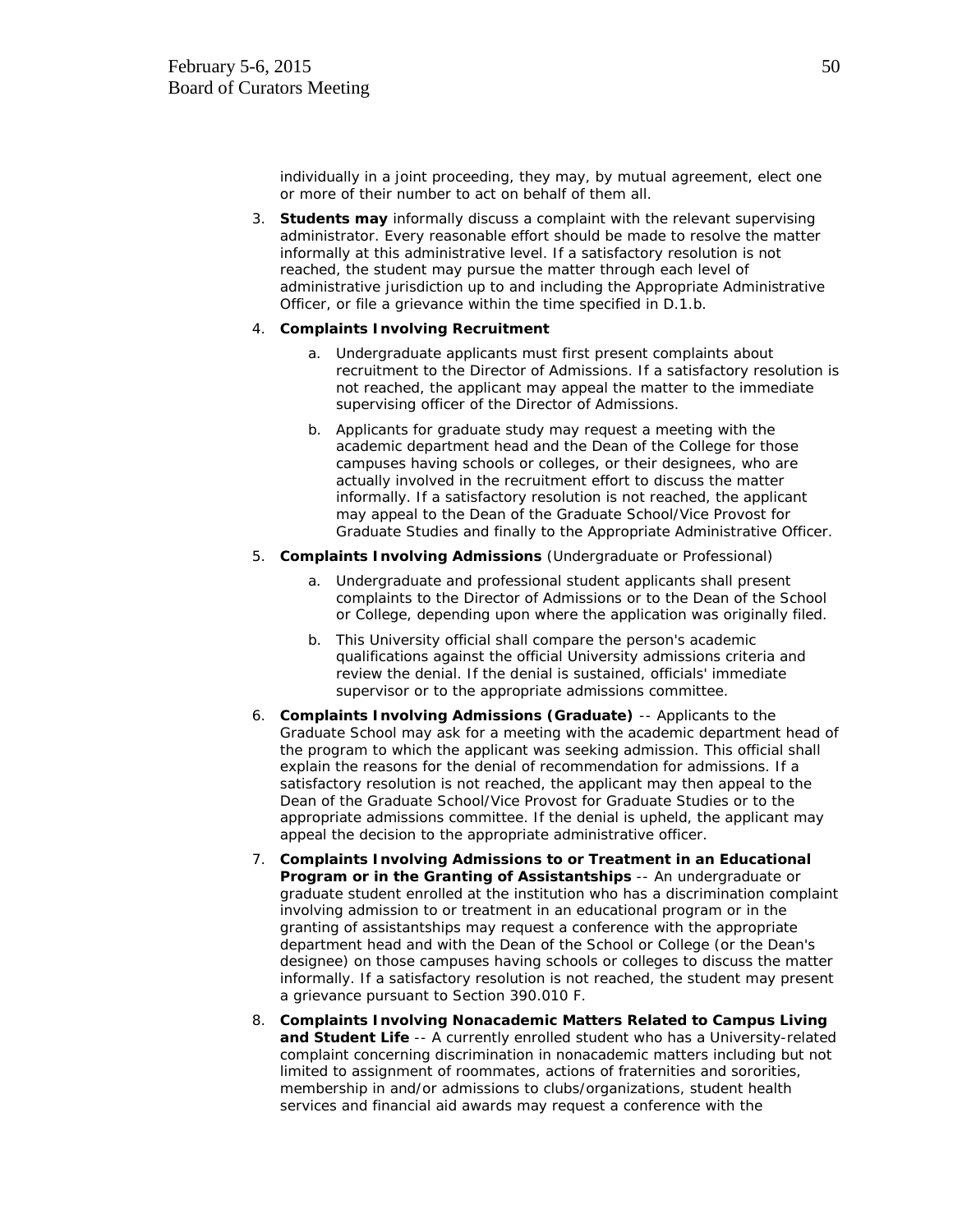individually in a joint proceeding, they may, by mutual agreement, elect one or more of their number to act on behalf of them all.

3. **Students may** informally discuss a complaint with the relevant supervising administrator. Every reasonable effort should be made to resolve the matter informally at this administrative level. If a satisfactory resolution is not reached, the student may pursue the matter through each level of administrative jurisdiction up to and including the Appropriate Administrative Officer, or file a grievance within the time specified in D.1.b.

4. **Complaints Involving Recruitment**

   a. Undergraduate applicants must first present complaints about recruitment to the Director of Admissions. If a satisfactory resolution is not reached, the applicant may appeal the matter to the immediate supervising officer of the Director of Admissions.

   b. Applicants for graduate study may request a meeting with the academic department head and the Dean of the College for those campuses having schools or colleges, or their designees, who are actually involved in the recruitment effort to discuss the matter informally. If a satisfactory resolution is not reached, the applicant may appeal to the Dean of the Graduate School/Vice Provost for Graduate Studies and finally to the Appropriate Administrative Officer.

5. **Complaints Involving Admissions** (Undergraduate or Professional)

   a. Undergraduate and professional student applicants shall present complaints to the Director of Admissions or to the Dean of the School or College, depending upon where the application was originally filed.

   b. This University official shall compare the person's academic qualifications against the official University admissions criteria and review the denial. If the denial is sustained, officials' immediate supervisor or to the appropriate admissions committee.

6. **Complaints Involving Admissions (Graduate)** -- Applicants to the Graduate School may ask for a meeting with the academic department head of the program to which the applicant was seeking admission. This official shall explain the reasons for the denial of recommendation for admissions. If a satisfactory resolution is not reached, the applicant may then appeal to the Dean of the Graduate School/Vice Provost for Graduate Studies or to the appropriate admissions committee. If the denial is upheld, the applicant may appeal the decision to the appropriate administrative officer.

7. **Complaints Involving Admissions to or Treatment in an Educational Program or in the Granting of Assistantships** -- An undergraduate or graduate student enrolled at the institution who has a discrimination complaint involving admission to or treatment in an educational program or in the granting of assistantships may request a conference with the appropriate department head and with the Dean of the School or College (or the Dean's designee) on those campuses having schools or colleges to discuss the matter informally. If a satisfactory resolution is not reached, the student may present a grievance pursuant to Section 390.010 F.

8. **Complaints Involving Nonacademic Matters Related to Campus Living and Student Life** -- A currently enrolled student who has a University-related complaint concerning discrimination in nonacademic matters including but not limited to assignment of roommates, actions of fraternities and sororities, membership in and/or admissions to clubs/organizations, student health services and financial aid awards may request a conference with the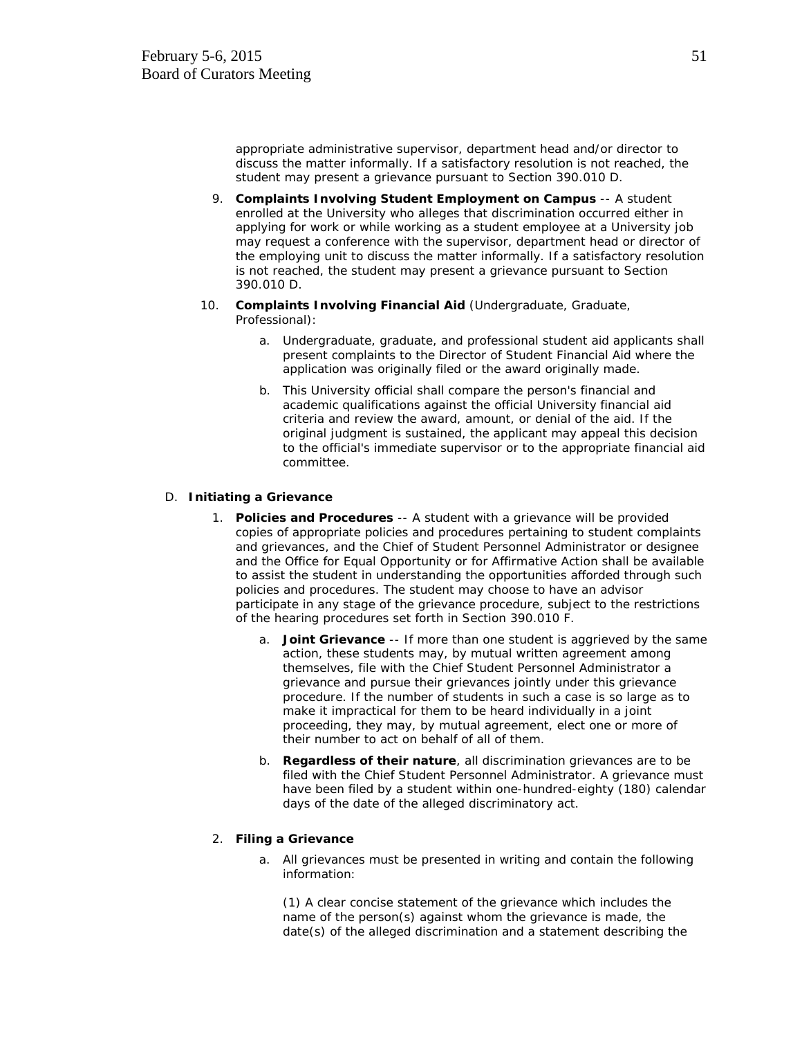appropriate administrative supervisor, department head and/or director to discuss the matter informally. If a satisfactory resolution is not reached, the student may present a grievance pursuant to Section 390.010 D.

9. **Complaints Involving Student Employment on Campus** -- A student enrolled at the University who alleges that discrimination occurred either in applying for work or while working as a student employee at a University job may request a conference with the supervisor, department head or director of the employing unit to discuss the matter informally. If a satisfactory resolution is not reached, the student may present a grievance pursuant to Section 390.010 D.

10. **Complaints Involving Financial Aid** (Undergraduate, Graduate, Professional):

    a. Undergraduate, graduate, and professional student aid applicants shall present complaints to the Director of Student Financial Aid where the application was originally filed or the award originally made.

    b. This University official shall compare the person's financial and academic qualifications against the official University financial aid criteria and review the award, amount, or denial of the aid. If the original judgment is sustained, the applicant may appeal this decision to the official's immediate supervisor or to the appropriate financial aid committee.

D. **Initiating a Grievance**

1. **Policies and Procedures** -- A student with a grievance will be provided copies of appropriate policies and procedures pertaining to student complaints and grievances, and the Chief of Student Personnel Administrator or designee and the Office for Equal Opportunity or for Affirmative Action shall be available to assist the student in understanding the opportunities afforded through such policies and procedures. The student may choose to have an advisor participate in any stage of the grievance procedure, subject to the restrictions of the hearing procedures set forth in Section 390.010 F.

    a. **Joint Grievance** -- If more than one student is aggrieved by the same action, these students may, by mutual written agreement among themselves, file with the Chief Student Personnel Administrator a grievance and pursue their grievances jointly under this grievance procedure. If the number of students in such a case is so large as to make it impractical for them to be heard individually in a joint proceeding, they may, by mutual agreement, elect one or more of their number to act on behalf of all of them.

    b. **Regardless of their nature**, all discrimination grievances are to be filed with the Chief Student Personnel Administrator. A grievance must have been filed by a student within one-hundred-eighty (180) calendar days of the date of the alleged discriminatory act.

2. **Filing a Grievance**

    a. All grievances must be presented in writing and contain the following information:

       (1) A clear concise statement of the grievance which includes the name of the person(s) against whom the grievance is made, the date(s) of the alleged discrimination and a statement describing the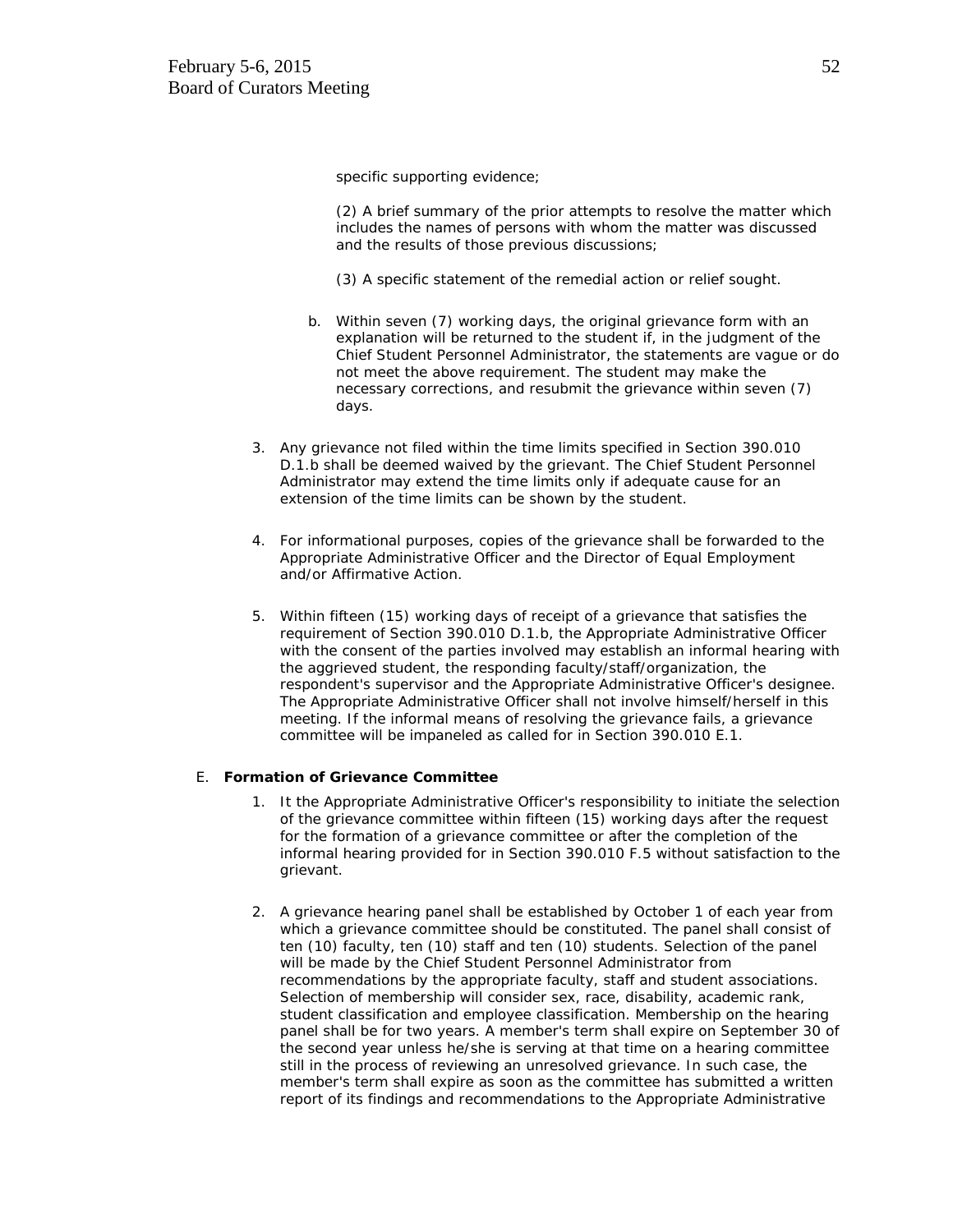specific supporting evidence;

(2) A brief summary of the prior attempts to resolve the matter which includes the names of persons with whom the matter was discussed and the results of those previous discussions;

(3) A specific statement of the remedial action or relief sought.

b. Within seven (7) working days, the original grievance form with an explanation will be returned to the student if, in the judgment of the Chief Student Personnel Administrator, the statements are vague or do not meet the above requirement. The student may make the necessary corrections, and resubmit the grievance within seven (7) days.

3. Any grievance not filed within the time limits specified in Section 390.010 D.1.b shall be deemed waived by the grievant. The Chief Student Personnel Administrator may extend the time limits only if adequate cause for an extension of the time limits can be shown by the student.

4. For informational purposes, copies of the grievance shall be forwarded to the Appropriate Administrative Officer and the Director of Equal Employment and/or Affirmative Action.

5. Within fifteen (15) working days of receipt of a grievance that satisfies the requirement of Section 390.010 D.1.b, the Appropriate Administrative Officer with the consent of the parties involved may establish an informal hearing with the aggrieved student, the responding faculty/staff/organization, the respondent's supervisor and the Appropriate Administrative Officer's designee. The Appropriate Administrative Officer shall not involve himself/herself in this meeting. If the informal means of resolving the grievance fails, a grievance committee will be impaneled as called for in Section 390.010 E.1.

E. **Formation of Grievance Committee**

1. It the Appropriate Administrative Officer's responsibility to initiate the selection of the grievance committee within fifteen (15) working days after the request for the formation of a grievance committee or after the completion of the informal hearing provided for in Section 390.010 F.5 without satisfaction to the grievant.

2. A grievance hearing panel shall be established by October 1 of each year from which a grievance committee should be constituted. The panel shall consist of ten (10) faculty, ten (10) staff and ten (10) students. Selection of the panel will be made by the Chief Student Personnel Administrator from recommendations by the appropriate faculty, staff and student associations. Selection of membership will consider sex, race, disability, academic rank, student classification and employee classification. Membership on the hearing panel shall be for two years. A member's term shall expire on September 30 of the second year unless he/she is serving at that time on a hearing committee still in the process of reviewing an unresolved grievance. In such case, the member's term shall expire as soon as the committee has submitted a written report of its findings and recommendations to the Appropriate Administrative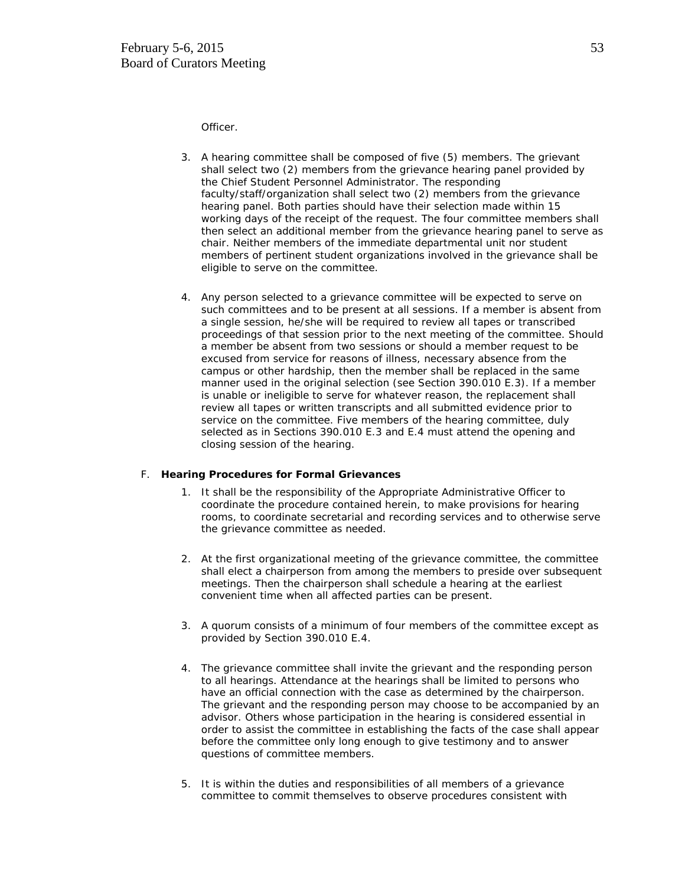Officer.

3. A hearing committee shall be composed of five (5) members. The grievant shall select two (2) members from the grievance hearing panel provided by the Chief Student Personnel Administrator. The responding faculty/staff/organization shall select two (2) members from the grievance hearing panel. Both parties should have their selection made within 15 working days of the receipt of the request. The four committee members shall then select an additional member from the grievance hearing panel to serve as chair. Neither members of the immediate departmental unit nor student members of pertinent student organizations involved in the grievance shall be eligible to serve on the committee.

4. Any person selected to a grievance committee will be expected to serve on such committees and to be present at all sessions. If a member is absent from a single session, he/she will be required to review all tapes or transcribed proceedings of that session prior to the next meeting of the committee. Should a member be absent from two sessions or should a member request to be excused from service for reasons of illness, necessary absence from the campus or other hardship, then the member shall be replaced in the same manner used in the original selection (see Section 390.010 E.3). If a member is unable or ineligible to serve for whatever reason, the replacement shall review all tapes or written transcripts and all submitted evidence prior to service on the committee. Five members of the hearing committee, duly selected as in Sections 390.010 E.3 and E.4 must attend the opening and closing session of the hearing.

F. **Hearing Procedures for Formal Grievances**

1. It shall be the responsibility of the Appropriate Administrative Officer to coordinate the procedure contained herein, to make provisions for hearing rooms, to coordinate secretarial and recording services and to otherwise serve the grievance committee as needed.

2. At the first organizational meeting of the grievance committee, the committee shall elect a chairperson from among the members to preside over subsequent meetings. Then the chairperson shall schedule a hearing at the earliest convenient time when all affected parties can be present.

3. A quorum consists of a minimum of four members of the committee except as provided by Section 390.010 E.4.

4. The grievance committee shall invite the grievant and the responding person to all hearings. Attendance at the hearings shall be limited to persons who have an official connection with the case as determined by the chairperson. The grievant and the responding person may choose to be accompanied by an advisor. Others whose participation in the hearing is considered essential in order to assist the committee in establishing the facts of the case shall appear before the committee only long enough to give testimony and to answer questions of committee members.

5. It is within the duties and responsibilities of all members of a grievance committee to commit themselves to observe procedures consistent with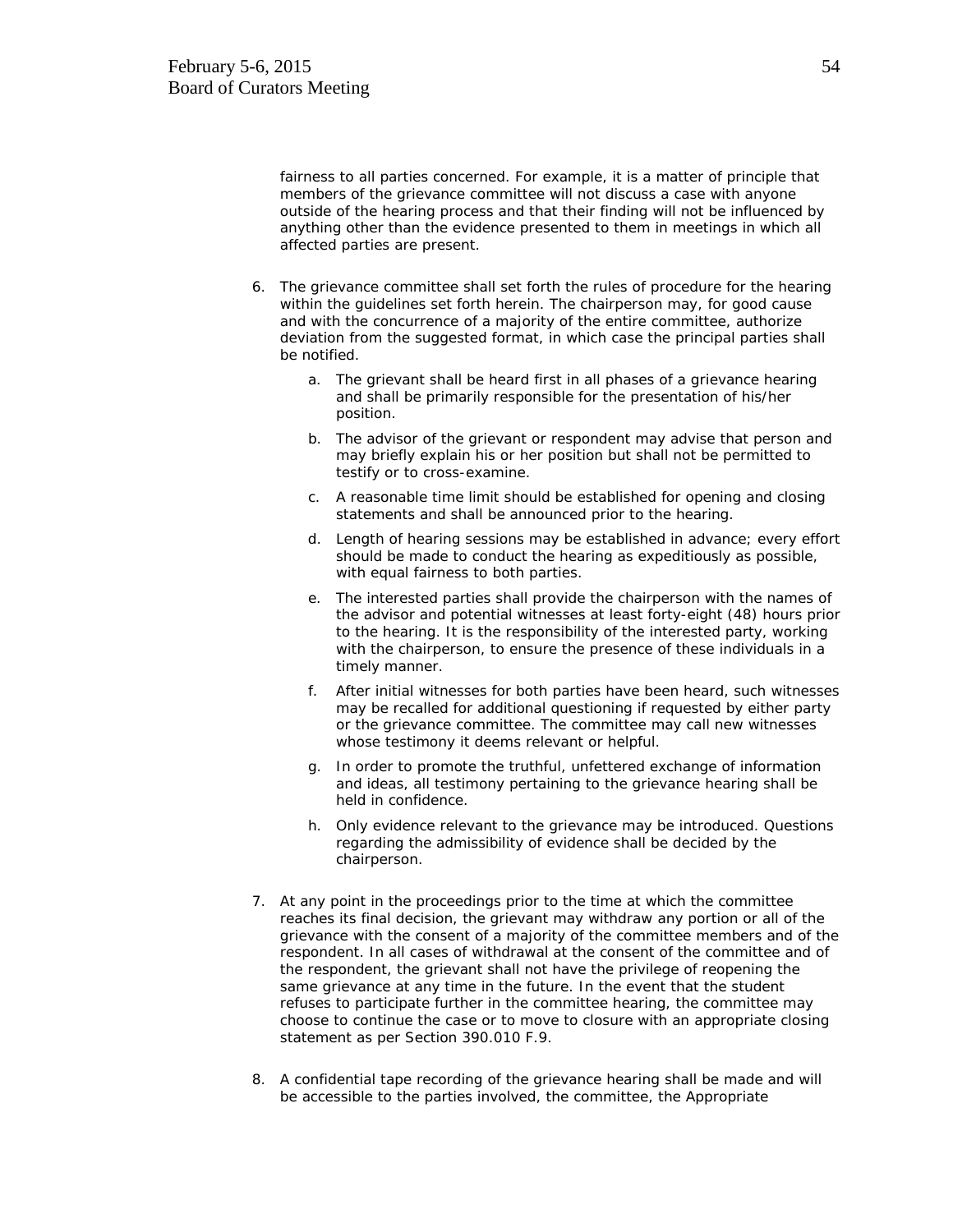fairness to all parties concerned. For example, it is a matter of principle that members of the grievance committee will not discuss a case with anyone outside of the hearing process and that their finding will not be influenced by anything other than the evidence presented to them in meetings in which all affected parties are present.

6. The grievance committee shall set forth the rules of procedure for the hearing within the guidelines set forth herein. The chairperson may, for good cause and with the concurrence of a majority of the entire committee, authorize deviation from the suggested format, in which case the principal parties shall be notified.

    a. The grievant shall be heard first in all phases of a grievance hearing and shall be primarily responsible for the presentation of his/her position.

    b. The advisor of the grievant or respondent may advise that person and may briefly explain his or her position but shall not be permitted to testify or to cross-examine.

    c. A reasonable time limit should be established for opening and closing statements and shall be announced prior to the hearing.

    d. Length of hearing sessions may be established in advance; every effort should be made to conduct the hearing as expeditiously as possible, with equal fairness to both parties.

    e. The interested parties shall provide the chairperson with the names of the advisor and potential witnesses at least forty-eight (48) hours prior to the hearing. It is the responsibility of the interested party, working with the chairperson, to ensure the presence of these individuals in a timely manner.

    f. After initial witnesses for both parties have been heard, such witnesses may be recalled for additional questioning if requested by either party or the grievance committee. The committee may call new witnesses whose testimony it deems relevant or helpful.

    g. In order to promote the truthful, unfettered exchange of information and ideas, all testimony pertaining to the grievance hearing shall be held in confidence.

    h. Only evidence relevant to the grievance may be introduced. Questions regarding the admissibility of evidence shall be decided by the chairperson.

7. At any point in the proceedings prior to the time at which the committee reaches its final decision, the grievant may withdraw any portion or all of the grievance with the consent of a majority of the committee members and of the respondent. In all cases of withdrawal at the consent of the committee and of the respondent, the grievant shall not have the privilege of reopening the same grievance at any time in the future. In the event that the student refuses to participate further in the committee hearing, the committee may choose to continue the case or to move to closure with an appropriate closing statement as per Section 390.010 F.9.

8. A confidential tape recording of the grievance hearing shall be made and will be accessible to the parties involved, the committee, the Appropriate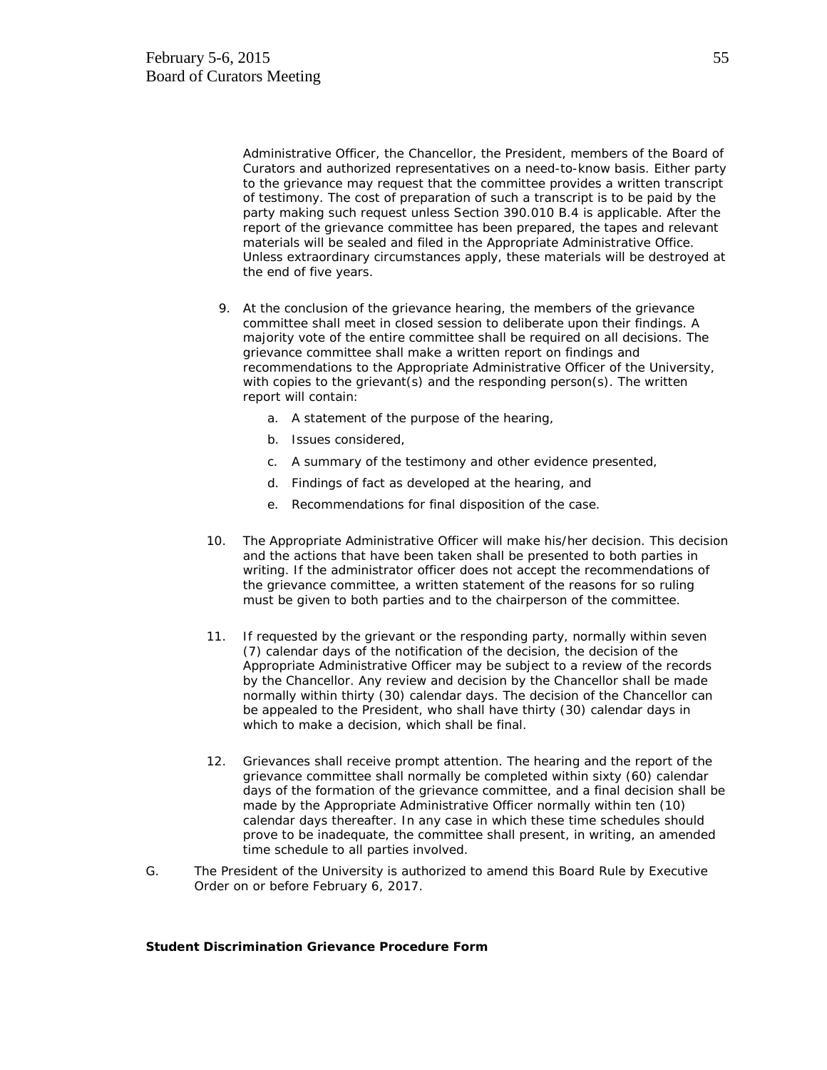Administrative Officer, the Chancellor, the President, members of the Board of Curators and authorized representatives on a need-to-know basis. Either party to the grievance may request that the committee provides a written transcript of testimony. The cost of preparation of such a transcript is to be paid by the party making such request unless Section 390.010 B.4 is applicable. After the report of the grievance committee has been prepared, the tapes and relevant materials will be sealed and filed in the Appropriate Administrative Office. Unless extraordinary circumstances apply, these materials will be destroyed at the end of five years.

9. At the conclusion of the grievance hearing, the members of the grievance committee shall meet in closed session to deliberate upon their findings. A majority vote of the entire committee shall be required on all decisions. The grievance committee shall make a written report on findings and recommendations to the Appropriate Administrative Officer of the University, with copies to the grievant(s) and the responding person(s). The written report will contain:

   a. A statement of the purpose of the hearing,

   b. Issues considered,

   c. A summary of the testimony and other evidence presented,

   d. Findings of fact as developed at the hearing, and

   e. Recommendations for final disposition of the case.

10. The Appropriate Administrative Officer will make his/her decision. This decision and the actions that have been taken shall be presented to both parties in writing. If the administrator officer does not accept the recommendations of the grievance committee, a written statement of the reasons for so ruling must be given to both parties and to the chairperson of the committee.

11. If requested by the grievant or the responding party, normally within seven (7) calendar days of the notification of the decision, the decision of the Appropriate Administrative Officer may be subject to a review of the records by the Chancellor. Any review and decision by the Chancellor shall be made normally within thirty (30) calendar days. The decision of the Chancellor can be appealed to the President, who shall have thirty (30) calendar days in which to make a decision, which shall be final.

12. Grievances shall receive prompt attention. The hearing and the report of the grievance committee shall normally be completed within sixty (60) calendar days of the formation of the grievance committee, and a final decision shall be made by the Appropriate Administrative Officer normally within ten (10) calendar days thereafter. In any case in which these time schedules should prove to be inadequate, the committee shall present, in writing, an amended time schedule to all parties involved.

G. The President of the University is authorized to amend this Board Rule by Executive Order on or before February 6, 2017.

**Student Discrimination Grievance Procedure Form**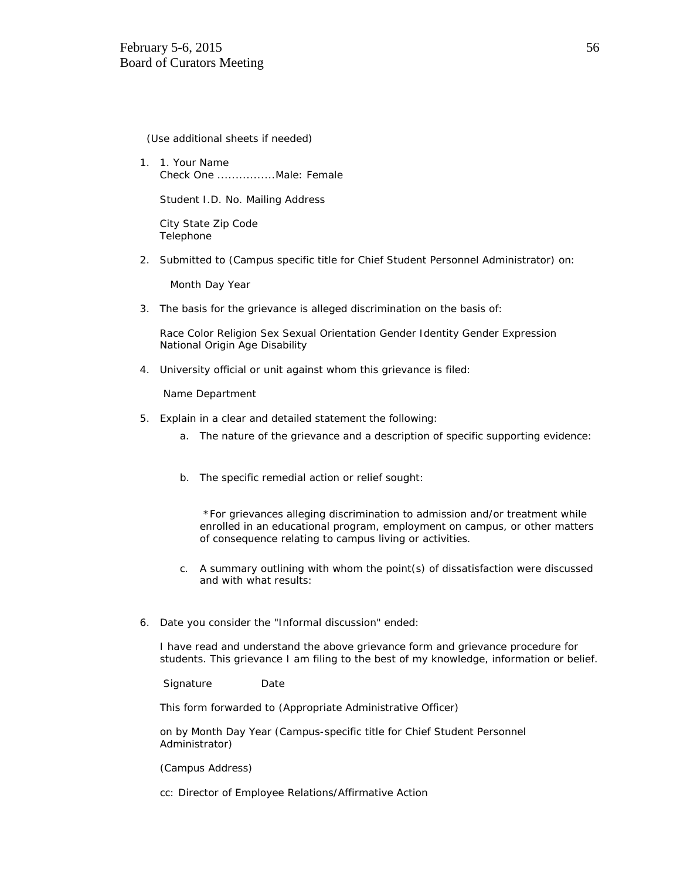(Use additional sheets if needed)

1. 1. Your Name
   Check One ................Male: Female

   Student I.D. No. Mailing Address

   City State Zip Code
   Telephone

2. Submitted to (Campus specific title for Chief Student Personnel Administrator) on:

   Month Day Year

3. The basis for the grievance is alleged discrimination on the basis of:

   Race Color Religion Sex Sexual Orientation Gender Identity Gender Expression National Origin Age Disability

4. University official or unit against whom this grievance is filed:

   Name Department

5. Explain in a clear and detailed statement the following:
   a. The nature of the grievance and a description of specific supporting evidence:

   b. The specific remedial action or relief sought:

      *For grievances alleging discrimination to admission and/or treatment while enrolled in an educational program, employment on campus, or other matters of consequence relating to campus living or activities.

   c. A summary outlining with whom the point(s) of dissatisfaction were discussed and with what results:

6. Date you consider the "Informal discussion" ended:

   I have read and understand the above grievance form and grievance procedure for students. This grievance I am filing to the best of my knowledge, information or belief.

   Signature Date

   This form forwarded to (Appropriate Administrative Officer)

   on by Month Day Year (Campus-specific title for Chief Student Personnel Administrator)

   (Campus Address)

   cc: Director of Employee Relations/Affirmative Action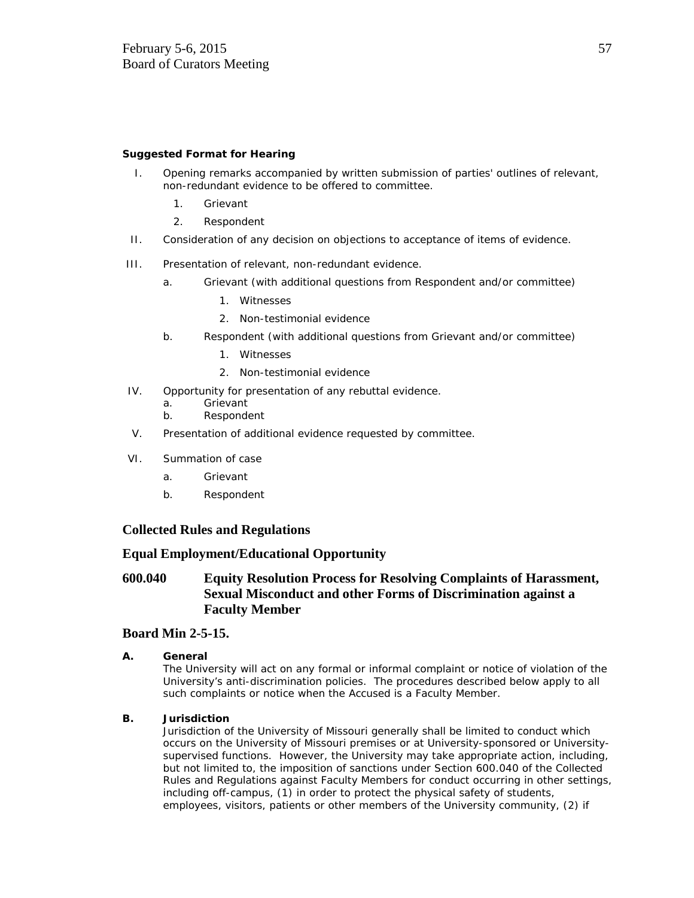**Suggested Format for Hearing**

I. Opening remarks accompanied by written submission of parties' outlines of relevant, non-redundant evidence to be offered to committee.
   1. Grievant
   2. Respondent

II. Consideration of any decision on objections to acceptance of items of evidence.

III. Presentation of relevant, non-redundant evidence.
   a. Grievant (with additional questions from Respondent and/or committee)
      1. Witnesses
      2. Non-testimonial evidence
   b. Respondent (with additional questions from Grievant and/or committee)
      1. Witnesses
      2. Non-testimonial evidence

IV. Opportunity for presentation of any rebuttal evidence.
   a. Grievant
   b. Respondent

V. Presentation of additional evidence requested by committee.

VI. Summation of case
   a. Grievant
   b. Respondent

## Collected Rules and Regulations

## Equal Employment/Educational Opportunity

## 600.040 Equity Resolution Process for Resolving Complaints of Harassment, Sexual Misconduct and other Forms of Discrimination against a Faculty Member

## Board Min 2-5-15.

**A. General**
The University will act on any formal or informal complaint or notice of violation of the University's anti-discrimination policies. The procedures described below apply to all such complaints or notice when the Accused is a Faculty Member.

**B. Jurisdiction**
Jurisdiction of the University of Missouri generally shall be limited to conduct which occurs on the University of Missouri premises or at University-sponsored or University-supervised functions. However, the University may take appropriate action, including, but not limited to, the imposition of sanctions under Section 600.040 of the Collected Rules and Regulations against Faculty Members for conduct occurring in other settings, including off-campus, (1) in order to protect the physical safety of students, employees, visitors, patients or other members of the University community, (2) if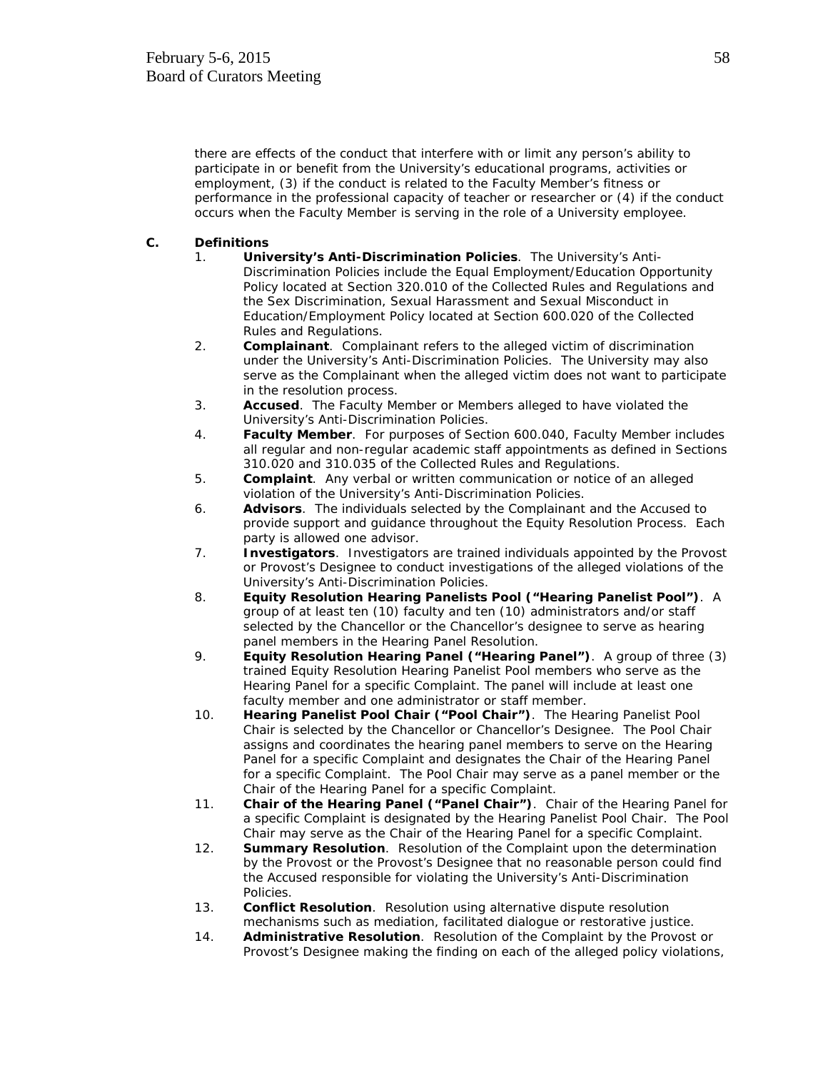there are effects of the conduct that interfere with or limit any person's ability to participate in or benefit from the University's educational programs, activities or employment, (3) if the conduct is related to the Faculty Member's fitness or performance in the professional capacity of teacher or researcher or (4) if the conduct occurs when the Faculty Member is serving in the role of a University employee.

**C. Definitions**

1. **University's Anti-Discrimination Policies**. The University's Anti-Discrimination Policies include the Equal Employment/Education Opportunity Policy located at Section 320.010 of the Collected Rules and Regulations and the Sex Discrimination, Sexual Harassment and Sexual Misconduct in Education/Employment Policy located at Section 600.020 of the Collected Rules and Regulations.
2. **Complainant**. Complainant refers to the alleged victim of discrimination under the University's Anti-Discrimination Policies. The University may also serve as the Complainant when the alleged victim does not want to participate in the resolution process.
3. **Accused**. The Faculty Member or Members alleged to have violated the University's Anti-Discrimination Policies.
4. **Faculty Member**. For purposes of Section 600.040, Faculty Member includes all regular and non-regular academic staff appointments as defined in Sections 310.020 and 310.035 of the Collected Rules and Regulations.
5. **Complaint**. Any verbal or written communication or notice of an alleged violation of the University's Anti-Discrimination Policies.
6. **Advisors**. The individuals selected by the Complainant and the Accused to provide support and guidance throughout the Equity Resolution Process. Each party is allowed one advisor.
7. **Investigators**. Investigators are trained individuals appointed by the Provost or Provost's Designee to conduct investigations of the alleged violations of the University's Anti-Discrimination Policies.
8. **Equity Resolution Hearing Panelists Pool ("Hearing Panelist Pool")**. A group of at least ten (10) faculty and ten (10) administrators and/or staff selected by the Chancellor or the Chancellor's designee to serve as hearing panel members in the Hearing Panel Resolution.
9. **Equity Resolution Hearing Panel ("Hearing Panel")**. A group of three (3) trained Equity Resolution Hearing Panelist Pool members who serve as the Hearing Panel for a specific Complaint. The panel will include at least one faculty member and one administrator or staff member.
10. **Hearing Panelist Pool Chair ("Pool Chair")**. The Hearing Panelist Pool Chair is selected by the Chancellor or Chancellor's Designee. The Pool Chair assigns and coordinates the hearing panel members to serve on the Hearing Panel for a specific Complaint and designates the Chair of the Hearing Panel for a specific Complaint. The Pool Chair may serve as a panel member or the Chair of the Hearing Panel for a specific Complaint.
11. **Chair of the Hearing Panel ("Panel Chair")**. Chair of the Hearing Panel for a specific Complaint is designated by the Hearing Panelist Pool Chair. The Pool Chair may serve as the Chair of the Hearing Panel for a specific Complaint.
12. **Summary Resolution**. Resolution of the Complaint upon the determination by the Provost or the Provost's Designee that no reasonable person could find the Accused responsible for violating the University's Anti-Discrimination Policies.
13. **Conflict Resolution**. Resolution using alternative dispute resolution mechanisms such as mediation, facilitated dialogue or restorative justice.
14. **Administrative Resolution**. Resolution of the Complaint by the Provost or Provost's Designee making the finding on each of the alleged policy violations,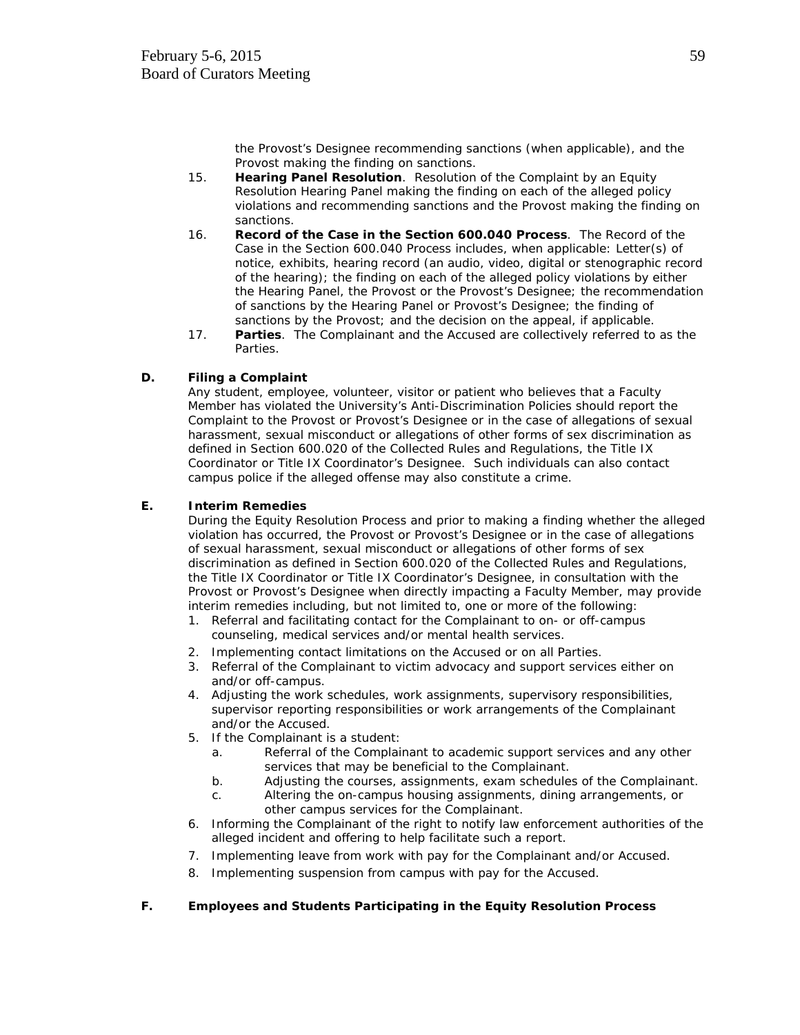the Provost's Designee recommending sanctions (when applicable), and the Provost making the finding on sanctions.

15. **Hearing Panel Resolution**. Resolution of the Complaint by an Equity Resolution Hearing Panel making the finding on each of the alleged policy violations and recommending sanctions and the Provost making the finding on sanctions.
16. **Record of the Case in the Section 600.040 Process**. The Record of the Case in the Section 600.040 Process includes, when applicable: Letter(s) of notice, exhibits, hearing record (an audio, video, digital or stenographic record of the hearing); the finding on each of the alleged policy violations by either the Hearing Panel, the Provost or the Provost's Designee; the recommendation of sanctions by the Hearing Panel or Provost's Designee; the finding of sanctions by the Provost; and the decision on the appeal, if applicable.
17. **Parties**. The Complainant and the Accused are collectively referred to as the Parties.

**D. Filing a Complaint**

Any student, employee, volunteer, visitor or patient who believes that a Faculty Member has violated the University's Anti-Discrimination Policies should report the Complaint to the Provost or Provost's Designee or in the case of allegations of sexual harassment, sexual misconduct or allegations of other forms of sex discrimination as defined in Section 600.020 of the Collected Rules and Regulations, the Title IX Coordinator or Title IX Coordinator's Designee. Such individuals can also contact campus police if the alleged offense may also constitute a crime.

**E. Interim Remedies**

During the Equity Resolution Process and prior to making a finding whether the alleged violation has occurred, the Provost or Provost's Designee or in the case of allegations of sexual harassment, sexual misconduct or allegations of other forms of sex discrimination as defined in Section 600.020 of the Collected Rules and Regulations, the Title IX Coordinator or Title IX Coordinator's Designee, in consultation with the Provost or Provost's Designee when directly impacting a Faculty Member, may provide interim remedies including, but not limited to, one or more of the following:

1. Referral and facilitating contact for the Complainant to on- or off-campus counseling, medical services and/or mental health services.
2. Implementing contact limitations on the Accused or on all Parties.
3. Referral of the Complainant to victim advocacy and support services either on and/or off-campus.
4. Adjusting the work schedules, work assignments, supervisory responsibilities, supervisor reporting responsibilities or work arrangements of the Complainant and/or the Accused.
5. If the Complainant is a student:
   a. Referral of the Complainant to academic support services and any other services that may be beneficial to the Complainant.
   b. Adjusting the courses, assignments, exam schedules of the Complainant.
   c. Altering the on-campus housing assignments, dining arrangements, or other campus services for the Complainant.
6. Informing the Complainant of the right to notify law enforcement authorities of the alleged incident and offering to help facilitate such a report.
7. Implementing leave from work with pay for the Complainant and/or Accused.
8. Implementing suspension from campus with pay for the Accused.

**F. Employees and Students Participating in the Equity Resolution Process**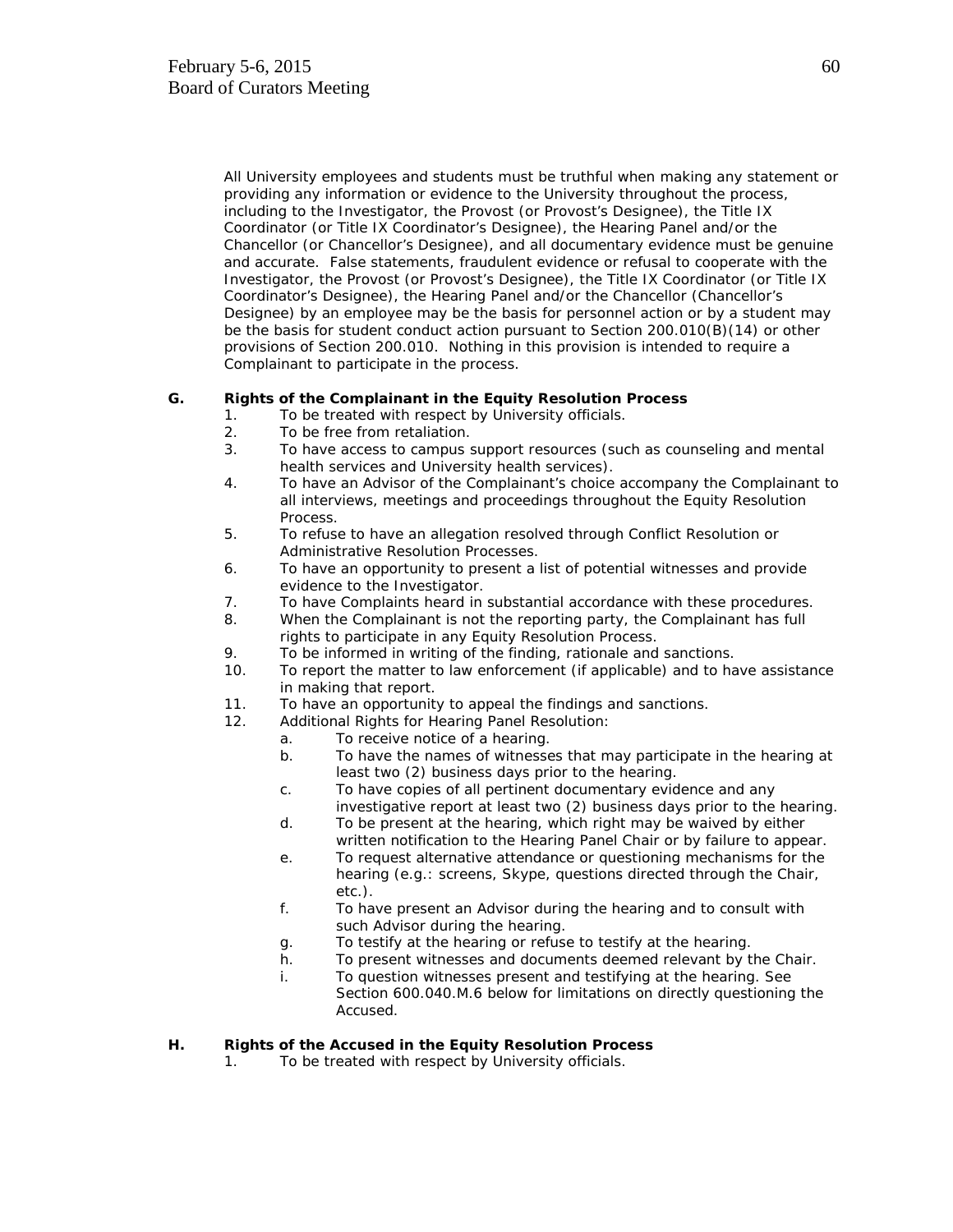All University employees and students must be truthful when making any statement or providing any information or evidence to the University throughout the process, including to the Investigator, the Provost (or Provost's Designee), the Title IX Coordinator (or Title IX Coordinator's Designee), the Hearing Panel and/or the Chancellor (or Chancellor's Designee), and all documentary evidence must be genuine and accurate. False statements, fraudulent evidence or refusal to cooperate with the Investigator, the Provost (or Provost's Designee), the Title IX Coordinator (or Title IX Coordinator's Designee), the Hearing Panel and/or the Chancellor (Chancellor's Designee) by an employee may be the basis for personnel action or by a student may be the basis for student conduct action pursuant to Section 200.010(B)(14) or other provisions of Section 200.010. Nothing in this provision is intended to require a Complainant to participate in the process.

**G. Rights of the Complainant in the Equity Resolution Process**

1. To be treated with respect by University officials.
2. To be free from retaliation.
3. To have access to campus support resources (such as counseling and mental health services and University health services).
4. To have an Advisor of the Complainant's choice accompany the Complainant to all interviews, meetings and proceedings throughout the Equity Resolution Process.
5. To refuse to have an allegation resolved through Conflict Resolution or Administrative Resolution Processes.
6. To have an opportunity to present a list of potential witnesses and provide evidence to the Investigator.
7. To have Complaints heard in substantial accordance with these procedures.
8. When the Complainant is not the reporting party, the Complainant has full rights to participate in any Equity Resolution Process.
9. To be informed in writing of the finding, rationale and sanctions.
10. To report the matter to law enforcement (if applicable) and to have assistance in making that report.
11. To have an opportunity to appeal the findings and sanctions.
12. Additional Rights for Hearing Panel Resolution:
    a. To receive notice of a hearing.
    b. To have the names of witnesses that may participate in the hearing at least two (2) business days prior to the hearing.
    c. To have copies of all pertinent documentary evidence and any investigative report at least two (2) business days prior to the hearing.
    d. To be present at the hearing, which right may be waived by either written notification to the Hearing Panel Chair or by failure to appear.
    e. To request alternative attendance or questioning mechanisms for the hearing (e.g.: screens, Skype, questions directed through the Chair, etc.).
    f. To have present an Advisor during the hearing and to consult with such Advisor during the hearing.
    g. To testify at the hearing or refuse to testify at the hearing.
    h. To present witnesses and documents deemed relevant by the Chair.
    i. To question witnesses present and testifying at the hearing. See Section 600.040.M.6 below for limitations on directly questioning the Accused.

**H. Rights of the Accused in the Equity Resolution Process**

1. To be treated with respect by University officials.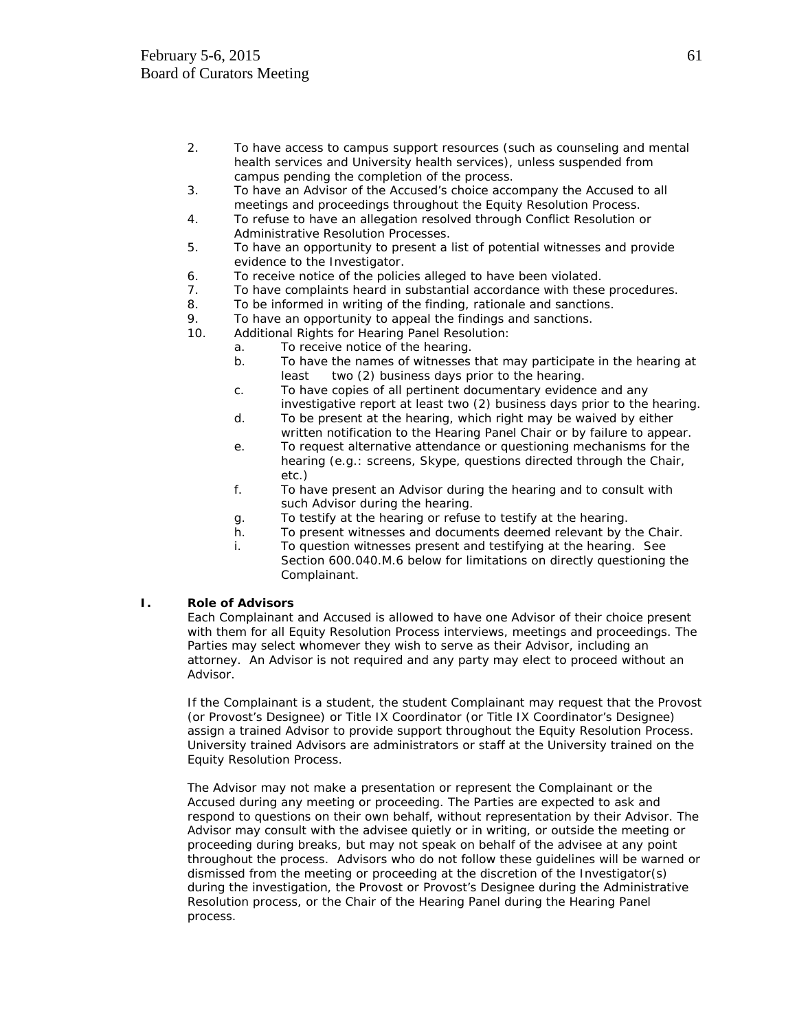2. To have access to campus support resources (such as counseling and mental health services and University health services), unless suspended from campus pending the completion of the process.
3. To have an Advisor of the Accused's choice accompany the Accused to all meetings and proceedings throughout the Equity Resolution Process.
4. To refuse to have an allegation resolved through Conflict Resolution or Administrative Resolution Processes.
5. To have an opportunity to present a list of potential witnesses and provide evidence to the Investigator.
6. To receive notice of the policies alleged to have been violated.
7. To have complaints heard in substantial accordance with these procedures.
8. To be informed in writing of the finding, rationale and sanctions.
9. To have an opportunity to appeal the findings and sanctions.
10. Additional Rights for Hearing Panel Resolution:
    a. To receive notice of the hearing.
    b. To have the names of witnesses that may participate in the hearing at least two (2) business days prior to the hearing.
    c. To have copies of all pertinent documentary evidence and any investigative report at least two (2) business days prior to the hearing.
    d. To be present at the hearing, which right may be waived by either written notification to the Hearing Panel Chair or by failure to appear.
    e. To request alternative attendance or questioning mechanisms for the hearing (e.g.: screens, Skype, questions directed through the Chair, etc.)
    f. To have present an Advisor during the hearing and to consult with such Advisor during the hearing.
    g. To testify at the hearing or refuse to testify at the hearing.
    h. To present witnesses and documents deemed relevant by the Chair.
    i. To question witnesses present and testifying at the hearing. See Section 600.040.M.6 below for limitations on directly questioning the Complainant.

**I. Role of Advisors**

Each Complainant and Accused is allowed to have one Advisor of their choice present with them for all Equity Resolution Process interviews, meetings and proceedings. The Parties may select whomever they wish to serve as their Advisor, including an attorney. An Advisor is not required and any party may elect to proceed without an Advisor.

If the Complainant is a student, the student Complainant may request that the Provost (or Provost's Designee) or Title IX Coordinator (or Title IX Coordinator's Designee) assign a trained Advisor to provide support throughout the Equity Resolution Process. University trained Advisors are administrators or staff at the University trained on the Equity Resolution Process.

The Advisor may not make a presentation or represent the Complainant or the Accused during any meeting or proceeding. The Parties are expected to ask and respond to questions on their own behalf, without representation by their Advisor. The Advisor may consult with the advisee quietly or in writing, or outside the meeting or proceeding during breaks, but may not speak on behalf of the advisee at any point throughout the process. Advisors who do not follow these guidelines will be warned or dismissed from the meeting or proceeding at the discretion of the Investigator(s) during the investigation, the Provost or Provost's Designee during the Administrative Resolution process, or the Chair of the Hearing Panel during the Hearing Panel process.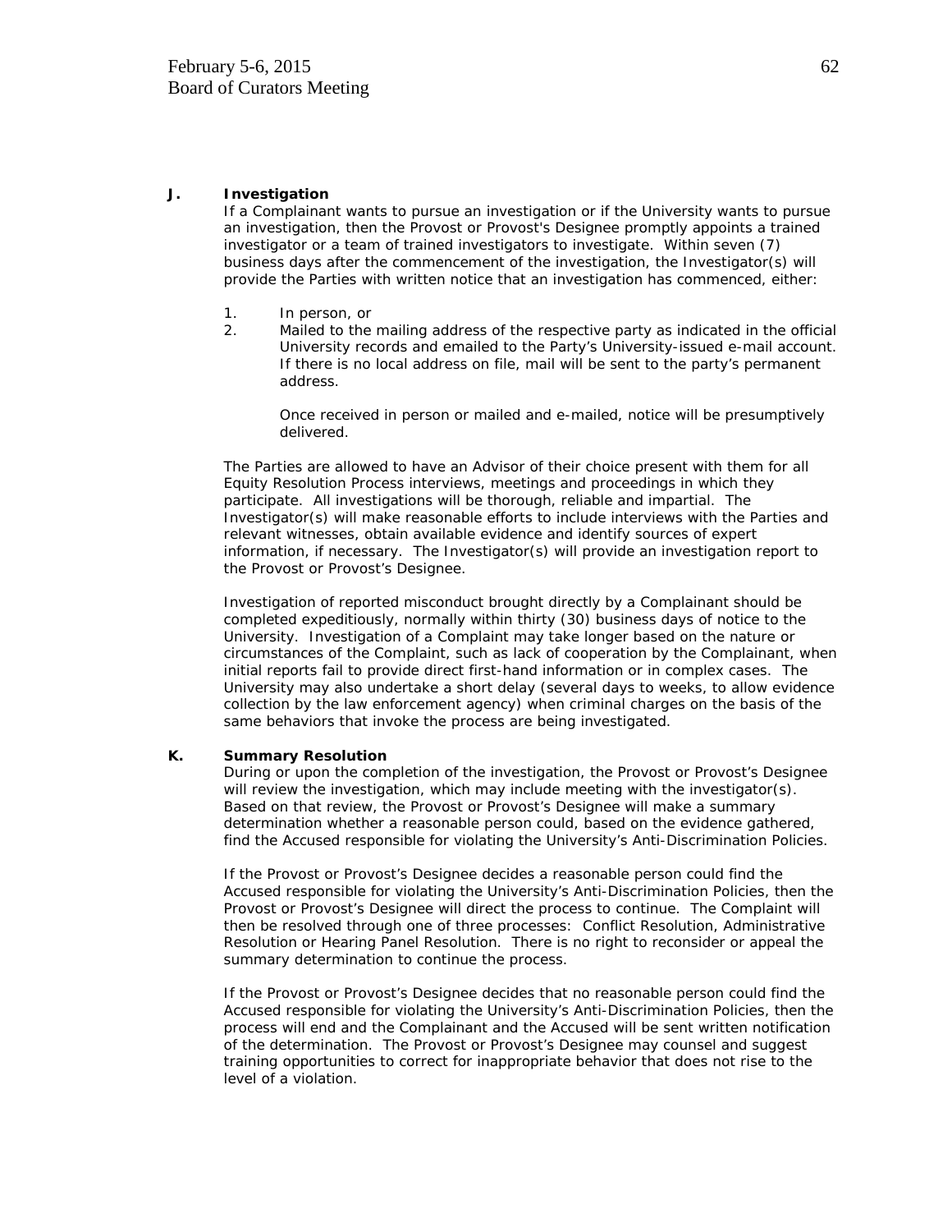**J. Investigation**

If a Complainant wants to pursue an investigation or if the University wants to pursue an investigation, then the Provost or Provost's Designee promptly appoints a trained investigator or a team of trained investigators to investigate. Within seven (7) business days after the commencement of the investigation, the Investigator(s) will provide the Parties with written notice that an investigation has commenced, either:

1. In person, or
2. Mailed to the mailing address of the respective party as indicated in the official University records and emailed to the Party's University-issued e-mail account. If there is no local address on file, mail will be sent to the party's permanent address.

   Once received in person or mailed and e-mailed, notice will be presumptively delivered.

The Parties are allowed to have an Advisor of their choice present with them for all Equity Resolution Process interviews, meetings and proceedings in which they participate. All investigations will be thorough, reliable and impartial. The Investigator(s) will make reasonable efforts to include interviews with the Parties and relevant witnesses, obtain available evidence and identify sources of expert information, if necessary. The Investigator(s) will provide an investigation report to the Provost or Provost's Designee.

Investigation of reported misconduct brought directly by a Complainant should be completed expeditiously, normally within thirty (30) business days of notice to the University. Investigation of a Complaint may take longer based on the nature or circumstances of the Complaint, such as lack of cooperation by the Complainant, when initial reports fail to provide direct first-hand information or in complex cases. The University may also undertake a short delay (several days to weeks, to allow evidence collection by the law enforcement agency) when criminal charges on the basis of the same behaviors that invoke the process are being investigated.

**K. Summary Resolution**

During or upon the completion of the investigation, the Provost or Provost's Designee will review the investigation, which may include meeting with the investigator(s). Based on that review, the Provost or Provost's Designee will make a summary determination whether a reasonable person could, based on the evidence gathered, find the Accused responsible for violating the University's Anti-Discrimination Policies.

If the Provost or Provost's Designee decides a reasonable person could find the Accused responsible for violating the University's Anti-Discrimination Policies, then the Provost or Provost's Designee will direct the process to continue. The Complaint will then be resolved through one of three processes: Conflict Resolution, Administrative Resolution or Hearing Panel Resolution. There is no right to reconsider or appeal the summary determination to continue the process.

If the Provost or Provost's Designee decides that no reasonable person could find the Accused responsible for violating the University's Anti-Discrimination Policies, then the process will end and the Complainant and the Accused will be sent written notification of the determination. The Provost or Provost's Designee may counsel and suggest training opportunities to correct for inappropriate behavior that does not rise to the level of a violation.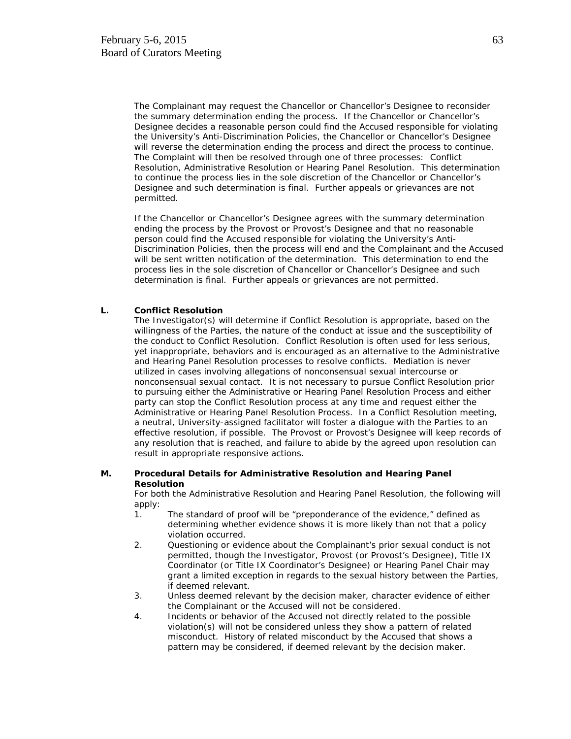The Complainant may request the Chancellor or Chancellor's Designee to reconsider the summary determination ending the process. If the Chancellor or Chancellor's Designee decides a reasonable person could find the Accused responsible for violating the University's Anti-Discrimination Policies, the Chancellor or Chancellor's Designee will reverse the determination ending the process and direct the process to continue. The Complaint will then be resolved through one of three processes: Conflict Resolution, Administrative Resolution or Hearing Panel Resolution. This determination to continue the process lies in the sole discretion of the Chancellor or Chancellor's Designee and such determination is final. Further appeals or grievances are not permitted.

If the Chancellor or Chancellor's Designee agrees with the summary determination ending the process by the Provost or Provost's Designee and that no reasonable person could find the Accused responsible for violating the University's Anti-Discrimination Policies, then the process will end and the Complainant and the Accused will be sent written notification of the determination. This determination to end the process lies in the sole discretion of Chancellor or Chancellor's Designee and such determination is final. Further appeals or grievances are not permitted.

**L. Conflict Resolution**

The Investigator(s) will determine if Conflict Resolution is appropriate, based on the willingness of the Parties, the nature of the conduct at issue and the susceptibility of the conduct to Conflict Resolution. Conflict Resolution is often used for less serious, yet inappropriate, behaviors and is encouraged as an alternative to the Administrative and Hearing Panel Resolution processes to resolve conflicts. Mediation is never utilized in cases involving allegations of nonconsensual sexual intercourse or nonconsensual sexual contact. It is not necessary to pursue Conflict Resolution prior to pursuing either the Administrative or Hearing Panel Resolution Process and either party can stop the Conflict Resolution process at any time and request either the Administrative or Hearing Panel Resolution Process. In a Conflict Resolution meeting, a neutral, University-assigned facilitator will foster a dialogue with the Parties to an effective resolution, if possible. The Provost or Provost's Designee will keep records of any resolution that is reached, and failure to abide by the agreed upon resolution can result in appropriate responsive actions.

**M. Procedural Details for Administrative Resolution and Hearing Panel Resolution**

For both the Administrative Resolution and Hearing Panel Resolution, the following will apply:

1. The standard of proof will be "preponderance of the evidence," defined as determining whether evidence shows it is more likely than not that a policy violation occurred.
2. Questioning or evidence about the Complainant's prior sexual conduct is not permitted, though the Investigator, Provost (or Provost's Designee), Title IX Coordinator (or Title IX Coordinator's Designee) or Hearing Panel Chair may grant a limited exception in regards to the sexual history between the Parties, if deemed relevant.
3. Unless deemed relevant by the decision maker, character evidence of either the Complainant or the Accused will not be considered.
4. Incidents or behavior of the Accused not directly related to the possible violation(s) will not be considered unless they show a pattern of related misconduct. History of related misconduct by the Accused that shows a pattern may be considered, if deemed relevant by the decision maker.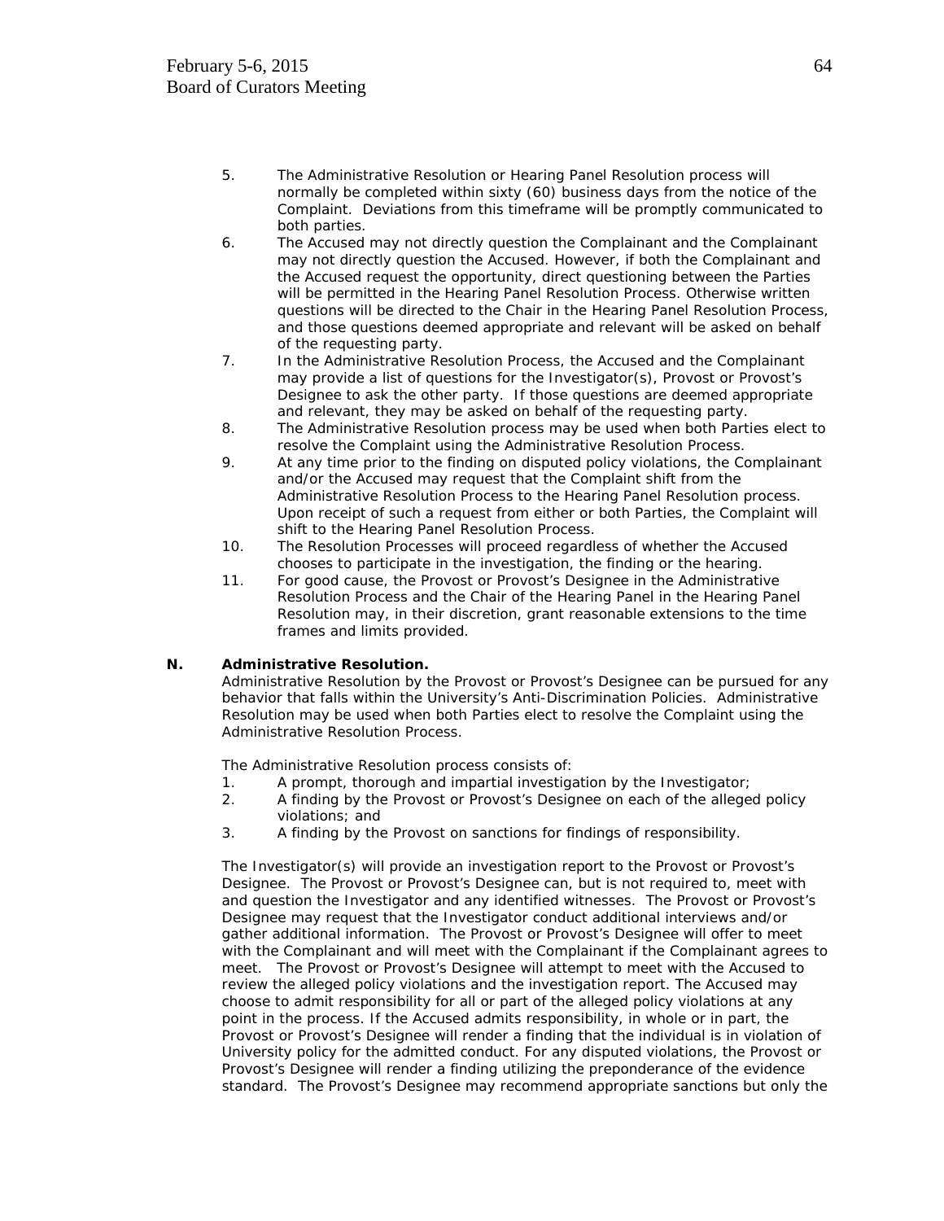5. The Administrative Resolution or Hearing Panel Resolution process will normally be completed within sixty (60) business days from the notice of the Complaint. Deviations from this timeframe will be promptly communicated to both parties.
6. The Accused may not directly question the Complainant and the Complainant may not directly question the Accused. However, if both the Complainant and the Accused request the opportunity, direct questioning between the Parties will be permitted in the Hearing Panel Resolution Process. Otherwise written questions will be directed to the Chair in the Hearing Panel Resolution Process, and those questions deemed appropriate and relevant will be asked on behalf of the requesting party.
7. In the Administrative Resolution Process, the Accused and the Complainant may provide a list of questions for the Investigator(s), Provost or Provost's Designee to ask the other party. If those questions are deemed appropriate and relevant, they may be asked on behalf of the requesting party.
8. The Administrative Resolution process may be used when both Parties elect to resolve the Complaint using the Administrative Resolution Process.
9. At any time prior to the finding on disputed policy violations, the Complainant and/or the Accused may request that the Complaint shift from the Administrative Resolution Process to the Hearing Panel Resolution process. Upon receipt of such a request from either or both Parties, the Complaint will shift to the Hearing Panel Resolution Process.
10. The Resolution Processes will proceed regardless of whether the Accused chooses to participate in the investigation, the finding or the hearing.
11. For good cause, the Provost or Provost's Designee in the Administrative Resolution Process and the Chair of the Hearing Panel in the Hearing Panel Resolution may, in their discretion, grant reasonable extensions to the time frames and limits provided.

**N. Administrative Resolution.**

Administrative Resolution by the Provost or Provost's Designee can be pursued for any behavior that falls within the University's Anti-Discrimination Policies. Administrative Resolution may be used when both Parties elect to resolve the Complaint using the Administrative Resolution Process.

The Administrative Resolution process consists of:

1. A prompt, thorough and impartial investigation by the Investigator;
2. A finding by the Provost or Provost's Designee on each of the alleged policy violations; and
3. A finding by the Provost on sanctions for findings of responsibility.

The Investigator(s) will provide an investigation report to the Provost or Provost's Designee. The Provost or Provost's Designee can, but is not required to, meet with and question the Investigator and any identified witnesses. The Provost or Provost's Designee may request that the Investigator conduct additional interviews and/or gather additional information. The Provost or Provost's Designee will offer to meet with the Complainant and will meet with the Complainant if the Complainant agrees to meet. The Provost or Provost's Designee will attempt to meet with the Accused to review the alleged policy violations and the investigation report. The Accused may choose to admit responsibility for all or part of the alleged policy violations at any point in the process. If the Accused admits responsibility, in whole or in part, the Provost or Provost's Designee will render a finding that the individual is in violation of University policy for the admitted conduct. For any disputed violations, the Provost or Provost's Designee will render a finding utilizing the preponderance of the evidence standard. The Provost's Designee may recommend appropriate sanctions but only the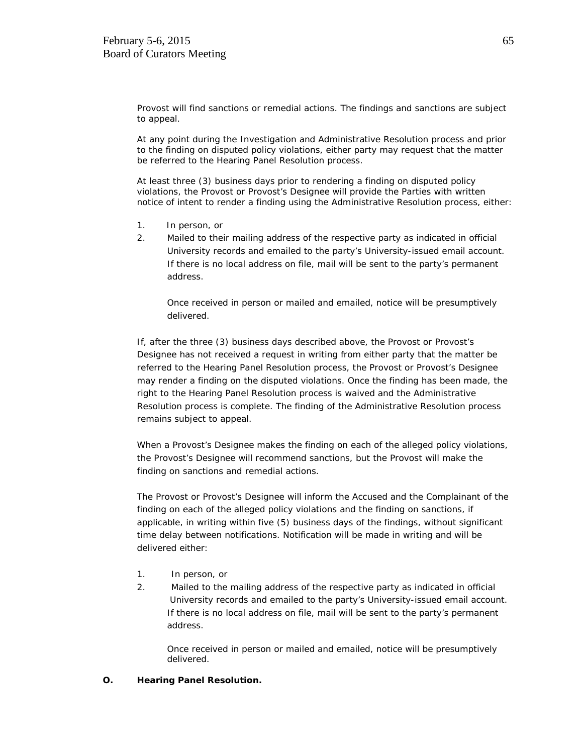Provost will find sanctions or remedial actions. The findings and sanctions are subject to appeal.

At any point during the Investigation and Administrative Resolution process and prior to the finding on disputed policy violations, either party may request that the matter be referred to the Hearing Panel Resolution process.

At least three (3) business days prior to rendering a finding on disputed policy violations, the Provost or Provost's Designee will provide the Parties with written notice of intent to render a finding using the Administrative Resolution process, either:

1. In person, or
2. Mailed to their mailing address of the respective party as indicated in official University records and emailed to the party's University-issued email account. If there is no local address on file, mail will be sent to the party's permanent address.

   Once received in person or mailed and emailed, notice will be presumptively delivered.

If, after the three (3) business days described above, the Provost or Provost's Designee has not received a request in writing from either party that the matter be referred to the Hearing Panel Resolution process, the Provost or Provost's Designee may render a finding on the disputed violations. Once the finding has been made, the right to the Hearing Panel Resolution process is waived and the Administrative Resolution process is complete. The finding of the Administrative Resolution process remains subject to appeal.

When a Provost's Designee makes the finding on each of the alleged policy violations, the Provost's Designee will recommend sanctions, but the Provost will make the finding on sanctions and remedial actions.

The Provost or Provost's Designee will inform the Accused and the Complainant of the finding on each of the alleged policy violations and the finding on sanctions, if applicable, in writing within five (5) business days of the findings, without significant time delay between notifications. Notification will be made in writing and will be delivered either:

1. In person, or
2. Mailed to the mailing address of the respective party as indicated in official University records and emailed to the party's University-issued email account. If there is no local address on file, mail will be sent to the party's permanent address.

   Once received in person or mailed and emailed, notice will be presumptively delivered.

**O. Hearing Panel Resolution.**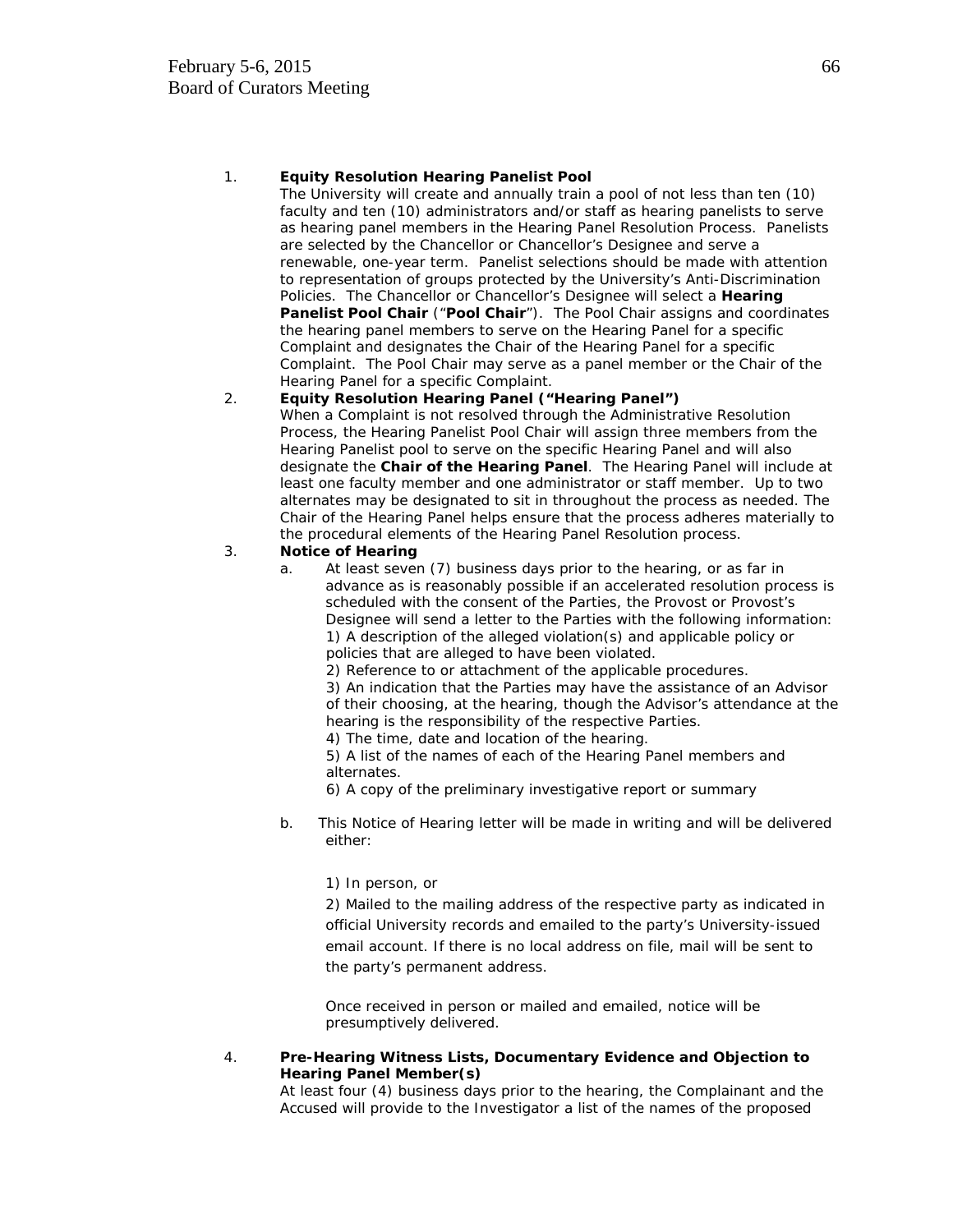1. **Equity Resolution Hearing Panelist Pool**
   The University will create and annually train a pool of not less than ten (10) faculty and ten (10) administrators and/or staff as hearing panelists to serve as hearing panel members in the Hearing Panel Resolution Process. Panelists are selected by the Chancellor or Chancellor's Designee and serve a renewable, one-year term. Panelist selections should be made with attention to representation of groups protected by the University's Anti-Discrimination Policies. The Chancellor or Chancellor's Designee will select a **Hearing Panelist Pool Chair** ("**Pool Chair**"). The Pool Chair assigns and coordinates the hearing panel members to serve on the Hearing Panel for a specific Complaint and designates the Chair of the Hearing Panel for a specific Complaint. The Pool Chair may serve as a panel member or the Chair of the Hearing Panel for a specific Complaint.

2. **Equity Resolution Hearing Panel ("Hearing Panel")**
   When a Complaint is not resolved through the Administrative Resolution Process, the Hearing Panelist Pool Chair will assign three members from the Hearing Panelist pool to serve on the specific Hearing Panel and will also designate the **Chair of the Hearing Panel**. The Hearing Panel will include at least one faculty member and one administrator or staff member. Up to two alternates may be designated to sit in throughout the process as needed. The Chair of the Hearing Panel helps ensure that the process adheres materially to the procedural elements of the Hearing Panel Resolution process.

3. **Notice of Hearing**
   a. At least seven (7) business days prior to the hearing, or as far in advance as is reasonably possible if an accelerated resolution process is scheduled with the consent of the Parties, the Provost or Provost's Designee will send a letter to the Parties with the following information:
      1) A description of the alleged violation(s) and applicable policy or policies that are alleged to have been violated.
      2) Reference to or attachment of the applicable procedures.
      3) An indication that the Parties may have the assistance of an Advisor of their choosing, at the hearing, though the Advisor's attendance at the hearing is the responsibility of the respective Parties.
      4) The time, date and location of the hearing.
      5) A list of the names of each of the Hearing Panel members and alternates.
      6) A copy of the preliminary investigative report or summary

   b. This Notice of Hearing letter will be made in writing and will be delivered either:

      1) In person, or

      2) Mailed to the mailing address of the respective party as indicated in official University records and emailed to the party's University-issued email account. If there is no local address on file, mail will be sent to the party's permanent address.

      Once received in person or mailed and emailed, notice will be presumptively delivered.

4. **Pre-Hearing Witness Lists, Documentary Evidence and Objection to Hearing Panel Member(s)**
   At least four (4) business days prior to the hearing, the Complainant and the Accused will provide to the Investigator a list of the names of the proposed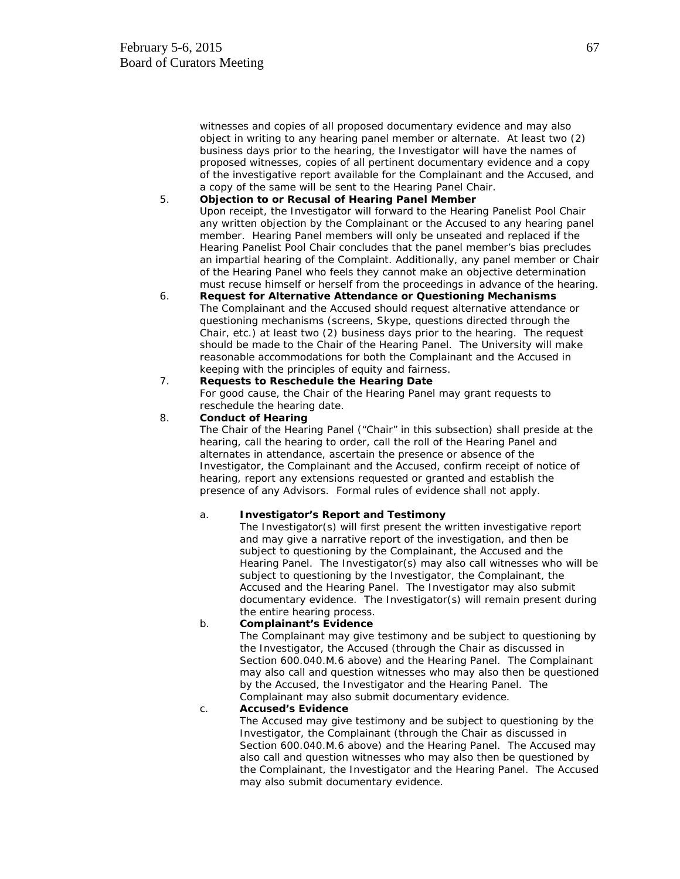witnesses and copies of all proposed documentary evidence and may also object in writing to any hearing panel member or alternate. At least two (2) business days prior to the hearing, the Investigator will have the names of proposed witnesses, copies of all pertinent documentary evidence and a copy of the investigative report available for the Complainant and the Accused, and a copy of the same will be sent to the Hearing Panel Chair.

5. **Objection to or Recusal of Hearing Panel Member**
   Upon receipt, the Investigator will forward to the Hearing Panelist Pool Chair any written objection by the Complainant or the Accused to any hearing panel member. Hearing Panel members will only be unseated and replaced if the Hearing Panelist Pool Chair concludes that the panel member's bias precludes an impartial hearing of the Complaint. Additionally, any panel member or Chair of the Hearing Panel who feels they cannot make an objective determination must recuse himself or herself from the proceedings in advance of the hearing.

6. **Request for Alternative Attendance or Questioning Mechanisms**
   The Complainant and the Accused should request alternative attendance or questioning mechanisms (screens, Skype, questions directed through the Chair, etc.) at least two (2) business days prior to the hearing. The request should be made to the Chair of the Hearing Panel. The University will make reasonable accommodations for both the Complainant and the Accused in keeping with the principles of equity and fairness.

7. **Requests to Reschedule the Hearing Date**
   For good cause, the Chair of the Hearing Panel may grant requests to reschedule the hearing date.

8. **Conduct of Hearing**
   The Chair of the Hearing Panel ("Chair" in this subsection) shall preside at the hearing, call the hearing to order, call the roll of the Hearing Panel and alternates in attendance, ascertain the presence or absence of the Investigator, the Complainant and the Accused, confirm receipt of notice of hearing, report any extensions requested or granted and establish the presence of any Advisors. Formal rules of evidence shall not apply.

   a. **Investigator's Report and Testimony**
      The Investigator(s) will first present the written investigative report and may give a narrative report of the investigation, and then be subject to questioning by the Complainant, the Accused and the Hearing Panel. The Investigator(s) may also call witnesses who will be subject to questioning by the Investigator, the Complainant, the Accused and the Hearing Panel. The Investigator may also submit documentary evidence. The Investigator(s) will remain present during the entire hearing process.

   b. **Complainant's Evidence**
      The Complainant may give testimony and be subject to questioning by the Investigator, the Accused (through the Chair as discussed in Section 600.040.M.6 above) and the Hearing Panel. The Complainant may also call and question witnesses who may also then be questioned by the Accused, the Investigator and the Hearing Panel. The Complainant may also submit documentary evidence.

   c. **Accused's Evidence**
      The Accused may give testimony and be subject to questioning by the Investigator, the Complainant (through the Chair as discussed in Section 600.040.M.6 above) and the Hearing Panel. The Accused may also call and question witnesses who may also then be questioned by the Complainant, the Investigator and the Hearing Panel. The Accused may also submit documentary evidence.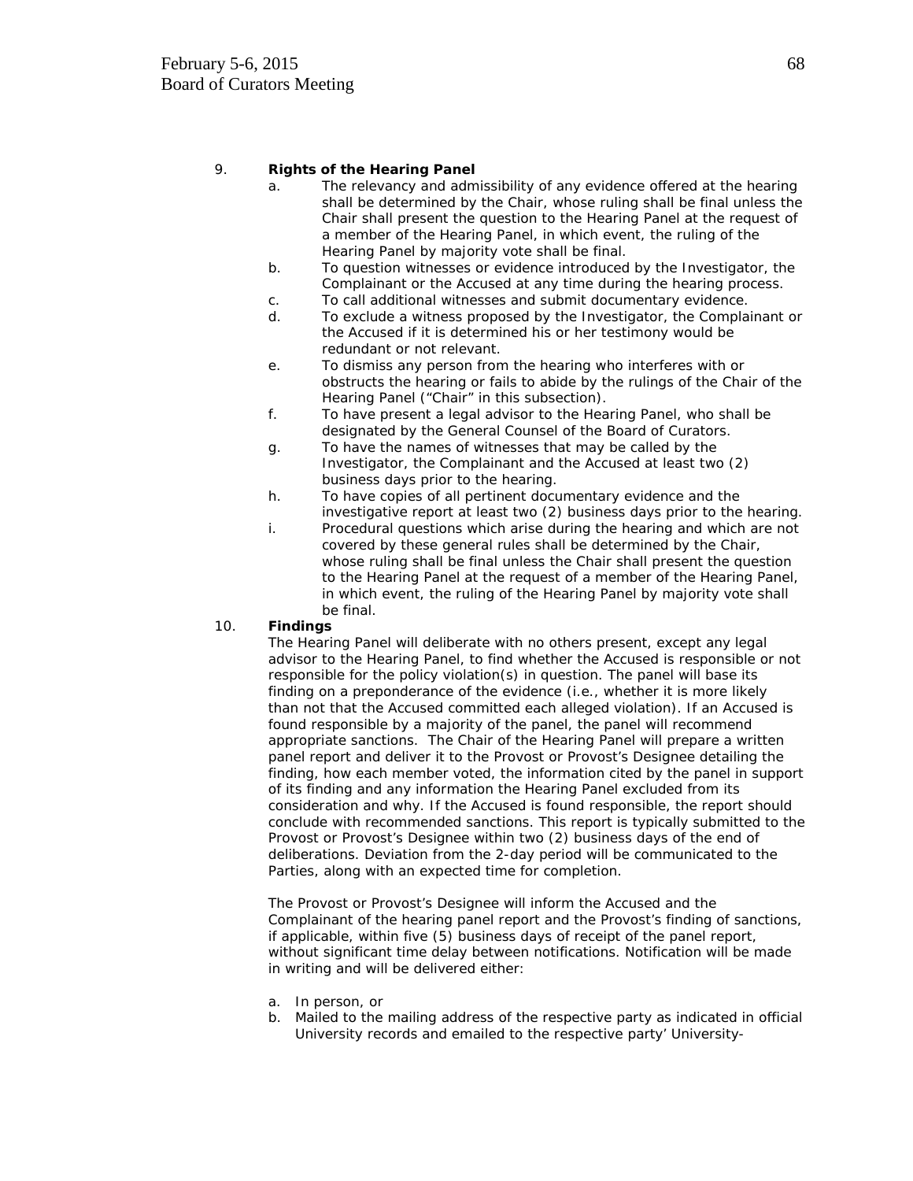9. **Rights of the Hearing Panel**

   a. The relevancy and admissibility of any evidence offered at the hearing shall be determined by the Chair, whose ruling shall be final unless the Chair shall present the question to the Hearing Panel at the request of a member of the Hearing Panel, in which event, the ruling of the Hearing Panel by majority vote shall be final.
   b. To question witnesses or evidence introduced by the Investigator, the Complainant or the Accused at any time during the hearing process.
   c. To call additional witnesses and submit documentary evidence.
   d. To exclude a witness proposed by the Investigator, the Complainant or the Accused if it is determined his or her testimony would be redundant or not relevant.
   e. To dismiss any person from the hearing who interferes with or obstructs the hearing or fails to abide by the rulings of the Chair of the Hearing Panel ("Chair" in this subsection).
   f. To have present a legal advisor to the Hearing Panel, who shall be designated by the General Counsel of the Board of Curators.
   g. To have the names of witnesses that may be called by the Investigator, the Complainant and the Accused at least two (2) business days prior to the hearing.
   h. To have copies of all pertinent documentary evidence and the investigative report at least two (2) business days prior to the hearing.
   i. Procedural questions which arise during the hearing and which are not covered by these general rules shall be determined by the Chair, whose ruling shall be final unless the Chair shall present the question to the Hearing Panel at the request of a member of the Hearing Panel, in which event, the ruling of the Hearing Panel by majority vote shall be final.

10. **Findings**

    The Hearing Panel will deliberate with no others present, except any legal advisor to the Hearing Panel, to find whether the Accused is responsible or not responsible for the policy violation(s) in question. The panel will base its finding on a preponderance of the evidence (i.e., whether it is more likely than not that the Accused committed each alleged violation). If an Accused is found responsible by a majority of the panel, the panel will recommend appropriate sanctions. The Chair of the Hearing Panel will prepare a written panel report and deliver it to the Provost or Provost's Designee detailing the finding, how each member voted, the information cited by the panel in support of its finding and any information the Hearing Panel excluded from its consideration and why. If the Accused is found responsible, the report should conclude with recommended sanctions. This report is typically submitted to the Provost or Provost's Designee within two (2) business days of the end of deliberations. Deviation from the 2-day period will be communicated to the Parties, along with an expected time for completion.

    The Provost or Provost's Designee will inform the Accused and the Complainant of the hearing panel report and the Provost's finding of sanctions, if applicable, within five (5) business days of receipt of the panel report, without significant time delay between notifications. Notification will be made in writing and will be delivered either:

    a. In person, or
    b. Mailed to the mailing address of the respective party as indicated in official University records and emailed to the respective party' University-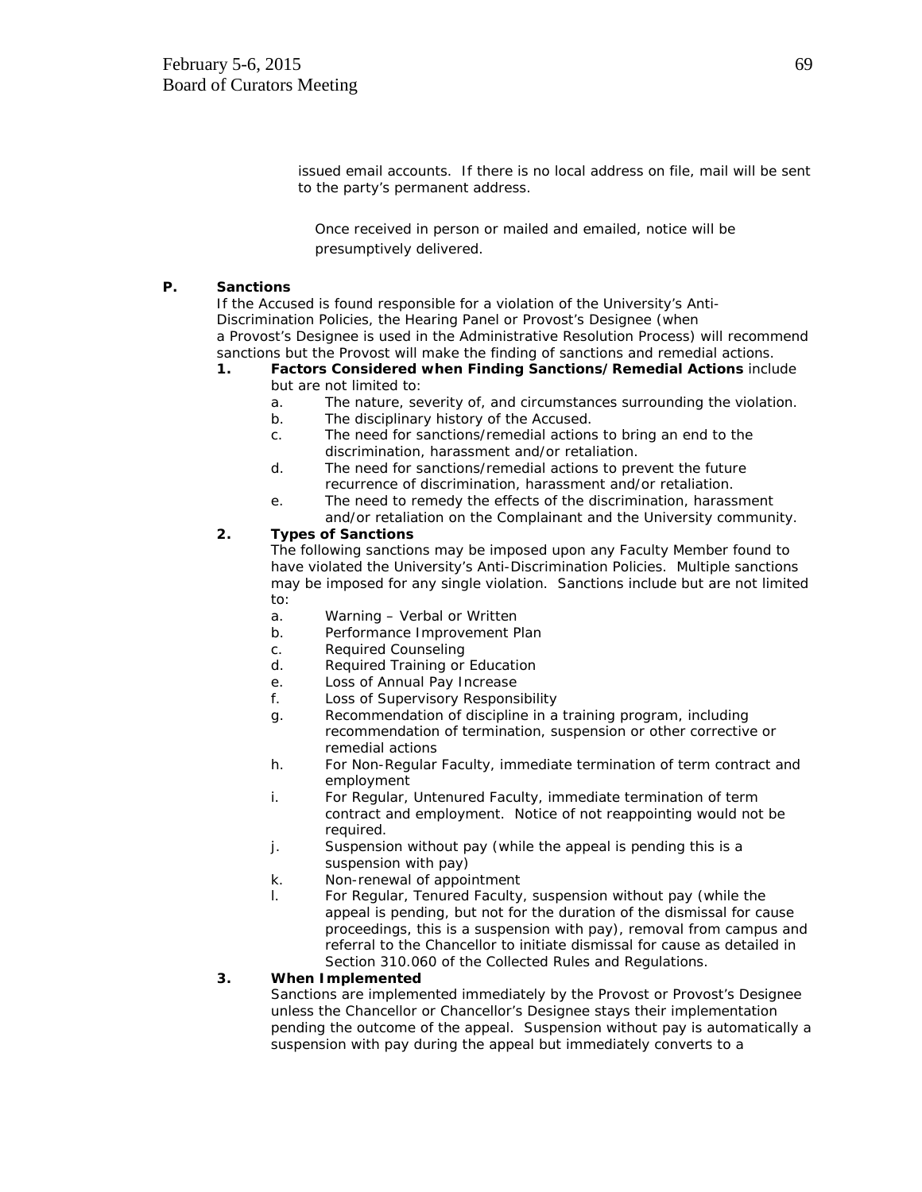issued email accounts. If there is no local address on file, mail will be sent to the party's permanent address.

Once received in person or mailed and emailed, notice will be presumptively delivered.

**P. Sanctions**

If the Accused is found responsible for a violation of the University's Anti-Discrimination Policies, the Hearing Panel or Provost's Designee (when a Provost's Designee is used in the Administrative Resolution Process) will recommend sanctions but the Provost will make the finding of sanctions and remedial actions.

**1. Factors Considered when Finding Sanctions/Remedial Actions** include but are not limited to:

a. The nature, severity of, and circumstances surrounding the violation.
b. The disciplinary history of the Accused.
c. The need for sanctions/remedial actions to bring an end to the discrimination, harassment and/or retaliation.
d. The need for sanctions/remedial actions to prevent the future recurrence of discrimination, harassment and/or retaliation.
e. The need to remedy the effects of the discrimination, harassment and/or retaliation on the Complainant and the University community.

**2. Types of Sanctions**

The following sanctions may be imposed upon any Faculty Member found to have violated the University's Anti-Discrimination Policies. Multiple sanctions may be imposed for any single violation. Sanctions include but are not limited to:

a. Warning – Verbal or Written
b. Performance Improvement Plan
c. Required Counseling
d. Required Training or Education
e. Loss of Annual Pay Increase
f. Loss of Supervisory Responsibility
g. Recommendation of discipline in a training program, including recommendation of termination, suspension or other corrective or remedial actions
h. For Non-Regular Faculty, immediate termination of term contract and employment
i. For Regular, Untenured Faculty, immediate termination of term contract and employment. Notice of not reappointing would not be required.
j. Suspension without pay (while the appeal is pending this is a suspension with pay)
k. Non-renewal of appointment
l. For Regular, Tenured Faculty, suspension without pay (while the appeal is pending, but not for the duration of the dismissal for cause proceedings, this is a suspension with pay), removal from campus and referral to the Chancellor to initiate dismissal for cause as detailed in Section 310.060 of the Collected Rules and Regulations.

**3. When Implemented**

Sanctions are implemented immediately by the Provost or Provost's Designee unless the Chancellor or Chancellor's Designee stays their implementation pending the outcome of the appeal. Suspension without pay is automatically a suspension with pay during the appeal but immediately converts to a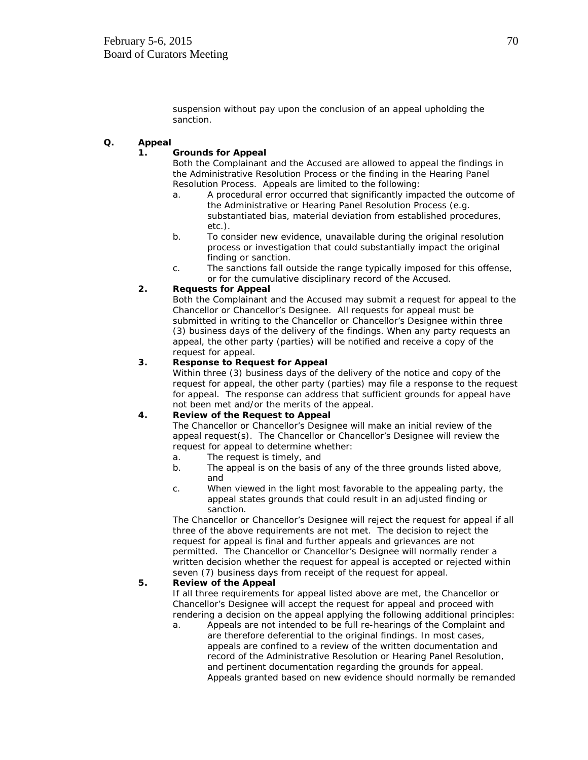suspension without pay upon the conclusion of an appeal upholding the sanction.

**Q. Appeal**

**1. Grounds for Appeal**

Both the Complainant and the Accused are allowed to appeal the findings in the Administrative Resolution Process or the finding in the Hearing Panel Resolution Process. Appeals are limited to the following:

a. A procedural error occurred that significantly impacted the outcome of the Administrative or Hearing Panel Resolution Process (e.g. substantiated bias, material deviation from established procedures, etc.).

b. To consider new evidence, unavailable during the original resolution process or investigation that could substantially impact the original finding or sanction.

c. The sanctions fall outside the range typically imposed for this offense, or for the cumulative disciplinary record of the Accused.

**2. Requests for Appeal**

Both the Complainant and the Accused may submit a request for appeal to the Chancellor or Chancellor's Designee. All requests for appeal must be submitted in writing to the Chancellor or Chancellor's Designee within three (3) business days of the delivery of the findings. When any party requests an appeal, the other party (parties) will be notified and receive a copy of the request for appeal.

**3. Response to Request for Appeal**

Within three (3) business days of the delivery of the notice and copy of the request for appeal, the other party (parties) may file a response to the request for appeal. The response can address that sufficient grounds for appeal have not been met and/or the merits of the appeal.

**4. Review of the Request to Appeal**

The Chancellor or Chancellor's Designee will make an initial review of the appeal request(s). The Chancellor or Chancellor's Designee will review the request for appeal to determine whether:

a. The request is timely, and

b. The appeal is on the basis of any of the three grounds listed above, and

c. When viewed in the light most favorable to the appealing party, the appeal states grounds that could result in an adjusted finding or sanction.

The Chancellor or Chancellor's Designee will reject the request for appeal if all three of the above requirements are not met. The decision to reject the request for appeal is final and further appeals and grievances are not permitted. The Chancellor or Chancellor's Designee will normally render a written decision whether the request for appeal is accepted or rejected within seven (7) business days from receipt of the request for appeal.

**5. Review of the Appeal**

If all three requirements for appeal listed above are met, the Chancellor or Chancellor's Designee will accept the request for appeal and proceed with rendering a decision on the appeal applying the following additional principles:

a. Appeals are not intended to be full re-hearings of the Complaint and are therefore deferential to the original findings. In most cases, appeals are confined to a review of the written documentation and record of the Administrative Resolution or Hearing Panel Resolution, and pertinent documentation regarding the grounds for appeal. Appeals granted based on new evidence should normally be remanded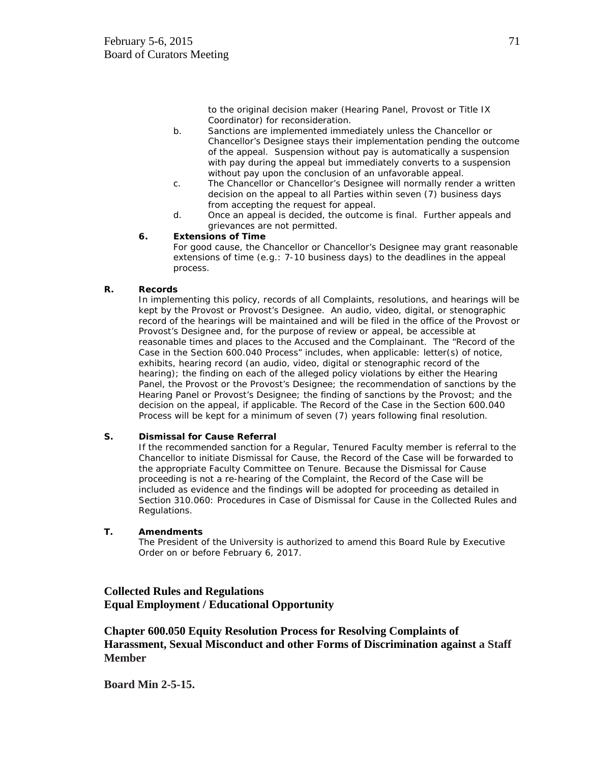to the original decision maker (Hearing Panel, Provost or Title IX Coordinator) for reconsideration.

b. Sanctions are implemented immediately unless the Chancellor or Chancellor's Designee stays their implementation pending the outcome of the appeal. Suspension without pay is automatically a suspension with pay during the appeal but immediately converts to a suspension without pay upon the conclusion of an unfavorable appeal.

c. The Chancellor or Chancellor's Designee will normally render a written decision on the appeal to all Parties within seven (7) business days from accepting the request for appeal.

d. Once an appeal is decided, the outcome is final. Further appeals and grievances are not permitted.

**6. Extensions of Time**

For good cause, the Chancellor or Chancellor's Designee may grant reasonable extensions of time (e.g.: 7-10 business days) to the deadlines in the appeal process.

**R. Records**

In implementing this policy, records of all Complaints, resolutions, and hearings will be kept by the Provost or Provost's Designee. An audio, video, digital, or stenographic record of the hearings will be maintained and will be filed in the office of the Provost or Provost's Designee and, for the purpose of review or appeal, be accessible at reasonable times and places to the Accused and the Complainant. The "Record of the Case in the Section 600.040 Process" includes, when applicable: letter(s) of notice, exhibits, hearing record (an audio, video, digital or stenographic record of the hearing); the finding on each of the alleged policy violations by either the Hearing Panel, the Provost or the Provost's Designee; the recommendation of sanctions by the Hearing Panel or Provost's Designee; the finding of sanctions by the Provost; and the decision on the appeal, if applicable. The Record of the Case in the Section 600.040 Process will be kept for a minimum of seven (7) years following final resolution.

**S. Dismissal for Cause Referral**

If the recommended sanction for a Regular, Tenured Faculty member is referral to the Chancellor to initiate Dismissal for Cause, the Record of the Case will be forwarded to the appropriate Faculty Committee on Tenure. Because the Dismissal for Cause proceeding is not a re-hearing of the Complaint, the Record of the Case will be included as evidence and the findings will be adopted for proceeding as detailed in Section 310.060: Procedures in Case of Dismissal for Cause in the Collected Rules and Regulations.

**T. Amendments**

The President of the University is authorized to amend this Board Rule by Executive Order on or before February 6, 2017.

## Collected Rules and Regulations
## Equal Employment / Educational Opportunity

## Chapter 600.050 Equity Resolution Process for Resolving Complaints of Harassment, Sexual Misconduct and other Forms of Discrimination against a Staff Member

**Board Min 2-5-15.**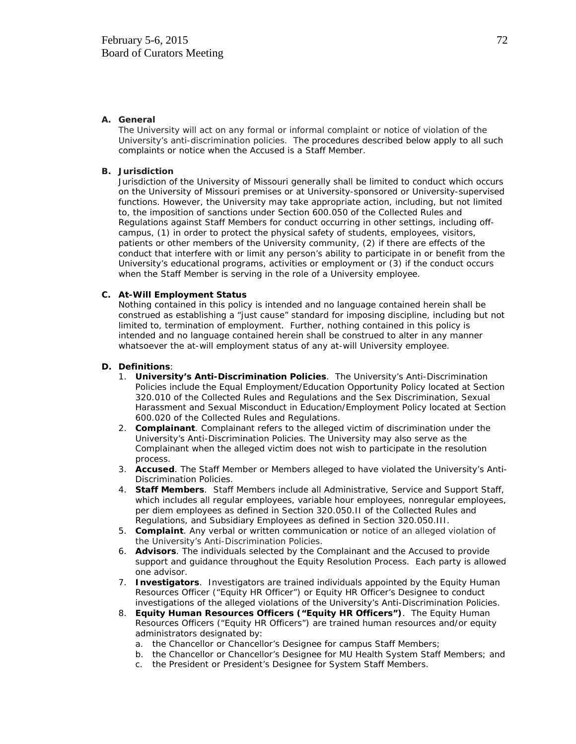**A. General**

The University will act on any formal or informal complaint or notice of violation of the University's anti-discrimination policies. The procedures described below apply to all such complaints or notice when the Accused is a Staff Member.

**B. Jurisdiction**

Jurisdiction of the University of Missouri generally shall be limited to conduct which occurs on the University of Missouri premises or at University-sponsored or University-supervised functions. However, the University may take appropriate action, including, but not limited to, the imposition of sanctions under Section 600.050 of the Collected Rules and Regulations against Staff Members for conduct occurring in other settings, including off-campus, (1) in order to protect the physical safety of students, employees, visitors, patients or other members of the University community, (2) if there are effects of the conduct that interfere with or limit any person's ability to participate in or benefit from the University's educational programs, activities or employment or (3) if the conduct occurs when the Staff Member is serving in the role of a University employee.

**C. At-Will Employment Status**

Nothing contained in this policy is intended and no language contained herein shall be construed as establishing a "just cause" standard for imposing discipline, including but not limited to, termination of employment. Further, nothing contained in this policy is intended and no language contained herein shall be construed to alter in any manner whatsoever the at-will employment status of any at-will University employee.

**D. Definitions**:

1. **University's Anti-Discrimination Policies**. The University's Anti-Discrimination Policies include the Equal Employment/Education Opportunity Policy located at Section 320.010 of the Collected Rules and Regulations and the Sex Discrimination, Sexual Harassment and Sexual Misconduct in Education/Employment Policy located at Section 600.020 of the Collected Rules and Regulations.
2. **Complainant**. Complainant refers to the alleged victim of discrimination under the University's Anti-Discrimination Policies. The University may also serve as the Complainant when the alleged victim does not wish to participate in the resolution process.
3. **Accused**. The Staff Member or Members alleged to have violated the University's Anti-Discrimination Policies.
4. **Staff Members**. Staff Members include all Administrative, Service and Support Staff, which includes all regular employees, variable hour employees, nonregular employees, per diem employees as defined in Section 320.050.II of the Collected Rules and Regulations, and Subsidiary Employees as defined in Section 320.050.III.
5. **Complaint**. Any verbal or written communication or notice of an alleged violation of the University's Anti-Discrimination Policies.
6. **Advisors**. The individuals selected by the Complainant and the Accused to provide support and guidance throughout the Equity Resolution Process. Each party is allowed one advisor.
7. **Investigators**. Investigators are trained individuals appointed by the Equity Human Resources Officer ("Equity HR Officer") or Equity HR Officer's Designee to conduct investigations of the alleged violations of the University's Anti-Discrimination Policies.
8. **Equity Human Resources Officers ("Equity HR Officers")**. The Equity Human Resources Officers ("Equity HR Officers") are trained human resources and/or equity administrators designated by:
   a. the Chancellor or Chancellor's Designee for campus Staff Members;
   b. the Chancellor or Chancellor's Designee for MU Health System Staff Members; and
   c. the President or President's Designee for System Staff Members.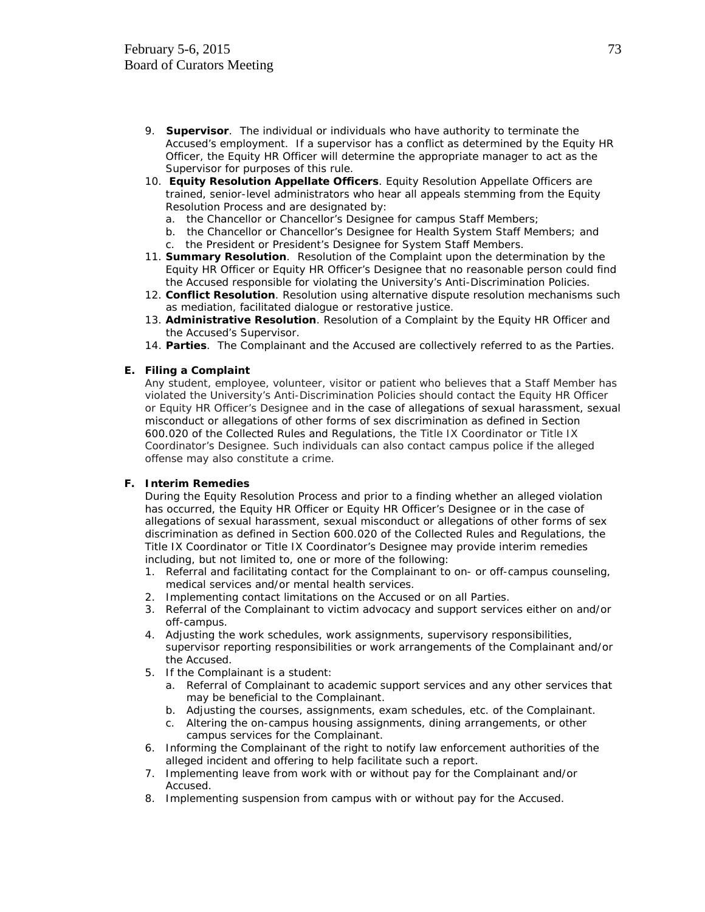9. **Supervisor**. The individual or individuals who have authority to terminate the Accused's employment. If a supervisor has a conflict as determined by the Equity HR Officer, the Equity HR Officer will determine the appropriate manager to act as the Supervisor for purposes of this rule.
10. **Equity Resolution Appellate Officers**. Equity Resolution Appellate Officers are trained, senior-level administrators who hear all appeals stemming from the Equity Resolution Process and are designated by:
    a. the Chancellor or Chancellor's Designee for campus Staff Members;
    b. the Chancellor or Chancellor's Designee for Health System Staff Members; and
    c. the President or President's Designee for System Staff Members.
11. **Summary Resolution**. Resolution of the Complaint upon the determination by the Equity HR Officer or Equity HR Officer's Designee that no reasonable person could find the Accused responsible for violating the University's Anti-Discrimination Policies.
12. **Conflict Resolution**. Resolution using alternative dispute resolution mechanisms such as mediation, facilitated dialogue or restorative justice.
13. **Administrative Resolution**. Resolution of a Complaint by the Equity HR Officer and the Accused's Supervisor.
14. **Parties**. The Complainant and the Accused are collectively referred to as the Parties.

**E. Filing a Complaint**

Any student, employee, volunteer, visitor or patient who believes that a Staff Member has violated the University's Anti-Discrimination Policies should contact the Equity HR Officer or Equity HR Officer's Designee and in the case of allegations of sexual harassment, sexual misconduct or allegations of other forms of sex discrimination as defined in Section 600.020 of the Collected Rules and Regulations, the Title IX Coordinator or Title IX Coordinator's Designee. Such individuals can also contact campus police if the alleged offense may also constitute a crime.

**F. Interim Remedies**

During the Equity Resolution Process and prior to a finding whether an alleged violation has occurred, the Equity HR Officer or Equity HR Officer's Designee or in the case of allegations of sexual harassment, sexual misconduct or allegations of other forms of sex discrimination as defined in Section 600.020 of the Collected Rules and Regulations, the Title IX Coordinator or Title IX Coordinator's Designee may provide interim remedies including, but not limited to, one or more of the following:

1. Referral and facilitating contact for the Complainant to on- or off-campus counseling, medical services and/or mental health services.
2. Implementing contact limitations on the Accused or on all Parties.
3. Referral of the Complainant to victim advocacy and support services either on and/or off-campus.
4. Adjusting the work schedules, work assignments, supervisory responsibilities, supervisor reporting responsibilities or work arrangements of the Complainant and/or the Accused.
5. If the Complainant is a student:
    a. Referral of Complainant to academic support services and any other services that may be beneficial to the Complainant.
    b. Adjusting the courses, assignments, exam schedules, etc. of the Complainant.
    c. Altering the on-campus housing assignments, dining arrangements, or other campus services for the Complainant.
6. Informing the Complainant of the right to notify law enforcement authorities of the alleged incident and offering to help facilitate such a report.
7. Implementing leave from work with or without pay for the Complainant and/or Accused.
8. Implementing suspension from campus with or without pay for the Accused.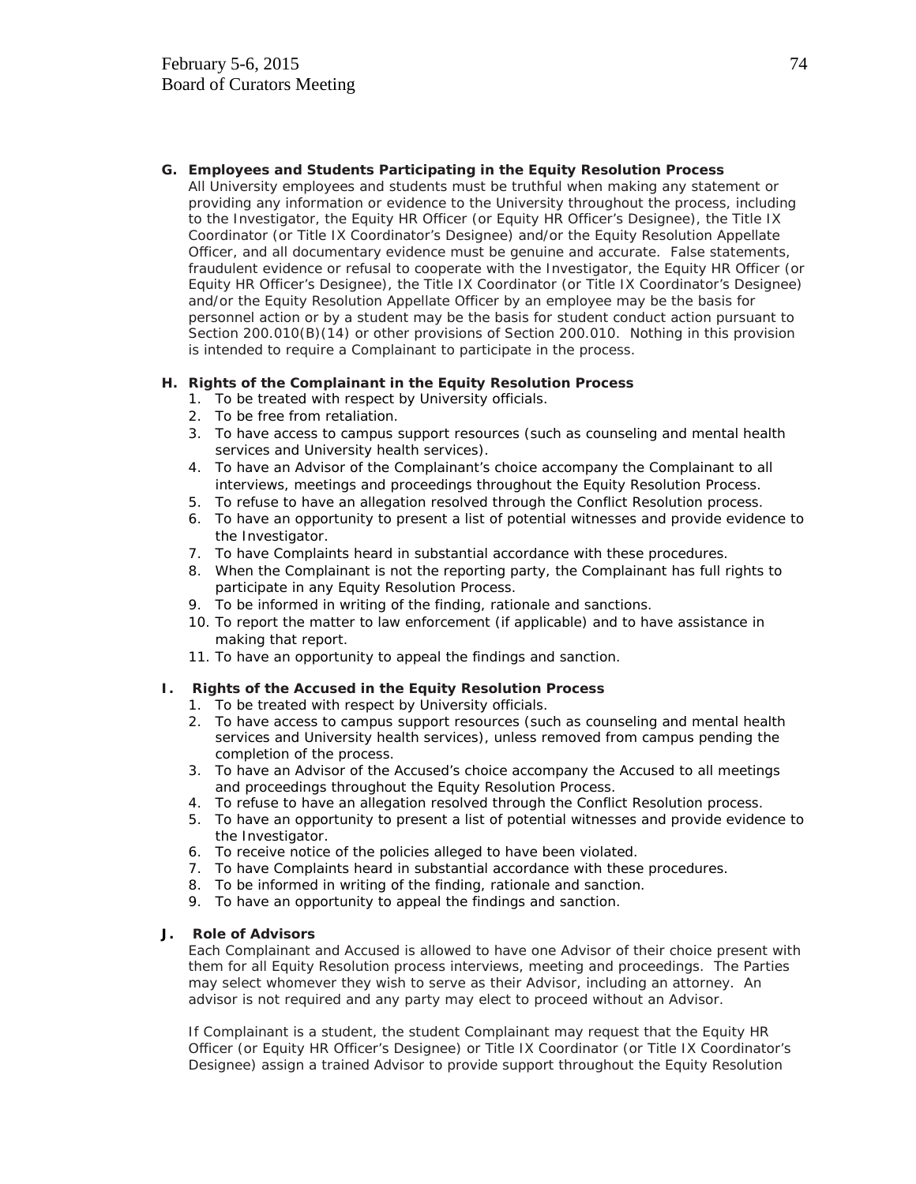**G. Employees and Students Participating in the Equity Resolution Process**

All University employees and students must be truthful when making any statement or providing any information or evidence to the University throughout the process, including to the Investigator, the Equity HR Officer (or Equity HR Officer's Designee), the Title IX Coordinator (or Title IX Coordinator's Designee) and/or the Equity Resolution Appellate Officer, and all documentary evidence must be genuine and accurate. False statements, fraudulent evidence or refusal to cooperate with the Investigator, the Equity HR Officer (or Equity HR Officer's Designee), the Title IX Coordinator (or Title IX Coordinator's Designee) and/or the Equity Resolution Appellate Officer by an employee may be the basis for personnel action or by a student may be the basis for student conduct action pursuant to Section 200.010(B)(14) or other provisions of Section 200.010. Nothing in this provision is intended to require a Complainant to participate in the process.

**H. Rights of the Complainant in the Equity Resolution Process**

1. To be treated with respect by University officials.
2. To be free from retaliation.
3. To have access to campus support resources (such as counseling and mental health services and University health services).
4. To have an Advisor of the Complainant's choice accompany the Complainant to all interviews, meetings and proceedings throughout the Equity Resolution Process.
5. To refuse to have an allegation resolved through the Conflict Resolution process.
6. To have an opportunity to present a list of potential witnesses and provide evidence to the Investigator.
7. To have Complaints heard in substantial accordance with these procedures.
8. When the Complainant is not the reporting party, the Complainant has full rights to participate in any Equity Resolution Process.
9. To be informed in writing of the finding, rationale and sanctions.
10. To report the matter to law enforcement (if applicable) and to have assistance in making that report.
11. To have an opportunity to appeal the findings and sanction.

**I. Rights of the Accused in the Equity Resolution Process**

1. To be treated with respect by University officials.
2. To have access to campus support resources (such as counseling and mental health services and University health services), unless removed from campus pending the completion of the process.
3. To have an Advisor of the Accused's choice accompany the Accused to all meetings and proceedings throughout the Equity Resolution Process.
4. To refuse to have an allegation resolved through the Conflict Resolution process.
5. To have an opportunity to present a list of potential witnesses and provide evidence to the Investigator.
6. To receive notice of the policies alleged to have been violated.
7. To have Complaints heard in substantial accordance with these procedures.
8. To be informed in writing of the finding, rationale and sanction.
9. To have an opportunity to appeal the findings and sanction.

**J. Role of Advisors**

Each Complainant and Accused is allowed to have one Advisor of their choice present with them for all Equity Resolution process interviews, meeting and proceedings. The Parties may select whomever they wish to serve as their Advisor, including an attorney. An advisor is not required and any party may elect to proceed without an Advisor.

If Complainant is a student, the student Complainant may request that the Equity HR Officer (or Equity HR Officer's Designee) or Title IX Coordinator (or Title IX Coordinator's Designee) assign a trained Advisor to provide support throughout the Equity Resolution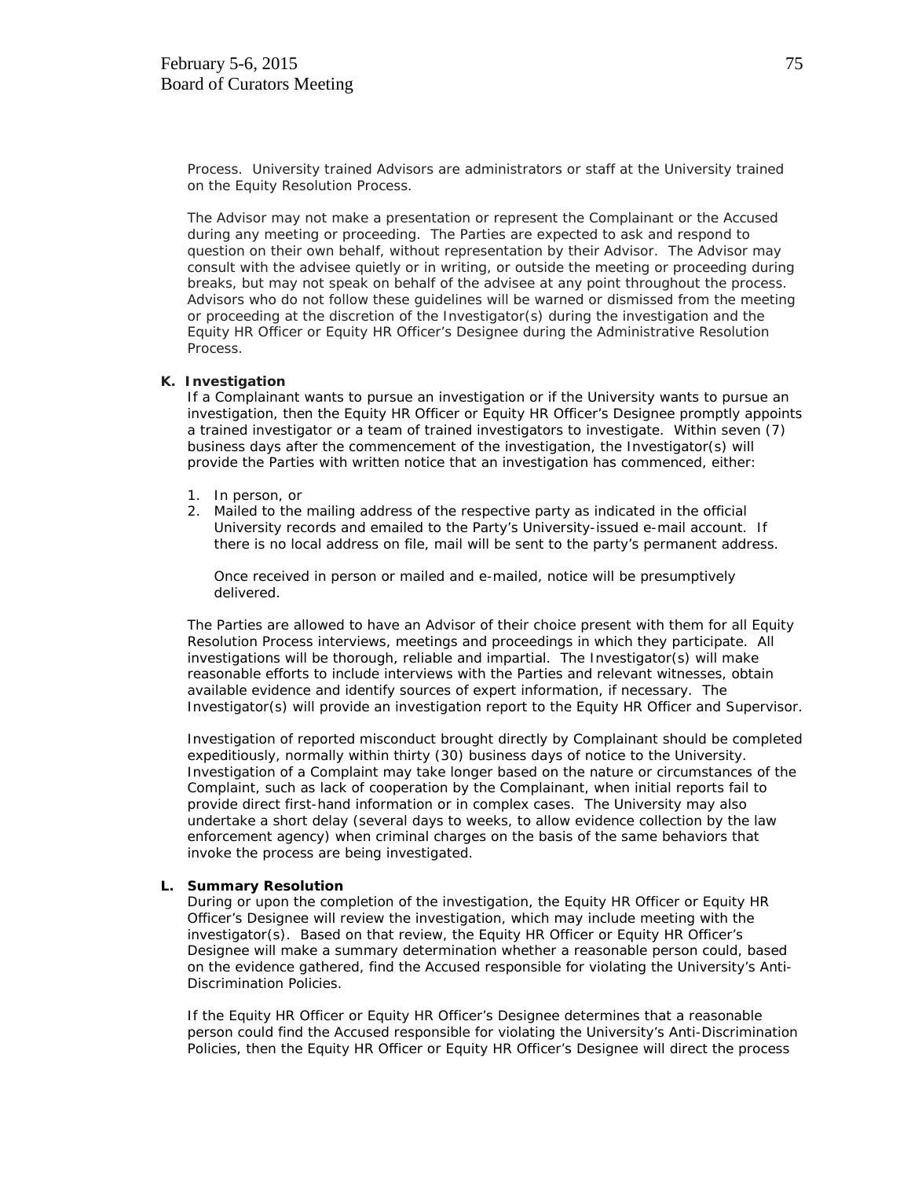Process. University trained Advisors are administrators or staff at the University trained on the Equity Resolution Process.

The Advisor may not make a presentation or represent the Complainant or the Accused during any meeting or proceeding. The Parties are expected to ask and respond to question on their own behalf, without representation by their Advisor. The Advisor may consult with the advisee quietly or in writing, or outside the meeting or proceeding during breaks, but may not speak on behalf of the advisee at any point throughout the process. Advisors who do not follow these guidelines will be warned or dismissed from the meeting or proceeding at the discretion of the Investigator(s) during the investigation and the Equity HR Officer or Equity HR Officer's Designee during the Administrative Resolution Process.

**K. Investigation**

If a Complainant wants to pursue an investigation or if the University wants to pursue an investigation, then the Equity HR Officer or Equity HR Officer's Designee promptly appoints a trained investigator or a team of trained investigators to investigate. Within seven (7) business days after the commencement of the investigation, the Investigator(s) will provide the Parties with written notice that an investigation has commenced, either:

1. In person, or
2. Mailed to the mailing address of the respective party as indicated in the official University records and emailed to the Party's University-issued e-mail account. If there is no local address on file, mail will be sent to the party's permanent address.

   Once received in person or mailed and e-mailed, notice will be presumptively delivered.

The Parties are allowed to have an Advisor of their choice present with them for all Equity Resolution Process interviews, meetings and proceedings in which they participate. All investigations will be thorough, reliable and impartial. The Investigator(s) will make reasonable efforts to include interviews with the Parties and relevant witnesses, obtain available evidence and identify sources of expert information, if necessary. The Investigator(s) will provide an investigation report to the Equity HR Officer and Supervisor.

Investigation of reported misconduct brought directly by Complainant should be completed expeditiously, normally within thirty (30) business days of notice to the University. Investigation of a Complaint may take longer based on the nature or circumstances of the Complaint, such as lack of cooperation by the Complainant, when initial reports fail to provide direct first-hand information or in complex cases. The University may also undertake a short delay (several days to weeks, to allow evidence collection by the law enforcement agency) when criminal charges on the basis of the same behaviors that invoke the process are being investigated.

**L. Summary Resolution**

During or upon the completion of the investigation, the Equity HR Officer or Equity HR Officer's Designee will review the investigation, which may include meeting with the investigator(s). Based on that review, the Equity HR Officer or Equity HR Officer's Designee will make a summary determination whether a reasonable person could, based on the evidence gathered, find the Accused responsible for violating the University's Anti-Discrimination Policies.

If the Equity HR Officer or Equity HR Officer's Designee determines that a reasonable person could find the Accused responsible for violating the University's Anti-Discrimination Policies, then the Equity HR Officer or Equity HR Officer's Designee will direct the process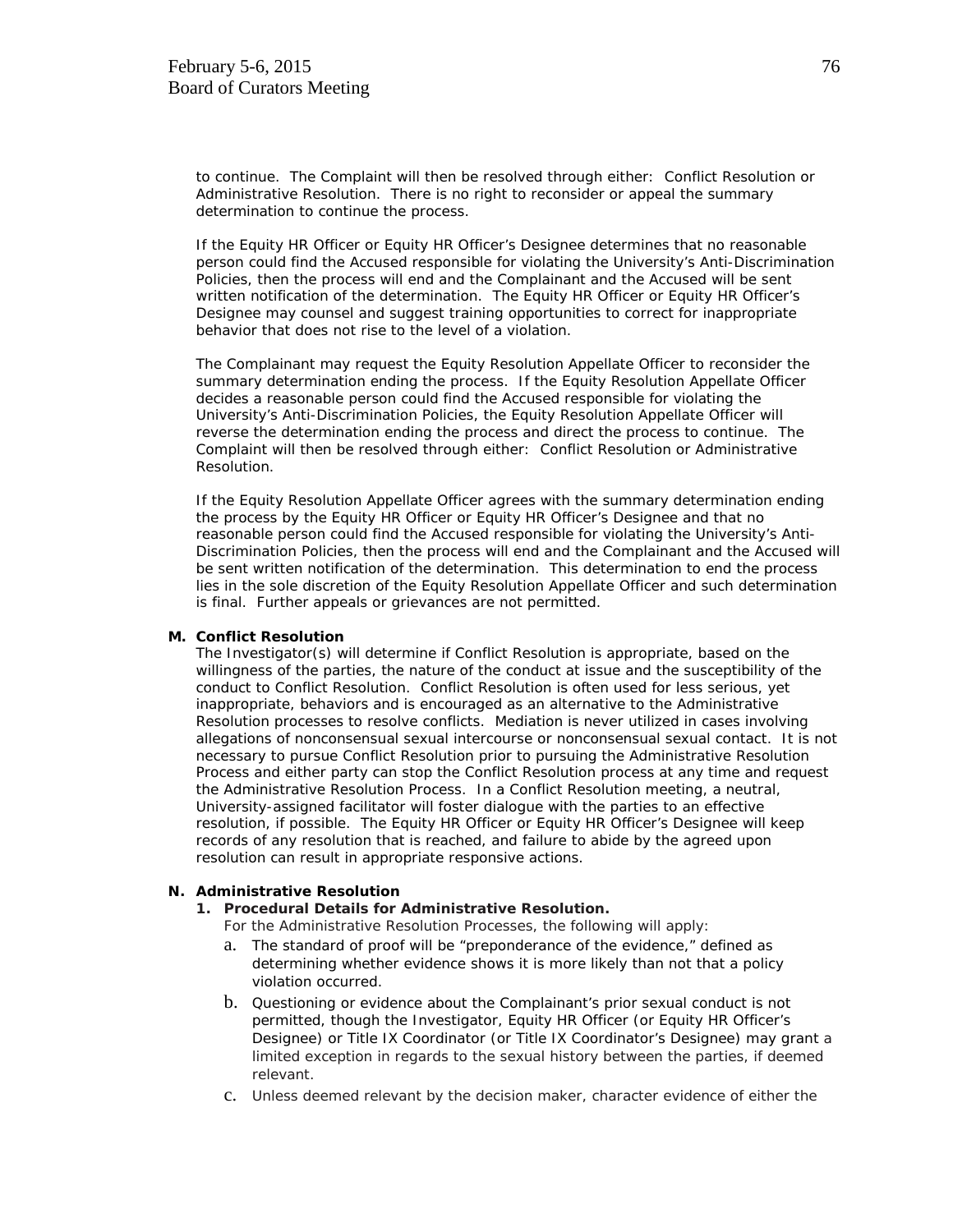to continue. The Complaint will then be resolved through either: Conflict Resolution or Administrative Resolution. There is no right to reconsider or appeal the summary determination to continue the process.

If the Equity HR Officer or Equity HR Officer's Designee determines that no reasonable person could find the Accused responsible for violating the University's Anti-Discrimination Policies, then the process will end and the Complainant and the Accused will be sent written notification of the determination. The Equity HR Officer or Equity HR Officer's Designee may counsel and suggest training opportunities to correct for inappropriate behavior that does not rise to the level of a violation.

The Complainant may request the Equity Resolution Appellate Officer to reconsider the summary determination ending the process. If the Equity Resolution Appellate Officer decides a reasonable person could find the Accused responsible for violating the University's Anti-Discrimination Policies, the Equity Resolution Appellate Officer will reverse the determination ending the process and direct the process to continue. The Complaint will then be resolved through either: Conflict Resolution or Administrative Resolution.

If the Equity Resolution Appellate Officer agrees with the summary determination ending the process by the Equity HR Officer or Equity HR Officer's Designee and that no reasonable person could find the Accused responsible for violating the University's Anti-Discrimination Policies, then the process will end and the Complainant and the Accused will be sent written notification of the determination. This determination to end the process lies in the sole discretion of the Equity Resolution Appellate Officer and such determination is final. Further appeals or grievances are not permitted.

**M. Conflict Resolution**

The Investigator(s) will determine if Conflict Resolution is appropriate, based on the willingness of the parties, the nature of the conduct at issue and the susceptibility of the conduct to Conflict Resolution. Conflict Resolution is often used for less serious, yet inappropriate, behaviors and is encouraged as an alternative to the Administrative Resolution processes to resolve conflicts. Mediation is never utilized in cases involving allegations of nonconsensual sexual intercourse or nonconsensual sexual contact. It is not necessary to pursue Conflict Resolution prior to pursuing the Administrative Resolution Process and either party can stop the Conflict Resolution process at any time and request the Administrative Resolution Process. In a Conflict Resolution meeting, a neutral, University-assigned facilitator will foster dialogue with the parties to an effective resolution, if possible. The Equity HR Officer or Equity HR Officer's Designee will keep records of any resolution that is reached, and failure to abide by the agreed upon resolution can result in appropriate responsive actions.

**N. Administrative Resolution**

**1. Procedural Details for Administrative Resolution.**

For the Administrative Resolution Processes, the following will apply:

a. The standard of proof will be "preponderance of the evidence," defined as determining whether evidence shows it is more likely than not that a policy violation occurred.

b. Questioning or evidence about the Complainant's prior sexual conduct is not permitted, though the Investigator, Equity HR Officer (or Equity HR Officer's Designee) or Title IX Coordinator (or Title IX Coordinator's Designee) may grant a limited exception in regards to the sexual history between the parties, if deemed relevant.

c. Unless deemed relevant by the decision maker, character evidence of either the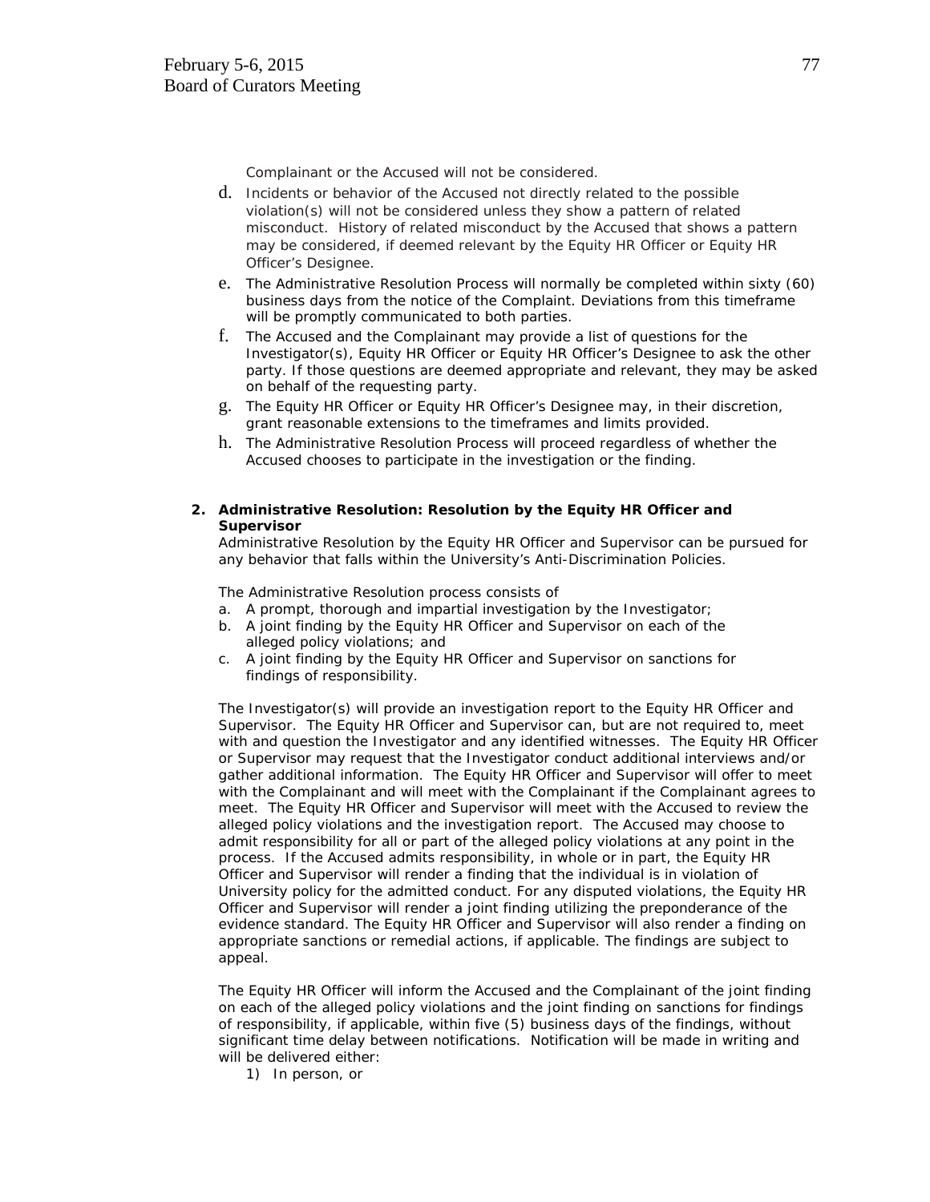Complainant or the Accused will not be considered.

d. Incidents or behavior of the Accused not directly related to the possible violation(s) will not be considered unless they show a pattern of related misconduct. History of related misconduct by the Accused that shows a pattern may be considered, if deemed relevant by the Equity HR Officer or Equity HR Officer's Designee.
e. The Administrative Resolution Process will normally be completed within sixty (60) business days from the notice of the Complaint. Deviations from this timeframe will be promptly communicated to both parties.
f. The Accused and the Complainant may provide a list of questions for the Investigator(s), Equity HR Officer or Equity HR Officer's Designee to ask the other party. If those questions are deemed appropriate and relevant, they may be asked on behalf of the requesting party.
g. The Equity HR Officer or Equity HR Officer's Designee may, in their discretion, grant reasonable extensions to the timeframes and limits provided.
h. The Administrative Resolution Process will proceed regardless of whether the Accused chooses to participate in the investigation or the finding.

**2. Administrative Resolution: Resolution by the Equity HR Officer and Supervisor**

Administrative Resolution by the Equity HR Officer and Supervisor can be pursued for any behavior that falls within the University's Anti-Discrimination Policies.

The Administrative Resolution process consists of

a. A prompt, thorough and impartial investigation by the Investigator;
b. A joint finding by the Equity HR Officer and Supervisor on each of the alleged policy violations; and
c. A joint finding by the Equity HR Officer and Supervisor on sanctions for findings of responsibility.

The Investigator(s) will provide an investigation report to the Equity HR Officer and Supervisor. The Equity HR Officer and Supervisor can, but are not required to, meet with and question the Investigator and any identified witnesses. The Equity HR Officer or Supervisor may request that the Investigator conduct additional interviews and/or gather additional information. The Equity HR Officer and Supervisor will offer to meet with the Complainant and will meet with the Complainant if the Complainant agrees to meet. The Equity HR Officer and Supervisor will meet with the Accused to review the alleged policy violations and the investigation report. The Accused may choose to admit responsibility for all or part of the alleged policy violations at any point in the process. If the Accused admits responsibility, in whole or in part, the Equity HR Officer and Supervisor will render a finding that the individual is in violation of University policy for the admitted conduct. For any disputed violations, the Equity HR Officer and Supervisor will render a joint finding utilizing the preponderance of the evidence standard. The Equity HR Officer and Supervisor will also render a finding on appropriate sanctions or remedial actions, if applicable. The findings are subject to appeal.

The Equity HR Officer will inform the Accused and the Complainant of the joint finding on each of the alleged policy violations and the joint finding on sanctions for findings of responsibility, if applicable, within five (5) business days of the findings, without significant time delay between notifications. Notification will be made in writing and will be delivered either:

1) In person, or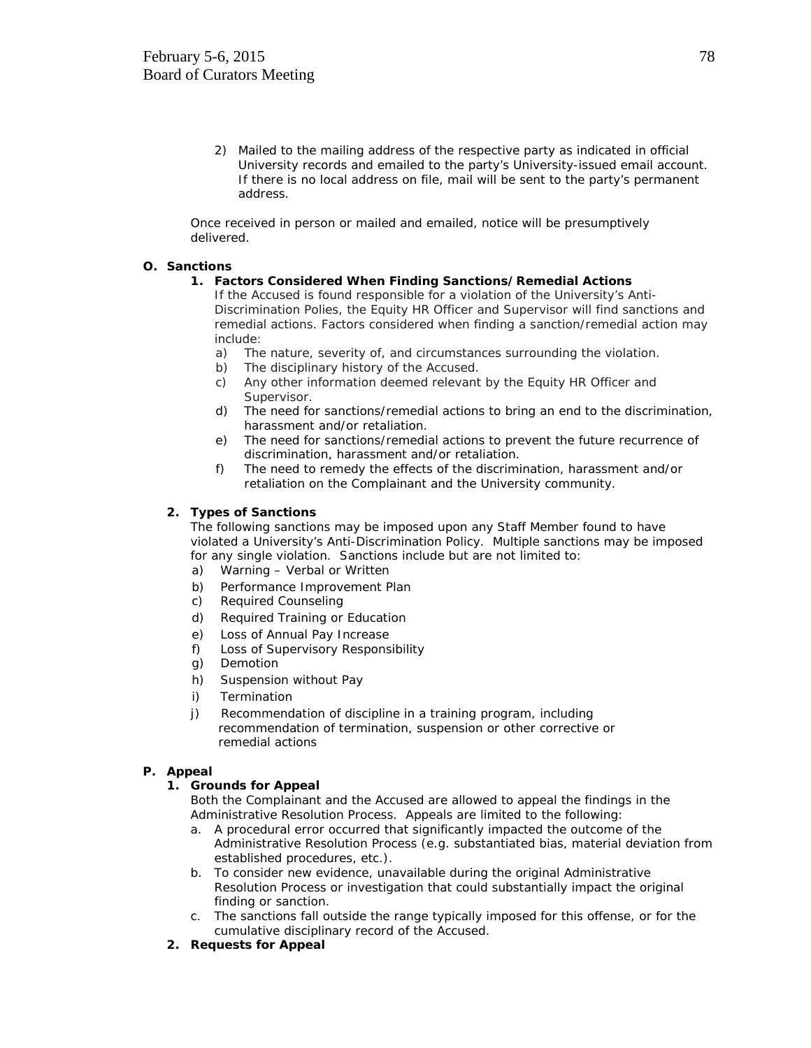2) Mailed to the mailing address of the respective party as indicated in official University records and emailed to the party's University-issued email account. If there is no local address on file, mail will be sent to the party's permanent address.

Once received in person or mailed and emailed, notice will be presumptively delivered.

**O. Sanctions**

**1. Factors Considered When Finding Sanctions/Remedial Actions**

If the Accused is found responsible for a violation of the University's Anti-Discrimination Polies, the Equity HR Officer and Supervisor will find sanctions and remedial actions. Factors considered when finding a sanction/remedial action may include:

a) The nature, severity of, and circumstances surrounding the violation.
b) The disciplinary history of the Accused.
c) Any other information deemed relevant by the Equity HR Officer and Supervisor.
d) The need for sanctions/remedial actions to bring an end to the discrimination, harassment and/or retaliation.
e) The need for sanctions/remedial actions to prevent the future recurrence of discrimination, harassment and/or retaliation.
f) The need to remedy the effects of the discrimination, harassment and/or retaliation on the Complainant and the University community.

**2. Types of Sanctions**

The following sanctions may be imposed upon any Staff Member found to have violated a University's Anti-Discrimination Policy. Multiple sanctions may be imposed for any single violation. Sanctions include but are not limited to:

a) Warning – Verbal or Written
b) Performance Improvement Plan
c) Required Counseling
d) Required Training or Education
e) Loss of Annual Pay Increase
f) Loss of Supervisory Responsibility
g) Demotion
h) Suspension without Pay
i) Termination
j) Recommendation of discipline in a training program, including recommendation of termination, suspension or other corrective or remedial actions

**P. Appeal**

**1. Grounds for Appeal**

Both the Complainant and the Accused are allowed to appeal the findings in the Administrative Resolution Process. Appeals are limited to the following:

a. A procedural error occurred that significantly impacted the outcome of the Administrative Resolution Process (e.g. substantiated bias, material deviation from established procedures, etc.).
b. To consider new evidence, unavailable during the original Administrative Resolution Process or investigation that could substantially impact the original finding or sanction.
c. The sanctions fall outside the range typically imposed for this offense, or for the cumulative disciplinary record of the Accused.

**2. Requests for Appeal**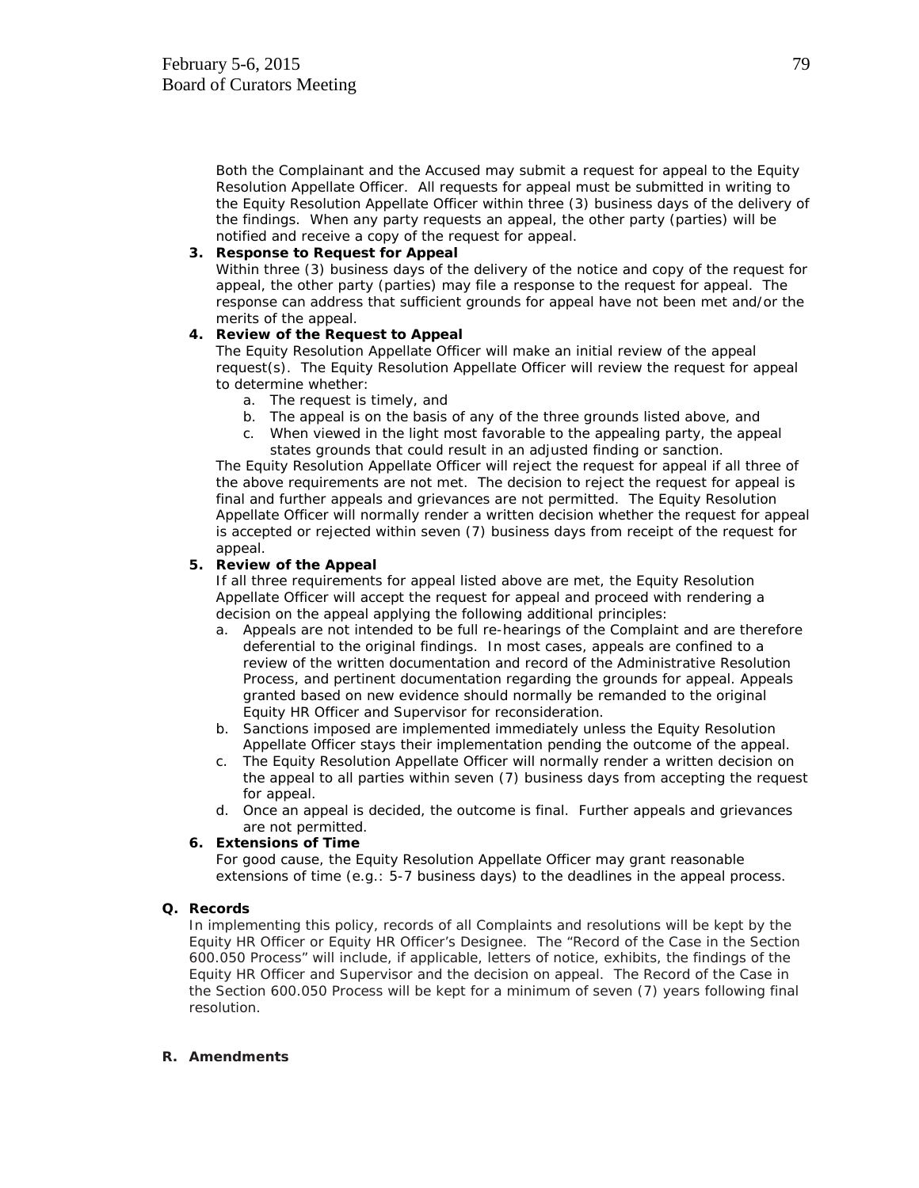Both the Complainant and the Accused may submit a request for appeal to the Equity Resolution Appellate Officer. All requests for appeal must be submitted in writing to the Equity Resolution Appellate Officer within three (3) business days of the delivery of the findings. When any party requests an appeal, the other party (parties) will be notified and receive a copy of the request for appeal.

**3. Response to Request for Appeal**
Within three (3) business days of the delivery of the notice and copy of the request for appeal, the other party (parties) may file a response to the request for appeal. The response can address that sufficient grounds for appeal have not been met and/or the merits of the appeal.

**4. Review of the Request to Appeal**
The Equity Resolution Appellate Officer will make an initial review of the appeal request(s). The Equity Resolution Appellate Officer will review the request for appeal to determine whether:

a. The request is timely, and
b. The appeal is on the basis of any of the three grounds listed above, and
c. When viewed in the light most favorable to the appealing party, the appeal states grounds that could result in an adjusted finding or sanction.

The Equity Resolution Appellate Officer will reject the request for appeal if all three of the above requirements are not met. The decision to reject the request for appeal is final and further appeals and grievances are not permitted. The Equity Resolution Appellate Officer will normally render a written decision whether the request for appeal is accepted or rejected within seven (7) business days from receipt of the request for appeal.

**5. Review of the Appeal**
If all three requirements for appeal listed above are met, the Equity Resolution Appellate Officer will accept the request for appeal and proceed with rendering a decision on the appeal applying the following additional principles:

a. Appeals are not intended to be full re-hearings of the Complaint and are therefore deferential to the original findings. In most cases, appeals are confined to a review of the written documentation and record of the Administrative Resolution Process, and pertinent documentation regarding the grounds for appeal. Appeals granted based on new evidence should normally be remanded to the original Equity HR Officer and Supervisor for reconsideration.
b. Sanctions imposed are implemented immediately unless the Equity Resolution Appellate Officer stays their implementation pending the outcome of the appeal.
c. The Equity Resolution Appellate Officer will normally render a written decision on the appeal to all parties within seven (7) business days from accepting the request for appeal.
d. Once an appeal is decided, the outcome is final. Further appeals and grievances are not permitted.

**6. Extensions of Time**
For good cause, the Equity Resolution Appellate Officer may grant reasonable extensions of time (e.g.: 5-7 business days) to the deadlines in the appeal process.

**Q. Records**
In implementing this policy, records of all Complaints and resolutions will be kept by the Equity HR Officer or Equity HR Officer's Designee. The "Record of the Case in the Section 600.050 Process" will include, if applicable, letters of notice, exhibits, the findings of the Equity HR Officer and Supervisor and the decision on appeal. The Record of the Case in the Section 600.050 Process will be kept for a minimum of seven (7) years following final resolution.

**R. Amendments**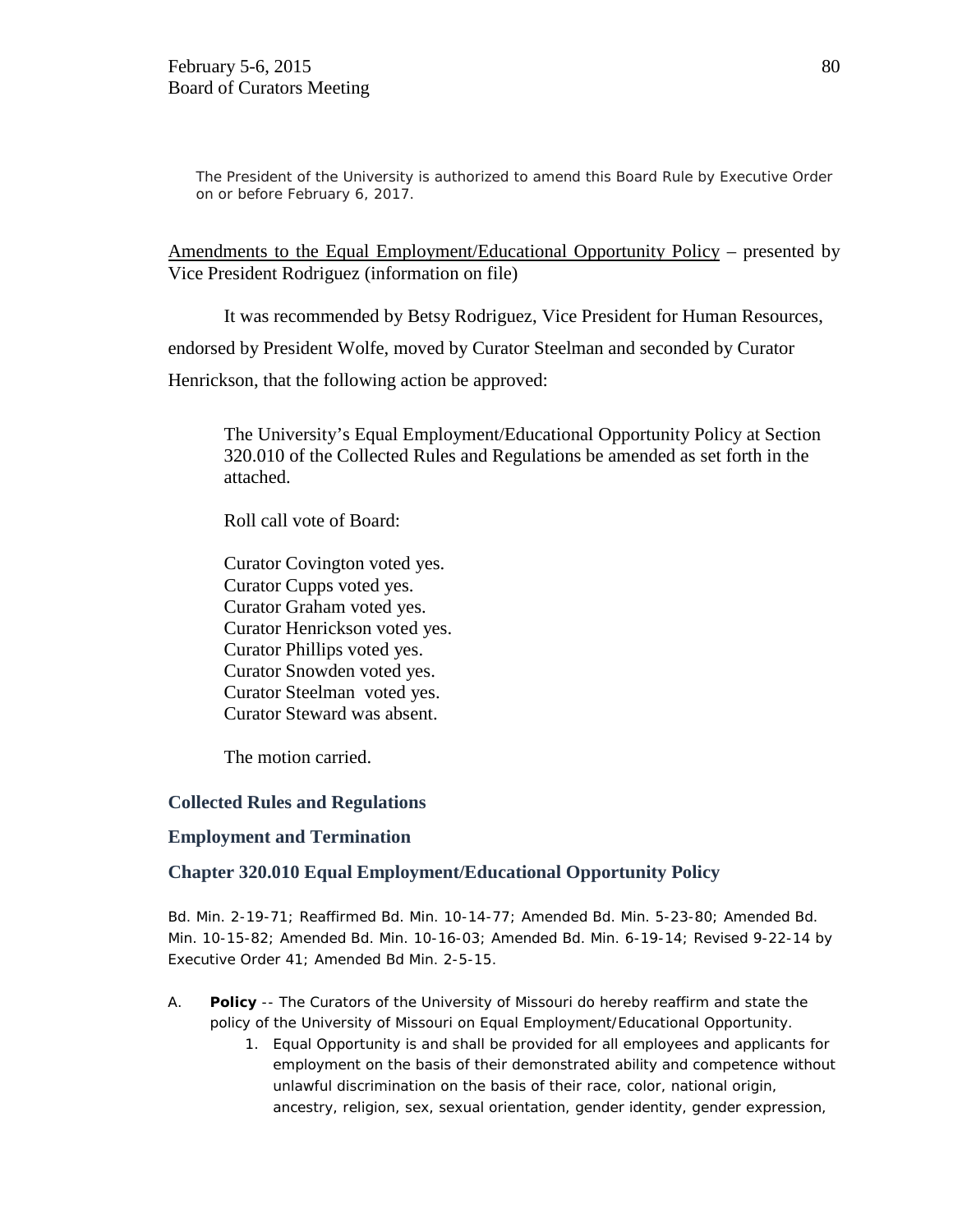The President of the University is authorized to amend this Board Rule by Executive Order on or before February 6, 2017.

Amendments to the Equal Employment/Educational Opportunity Policy – presented by Vice President Rodriguez (information on file)

It was recommended by Betsy Rodriguez, Vice President for Human Resources, endorsed by President Wolfe, moved by Curator Steelman and seconded by Curator Henrickson, that the following action be approved:

> The University's Equal Employment/Educational Opportunity Policy at Section 320.010 of the Collected Rules and Regulations be amended as set forth in the attached.
>
> Roll call vote of Board:
>
> Curator Covington voted yes.
> Curator Cupps voted yes.
> Curator Graham voted yes.
> Curator Henrickson voted yes.
> Curator Phillips voted yes.
> Curator Snowden voted yes.
> Curator Steelman voted yes.
> Curator Steward was absent.
>
> The motion carried.

### Collected Rules and Regulations

### Employment and Termination

### Chapter 320.010 Equal Employment/Educational Opportunity Policy

Bd. Min. 2-19-71; Reaffirmed Bd. Min. 10-14-77; Amended Bd. Min. 5-23-80; Amended Bd. Min. 10-15-82; Amended Bd. Min. 10-16-03; Amended Bd. Min. 6-19-14; Revised 9-22-14 by Executive Order 41; Amended Bd Min. 2-5-15.

A. **Policy** -- The Curators of the University of Missouri do hereby reaffirm and state the policy of the University of Missouri on Equal Employment/Educational Opportunity.
   1. Equal Opportunity is and shall be provided for all employees and applicants for employment on the basis of their demonstrated ability and competence without unlawful discrimination on the basis of their race, color, national origin, ancestry, religion, sex, sexual orientation, gender identity, gender expression,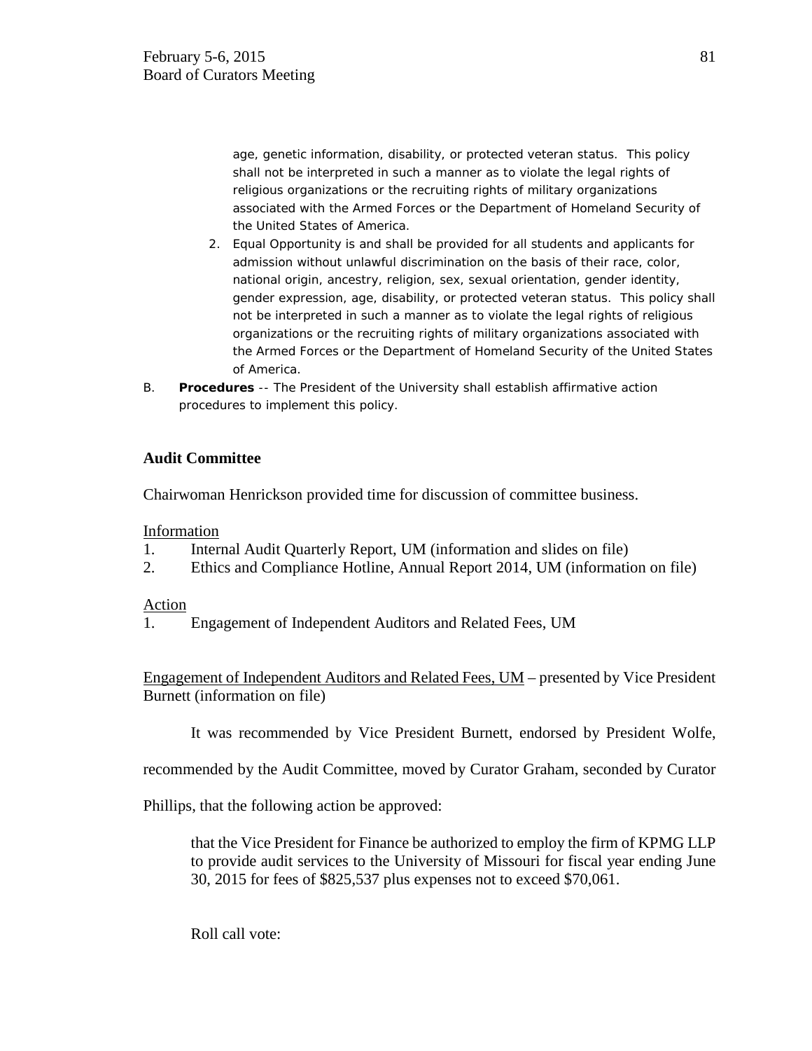age, genetic information, disability, or protected veteran status. This policy shall not be interpreted in such a manner as to violate the legal rights of religious organizations or the recruiting rights of military organizations associated with the Armed Forces or the Department of Homeland Security of the United States of America.

2. Equal Opportunity is and shall be provided for all students and applicants for admission without unlawful discrimination on the basis of their race, color, national origin, ancestry, religion, sex, sexual orientation, gender identity, gender expression, age, disability, or protected veteran status. This policy shall not be interpreted in such a manner as to violate the legal rights of religious organizations or the recruiting rights of military organizations associated with the Armed Forces or the Department of Homeland Security of the United States of America.

B. **Procedures** -- The President of the University shall establish affirmative action procedures to implement this policy.

## Audit Committee

Chairwoman Henrickson provided time for discussion of committee business.

Information

1. Internal Audit Quarterly Report, UM (information and slides on file)
2. Ethics and Compliance Hotline, Annual Report 2014, UM (information on file)

Action

1. Engagement of Independent Auditors and Related Fees, UM

Engagement of Independent Auditors and Related Fees, UM – presented by Vice President Burnett (information on file)

It was recommended by Vice President Burnett, endorsed by President Wolfe, recommended by the Audit Committee, moved by Curator Graham, seconded by Curator Phillips, that the following action be approved:

> that the Vice President for Finance be authorized to employ the firm of KPMG LLP to provide audit services to the University of Missouri for fiscal year ending June 30, 2015 for fees of $825,537 plus expenses not to exceed $70,061.

Roll call vote: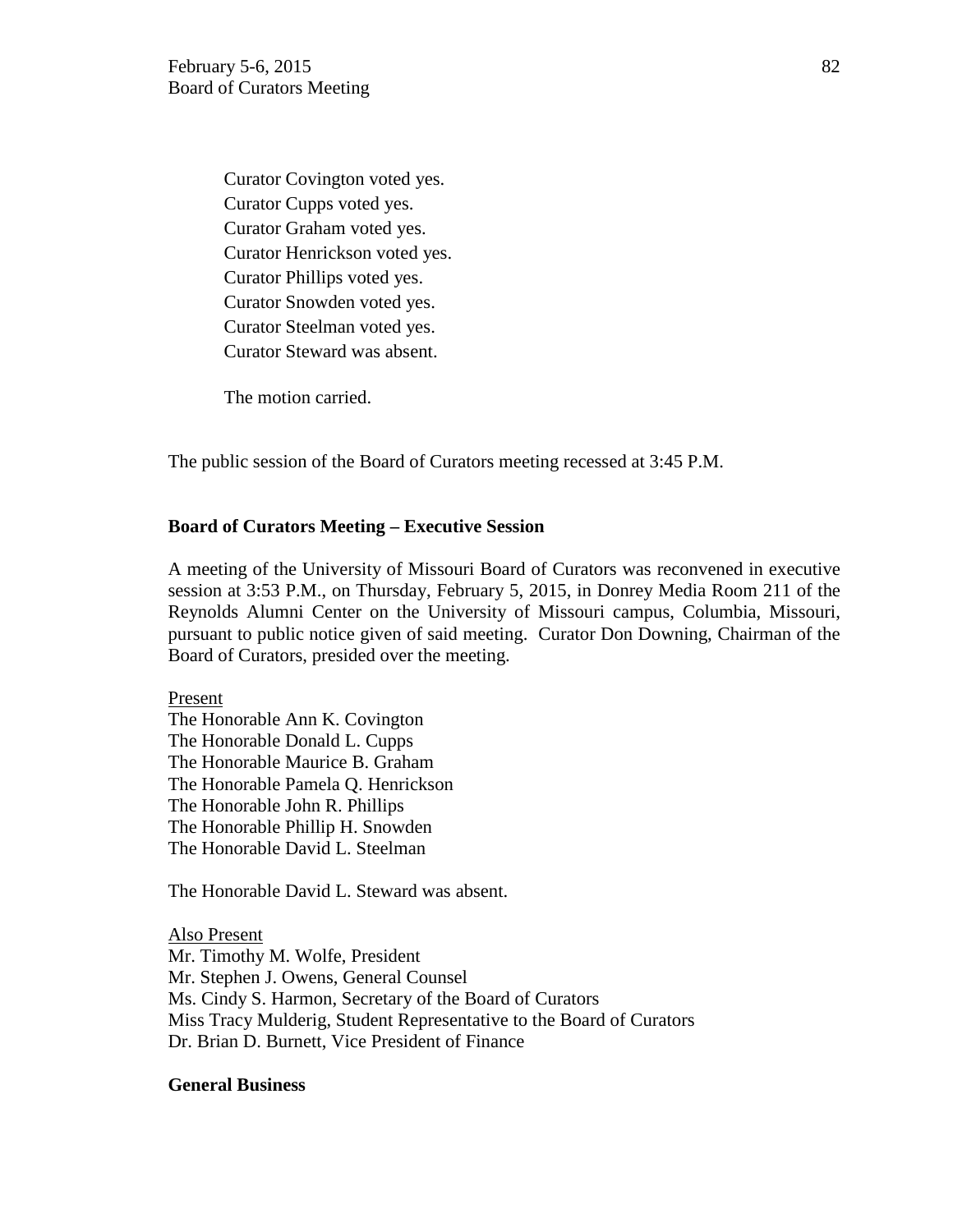Curator Covington voted yes.
Curator Cupps voted yes.
Curator Graham voted yes.
Curator Henrickson voted yes.
Curator Phillips voted yes.
Curator Snowden voted yes.
Curator Steelman voted yes.
Curator Steward was absent.

The motion carried.

The public session of the Board of Curators meeting recessed at 3:45 P.M.

**Board of Curators Meeting – Executive Session**

A meeting of the University of Missouri Board of Curators was reconvened in executive session at 3:53 P.M., on Thursday, February 5, 2015, in Donrey Media Room 211 of the Reynolds Alumni Center on the University of Missouri campus, Columbia, Missouri, pursuant to public notice given of said meeting. Curator Don Downing, Chairman of the Board of Curators, presided over the meeting.

Present
The Honorable Ann K. Covington
The Honorable Donald L. Cupps
The Honorable Maurice B. Graham
The Honorable Pamela Q. Henrickson
The Honorable John R. Phillips
The Honorable Phillip H. Snowden
The Honorable David L. Steelman

The Honorable David L. Steward was absent.

Also Present
Mr. Timothy M. Wolfe, President
Mr. Stephen J. Owens, General Counsel
Ms. Cindy S. Harmon, Secretary of the Board of Curators
Miss Tracy Mulderig, Student Representative to the Board of Curators
Dr. Brian D. Burnett, Vice President of Finance

**General Business**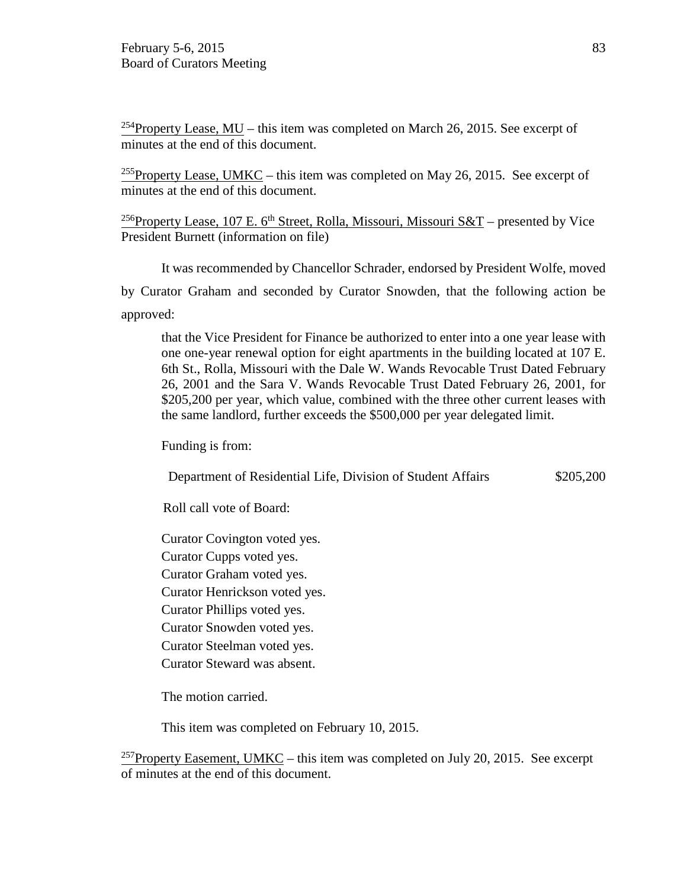[254]<u>Property Lease, MU</u> – this item was completed on March 26, 2015. See excerpt of minutes at the end of this document.

[255]<u>Property Lease, UMKC</u> – this item was completed on May 26, 2015. See excerpt of minutes at the end of this document.

[256]<u>Property Lease, 107 E. 6th Street, Rolla, Missouri, Missouri S&T</u> – presented by Vice President Burnett (information on file)

It was recommended by Chancellor Schrader, endorsed by President Wolfe, moved by Curator Graham and seconded by Curator Snowden, that the following action be approved:

> that the Vice President for Finance be authorized to enter into a one year lease with one one-year renewal option for eight apartments in the building located at 107 E. 6th St., Rolla, Missouri with the Dale W. Wands Revocable Trust Dated February 26, 2001 and the Sara V. Wands Revocable Trust Dated February 26, 2001, for $205,200 per year, which value, combined with the three other current leases with the same landlord, further exceeds the $500,000 per year delegated limit.
>
> Funding is from:
>
> Department of Residential Life, Division of Student Affairs $205,200
>
> Roll call vote of Board:
>
> Curator Covington voted yes.
> Curator Cupps voted yes.
> Curator Graham voted yes.
> Curator Henrickson voted yes.
> Curator Phillips voted yes.
> Curator Snowden voted yes.
> Curator Steelman voted yes.
> Curator Steward was absent.
>
> The motion carried.
>
> This item was completed on February 10, 2015.

[257]<u>Property Easement, UMKC</u> – this item was completed on July 20, 2015. See excerpt of minutes at the end of this document.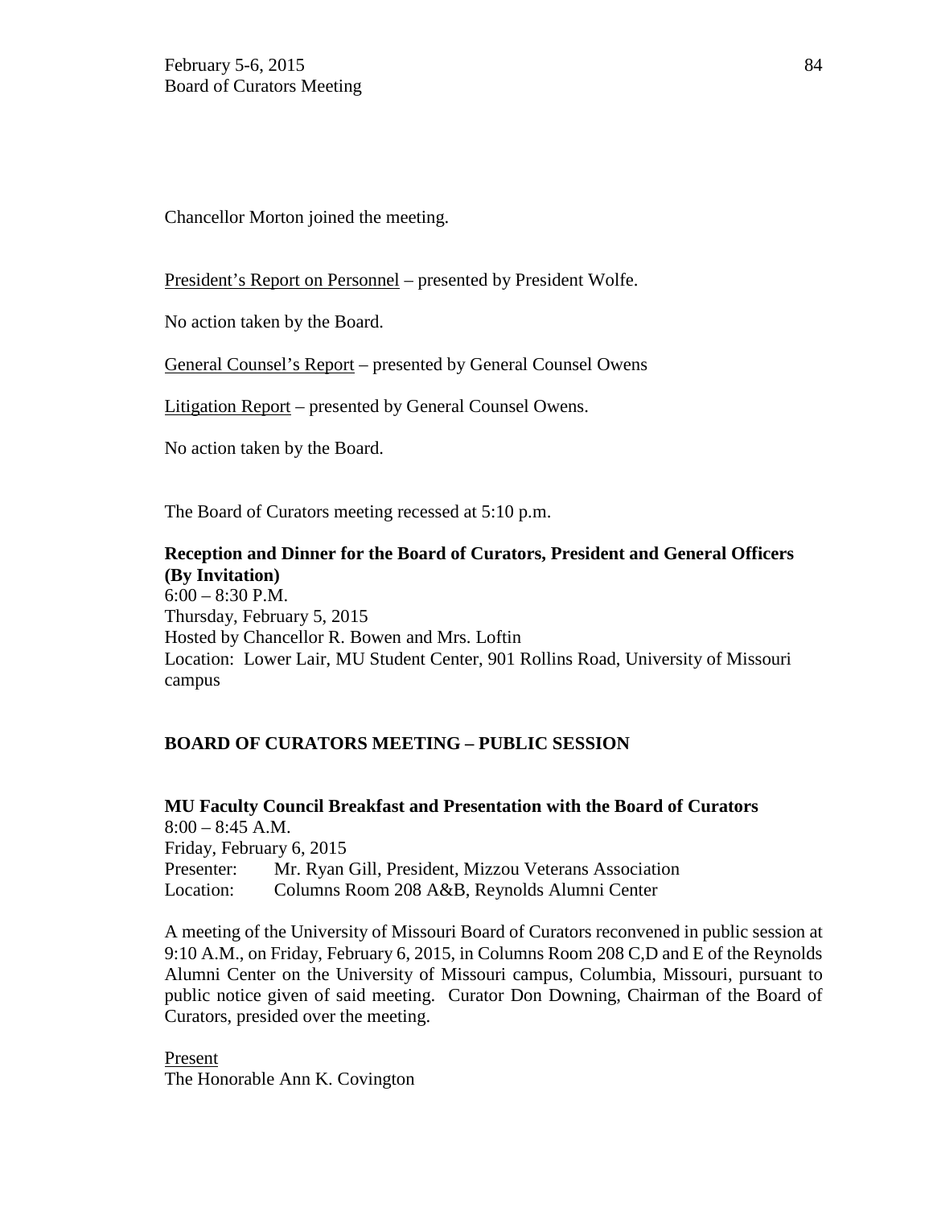Chancellor Morton joined the meeting.

President's Report on Personnel – presented by President Wolfe.

No action taken by the Board.

General Counsel's Report – presented by General Counsel Owens

Litigation Report – presented by General Counsel Owens.

No action taken by the Board.

The Board of Curators meeting recessed at 5:10 p.m.

**Reception and Dinner for the Board of Curators, President and General Officers (By Invitation)**
6:00 – 8:30 P.M.
Thursday, February 5, 2015
Hosted by Chancellor R. Bowen and Mrs. Loftin
Location: Lower Lair, MU Student Center, 901 Rollins Road, University of Missouri campus

## BOARD OF CURATORS MEETING – PUBLIC SESSION

**MU Faculty Council Breakfast and Presentation with the Board of Curators**
8:00 – 8:45 A.M.
Friday, February 6, 2015
Presenter: Mr. Ryan Gill, President, Mizzou Veterans Association
Location: Columns Room 208 A&B, Reynolds Alumni Center

A meeting of the University of Missouri Board of Curators reconvened in public session at 9:10 A.M., on Friday, February 6, 2015, in Columns Room 208 C,D and E of the Reynolds Alumni Center on the University of Missouri campus, Columbia, Missouri, pursuant to public notice given of said meeting. Curator Don Downing, Chairman of the Board of Curators, presided over the meeting.

Present
The Honorable Ann K. Covington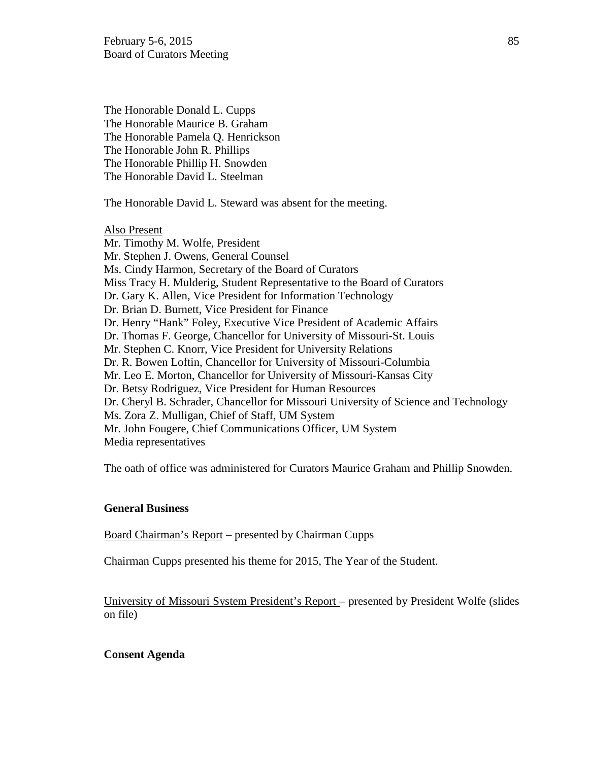The Honorable Donald L. Cupps
The Honorable Maurice B. Graham
The Honorable Pamela Q. Henrickson
The Honorable John R. Phillips
The Honorable Phillip H. Snowden
The Honorable David L. Steelman

The Honorable David L. Steward was absent for the meeting.

Also Present
Mr. Timothy M. Wolfe, President
Mr. Stephen J. Owens, General Counsel
Ms. Cindy Harmon, Secretary of the Board of Curators
Miss Tracy H. Mulderig, Student Representative to the Board of Curators
Dr. Gary K. Allen, Vice President for Information Technology
Dr. Brian D. Burnett, Vice President for Finance
Dr. Henry "Hank" Foley, Executive Vice President of Academic Affairs
Dr. Thomas F. George, Chancellor for University of Missouri-St. Louis
Mr. Stephen C. Knorr, Vice President for University Relations
Dr. R. Bowen Loftin, Chancellor for University of Missouri-Columbia
Mr. Leo E. Morton, Chancellor for University of Missouri-Kansas City
Dr. Betsy Rodriguez, Vice President for Human Resources
Dr. Cheryl B. Schrader, Chancellor for Missouri University of Science and Technology
Ms. Zora Z. Mulligan, Chief of Staff, UM System
Mr. John Fougere, Chief Communications Officer, UM System
Media representatives

The oath of office was administered for Curators Maurice Graham and Phillip Snowden.

**General Business**

Board Chairman's Report – presented by Chairman Cupps

Chairman Cupps presented his theme for 2015, The Year of the Student.

University of Missouri System President's Report – presented by President Wolfe (slides on file)

**Consent Agenda**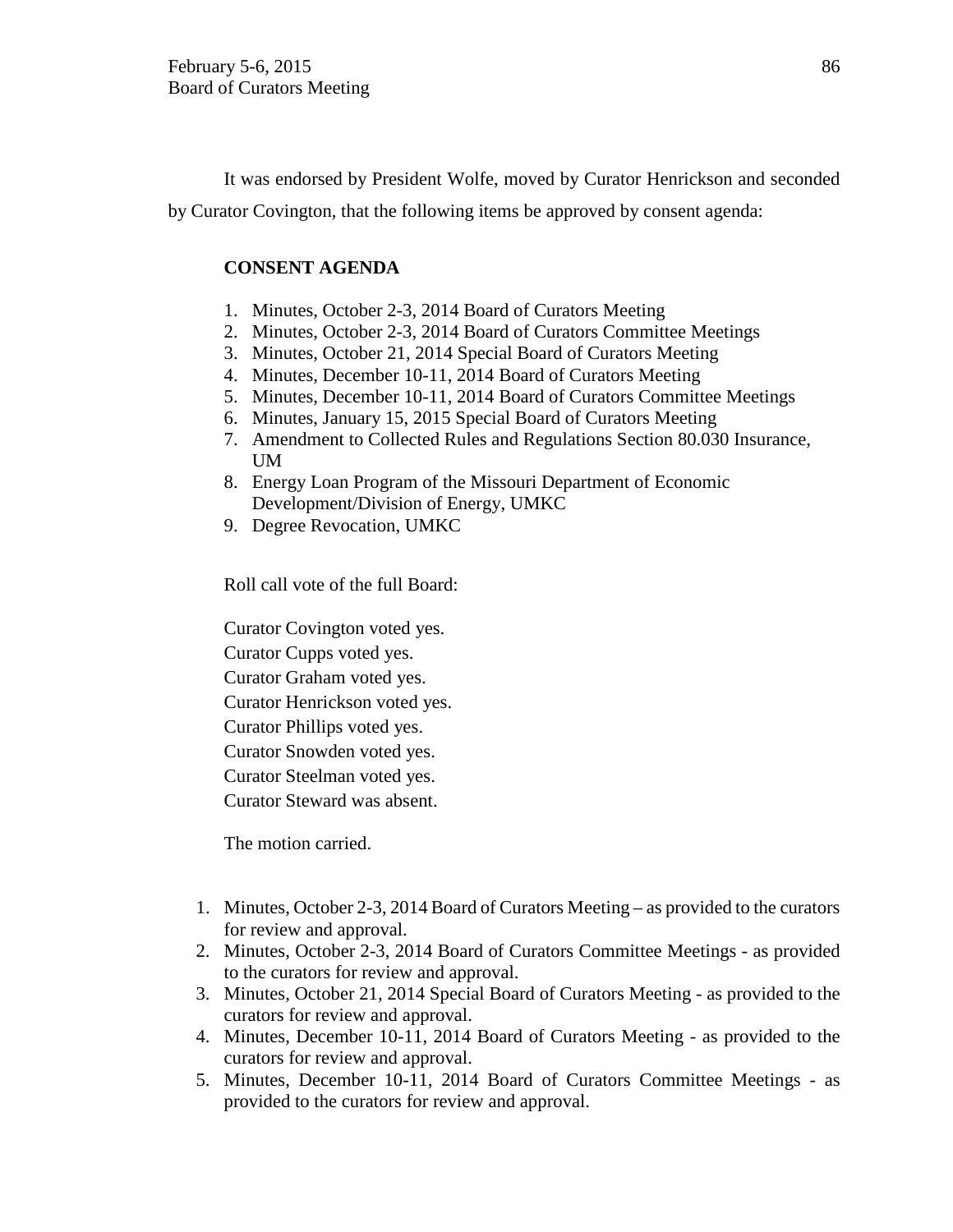It was endorsed by President Wolfe, moved by Curator Henrickson and seconded by Curator Covington, that the following items be approved by consent agenda:

**CONSENT AGENDA**

1. Minutes, October 2-3, 2014 Board of Curators Meeting
2. Minutes, October 2-3, 2014 Board of Curators Committee Meetings
3. Minutes, October 21, 2014 Special Board of Curators Meeting
4. Minutes, December 10-11, 2014 Board of Curators Meeting
5. Minutes, December 10-11, 2014 Board of Curators Committee Meetings
6. Minutes, January 15, 2015 Special Board of Curators Meeting
7. Amendment to Collected Rules and Regulations Section 80.030 Insurance, UM
8. Energy Loan Program of the Missouri Department of Economic Development/Division of Energy, UMKC
9. Degree Revocation, UMKC

Roll call vote of the full Board:

Curator Covington voted yes.
Curator Cupps voted yes.
Curator Graham voted yes.
Curator Henrickson voted yes.
Curator Phillips voted yes.
Curator Snowden voted yes.
Curator Steelman voted yes.
Curator Steward was absent.

The motion carried.

1. Minutes, October 2-3, 2014 Board of Curators Meeting – as provided to the curators for review and approval.
2. Minutes, October 2-3, 2014 Board of Curators Committee Meetings - as provided to the curators for review and approval.
3. Minutes, October 21, 2014 Special Board of Curators Meeting - as provided to the curators for review and approval.
4. Minutes, December 10-11, 2014 Board of Curators Meeting - as provided to the curators for review and approval.
5. Minutes, December 10-11, 2014 Board of Curators Committee Meetings - as provided to the curators for review and approval.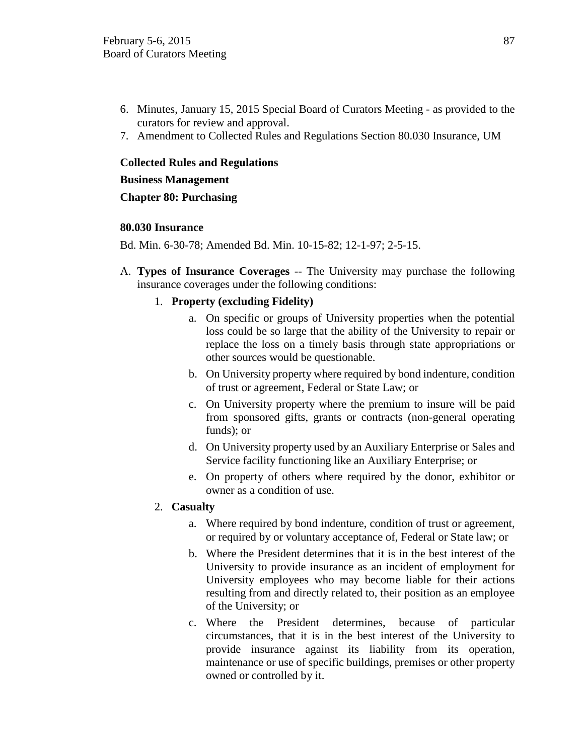6. Minutes, January 15, 2015 Special Board of Curators Meeting - as provided to the curators for review and approval.
7. Amendment to Collected Rules and Regulations Section 80.030 Insurance, UM

**Collected Rules and Regulations**

**Business Management**

**Chapter 80: Purchasing**

**80.030 Insurance**

Bd. Min. 6-30-78; Amended Bd. Min. 10-15-82; 12-1-97; 2-5-15.

A. **Types of Insurance Coverages** -- The University may purchase the following insurance coverages under the following conditions:

   1. **Property (excluding Fidelity)**

      a. On specific or groups of University properties when the potential loss could be so large that the ability of the University to repair or replace the loss on a timely basis through state appropriations or other sources would be questionable.

      b. On University property where required by bond indenture, condition of trust or agreement, Federal or State Law; or

      c. On University property where the premium to insure will be paid from sponsored gifts, grants or contracts (non-general operating funds); or

      d. On University property used by an Auxiliary Enterprise or Sales and Service facility functioning like an Auxiliary Enterprise; or

      e. On property of others where required by the donor, exhibitor or owner as a condition of use.

   2. **Casualty**

      a. Where required by bond indenture, condition of trust or agreement, or required by or voluntary acceptance of, Federal or State law; or

      b. Where the President determines that it is in the best interest of the University to provide insurance as an incident of employment for University employees who may become liable for their actions resulting from and directly related to, their position as an employee of the University; or

      c. Where the President determines, because of particular circumstances, that it is in the best interest of the University to provide insurance against its liability from its operation, maintenance or use of specific buildings, premises or other property owned or controlled by it.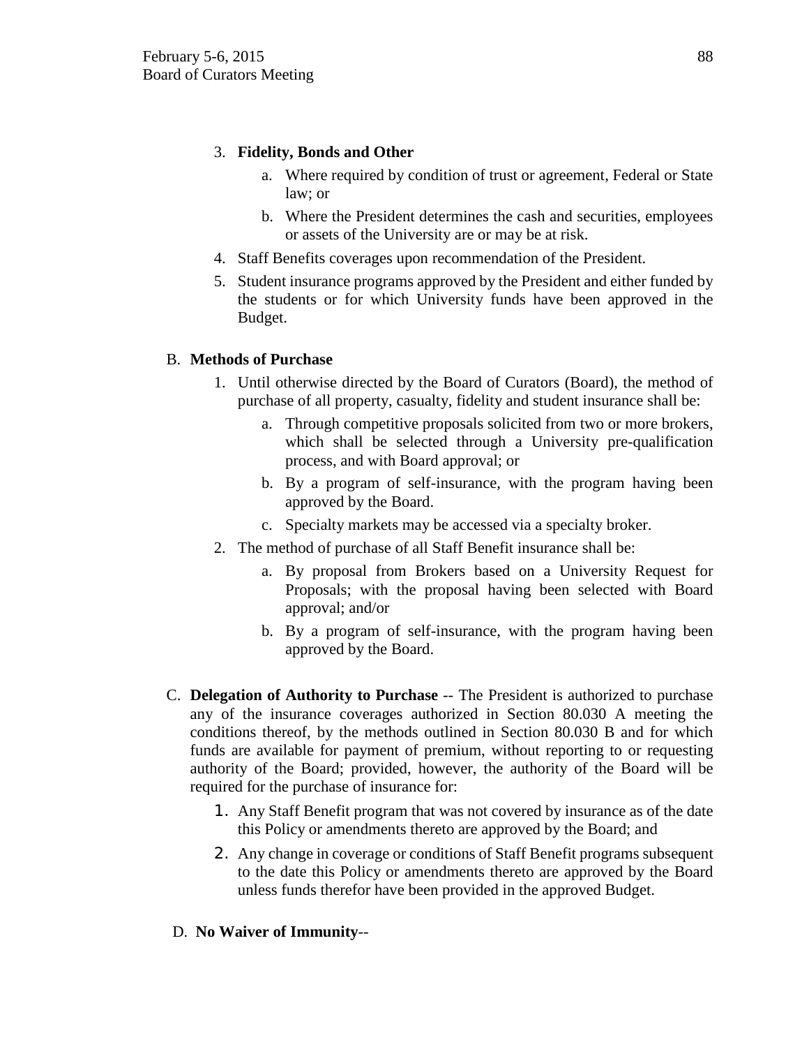3. **Fidelity, Bonds and Other**
    a. Where required by condition of trust or agreement, Federal or State law; or
    b. Where the President determines the cash and securities, employees or assets of the University are or may be at risk.
4. Staff Benefits coverages upon recommendation of the President.
5. Student insurance programs approved by the President and either funded by the students or for which University funds have been approved in the Budget.

B. **Methods of Purchase**

1. Until otherwise directed by the Board of Curators (Board), the method of purchase of all property, casualty, fidelity and student insurance shall be:
    a. Through competitive proposals solicited from two or more brokers, which shall be selected through a University pre-qualification process, and with Board approval; or
    b. By a program of self-insurance, with the program having been approved by the Board.
    c. Specialty markets may be accessed via a specialty broker.
2. The method of purchase of all Staff Benefit insurance shall be:
    a. By proposal from Brokers based on a University Request for Proposals; with the proposal having been selected with Board approval; and/or
    b. By a program of self-insurance, with the program having been approved by the Board.

C. **Delegation of Authority to Purchase** -- The President is authorized to purchase any of the insurance coverages authorized in Section 80.030 A meeting the conditions thereof, by the methods outlined in Section 80.030 B and for which funds are available for payment of premium, without reporting to or requesting authority of the Board; provided, however, the authority of the Board will be required for the purchase of insurance for:

1. Any Staff Benefit program that was not covered by insurance as of the date this Policy or amendments thereto are approved by the Board; and
2. Any change in coverage or conditions of Staff Benefit programs subsequent to the date this Policy or amendments thereto are approved by the Board unless funds therefor have been provided in the approved Budget.

D. **No Waiver of Immunity**--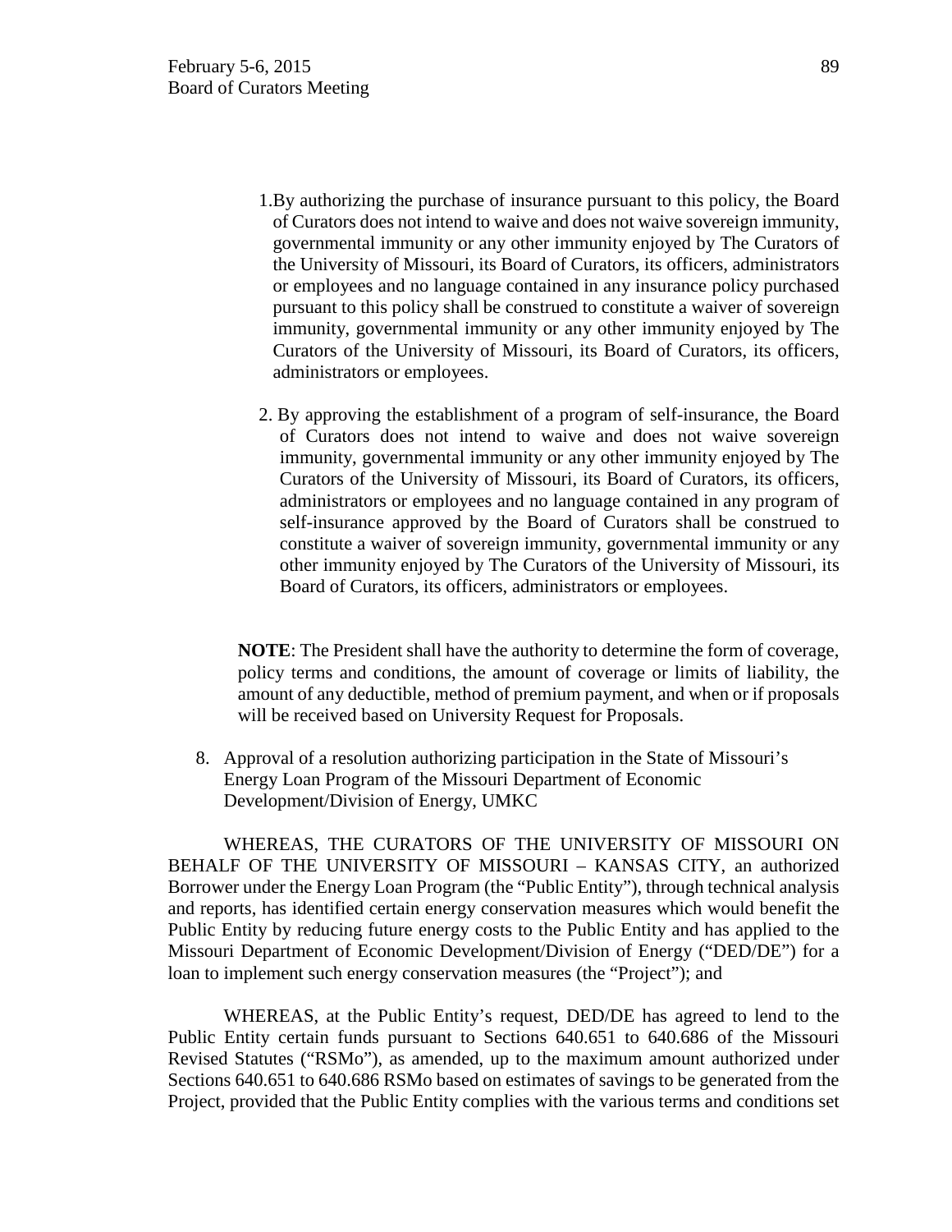1. By authorizing the purchase of insurance pursuant to this policy, the Board of Curators does not intend to waive and does not waive sovereign immunity, governmental immunity or any other immunity enjoyed by The Curators of the University of Missouri, its Board of Curators, its officers, administrators or employees and no language contained in any insurance policy purchased pursuant to this policy shall be construed to constitute a waiver of sovereign immunity, governmental immunity or any other immunity enjoyed by The Curators of the University of Missouri, its Board of Curators, its officers, administrators or employees.

2. By approving the establishment of a program of self-insurance, the Board of Curators does not intend to waive and does not waive sovereign immunity, governmental immunity or any other immunity enjoyed by The Curators of the University of Missouri, its Board of Curators, its officers, administrators or employees and no language contained in any program of self-insurance approved by the Board of Curators shall be construed to constitute a waiver of sovereign immunity, governmental immunity or any other immunity enjoyed by The Curators of the University of Missouri, its Board of Curators, its officers, administrators or employees.

**NOTE**: The President shall have the authority to determine the form of coverage, policy terms and conditions, the amount of coverage or limits of liability, the amount of any deductible, method of premium payment, and when or if proposals will be received based on University Request for Proposals.

8. Approval of a resolution authorizing participation in the State of Missouri's Energy Loan Program of the Missouri Department of Economic Development/Division of Energy, UMKC

WHEREAS, THE CURATORS OF THE UNIVERSITY OF MISSOURI ON BEHALF OF THE UNIVERSITY OF MISSOURI – KANSAS CITY, an authorized Borrower under the Energy Loan Program (the "Public Entity"), through technical analysis and reports, has identified certain energy conservation measures which would benefit the Public Entity by reducing future energy costs to the Public Entity and has applied to the Missouri Department of Economic Development/Division of Energy ("DED/DE") for a loan to implement such energy conservation measures (the "Project"); and

WHEREAS, at the Public Entity's request, DED/DE has agreed to lend to the Public Entity certain funds pursuant to Sections 640.651 to 640.686 of the Missouri Revised Statutes ("RSMo"), as amended, up to the maximum amount authorized under Sections 640.651 to 640.686 RSMo based on estimates of savings to be generated from the Project, provided that the Public Entity complies with the various terms and conditions set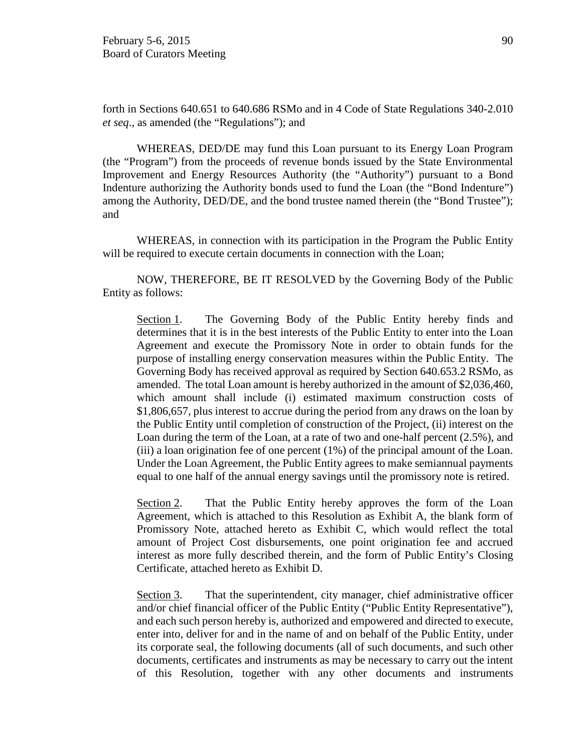forth in Sections 640.651 to 640.686 RSMo and in 4 Code of State Regulations 340-2.010 *et seq*., as amended (the "Regulations"); and

WHEREAS, DED/DE may fund this Loan pursuant to its Energy Loan Program (the "Program") from the proceeds of revenue bonds issued by the State Environmental Improvement and Energy Resources Authority (the "Authority") pursuant to a Bond Indenture authorizing the Authority bonds used to fund the Loan (the "Bond Indenture") among the Authority, DED/DE, and the bond trustee named therein (the "Bond Trustee"); and

WHEREAS, in connection with its participation in the Program the Public Entity will be required to execute certain documents in connection with the Loan;

NOW, THEREFORE, BE IT RESOLVED by the Governing Body of the Public Entity as follows:

> Section 1. The Governing Body of the Public Entity hereby finds and determines that it is in the best interests of the Public Entity to enter into the Loan Agreement and execute the Promissory Note in order to obtain funds for the purpose of installing energy conservation measures within the Public Entity. The Governing Body has received approval as required by Section 640.653.2 RSMo, as amended. The total Loan amount is hereby authorized in the amount of $2,036,460, which amount shall include (i) estimated maximum construction costs of $1,806,657, plus interest to accrue during the period from any draws on the loan by the Public Entity until completion of construction of the Project, (ii) interest on the Loan during the term of the Loan, at a rate of two and one-half percent (2.5%), and (iii) a loan origination fee of one percent (1%) of the principal amount of the Loan. Under the Loan Agreement, the Public Entity agrees to make semiannual payments equal to one half of the annual energy savings until the promissory note is retired.
>
> Section 2. That the Public Entity hereby approves the form of the Loan Agreement, which is attached to this Resolution as Exhibit A, the blank form of Promissory Note, attached hereto as Exhibit C, which would reflect the total amount of Project Cost disbursements, one point origination fee and accrued interest as more fully described therein, and the form of Public Entity's Closing Certificate, attached hereto as Exhibit D.
>
> Section 3. That the superintendent, city manager, chief administrative officer and/or chief financial officer of the Public Entity ("Public Entity Representative"), and each such person hereby is, authorized and empowered and directed to execute, enter into, deliver for and in the name of and on behalf of the Public Entity, under its corporate seal, the following documents (all of such documents, and such other documents, certificates and instruments as may be necessary to carry out the intent of this Resolution, together with any other documents and instruments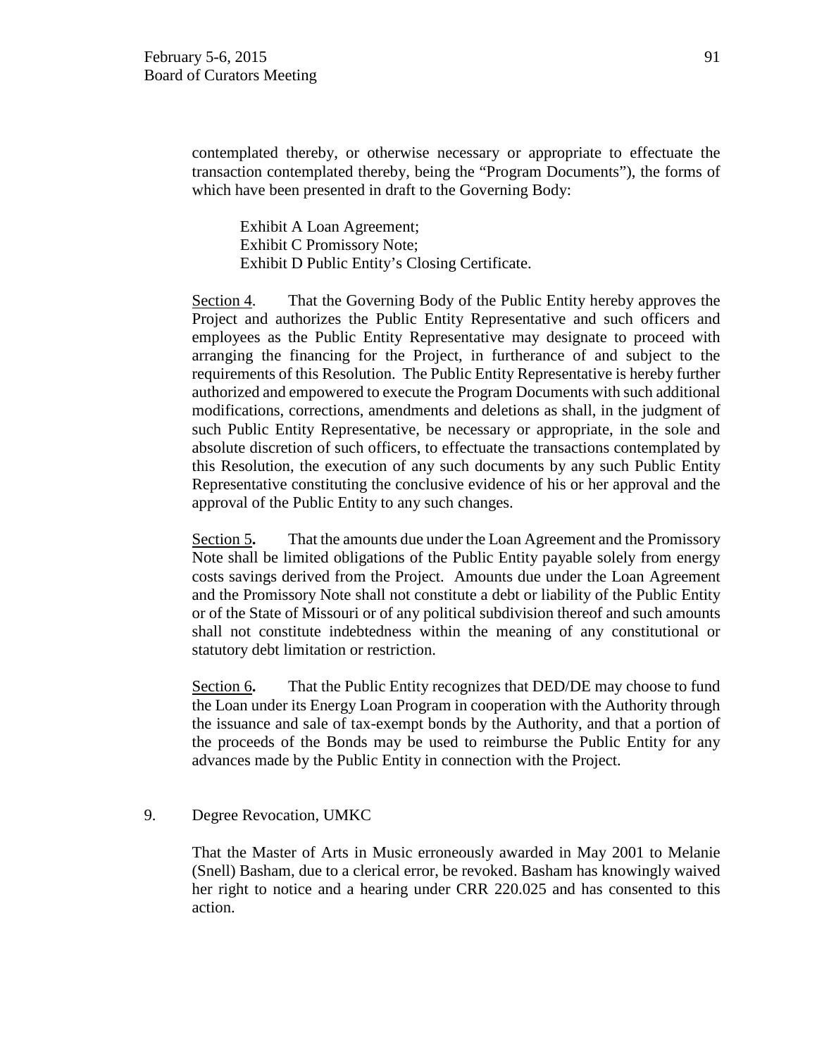contemplated thereby, or otherwise necessary or appropriate to effectuate the transaction contemplated thereby, being the "Program Documents"), the forms of which have been presented in draft to the Governing Body:

Exhibit A Loan Agreement;
Exhibit C Promissory Note;
Exhibit D Public Entity's Closing Certificate.

Section 4. That the Governing Body of the Public Entity hereby approves the Project and authorizes the Public Entity Representative and such officers and employees as the Public Entity Representative may designate to proceed with arranging the financing for the Project, in furtherance of and subject to the requirements of this Resolution. The Public Entity Representative is hereby further authorized and empowered to execute the Program Documents with such additional modifications, corrections, amendments and deletions as shall, in the judgment of such Public Entity Representative, be necessary or appropriate, in the sole and absolute discretion of such officers, to effectuate the transactions contemplated by this Resolution, the execution of any such documents by any such Public Entity Representative constituting the conclusive evidence of his or her approval and the approval of the Public Entity to any such changes.

Section 5**.** That the amounts due under the Loan Agreement and the Promissory Note shall be limited obligations of the Public Entity payable solely from energy costs savings derived from the Project. Amounts due under the Loan Agreement and the Promissory Note shall not constitute a debt or liability of the Public Entity or of the State of Missouri or of any political subdivision thereof and such amounts shall not constitute indebtedness within the meaning of any constitutional or statutory debt limitation or restriction.

Section 6**.** That the Public Entity recognizes that DED/DE may choose to fund the Loan under its Energy Loan Program in cooperation with the Authority through the issuance and sale of tax-exempt bonds by the Authority, and that a portion of the proceeds of the Bonds may be used to reimburse the Public Entity for any advances made by the Public Entity in connection with the Project.

9. Degree Revocation, UMKC

That the Master of Arts in Music erroneously awarded in May 2001 to Melanie (Snell) Basham, due to a clerical error, be revoked. Basham has knowingly waived her right to notice and a hearing under CRR 220.025 and has consented to this action.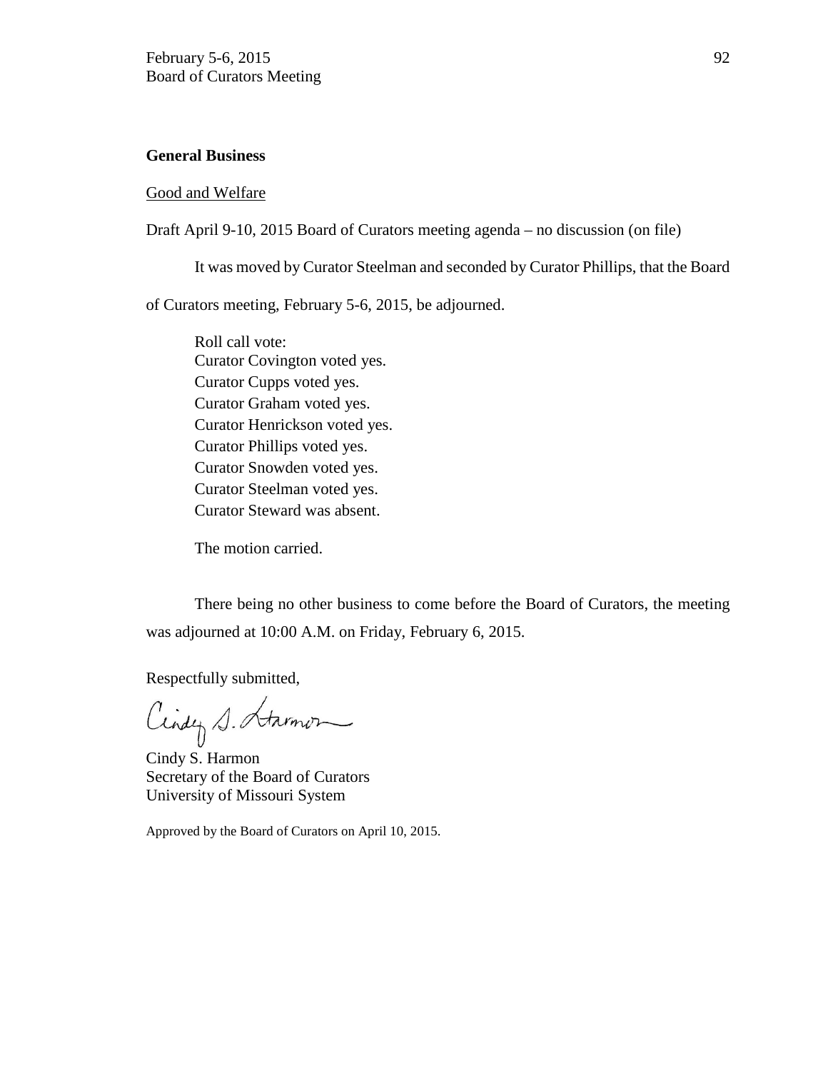**General Business**

Good and Welfare

Draft April 9-10, 2015 Board of Curators meeting agenda – no discussion (on file)

It was moved by Curator Steelman and seconded by Curator Phillips, that the Board of Curators meeting, February 5-6, 2015, be adjourned.

Roll call vote:
Curator Covington voted yes.
Curator Cupps voted yes.
Curator Graham voted yes.
Curator Henrickson voted yes.
Curator Phillips voted yes.
Curator Snowden voted yes.
Curator Steelman voted yes.
Curator Steward was absent.

The motion carried.

There being no other business to come before the Board of Curators, the meeting was adjourned at 10:00 A.M. on Friday, February 6, 2015.

Respectfully submitted,

Cindy S. Harmon
Secretary of the Board of Curators
University of Missouri System

Approved by the Board of Curators on April 10, 2015.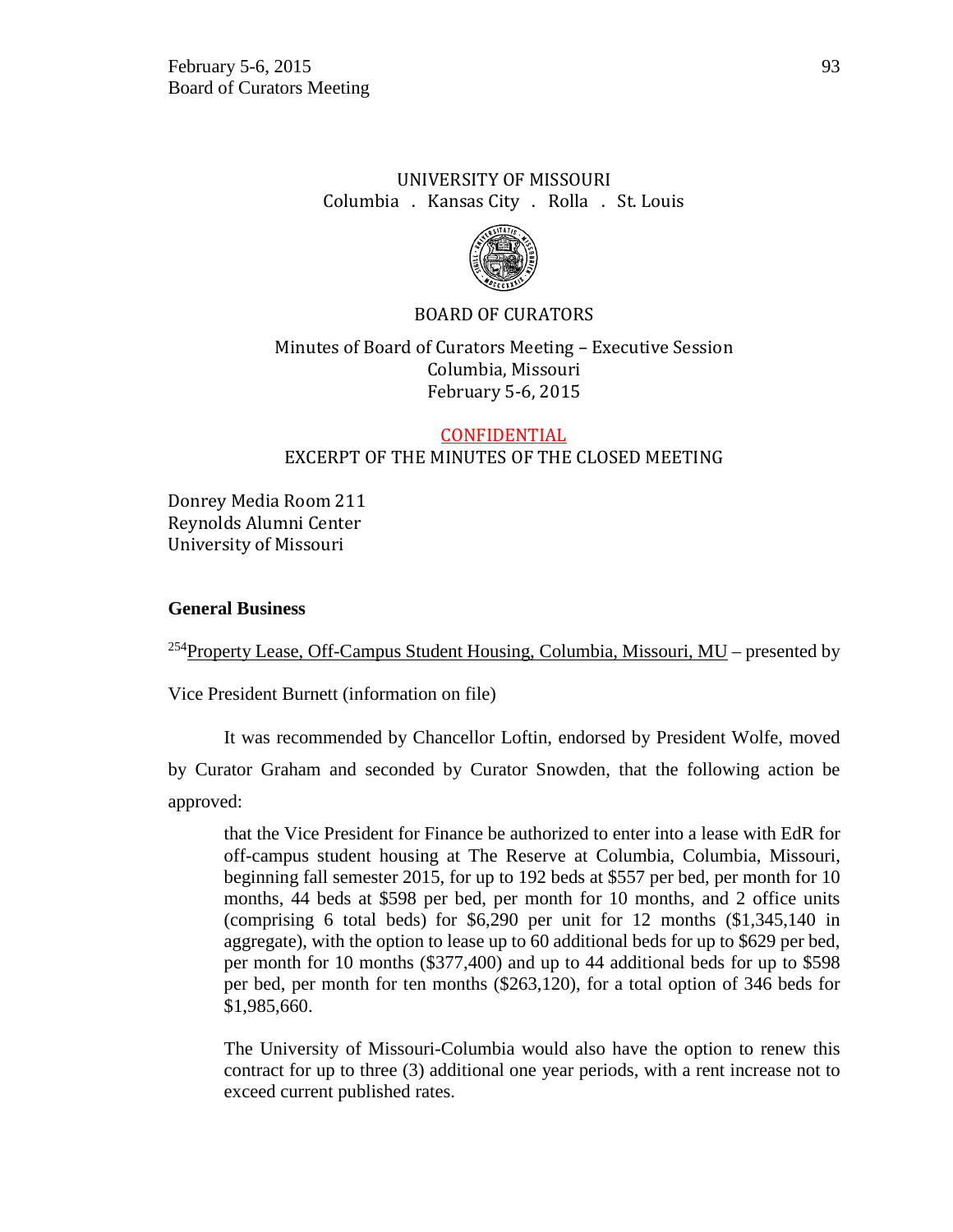UNIVERSITY OF MISSOURI
Columbia . Kansas City . Rolla . St. Louis

BOARD OF CURATORS

Minutes of Board of Curators Meeting – Executive Session
Columbia, Missouri
February 5-6, 2015

CONFIDENTIAL
EXCERPT OF THE MINUTES OF THE CLOSED MEETING

Donrey Media Room 211
Reynolds Alumni Center
University of Missouri

**General Business**

[254]Property Lease, Off-Campus Student Housing, Columbia, Missouri, MU – presented by Vice President Burnett (information on file)

It was recommended by Chancellor Loftin, endorsed by President Wolfe, moved by Curator Graham and seconded by Curator Snowden, that the following action be approved:

> that the Vice President for Finance be authorized to enter into a lease with EdR for off-campus student housing at The Reserve at Columbia, Columbia, Missouri, beginning fall semester 2015, for up to 192 beds at $557 per bed, per month for 10 months, 44 beds at $598 per bed, per month for 10 months, and 2 office units (comprising 6 total beds) for $6,290 per unit for 12 months ($1,345,140 in aggregate), with the option to lease up to 60 additional beds for up to $629 per bed, per month for 10 months ($377,400) and up to 44 additional beds for up to $598 per bed, per month for ten months ($263,120), for a total option of 346 beds for $1,985,660.
>
> The University of Missouri-Columbia would also have the option to renew this contract for up to three (3) additional one year periods, with a rent increase not to exceed current published rates.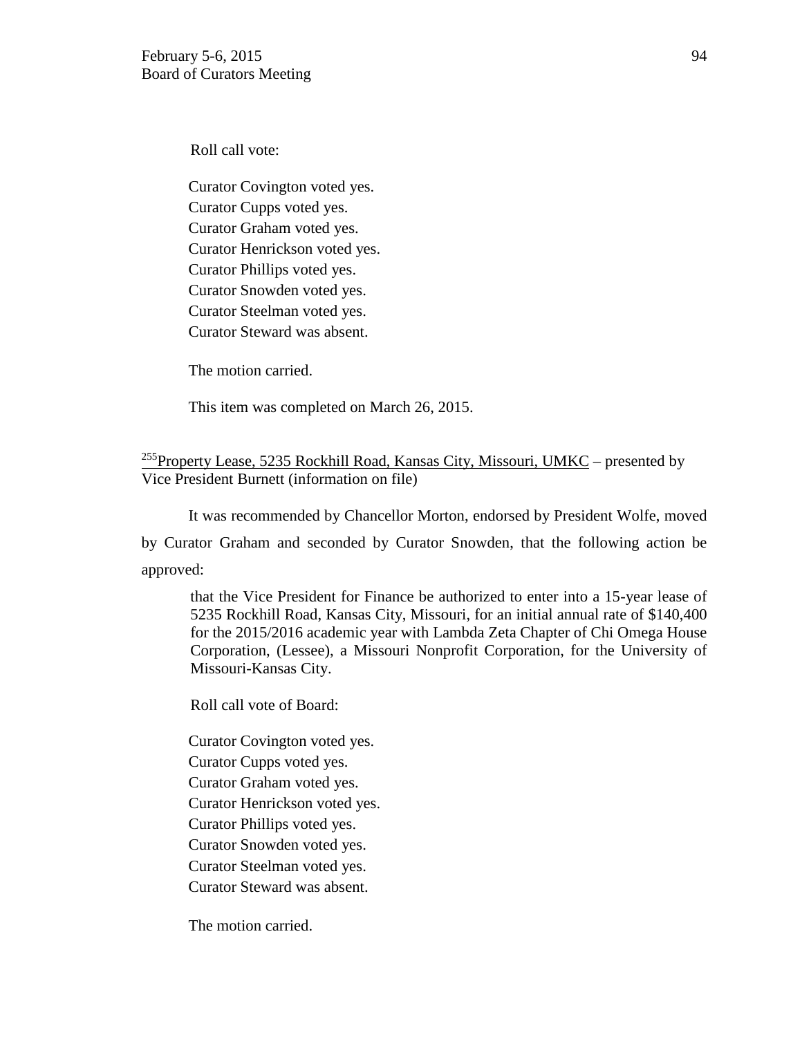Roll call vote:

Curator Covington voted yes.
Curator Cupps voted yes.
Curator Graham voted yes.
Curator Henrickson voted yes.
Curator Phillips voted yes.
Curator Snowden voted yes.
Curator Steelman voted yes.
Curator Steward was absent.

The motion carried.

This item was completed on March 26, 2015.

[255]Property Lease, 5235 Rockhill Road, Kansas City, Missouri, UMKC – presented by Vice President Burnett (information on file)

It was recommended by Chancellor Morton, endorsed by President Wolfe, moved by Curator Graham and seconded by Curator Snowden, that the following action be approved:

> that the Vice President for Finance be authorized to enter into a 15-year lease of 5235 Rockhill Road, Kansas City, Missouri, for an initial annual rate of $140,400 for the 2015/2016 academic year with Lambda Zeta Chapter of Chi Omega House Corporation, (Lessee), a Missouri Nonprofit Corporation, for the University of Missouri-Kansas City.

Roll call vote of Board:

Curator Covington voted yes.
Curator Cupps voted yes.
Curator Graham voted yes.
Curator Henrickson voted yes.
Curator Phillips voted yes.
Curator Snowden voted yes.
Curator Steelman voted yes.
Curator Steward was absent.

The motion carried.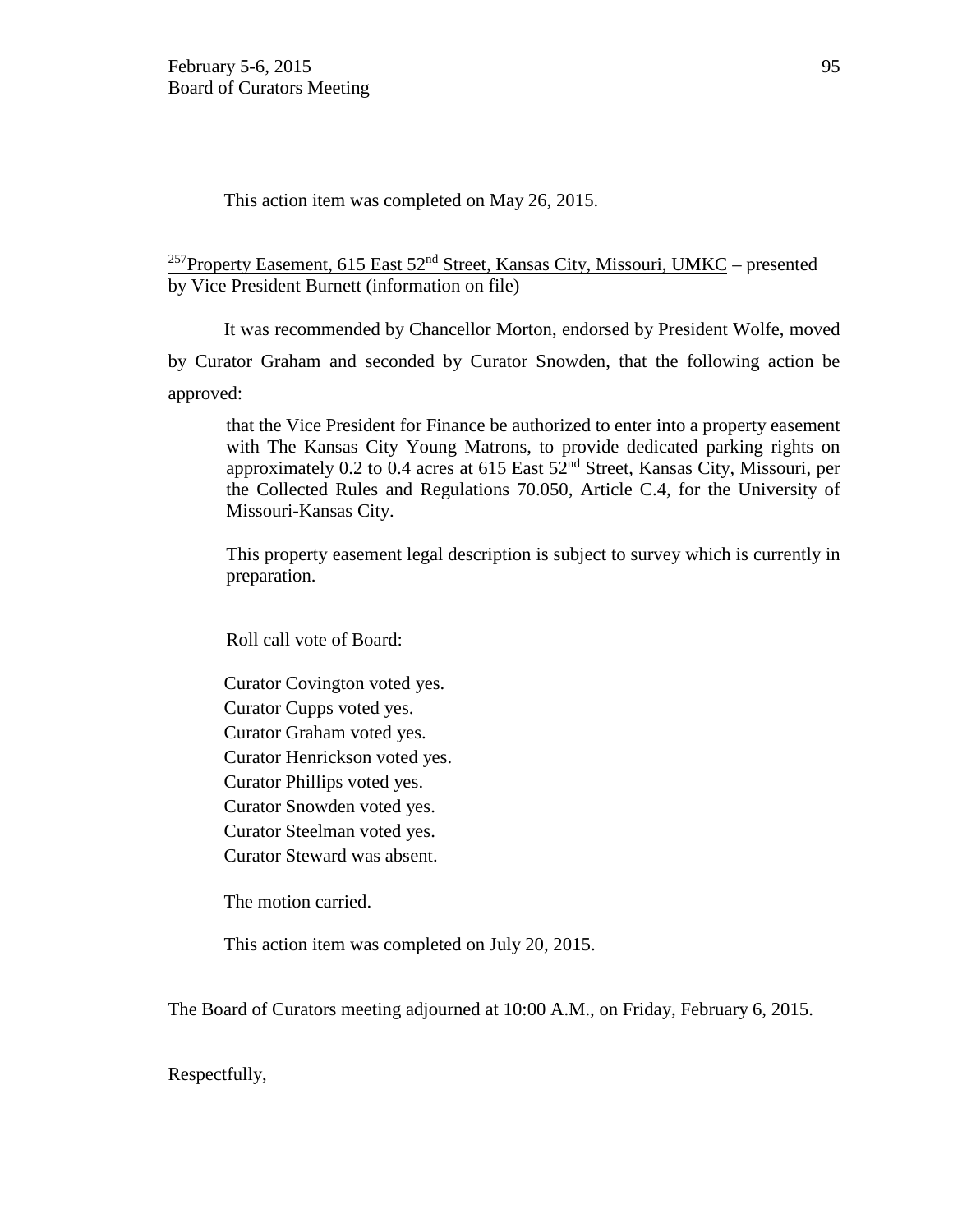This action item was completed on May 26, 2015.

[257]Property Easement, 615 East 52nd Street, Kansas City, Missouri, UMKC – presented by Vice President Burnett (information on file)

It was recommended by Chancellor Morton, endorsed by President Wolfe, moved by Curator Graham and seconded by Curator Snowden, that the following action be approved:

> that the Vice President for Finance be authorized to enter into a property easement with The Kansas City Young Matrons, to provide dedicated parking rights on approximately 0.2 to 0.4 acres at 615 East 52nd Street, Kansas City, Missouri, per the Collected Rules and Regulations 70.050, Article C.4, for the University of Missouri-Kansas City.
>
> This property easement legal description is subject to survey which is currently in preparation.

Roll call vote of Board:

Curator Covington voted yes.
Curator Cupps voted yes.
Curator Graham voted yes.
Curator Henrickson voted yes.
Curator Phillips voted yes.
Curator Snowden voted yes.
Curator Steelman voted yes.
Curator Steward was absent.

The motion carried.

This action item was completed on July 20, 2015.

The Board of Curators meeting adjourned at 10:00 A.M., on Friday, February 6, 2015.

Respectfully,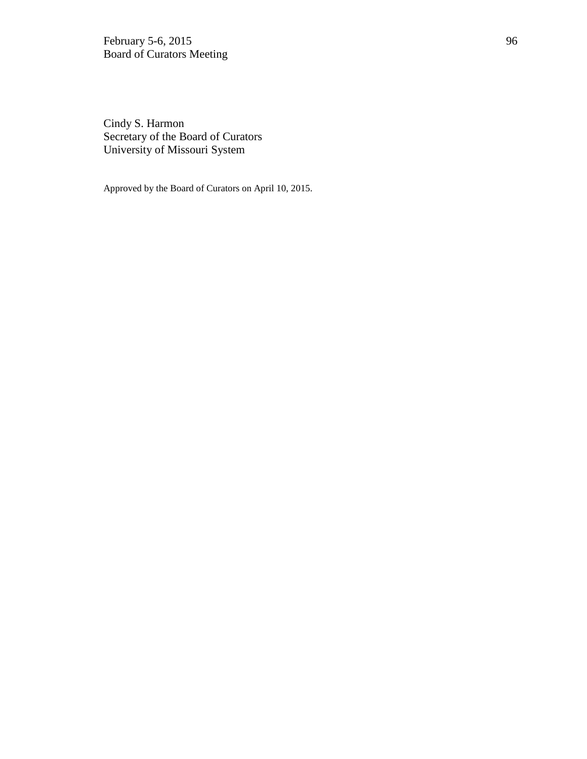Cindy S. Harmon
Secretary of the Board of Curators
University of Missouri System

Approved by the Board of Curators on April 10, 2015.